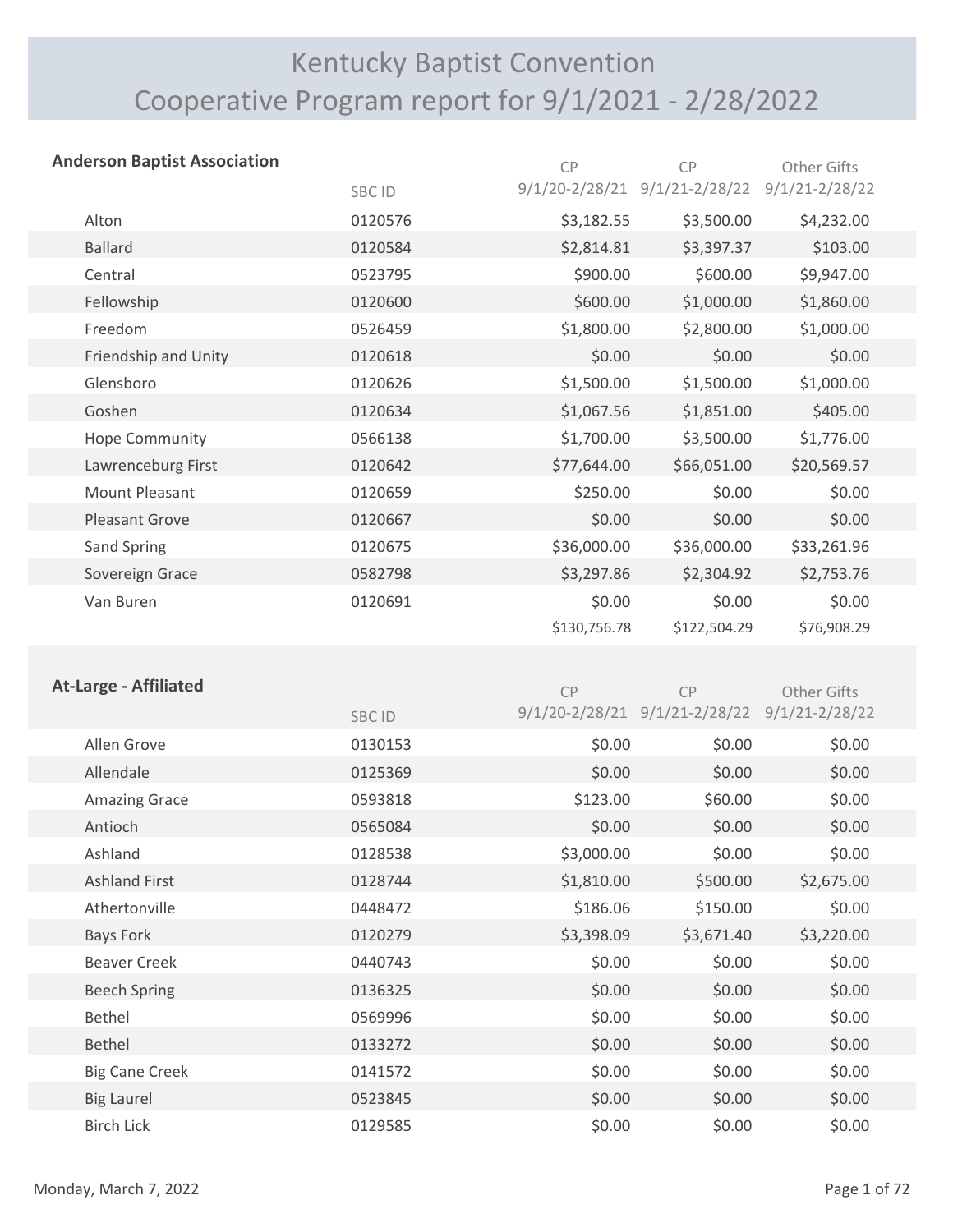# Kentucky Baptist Convention
# Cooperative Program report for 9/1/2021 - 2/28/2022

## Anderson Baptist Association

| | SBC ID | CP 9/1/20-2/28/21 | CP 9/1/21-2/28/22 | Other Gifts 9/1/21-2/28/22 |
|---|---|---|---|---|
| Alton | 0120576 | $3,182.55 | $3,500.00 | $4,232.00 |
| Ballard | 0120584 | $2,814.81 | $3,397.37 | $103.00 |
| Central | 0523795 | $900.00 | $600.00 | $9,947.00 |
| Fellowship | 0120600 | $600.00 | $1,000.00 | $1,860.00 |
| Freedom | 0526459 | $1,800.00 | $2,800.00 | $1,000.00 |
| Friendship and Unity | 0120618 | $0.00 | $0.00 | $0.00 |
| Glensboro | 0120626 | $1,500.00 | $1,500.00 | $1,000.00 |
| Goshen | 0120634 | $1,067.56 | $1,851.00 | $405.00 |
| Hope Community | 0566138 | $1,700.00 | $3,500.00 | $1,776.00 |
| Lawrenceburg First | 0120642 | $77,644.00 | $66,051.00 | $20,569.57 |
| Mount Pleasant | 0120659 | $250.00 | $0.00 | $0.00 |
| Pleasant Grove | 0120667 | $0.00 | $0.00 | $0.00 |
| Sand Spring | 0120675 | $36,000.00 | $36,000.00 | $33,261.96 |
| Sovereign Grace | 0582798 | $3,297.86 | $2,304.92 | $2,753.76 |
| Van Buren | 0120691 | $0.00 | $0.00 | $0.00 |
| | | $130,756.78 | $122,504.29 | $76,908.29 |

## At-Large - Affiliated

| | SBC ID | CP 9/1/20-2/28/21 | CP 9/1/21-2/28/22 | Other Gifts 9/1/21-2/28/22 |
|---|---|---|---|---|
| Allen Grove | 0130153 | $0.00 | $0.00 | $0.00 |
| Allendale | 0125369 | $0.00 | $0.00 | $0.00 |
| Amazing Grace | 0593818 | $123.00 | $60.00 | $0.00 |
| Antioch | 0565084 | $0.00 | $0.00 | $0.00 |
| Ashland | 0128538 | $3,000.00 | $0.00 | $0.00 |
| Ashland First | 0128744 | $1,810.00 | $500.00 | $2,675.00 |
| Athertonville | 0448472 | $186.06 | $150.00 | $0.00 |
| Bays Fork | 0120279 | $3,398.09 | $3,671.40 | $3,220.00 |
| Beaver Creek | 0440743 | $0.00 | $0.00 | $0.00 |
| Beech Spring | 0136325 | $0.00 | $0.00 | $0.00 |
| Bethel | 0569996 | $0.00 | $0.00 | $0.00 |
| Bethel | 0133272 | $0.00 | $0.00 | $0.00 |
| Big Cane Creek | 0141572 | $0.00 | $0.00 | $0.00 |
| Big Laurel | 0523845 | $0.00 | $0.00 | $0.00 |
| Birch Lick | 0129585 | $0.00 | $0.00 | $0.00 |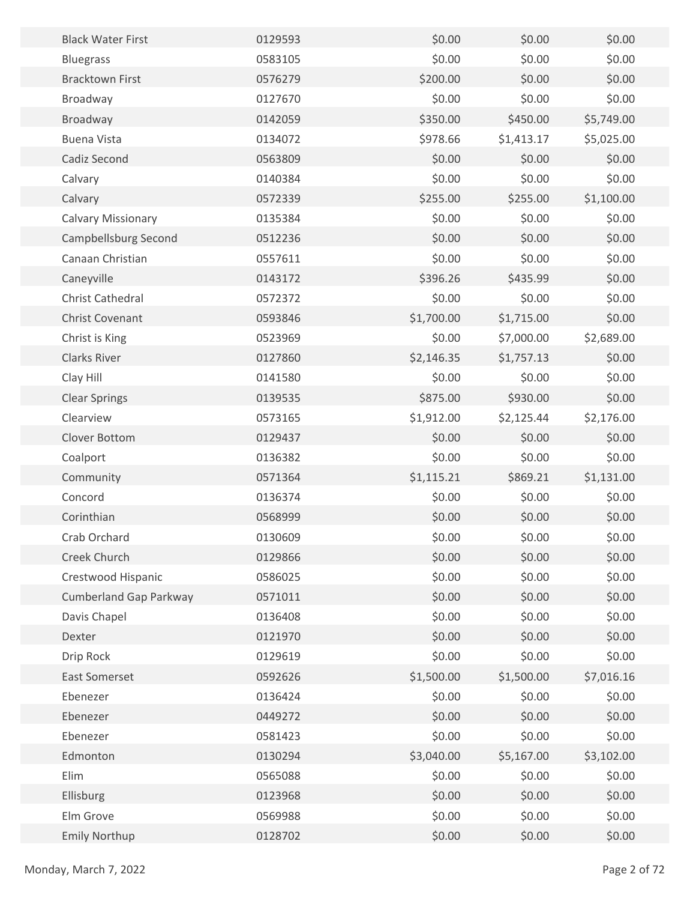| | | | | |
|---|---|---|---|---|
| Black Water First | 0129593 | $0.00 | $0.00 | $0.00 |
| Bluegrass | 0583105 | $0.00 | $0.00 | $0.00 |
| Bracktown First | 0576279 | $200.00 | $0.00 | $0.00 |
| Broadway | 0127670 | $0.00 | $0.00 | $0.00 |
| Broadway | 0142059 | $350.00 | $450.00 | $5,749.00 |
| Buena Vista | 0134072 | $978.66 | $1,413.17 | $5,025.00 |
| Cadiz Second | 0563809 | $0.00 | $0.00 | $0.00 |
| Calvary | 0140384 | $0.00 | $0.00 | $0.00 |
| Calvary | 0572339 | $255.00 | $255.00 | $1,100.00 |
| Calvary Missionary | 0135384 | $0.00 | $0.00 | $0.00 |
| Campbellsburg Second | 0512236 | $0.00 | $0.00 | $0.00 |
| Canaan Christian | 0557611 | $0.00 | $0.00 | $0.00 |
| Caneyville | 0143172 | $396.26 | $435.99 | $0.00 |
| Christ Cathedral | 0572372 | $0.00 | $0.00 | $0.00 |
| Christ Covenant | 0593846 | $1,700.00 | $1,715.00 | $0.00 |
| Christ is King | 0523969 | $0.00 | $7,000.00 | $2,689.00 |
| Clarks River | 0127860 | $2,146.35 | $1,757.13 | $0.00 |
| Clay Hill | 0141580 | $0.00 | $0.00 | $0.00 |
| Clear Springs | 0139535 | $875.00 | $930.00 | $0.00 |
| Clearview | 0573165 | $1,912.00 | $2,125.44 | $2,176.00 |
| Clover Bottom | 0129437 | $0.00 | $0.00 | $0.00 |
| Coalport | 0136382 | $0.00 | $0.00 | $0.00 |
| Community | 0571364 | $1,115.21 | $869.21 | $1,131.00 |
| Concord | 0136374 | $0.00 | $0.00 | $0.00 |
| Corinthian | 0568999 | $0.00 | $0.00 | $0.00 |
| Crab Orchard | 0130609 | $0.00 | $0.00 | $0.00 |
| Creek Church | 0129866 | $0.00 | $0.00 | $0.00 |
| Crestwood Hispanic | 0586025 | $0.00 | $0.00 | $0.00 |
| Cumberland Gap Parkway | 0571011 | $0.00 | $0.00 | $0.00 |
| Davis Chapel | 0136408 | $0.00 | $0.00 | $0.00 |
| Dexter | 0121970 | $0.00 | $0.00 | $0.00 |
| Drip Rock | 0129619 | $0.00 | $0.00 | $0.00 |
| East Somerset | 0592626 | $1,500.00 | $1,500.00 | $7,016.16 |
| Ebenezer | 0136424 | $0.00 | $0.00 | $0.00 |
| Ebenezer | 0449272 | $0.00 | $0.00 | $0.00 |
| Ebenezer | 0581423 | $0.00 | $0.00 | $0.00 |
| Edmonton | 0130294 | $3,040.00 | $5,167.00 | $3,102.00 |
| Elim | 0565088 | $0.00 | $0.00 | $0.00 |
| Ellisburg | 0123968 | $0.00 | $0.00 | $0.00 |
| Elm Grove | 0569988 | $0.00 | $0.00 | $0.00 |
| Emily Northup | 0128702 | $0.00 | $0.00 | $0.00 |

Monday, March 7, 2022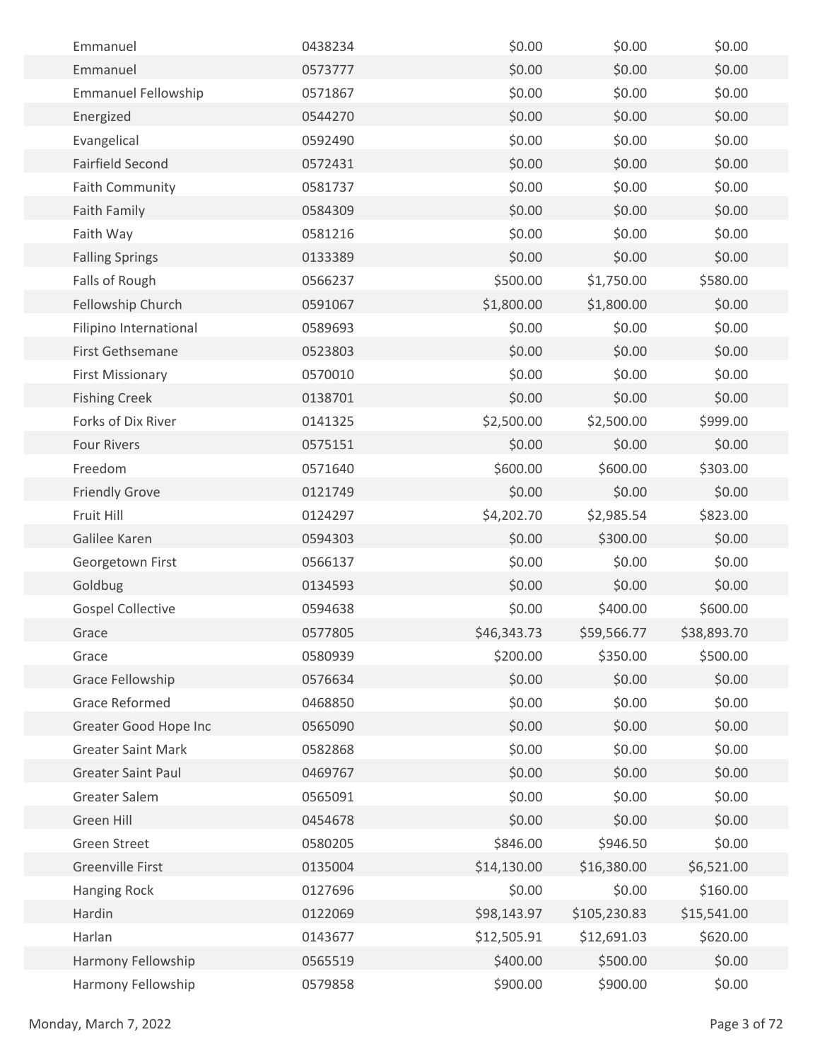| | | | | |
|---|---|---|---|---|
| Emmanuel | 0438234 | $0.00 | $0.00 | $0.00 |
| Emmanuel | 0573777 | $0.00 | $0.00 | $0.00 |
| Emmanuel Fellowship | 0571867 | $0.00 | $0.00 | $0.00 |
| Energized | 0544270 | $0.00 | $0.00 | $0.00 |
| Evangelical | 0592490 | $0.00 | $0.00 | $0.00 |
| Fairfield Second | 0572431 | $0.00 | $0.00 | $0.00 |
| Faith Community | 0581737 | $0.00 | $0.00 | $0.00 |
| Faith Family | 0584309 | $0.00 | $0.00 | $0.00 |
| Faith Way | 0581216 | $0.00 | $0.00 | $0.00 |
| Falling Springs | 0133389 | $0.00 | $0.00 | $0.00 |
| Falls of Rough | 0566237 | $500.00 | $1,750.00 | $580.00 |
| Fellowship Church | 0591067 | $1,800.00 | $1,800.00 | $0.00 |
| Filipino International | 0589693 | $0.00 | $0.00 | $0.00 |
| First Gethsemane | 0523803 | $0.00 | $0.00 | $0.00 |
| First Missionary | 0570010 | $0.00 | $0.00 | $0.00 |
| Fishing Creek | 0138701 | $0.00 | $0.00 | $0.00 |
| Forks of Dix River | 0141325 | $2,500.00 | $2,500.00 | $999.00 |
| Four Rivers | 0575151 | $0.00 | $0.00 | $0.00 |
| Freedom | 0571640 | $600.00 | $600.00 | $303.00 |
| Friendly Grove | 0121749 | $0.00 | $0.00 | $0.00 |
| Fruit Hill | 0124297 | $4,202.70 | $2,985.54 | $823.00 |
| Galilee Karen | 0594303 | $0.00 | $300.00 | $0.00 |
| Georgetown First | 0566137 | $0.00 | $0.00 | $0.00 |
| Goldbug | 0134593 | $0.00 | $0.00 | $0.00 |
| Gospel Collective | 0594638 | $0.00 | $400.00 | $600.00 |
| Grace | 0577805 | $46,343.73 | $59,566.77 | $38,893.70 |
| Grace | 0580939 | $200.00 | $350.00 | $500.00 |
| Grace Fellowship | 0576634 | $0.00 | $0.00 | $0.00 |
| Grace Reformed | 0468850 | $0.00 | $0.00 | $0.00 |
| Greater Good Hope Inc | 0565090 | $0.00 | $0.00 | $0.00 |
| Greater Saint Mark | 0582868 | $0.00 | $0.00 | $0.00 |
| Greater Saint Paul | 0469767 | $0.00 | $0.00 | $0.00 |
| Greater Salem | 0565091 | $0.00 | $0.00 | $0.00 |
| Green Hill | 0454678 | $0.00 | $0.00 | $0.00 |
| Green Street | 0580205 | $846.00 | $946.50 | $0.00 |
| Greenville First | 0135004 | $14,130.00 | $16,380.00 | $6,521.00 |
| Hanging Rock | 0127696 | $0.00 | $0.00 | $160.00 |
| Hardin | 0122069 | $98,143.97 | $105,230.83 | $15,541.00 |
| Harlan | 0143677 | $12,505.91 | $12,691.03 | $620.00 |
| Harmony Fellowship | 0565519 | $400.00 | $500.00 | $0.00 |
| Harmony Fellowship | 0579858 | $900.00 | $900.00 | $0.00 |

Monday, March 7, 2022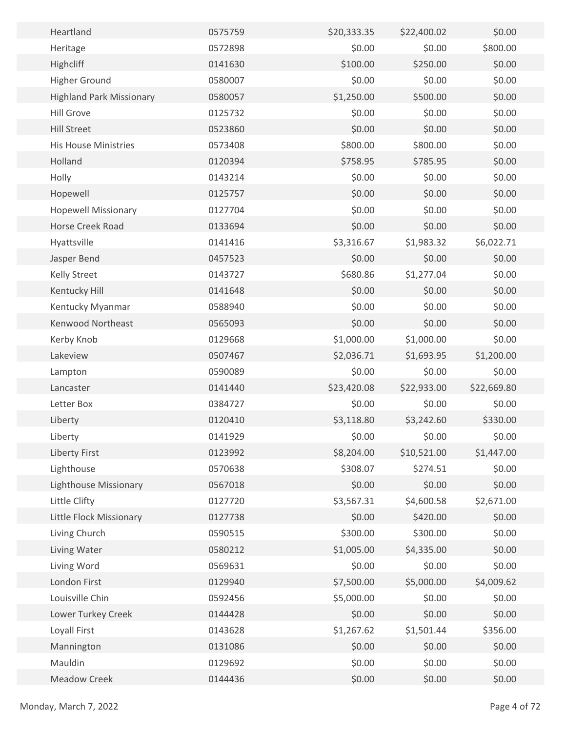| | | | | |
|---|---|---|---|---|
| Heartland | 0575759 | $20,333.35 | $22,400.02 | $0.00 |
| Heritage | 0572898 | $0.00 | $0.00 | $800.00 |
| Highcliff | 0141630 | $100.00 | $250.00 | $0.00 |
| Higher Ground | 0580007 | $0.00 | $0.00 | $0.00 |
| Highland Park Missionary | 0580057 | $1,250.00 | $500.00 | $0.00 |
| Hill Grove | 0125732 | $0.00 | $0.00 | $0.00 |
| Hill Street | 0523860 | $0.00 | $0.00 | $0.00 |
| His House Ministries | 0573408 | $800.00 | $800.00 | $0.00 |
| Holland | 0120394 | $758.95 | $785.95 | $0.00 |
| Holly | 0143214 | $0.00 | $0.00 | $0.00 |
| Hopewell | 0125757 | $0.00 | $0.00 | $0.00 |
| Hopewell Missionary | 0127704 | $0.00 | $0.00 | $0.00 |
| Horse Creek Road | 0133694 | $0.00 | $0.00 | $0.00 |
| Hyattsville | 0141416 | $3,316.67 | $1,983.32 | $6,022.71 |
| Jasper Bend | 0457523 | $0.00 | $0.00 | $0.00 |
| Kelly Street | 0143727 | $680.86 | $1,277.04 | $0.00 |
| Kentucky Hill | 0141648 | $0.00 | $0.00 | $0.00 |
| Kentucky Myanmar | 0588940 | $0.00 | $0.00 | $0.00 |
| Kenwood Northeast | 0565093 | $0.00 | $0.00 | $0.00 |
| Kerby Knob | 0129668 | $1,000.00 | $1,000.00 | $0.00 |
| Lakeview | 0507467 | $2,036.71 | $1,693.95 | $1,200.00 |
| Lampton | 0590089 | $0.00 | $0.00 | $0.00 |
| Lancaster | 0141440 | $23,420.08 | $22,933.00 | $22,669.80 |
| Letter Box | 0384727 | $0.00 | $0.00 | $0.00 |
| Liberty | 0120410 | $3,118.80 | $3,242.60 | $330.00 |
| Liberty | 0141929 | $0.00 | $0.00 | $0.00 |
| Liberty First | 0123992 | $8,204.00 | $10,521.00 | $1,447.00 |
| Lighthouse | 0570638 | $308.07 | $274.51 | $0.00 |
| Lighthouse Missionary | 0567018 | $0.00 | $0.00 | $0.00 |
| Little Clifty | 0127720 | $3,567.31 | $4,600.58 | $2,671.00 |
| Little Flock Missionary | 0127738 | $0.00 | $420.00 | $0.00 |
| Living Church | 0590515 | $300.00 | $300.00 | $0.00 |
| Living Water | 0580212 | $1,005.00 | $4,335.00 | $0.00 |
| Living Word | 0569631 | $0.00 | $0.00 | $0.00 |
| London First | 0129940 | $7,500.00 | $5,000.00 | $4,009.62 |
| Louisville Chin | 0592456 | $5,000.00 | $0.00 | $0.00 |
| Lower Turkey Creek | 0144428 | $0.00 | $0.00 | $0.00 |
| Loyall First | 0143628 | $1,267.62 | $1,501.44 | $356.00 |
| Mannington | 0131086 | $0.00 | $0.00 | $0.00 |
| Mauldin | 0129692 | $0.00 | $0.00 | $0.00 |
| Meadow Creek | 0144436 | $0.00 | $0.00 | $0.00 |

Monday, March 7, 2022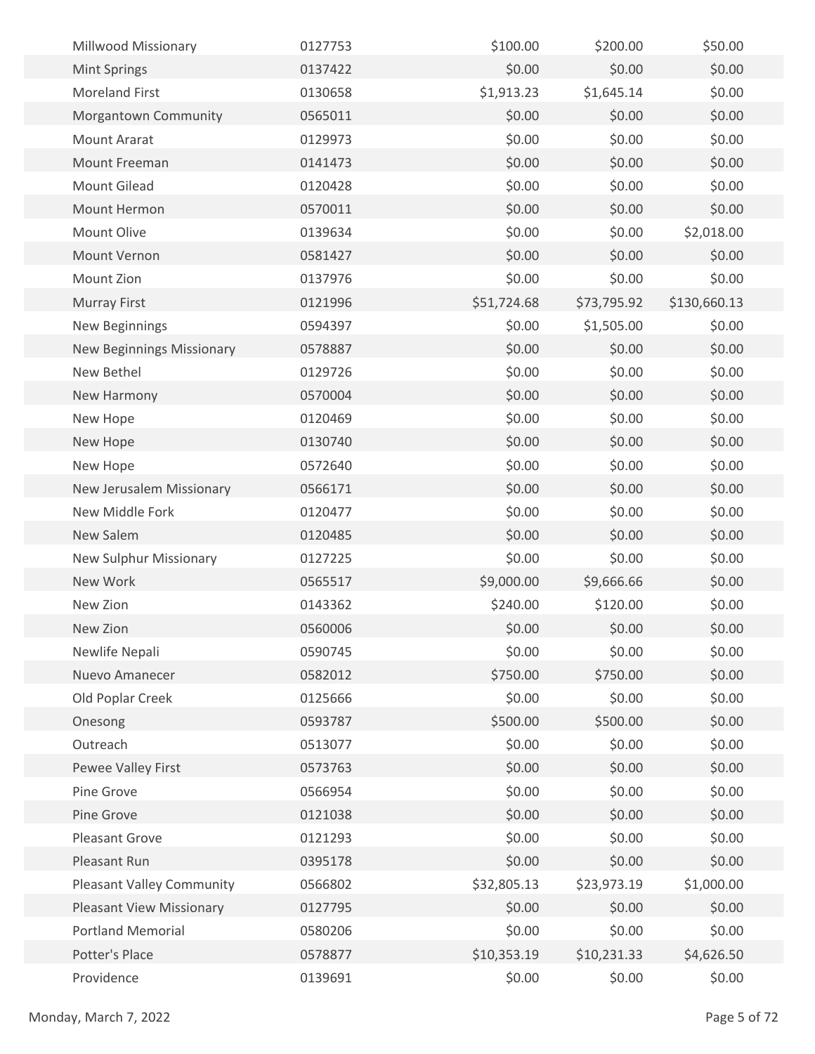| | | | | |
|---|---|---|---|---|
| Millwood Missionary | 0127753 | $100.00 | $200.00 | $50.00 |
| Mint Springs | 0137422 | $0.00 | $0.00 | $0.00 |
| Moreland First | 0130658 | $1,913.23 | $1,645.14 | $0.00 |
| Morgantown Community | 0565011 | $0.00 | $0.00 | $0.00 |
| Mount Ararat | 0129973 | $0.00 | $0.00 | $0.00 |
| Mount Freeman | 0141473 | $0.00 | $0.00 | $0.00 |
| Mount Gilead | 0120428 | $0.00 | $0.00 | $0.00 |
| Mount Hermon | 0570011 | $0.00 | $0.00 | $0.00 |
| Mount Olive | 0139634 | $0.00 | $0.00 | $2,018.00 |
| Mount Vernon | 0581427 | $0.00 | $0.00 | $0.00 |
| Mount Zion | 0137976 | $0.00 | $0.00 | $0.00 |
| Murray First | 0121996 | $51,724.68 | $73,795.92 | $130,660.13 |
| New Beginnings | 0594397 | $0.00 | $1,505.00 | $0.00 |
| New Beginnings Missionary | 0578887 | $0.00 | $0.00 | $0.00 |
| New Bethel | 0129726 | $0.00 | $0.00 | $0.00 |
| New Harmony | 0570004 | $0.00 | $0.00 | $0.00 |
| New Hope | 0120469 | $0.00 | $0.00 | $0.00 |
| New Hope | 0130740 | $0.00 | $0.00 | $0.00 |
| New Hope | 0572640 | $0.00 | $0.00 | $0.00 |
| New Jerusalem Missionary | 0566171 | $0.00 | $0.00 | $0.00 |
| New Middle Fork | 0120477 | $0.00 | $0.00 | $0.00 |
| New Salem | 0120485 | $0.00 | $0.00 | $0.00 |
| New Sulphur Missionary | 0127225 | $0.00 | $0.00 | $0.00 |
| New Work | 0565517 | $9,000.00 | $9,666.66 | $0.00 |
| New Zion | 0143362 | $240.00 | $120.00 | $0.00 |
| New Zion | 0560006 | $0.00 | $0.00 | $0.00 |
| Newlife Nepali | 0590745 | $0.00 | $0.00 | $0.00 |
| Nuevo Amanecer | 0582012 | $750.00 | $750.00 | $0.00 |
| Old Poplar Creek | 0125666 | $0.00 | $0.00 | $0.00 |
| Onesong | 0593787 | $500.00 | $500.00 | $0.00 |
| Outreach | 0513077 | $0.00 | $0.00 | $0.00 |
| Pewee Valley First | 0573763 | $0.00 | $0.00 | $0.00 |
| Pine Grove | 0566954 | $0.00 | $0.00 | $0.00 |
| Pine Grove | 0121038 | $0.00 | $0.00 | $0.00 |
| Pleasant Grove | 0121293 | $0.00 | $0.00 | $0.00 |
| Pleasant Run | 0395178 | $0.00 | $0.00 | $0.00 |
| Pleasant Valley Community | 0566802 | $32,805.13 | $23,973.19 | $1,000.00 |
| Pleasant View Missionary | 0127795 | $0.00 | $0.00 | $0.00 |
| Portland Memorial | 0580206 | $0.00 | $0.00 | $0.00 |
| Potter's Place | 0578877 | $10,353.19 | $10,231.33 | $4,626.50 |
| Providence | 0139691 | $0.00 | $0.00 | $0.00 |

Monday, March 7, 2022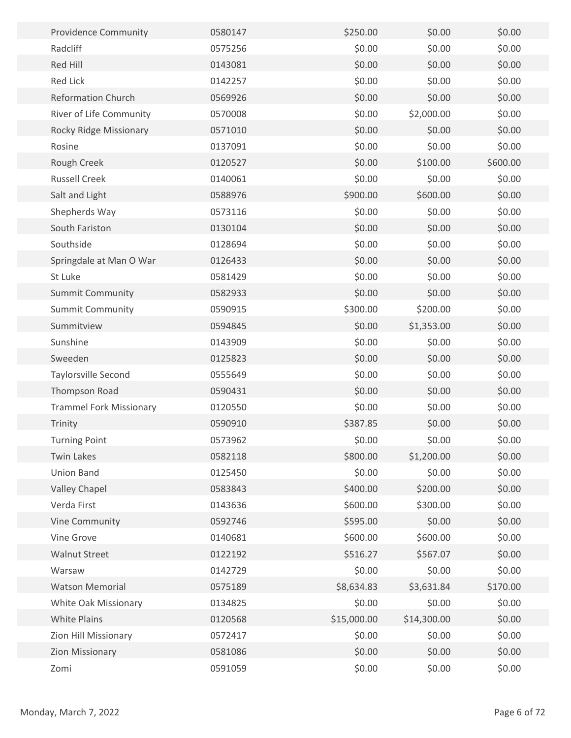| | | | | |
|---|---|---|---|---|
| Providence Community | 0580147 | $250.00 | $0.00 | $0.00 |
| Radcliff | 0575256 | $0.00 | $0.00 | $0.00 |
| Red Hill | 0143081 | $0.00 | $0.00 | $0.00 |
| Red Lick | 0142257 | $0.00 | $0.00 | $0.00 |
| Reformation Church | 0569926 | $0.00 | $0.00 | $0.00 |
| River of Life Community | 0570008 | $0.00 | $2,000.00 | $0.00 |
| Rocky Ridge Missionary | 0571010 | $0.00 | $0.00 | $0.00 |
| Rosine | 0137091 | $0.00 | $0.00 | $0.00 |
| Rough Creek | 0120527 | $0.00 | $100.00 | $600.00 |
| Russell Creek | 0140061 | $0.00 | $0.00 | $0.00 |
| Salt and Light | 0588976 | $900.00 | $600.00 | $0.00 |
| Shepherds Way | 0573116 | $0.00 | $0.00 | $0.00 |
| South Fariston | 0130104 | $0.00 | $0.00 | $0.00 |
| Southside | 0128694 | $0.00 | $0.00 | $0.00 |
| Springdale at Man O War | 0126433 | $0.00 | $0.00 | $0.00 |
| St Luke | 0581429 | $0.00 | $0.00 | $0.00 |
| Summit Community | 0582933 | $0.00 | $0.00 | $0.00 |
| Summit Community | 0590915 | $300.00 | $200.00 | $0.00 |
| Summitview | 0594845 | $0.00 | $1,353.00 | $0.00 |
| Sunshine | 0143909 | $0.00 | $0.00 | $0.00 |
| Sweeden | 0125823 | $0.00 | $0.00 | $0.00 |
| Taylorsville Second | 0555649 | $0.00 | $0.00 | $0.00 |
| Thompson Road | 0590431 | $0.00 | $0.00 | $0.00 |
| Trammel Fork Missionary | 0120550 | $0.00 | $0.00 | $0.00 |
| Trinity | 0590910 | $387.85 | $0.00 | $0.00 |
| Turning Point | 0573962 | $0.00 | $0.00 | $0.00 |
| Twin Lakes | 0582118 | $800.00 | $1,200.00 | $0.00 |
| Union Band | 0125450 | $0.00 | $0.00 | $0.00 |
| Valley Chapel | 0583843 | $400.00 | $200.00 | $0.00 |
| Verda First | 0143636 | $600.00 | $300.00 | $0.00 |
| Vine Community | 0592746 | $595.00 | $0.00 | $0.00 |
| Vine Grove | 0140681 | $600.00 | $600.00 | $0.00 |
| Walnut Street | 0122192 | $516.27 | $567.07 | $0.00 |
| Warsaw | 0142729 | $0.00 | $0.00 | $0.00 |
| Watson Memorial | 0575189 | $8,634.83 | $3,631.84 | $170.00 |
| White Oak Missionary | 0134825 | $0.00 | $0.00 | $0.00 |
| White Plains | 0120568 | $15,000.00 | $14,300.00 | $0.00 |
| Zion Hill Missionary | 0572417 | $0.00 | $0.00 | $0.00 |
| Zion Missionary | 0581086 | $0.00 | $0.00 | $0.00 |
| Zomi | 0591059 | $0.00 | $0.00 | $0.00 |

Monday, March 7, 2022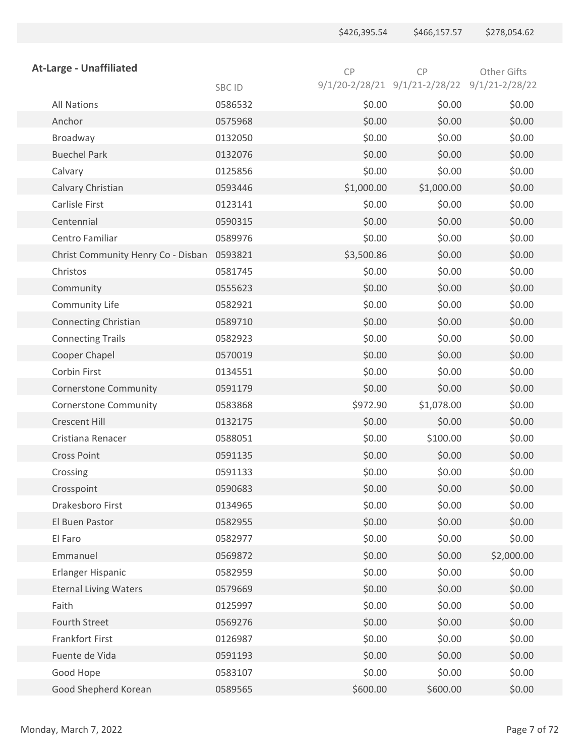|  |  |  |  |  |
|---|---|---|---|---|
|  |  | $426,395.54 | $466,157.57 | $278,054.62 |

## At-Large - Unaffiliated

|  | SBC ID | CP 9/1/20-2/28/21 | CP 9/1/21-2/28/22 | Other Gifts 9/1/21-2/28/22 |
|---|---|---|---|---|
| All Nations | 0586532 | $0.00 | $0.00 | $0.00 |
| Anchor | 0575968 | $0.00 | $0.00 | $0.00 |
| Broadway | 0132050 | $0.00 | $0.00 | $0.00 |
| Buechel Park | 0132076 | $0.00 | $0.00 | $0.00 |
| Calvary | 0125856 | $0.00 | $0.00 | $0.00 |
| Calvary Christian | 0593446 | $1,000.00 | $1,000.00 | $0.00 |
| Carlisle First | 0123141 | $0.00 | $0.00 | $0.00 |
| Centennial | 0590315 | $0.00 | $0.00 | $0.00 |
| Centro Familiar | 0589976 | $0.00 | $0.00 | $0.00 |
| Christ Community Henry Co - Disban | 0593821 | $3,500.86 | $0.00 | $0.00 |
| Christos | 0581745 | $0.00 | $0.00 | $0.00 |
| Community | 0555623 | $0.00 | $0.00 | $0.00 |
| Community Life | 0582921 | $0.00 | $0.00 | $0.00 |
| Connecting Christian | 0589710 | $0.00 | $0.00 | $0.00 |
| Connecting Trails | 0582923 | $0.00 | $0.00 | $0.00 |
| Cooper Chapel | 0570019 | $0.00 | $0.00 | $0.00 |
| Corbin First | 0134551 | $0.00 | $0.00 | $0.00 |
| Cornerstone Community | 0591179 | $0.00 | $0.00 | $0.00 |
| Cornerstone Community | 0583868 | $972.90 | $1,078.00 | $0.00 |
| Crescent Hill | 0132175 | $0.00 | $0.00 | $0.00 |
| Cristiana Renacer | 0588051 | $0.00 | $100.00 | $0.00 |
| Cross Point | 0591135 | $0.00 | $0.00 | $0.00 |
| Crossing | 0591133 | $0.00 | $0.00 | $0.00 |
| Crosspoint | 0590683 | $0.00 | $0.00 | $0.00 |
| Drakesboro First | 0134965 | $0.00 | $0.00 | $0.00 |
| El Buen Pastor | 0582955 | $0.00 | $0.00 | $0.00 |
| El Faro | 0582977 | $0.00 | $0.00 | $0.00 |
| Emmanuel | 0569872 | $0.00 | $0.00 | $2,000.00 |
| Erlanger Hispanic | 0582959 | $0.00 | $0.00 | $0.00 |
| Eternal Living Waters | 0579669 | $0.00 | $0.00 | $0.00 |
| Faith | 0125997 | $0.00 | $0.00 | $0.00 |
| Fourth Street | 0569276 | $0.00 | $0.00 | $0.00 |
| Frankfort First | 0126987 | $0.00 | $0.00 | $0.00 |
| Fuente de Vida | 0591193 | $0.00 | $0.00 | $0.00 |
| Good Hope | 0583107 | $0.00 | $0.00 | $0.00 |
| Good Shepherd Korean | 0589565 | $600.00 | $600.00 | $0.00 |

Monday, March 7, 2022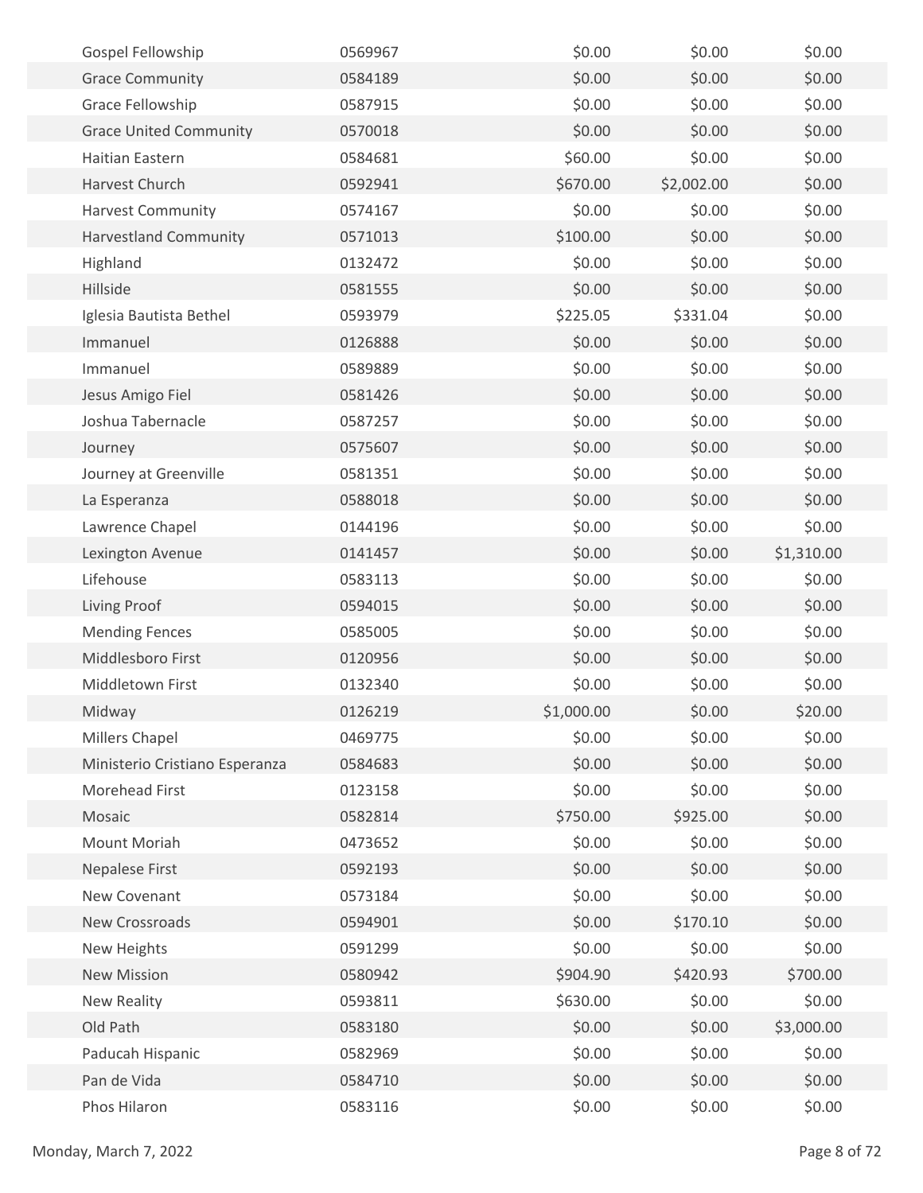| | | | | |
|---|---|---|---|---|
| Gospel Fellowship | 0569967 | $0.00 | $0.00 | $0.00 |
| Grace Community | 0584189 | $0.00 | $0.00 | $0.00 |
| Grace Fellowship | 0587915 | $0.00 | $0.00 | $0.00 |
| Grace United Community | 0570018 | $0.00 | $0.00 | $0.00 |
| Haitian Eastern | 0584681 | $60.00 | $0.00 | $0.00 |
| Harvest Church | 0592941 | $670.00 | $2,002.00 | $0.00 |
| Harvest Community | 0574167 | $0.00 | $0.00 | $0.00 |
| Harvestland Community | 0571013 | $100.00 | $0.00 | $0.00 |
| Highland | 0132472 | $0.00 | $0.00 | $0.00 |
| Hillside | 0581555 | $0.00 | $0.00 | $0.00 |
| Iglesia Bautista Bethel | 0593979 | $225.05 | $331.04 | $0.00 |
| Immanuel | 0126888 | $0.00 | $0.00 | $0.00 |
| Immanuel | 0589889 | $0.00 | $0.00 | $0.00 |
| Jesus Amigo Fiel | 0581426 | $0.00 | $0.00 | $0.00 |
| Joshua Tabernacle | 0587257 | $0.00 | $0.00 | $0.00 |
| Journey | 0575607 | $0.00 | $0.00 | $0.00 |
| Journey at Greenville | 0581351 | $0.00 | $0.00 | $0.00 |
| La Esperanza | 0588018 | $0.00 | $0.00 | $0.00 |
| Lawrence Chapel | 0144196 | $0.00 | $0.00 | $0.00 |
| Lexington Avenue | 0141457 | $0.00 | $0.00 | $1,310.00 |
| Lifehouse | 0583113 | $0.00 | $0.00 | $0.00 |
| Living Proof | 0594015 | $0.00 | $0.00 | $0.00 |
| Mending Fences | 0585005 | $0.00 | $0.00 | $0.00 |
| Middlesboro First | 0120956 | $0.00 | $0.00 | $0.00 |
| Middletown First | 0132340 | $0.00 | $0.00 | $0.00 |
| Midway | 0126219 | $1,000.00 | $0.00 | $20.00 |
| Millers Chapel | 0469775 | $0.00 | $0.00 | $0.00 |
| Ministerio Cristiano Esperanza | 0584683 | $0.00 | $0.00 | $0.00 |
| Morehead First | 0123158 | $0.00 | $0.00 | $0.00 |
| Mosaic | 0582814 | $750.00 | $925.00 | $0.00 |
| Mount Moriah | 0473652 | $0.00 | $0.00 | $0.00 |
| Nepalese First | 0592193 | $0.00 | $0.00 | $0.00 |
| New Covenant | 0573184 | $0.00 | $0.00 | $0.00 |
| New Crossroads | 0594901 | $0.00 | $170.10 | $0.00 |
| New Heights | 0591299 | $0.00 | $0.00 | $0.00 |
| New Mission | 0580942 | $904.90 | $420.93 | $700.00 |
| New Reality | 0593811 | $630.00 | $0.00 | $0.00 |
| Old Path | 0583180 | $0.00 | $0.00 | $3,000.00 |
| Paducah Hispanic | 0582969 | $0.00 | $0.00 | $0.00 |
| Pan de Vida | 0584710 | $0.00 | $0.00 | $0.00 |
| Phos Hilaron | 0583116 | $0.00 | $0.00 | $0.00 |

Monday, March 7, 2022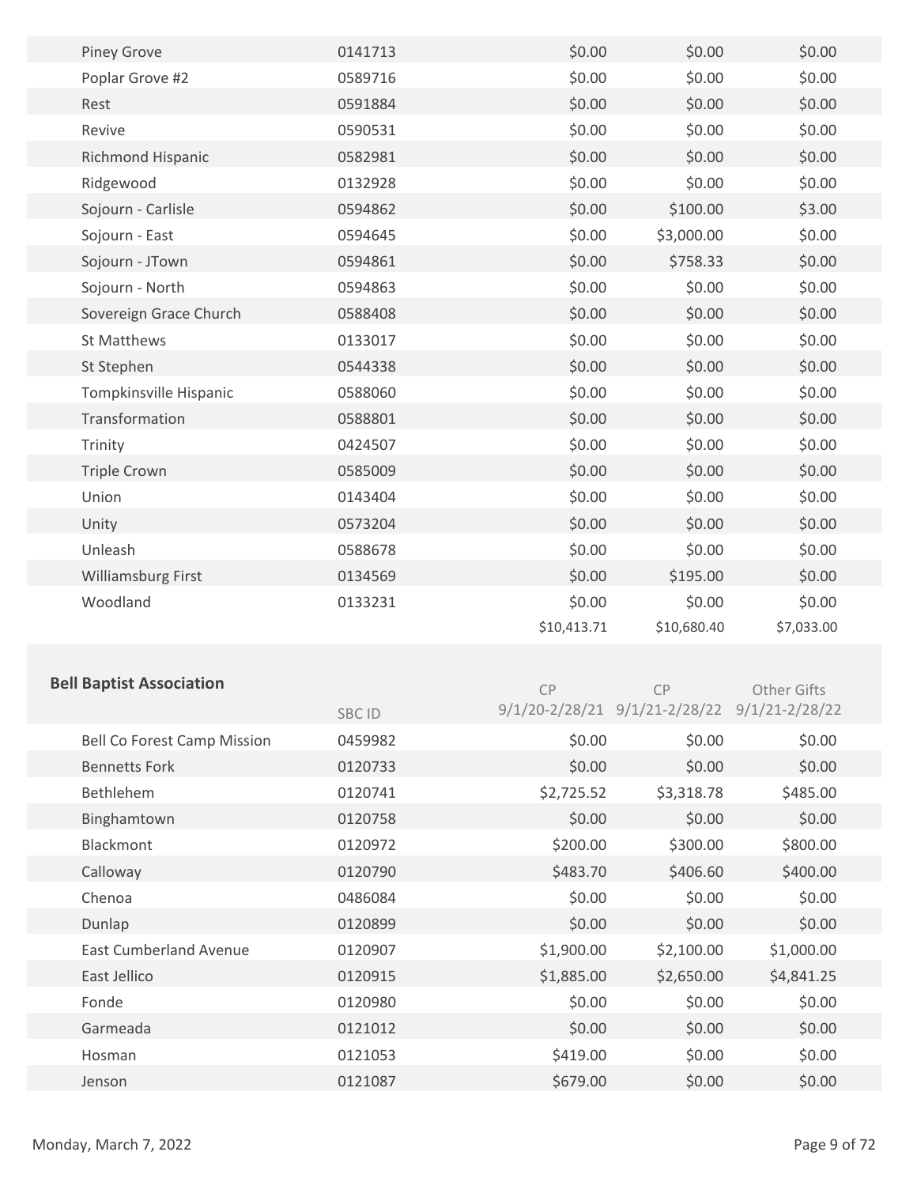| | | | | |
|---|---|---|---|---|
| Piney Grove | 0141713 | $0.00 | $0.00 | $0.00 |
| Poplar Grove #2 | 0589716 | $0.00 | $0.00 | $0.00 |
| Rest | 0591884 | $0.00 | $0.00 | $0.00 |
| Revive | 0590531 | $0.00 | $0.00 | $0.00 |
| Richmond Hispanic | 0582981 | $0.00 | $0.00 | $0.00 |
| Ridgewood | 0132928 | $0.00 | $0.00 | $0.00 |
| Sojourn - Carlisle | 0594862 | $0.00 | $100.00 | $3.00 |
| Sojourn - East | 0594645 | $0.00 | $3,000.00 | $0.00 |
| Sojourn - JTown | 0594861 | $0.00 | $758.33 | $0.00 |
| Sojourn - North | 0594863 | $0.00 | $0.00 | $0.00 |
| Sovereign Grace Church | 0588408 | $0.00 | $0.00 | $0.00 |
| St Matthews | 0133017 | $0.00 | $0.00 | $0.00 |
| St Stephen | 0544338 | $0.00 | $0.00 | $0.00 |
| Tompkinsville Hispanic | 0588060 | $0.00 | $0.00 | $0.00 |
| Transformation | 0588801 | $0.00 | $0.00 | $0.00 |
| Trinity | 0424507 | $0.00 | $0.00 | $0.00 |
| Triple Crown | 0585009 | $0.00 | $0.00 | $0.00 |
| Union | 0143404 | $0.00 | $0.00 | $0.00 |
| Unity | 0573204 | $0.00 | $0.00 | $0.00 |
| Unleash | 0588678 | $0.00 | $0.00 | $0.00 |
| Williamsburg First | 0134569 | $0.00 | $195.00 | $0.00 |
| Woodland | 0133231 | $0.00 | $0.00 | $0.00 |
| | | $10,413.71 | $10,680.40 | $7,033.00 |

## Bell Baptist Association

| | SBC ID | CP 9/1/20-2/28/21 | CP 9/1/21-2/28/22 | Other Gifts 9/1/21-2/28/22 |
|---|---|---|---|---|
| Bell Co Forest Camp Mission | 0459982 | $0.00 | $0.00 | $0.00 |
| Bennetts Fork | 0120733 | $0.00 | $0.00 | $0.00 |
| Bethlehem | 0120741 | $2,725.52 | $3,318.78 | $485.00 |
| Binghamtown | 0120758 | $0.00 | $0.00 | $0.00 |
| Blackmont | 0120972 | $200.00 | $300.00 | $800.00 |
| Calloway | 0120790 | $483.70 | $406.60 | $400.00 |
| Chenoa | 0486084 | $0.00 | $0.00 | $0.00 |
| Dunlap | 0120899 | $0.00 | $0.00 | $0.00 |
| East Cumberland Avenue | 0120907 | $1,900.00 | $2,100.00 | $1,000.00 |
| East Jellico | 0120915 | $1,885.00 | $2,650.00 | $4,841.25 |
| Fonde | 0120980 | $0.00 | $0.00 | $0.00 |
| Garmeada | 0121012 | $0.00 | $0.00 | $0.00 |
| Hosman | 0121053 | $419.00 | $0.00 | $0.00 |
| Jenson | 0121087 | $679.00 | $0.00 | $0.00 |

Monday, March 7, 2022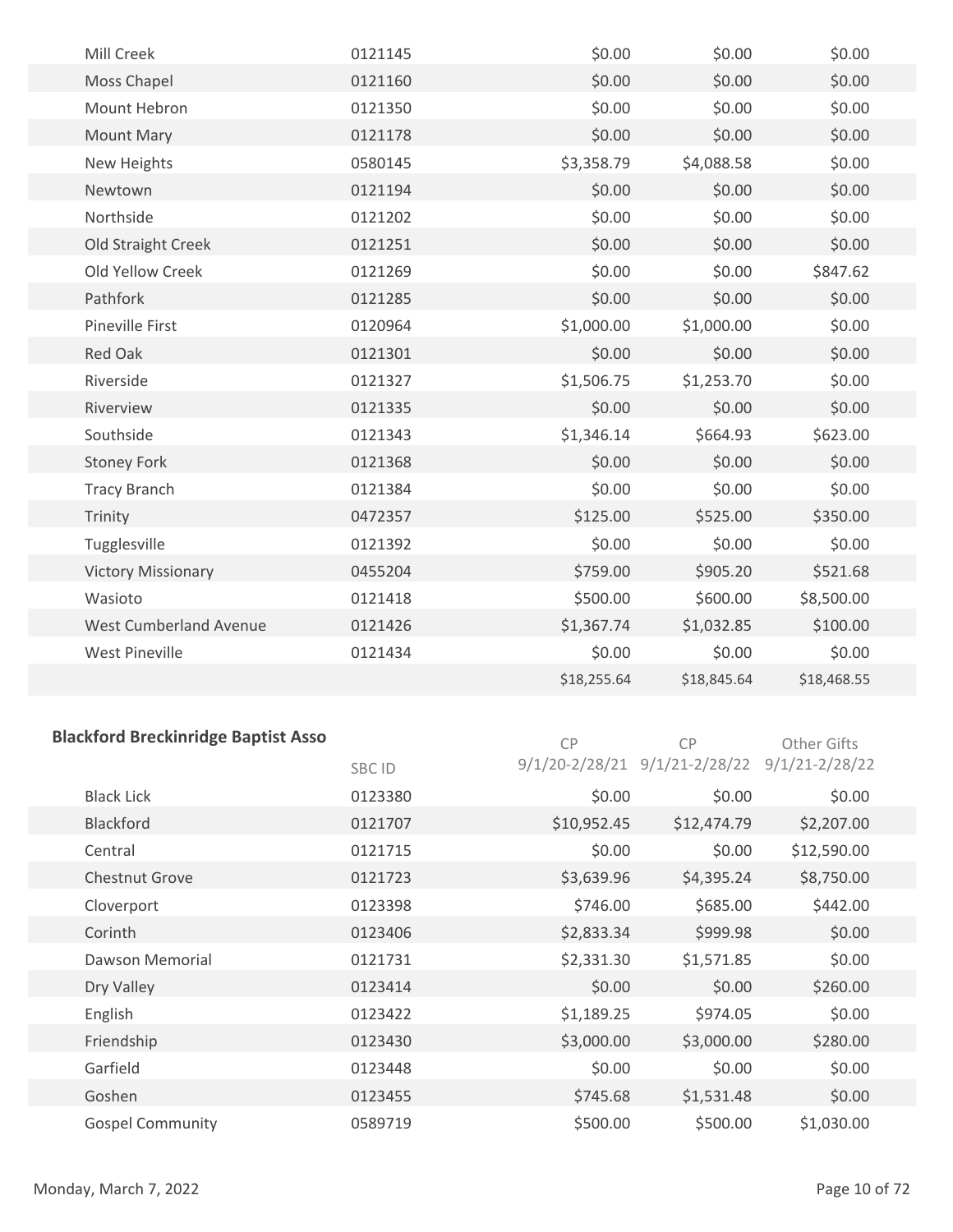| | | | | |
|---|---|---|---|---|
| Mill Creek | 0121145 | $0.00 | $0.00 | $0.00 |
| Moss Chapel | 0121160 | $0.00 | $0.00 | $0.00 |
| Mount Hebron | 0121350 | $0.00 | $0.00 | $0.00 |
| Mount Mary | 0121178 | $0.00 | $0.00 | $0.00 |
| New Heights | 0580145 | $3,358.79 | $4,088.58 | $0.00 |
| Newtown | 0121194 | $0.00 | $0.00 | $0.00 |
| Northside | 0121202 | $0.00 | $0.00 | $0.00 |
| Old Straight Creek | 0121251 | $0.00 | $0.00 | $0.00 |
| Old Yellow Creek | 0121269 | $0.00 | $0.00 | $847.62 |
| Pathfork | 0121285 | $0.00 | $0.00 | $0.00 |
| Pineville First | 0120964 | $1,000.00 | $1,000.00 | $0.00 |
| Red Oak | 0121301 | $0.00 | $0.00 | $0.00 |
| Riverside | 0121327 | $1,506.75 | $1,253.70 | $0.00 |
| Riverview | 0121335 | $0.00 | $0.00 | $0.00 |
| Southside | 0121343 | $1,346.14 | $664.93 | $623.00 |
| Stoney Fork | 0121368 | $0.00 | $0.00 | $0.00 |
| Tracy Branch | 0121384 | $0.00 | $0.00 | $0.00 |
| Trinity | 0472357 | $125.00 | $525.00 | $350.00 |
| Tugglesville | 0121392 | $0.00 | $0.00 | $0.00 |
| Victory Missionary | 0455204 | $759.00 | $905.20 | $521.68 |
| Wasioto | 0121418 | $500.00 | $600.00 | $8,500.00 |
| West Cumberland Avenue | 0121426 | $1,367.74 | $1,032.85 | $100.00 |
| West Pineville | 0121434 | $0.00 | $0.00 | $0.00 |
| | | $18,255.64 | $18,845.64 | $18,468.55 |

**Blackford Breckinridge Baptist Asso**

| | SBC ID | CP 9/1/20-2/28/21 | CP 9/1/21-2/28/22 | Other Gifts 9/1/21-2/28/22 |
|---|---|---|---|---|
| Black Lick | 0123380 | $0.00 | $0.00 | $0.00 |
| Blackford | 0121707 | $10,952.45 | $12,474.79 | $2,207.00 |
| Central | 0121715 | $0.00 | $0.00 | $12,590.00 |
| Chestnut Grove | 0121723 | $3,639.96 | $4,395.24 | $8,750.00 |
| Cloverport | 0123398 | $746.00 | $685.00 | $442.00 |
| Corinth | 0123406 | $2,833.34 | $999.98 | $0.00 |
| Dawson Memorial | 0121731 | $2,331.30 | $1,571.85 | $0.00 |
| Dry Valley | 0123414 | $0.00 | $0.00 | $260.00 |
| English | 0123422 | $1,189.25 | $974.05 | $0.00 |
| Friendship | 0123430 | $3,000.00 | $3,000.00 | $280.00 |
| Garfield | 0123448 | $0.00 | $0.00 | $0.00 |
| Goshen | 0123455 | $745.68 | $1,531.48 | $0.00 |
| Gospel Community | 0589719 | $500.00 | $500.00 | $1,030.00 |

Monday, March 7, 2022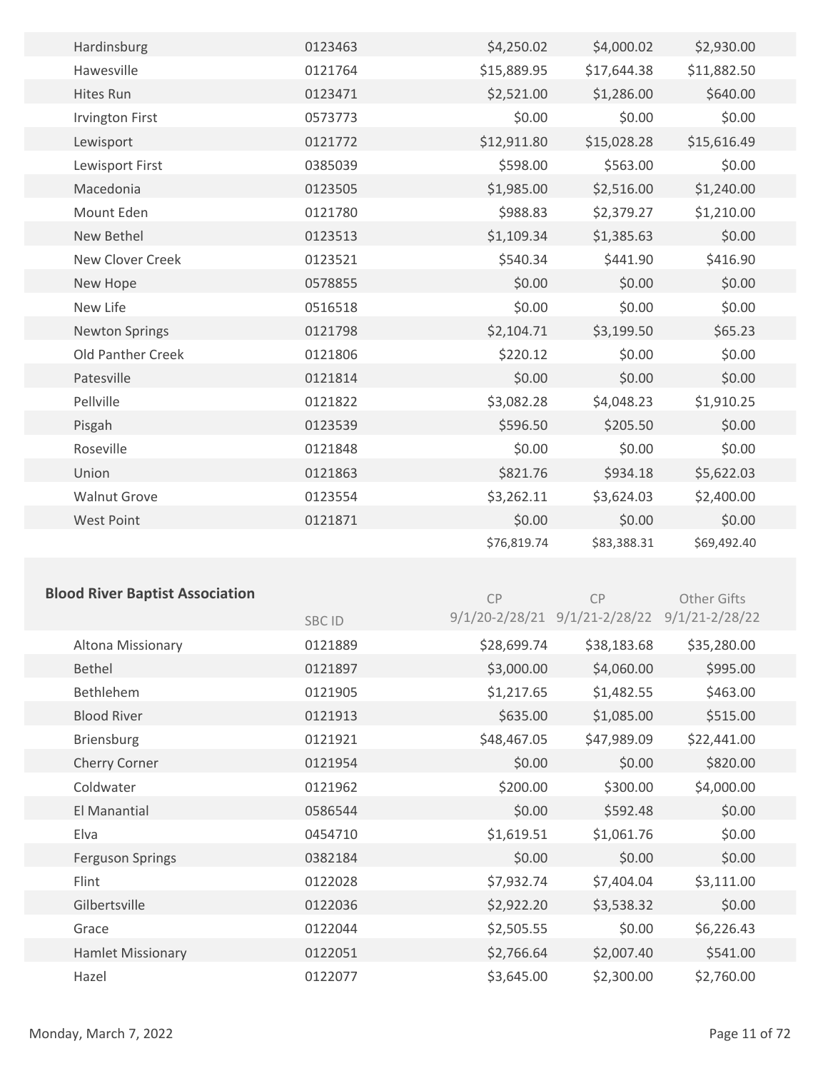| | | | | |
|---|---|---|---|---|
| Hardinsburg | 0123463 | $4,250.02 | $4,000.02 | $2,930.00 |
| Hawesville | 0121764 | $15,889.95 | $17,644.38 | $11,882.50 |
| Hites Run | 0123471 | $2,521.00 | $1,286.00 | $640.00 |
| Irvington First | 0573773 | $0.00 | $0.00 | $0.00 |
| Lewisport | 0121772 | $12,911.80 | $15,028.28 | $15,616.49 |
| Lewisport First | 0385039 | $598.00 | $563.00 | $0.00 |
| Macedonia | 0123505 | $1,985.00 | $2,516.00 | $1,240.00 |
| Mount Eden | 0121780 | $988.83 | $2,379.27 | $1,210.00 |
| New Bethel | 0123513 | $1,109.34 | $1,385.63 | $0.00 |
| New Clover Creek | 0123521 | $540.34 | $441.90 | $416.90 |
| New Hope | 0578855 | $0.00 | $0.00 | $0.00 |
| New Life | 0516518 | $0.00 | $0.00 | $0.00 |
| Newton Springs | 0121798 | $2,104.71 | $3,199.50 | $65.23 |
| Old Panther Creek | 0121806 | $220.12 | $0.00 | $0.00 |
| Patesville | 0121814 | $0.00 | $0.00 | $0.00 |
| Pellville | 0121822 | $3,082.28 | $4,048.23 | $1,910.25 |
| Pisgah | 0123539 | $596.50 | $205.50 | $0.00 |
| Roseville | 0121848 | $0.00 | $0.00 | $0.00 |
| Union | 0121863 | $821.76 | $934.18 | $5,622.03 |
| Walnut Grove | 0123554 | $3,262.11 | $3,624.03 | $2,400.00 |
| West Point | 0121871 | $0.00 | $0.00 | $0.00 |
| | | $76,819.74 | $83,388.31 | $69,492.40 |

## Blood River Baptist Association

| | SBC ID | CP 9/1/20-2/28/21 | CP 9/1/21-2/28/22 | Other Gifts 9/1/21-2/28/22 |
|---|---|---|---|---|
| Altona Missionary | 0121889 | $28,699.74 | $38,183.68 | $35,280.00 |
| Bethel | 0121897 | $3,000.00 | $4,060.00 | $995.00 |
| Bethlehem | 0121905 | $1,217.65 | $1,482.55 | $463.00 |
| Blood River | 0121913 | $635.00 | $1,085.00 | $515.00 |
| Briensburg | 0121921 | $48,467.05 | $47,989.09 | $22,441.00 |
| Cherry Corner | 0121954 | $0.00 | $0.00 | $820.00 |
| Coldwater | 0121962 | $200.00 | $300.00 | $4,000.00 |
| El Manantial | 0586544 | $0.00 | $592.48 | $0.00 |
| Elva | 0454710 | $1,619.51 | $1,061.76 | $0.00 |
| Ferguson Springs | 0382184 | $0.00 | $0.00 | $0.00 |
| Flint | 0122028 | $7,932.74 | $7,404.04 | $3,111.00 |
| Gilbertsville | 0122036 | $2,922.20 | $3,538.32 | $0.00 |
| Grace | 0122044 | $2,505.55 | $0.00 | $6,226.43 |
| Hamlet Missionary | 0122051 | $2,766.64 | $2,007.40 | $541.00 |
| Hazel | 0122077 | $3,645.00 | $2,300.00 | $2,760.00 |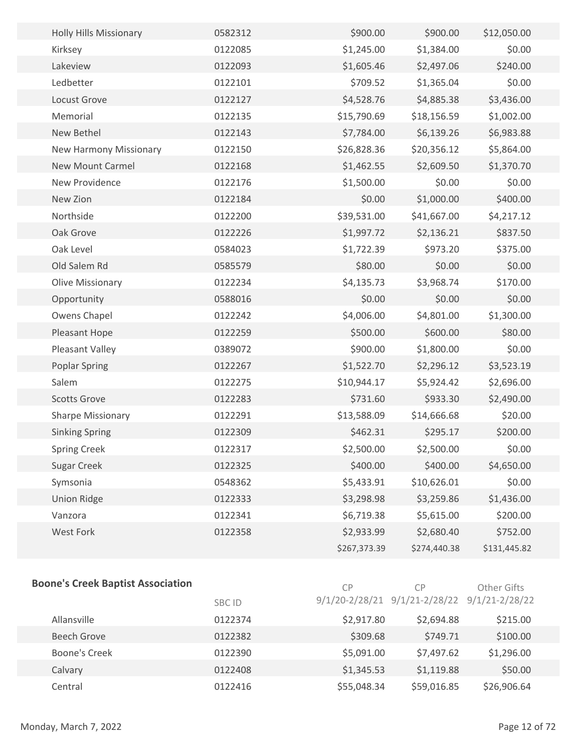| | | | | |
|---|---|---|---|---|
| Holly Hills Missionary | 0582312 | $900.00 | $900.00 | $12,050.00 |
| Kirksey | 0122085 | $1,245.00 | $1,384.00 | $0.00 |
| Lakeview | 0122093 | $1,605.46 | $2,497.06 | $240.00 |
| Ledbetter | 0122101 | $709.52 | $1,365.04 | $0.00 |
| Locust Grove | 0122127 | $4,528.76 | $4,885.38 | $3,436.00 |
| Memorial | 0122135 | $15,790.69 | $18,156.59 | $1,002.00 |
| New Bethel | 0122143 | $7,784.00 | $6,139.26 | $6,983.88 |
| New Harmony Missionary | 0122150 | $26,828.36 | $20,356.12 | $5,864.00 |
| New Mount Carmel | 0122168 | $1,462.55 | $2,609.50 | $1,370.70 |
| New Providence | 0122176 | $1,500.00 | $0.00 | $0.00 |
| New Zion | 0122184 | $0.00 | $1,000.00 | $400.00 |
| Northside | 0122200 | $39,531.00 | $41,667.00 | $4,217.12 |
| Oak Grove | 0122226 | $1,997.72 | $2,136.21 | $837.50 |
| Oak Level | 0584023 | $1,722.39 | $973.20 | $375.00 |
| Old Salem Rd | 0585579 | $80.00 | $0.00 | $0.00 |
| Olive Missionary | 0122234 | $4,135.73 | $3,968.74 | $170.00 |
| Opportunity | 0588016 | $0.00 | $0.00 | $0.00 |
| Owens Chapel | 0122242 | $4,006.00 | $4,801.00 | $1,300.00 |
| Pleasant Hope | 0122259 | $500.00 | $600.00 | $80.00 |
| Pleasant Valley | 0389072 | $900.00 | $1,800.00 | $0.00 |
| Poplar Spring | 0122267 | $1,522.70 | $2,296.12 | $3,523.19 |
| Salem | 0122275 | $10,944.17 | $5,924.42 | $2,696.00 |
| Scotts Grove | 0122283 | $731.60 | $933.30 | $2,490.00 |
| Sharpe Missionary | 0122291 | $13,588.09 | $14,666.68 | $20.00 |
| Sinking Spring | 0122309 | $462.31 | $295.17 | $200.00 |
| Spring Creek | 0122317 | $2,500.00 | $2,500.00 | $0.00 |
| Sugar Creek | 0122325 | $400.00 | $400.00 | $4,650.00 |
| Symsonia | 0548362 | $5,433.91 | $10,626.01 | $0.00 |
| Union Ridge | 0122333 | $3,298.98 | $3,259.86 | $1,436.00 |
| Vanzora | 0122341 | $6,719.38 | $5,615.00 | $200.00 |
| West Fork | 0122358 | $2,933.99 | $2,680.40 | $752.00 |
| | | $267,373.39 | $274,440.38 | $131,445.82 |

**Boone's Creek Baptist Association**

| | SBC ID | CP 9/1/20-2/28/21 | CP 9/1/21-2/28/22 | Other Gifts 9/1/21-2/28/22 |
|---|---|---|---|---|
| Allansville | 0122374 | $2,917.80 | $2,694.88 | $215.00 |
| Beech Grove | 0122382 | $309.68 | $749.71 | $100.00 |
| Boone's Creek | 0122390 | $5,091.00 | $7,497.62 | $1,296.00 |
| Calvary | 0122408 | $1,345.53 | $1,119.88 | $50.00 |
| Central | 0122416 | $55,048.34 | $59,016.85 | $26,906.64 |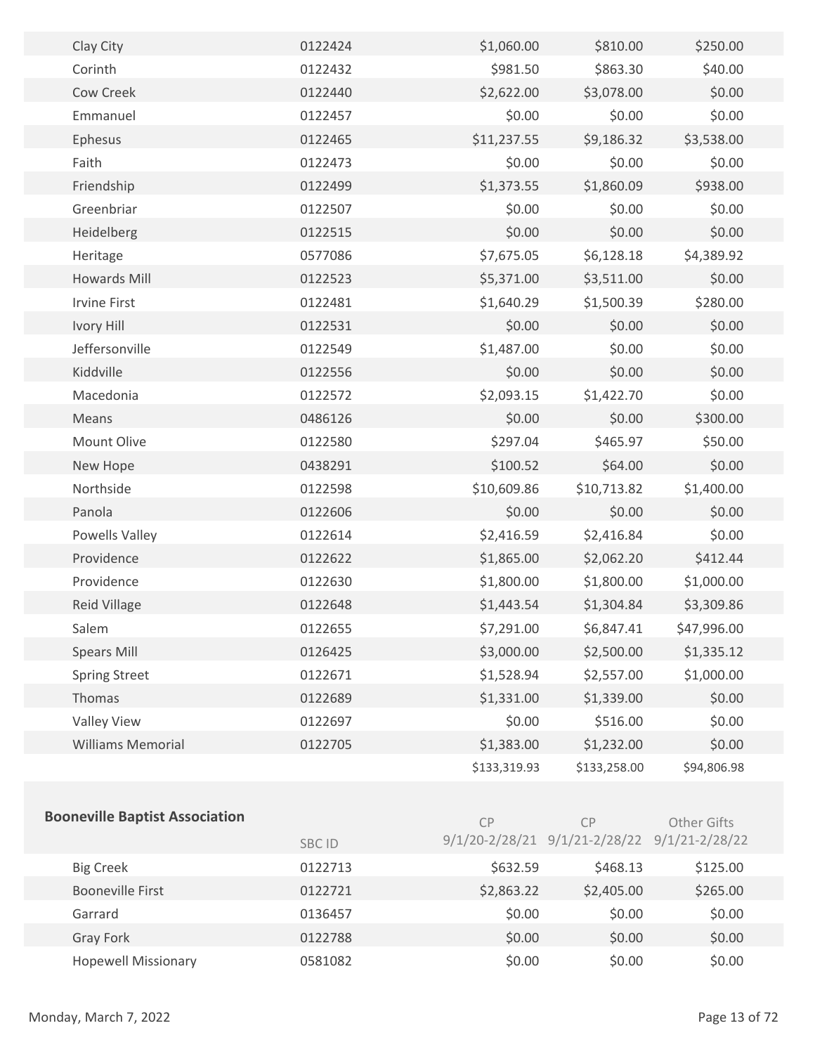| | | | | |
|---|---|---|---|---|
| Clay City | 0122424 | $1,060.00 | $810.00 | $250.00 |
| Corinth | 0122432 | $981.50 | $863.30 | $40.00 |
| Cow Creek | 0122440 | $2,622.00 | $3,078.00 | $0.00 |
| Emmanuel | 0122457 | $0.00 | $0.00 | $0.00 |
| Ephesus | 0122465 | $11,237.55 | $9,186.32 | $3,538.00 |
| Faith | 0122473 | $0.00 | $0.00 | $0.00 |
| Friendship | 0122499 | $1,373.55 | $1,860.09 | $938.00 |
| Greenbriar | 0122507 | $0.00 | $0.00 | $0.00 |
| Heidelberg | 0122515 | $0.00 | $0.00 | $0.00 |
| Heritage | 0577086 | $7,675.05 | $6,128.18 | $4,389.92 |
| Howards Mill | 0122523 | $5,371.00 | $3,511.00 | $0.00 |
| Irvine First | 0122481 | $1,640.29 | $1,500.39 | $280.00 |
| Ivory Hill | 0122531 | $0.00 | $0.00 | $0.00 |
| Jeffersonville | 0122549 | $1,487.00 | $0.00 | $0.00 |
| Kiddville | 0122556 | $0.00 | $0.00 | $0.00 |
| Macedonia | 0122572 | $2,093.15 | $1,422.70 | $0.00 |
| Means | 0486126 | $0.00 | $0.00 | $300.00 |
| Mount Olive | 0122580 | $297.04 | $465.97 | $50.00 |
| New Hope | 0438291 | $100.52 | $64.00 | $0.00 |
| Northside | 0122598 | $10,609.86 | $10,713.82 | $1,400.00 |
| Panola | 0122606 | $0.00 | $0.00 | $0.00 |
| Powells Valley | 0122614 | $2,416.59 | $2,416.84 | $0.00 |
| Providence | 0122622 | $1,865.00 | $2,062.20 | $412.44 |
| Providence | 0122630 | $1,800.00 | $1,800.00 | $1,000.00 |
| Reid Village | 0122648 | $1,443.54 | $1,304.84 | $3,309.86 |
| Salem | 0122655 | $7,291.00 | $6,847.41 | $47,996.00 |
| Spears Mill | 0126425 | $3,000.00 | $2,500.00 | $1,335.12 |
| Spring Street | 0122671 | $1,528.94 | $2,557.00 | $1,000.00 |
| Thomas | 0122689 | $1,331.00 | $1,339.00 | $0.00 |
| Valley View | 0122697 | $0.00 | $516.00 | $0.00 |
| Williams Memorial | 0122705 | $1,383.00 | $1,232.00 | $0.00 |
| | | $133,319.93 | $133,258.00 | $94,806.98 |

**Booneville Baptist Association**

| | SBC ID | CP 9/1/20-2/28/21 | CP 9/1/21-2/28/22 | Other Gifts 9/1/21-2/28/22 |
|---|---|---|---|---|
| Big Creek | 0122713 | $632.59 | $468.13 | $125.00 |
| Booneville First | 0122721 | $2,863.22 | $2,405.00 | $265.00 |
| Garrard | 0136457 | $0.00 | $0.00 | $0.00 |
| Gray Fork | 0122788 | $0.00 | $0.00 | $0.00 |
| Hopewell Missionary | 0581082 | $0.00 | $0.00 | $0.00 |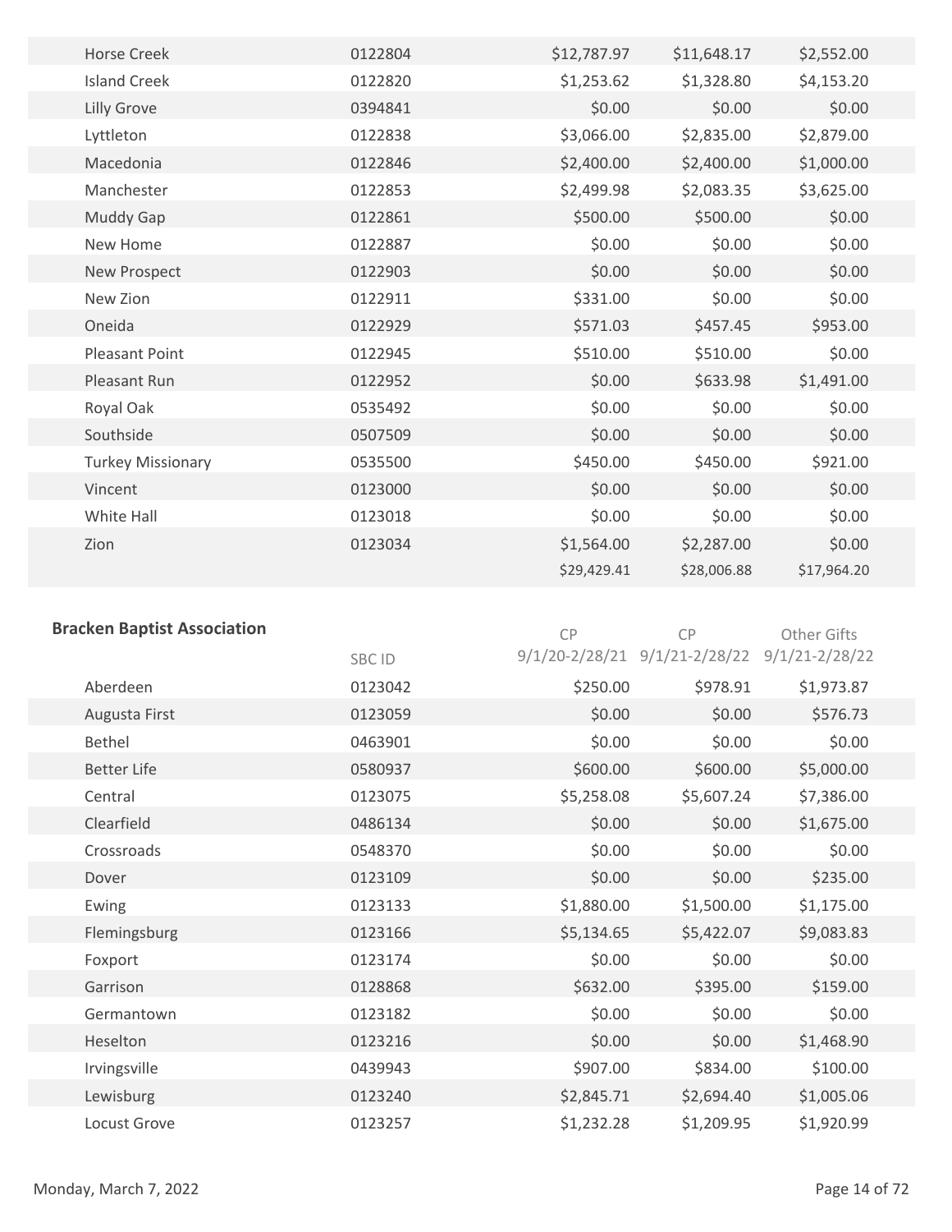| | | | | |
|---|---|---|---|---|
| Horse Creek | 0122804 | $12,787.97 | $11,648.17 | $2,552.00 |
| Island Creek | 0122820 | $1,253.62 | $1,328.80 | $4,153.20 |
| Lilly Grove | 0394841 | $0.00 | $0.00 | $0.00 |
| Lyttleton | 0122838 | $3,066.00 | $2,835.00 | $2,879.00 |
| Macedonia | 0122846 | $2,400.00 | $2,400.00 | $1,000.00 |
| Manchester | 0122853 | $2,499.98 | $2,083.35 | $3,625.00 |
| Muddy Gap | 0122861 | $500.00 | $500.00 | $0.00 |
| New Home | 0122887 | $0.00 | $0.00 | $0.00 |
| New Prospect | 0122903 | $0.00 | $0.00 | $0.00 |
| New Zion | 0122911 | $331.00 | $0.00 | $0.00 |
| Oneida | 0122929 | $571.03 | $457.45 | $953.00 |
| Pleasant Point | 0122945 | $510.00 | $510.00 | $0.00 |
| Pleasant Run | 0122952 | $0.00 | $633.98 | $1,491.00 |
| Royal Oak | 0535492 | $0.00 | $0.00 | $0.00 |
| Southside | 0507509 | $0.00 | $0.00 | $0.00 |
| Turkey Missionary | 0535500 | $450.00 | $450.00 | $921.00 |
| Vincent | 0123000 | $0.00 | $0.00 | $0.00 |
| White Hall | 0123018 | $0.00 | $0.00 | $0.00 |
| Zion | 0123034 | $1,564.00 | $2,287.00 | $0.00 |
| | | $29,429.41 | $28,006.88 | $17,964.20 |

**Bracken Baptist Association**

| | SBC ID | CP 9/1/20-2/28/21 | CP 9/1/21-2/28/22 | Other Gifts 9/1/21-2/28/22 |
|---|---|---|---|---|
| Aberdeen | 0123042 | $250.00 | $978.91 | $1,973.87 |
| Augusta First | 0123059 | $0.00 | $0.00 | $576.73 |
| Bethel | 0463901 | $0.00 | $0.00 | $0.00 |
| Better Life | 0580937 | $600.00 | $600.00 | $5,000.00 |
| Central | 0123075 | $5,258.08 | $5,607.24 | $7,386.00 |
| Clearfield | 0486134 | $0.00 | $0.00 | $1,675.00 |
| Crossroads | 0548370 | $0.00 | $0.00 | $0.00 |
| Dover | 0123109 | $0.00 | $0.00 | $235.00 |
| Ewing | 0123133 | $1,880.00 | $1,500.00 | $1,175.00 |
| Flemingsburg | 0123166 | $5,134.65 | $5,422.07 | $9,083.83 |
| Foxport | 0123174 | $0.00 | $0.00 | $0.00 |
| Garrison | 0128868 | $632.00 | $395.00 | $159.00 |
| Germantown | 0123182 | $0.00 | $0.00 | $0.00 |
| Heselton | 0123216 | $0.00 | $0.00 | $1,468.90 |
| Irvingsville | 0439943 | $907.00 | $834.00 | $100.00 |
| Lewisburg | 0123240 | $2,845.71 | $2,694.40 | $1,005.06 |
| Locust Grove | 0123257 | $1,232.28 | $1,209.95 | $1,920.99 |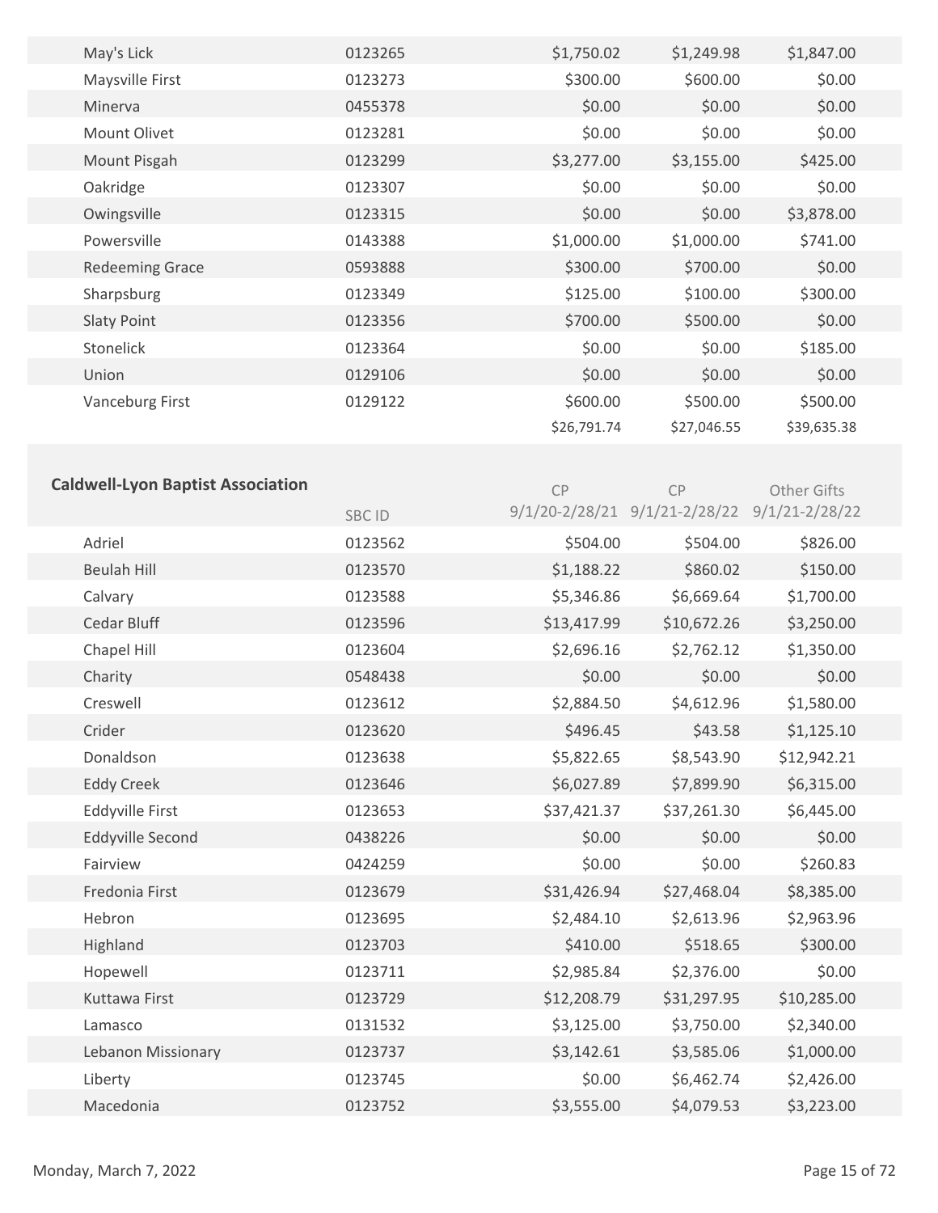| | | | | |
|---|---|---|---|---|
| May's Lick | 0123265 | $1,750.02 | $1,249.98 | $1,847.00 |
| Maysville First | 0123273 | $300.00 | $600.00 | $0.00 |
| Minerva | 0455378 | $0.00 | $0.00 | $0.00 |
| Mount Olivet | 0123281 | $0.00 | $0.00 | $0.00 |
| Mount Pisgah | 0123299 | $3,277.00 | $3,155.00 | $425.00 |
| Oakridge | 0123307 | $0.00 | $0.00 | $0.00 |
| Owingsville | 0123315 | $0.00 | $0.00 | $3,878.00 |
| Powersville | 0143388 | $1,000.00 | $1,000.00 | $741.00 |
| Redeeming Grace | 0593888 | $300.00 | $700.00 | $0.00 |
| Sharpsburg | 0123349 | $125.00 | $100.00 | $300.00 |
| Slaty Point | 0123356 | $700.00 | $500.00 | $0.00 |
| Stonelick | 0123364 | $0.00 | $0.00 | $185.00 |
| Union | 0129106 | $0.00 | $0.00 | $0.00 |
| Vanceburg First | 0129122 | $600.00 | $500.00 | $500.00 |
| | | $26,791.74 | $27,046.55 | $39,635.38 |

## Caldwell-Lyon Baptist Association

| | SBC ID | CP 9/1/20-2/28/21 | CP 9/1/21-2/28/22 | Other Gifts 9/1/21-2/28/22 |
|---|---|---|---|---|
| Adriel | 0123562 | $504.00 | $504.00 | $826.00 |
| Beulah Hill | 0123570 | $1,188.22 | $860.02 | $150.00 |
| Calvary | 0123588 | $5,346.86 | $6,669.64 | $1,700.00 |
| Cedar Bluff | 0123596 | $13,417.99 | $10,672.26 | $3,250.00 |
| Chapel Hill | 0123604 | $2,696.16 | $2,762.12 | $1,350.00 |
| Charity | 0548438 | $0.00 | $0.00 | $0.00 |
| Creswell | 0123612 | $2,884.50 | $4,612.96 | $1,580.00 |
| Crider | 0123620 | $496.45 | $43.58 | $1,125.10 |
| Donaldson | 0123638 | $5,822.65 | $8,543.90 | $12,942.21 |
| Eddy Creek | 0123646 | $6,027.89 | $7,899.90 | $6,315.00 |
| Eddyville First | 0123653 | $37,421.37 | $37,261.30 | $6,445.00 |
| Eddyville Second | 0438226 | $0.00 | $0.00 | $0.00 |
| Fairview | 0424259 | $0.00 | $0.00 | $260.83 |
| Fredonia First | 0123679 | $31,426.94 | $27,468.04 | $8,385.00 |
| Hebron | 0123695 | $2,484.10 | $2,613.96 | $2,963.96 |
| Highland | 0123703 | $410.00 | $518.65 | $300.00 |
| Hopewell | 0123711 | $2,985.84 | $2,376.00 | $0.00 |
| Kuttawa First | 0123729 | $12,208.79 | $31,297.95 | $10,285.00 |
| Lamasco | 0131532 | $3,125.00 | $3,750.00 | $2,340.00 |
| Lebanon Missionary | 0123737 | $3,142.61 | $3,585.06 | $1,000.00 |
| Liberty | 0123745 | $0.00 | $6,462.74 | $2,426.00 |
| Macedonia | 0123752 | $3,555.00 | $4,079.53 | $3,223.00 |

Monday, March 7, 2022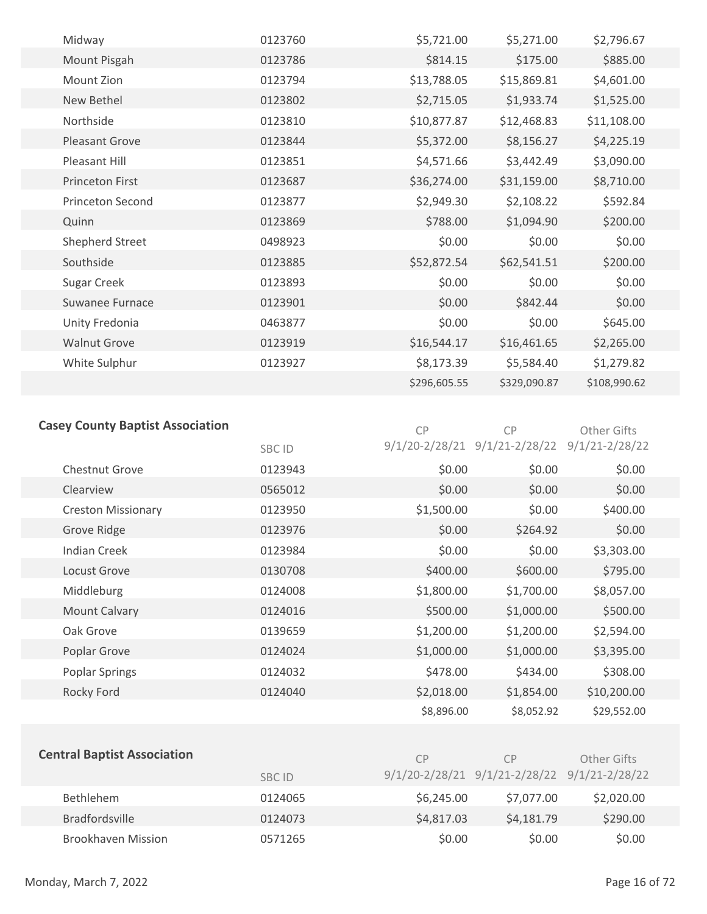| | | | | |
|---|---|---|---|---|
| Midway | 0123760 | $5,721.00 | $5,271.00 | $2,796.67 |
| Mount Pisgah | 0123786 | $814.15 | $175.00 | $885.00 |
| Mount Zion | 0123794 | $13,788.05 | $15,869.81 | $4,601.00 |
| New Bethel | 0123802 | $2,715.05 | $1,933.74 | $1,525.00 |
| Northside | 0123810 | $10,877.87 | $12,468.83 | $11,108.00 |
| Pleasant Grove | 0123844 | $5,372.00 | $8,156.27 | $4,225.19 |
| Pleasant Hill | 0123851 | $4,571.66 | $3,442.49 | $3,090.00 |
| Princeton First | 0123687 | $36,274.00 | $31,159.00 | $8,710.00 |
| Princeton Second | 0123877 | $2,949.30 | $2,108.22 | $592.84 |
| Quinn | 0123869 | $788.00 | $1,094.90 | $200.00 |
| Shepherd Street | 0498923 | $0.00 | $0.00 | $0.00 |
| Southside | 0123885 | $52,872.54 | $62,541.51 | $200.00 |
| Sugar Creek | 0123893 | $0.00 | $0.00 | $0.00 |
| Suwanee Furnace | 0123901 | $0.00 | $842.44 | $0.00 |
| Unity Fredonia | 0463877 | $0.00 | $0.00 | $645.00 |
| Walnut Grove | 0123919 | $16,544.17 | $16,461.65 | $2,265.00 |
| White Sulphur | 0123927 | $8,173.39 | $5,584.40 | $1,279.82 |
| | | $296,605.55 | $329,090.87 | $108,990.62 |

## Casey County Baptist Association

| | SBC ID | CP 9/1/20-2/28/21 | CP 9/1/21-2/28/22 | Other Gifts 9/1/21-2/28/22 |
|---|---|---|---|---|
| Chestnut Grove | 0123943 | $0.00 | $0.00 | $0.00 |
| Clearview | 0565012 | $0.00 | $0.00 | $0.00 |
| Creston Missionary | 0123950 | $1,500.00 | $0.00 | $400.00 |
| Grove Ridge | 0123976 | $0.00 | $264.92 | $0.00 |
| Indian Creek | 0123984 | $0.00 | $0.00 | $3,303.00 |
| Locust Grove | 0130708 | $400.00 | $600.00 | $795.00 |
| Middleburg | 0124008 | $1,800.00 | $1,700.00 | $8,057.00 |
| Mount Calvary | 0124016 | $500.00 | $1,000.00 | $500.00 |
| Oak Grove | 0139659 | $1,200.00 | $1,200.00 | $2,594.00 |
| Poplar Grove | 0124024 | $1,000.00 | $1,000.00 | $3,395.00 |
| Poplar Springs | 0124032 | $478.00 | $434.00 | $308.00 |
| Rocky Ford | 0124040 | $2,018.00 | $1,854.00 | $10,200.00 |
| | | $8,896.00 | $8,052.92 | $29,552.00 |

## Central Baptist Association

| | SBC ID | CP 9/1/20-2/28/21 | CP 9/1/21-2/28/22 | Other Gifts 9/1/21-2/28/22 |
|---|---|---|---|---|
| Bethlehem | 0124065 | $6,245.00 | $7,077.00 | $2,020.00 |
| Bradfordsville | 0124073 | $4,817.03 | $4,181.79 | $290.00 |
| Brookhaven Mission | 0571265 | $0.00 | $0.00 | $0.00 |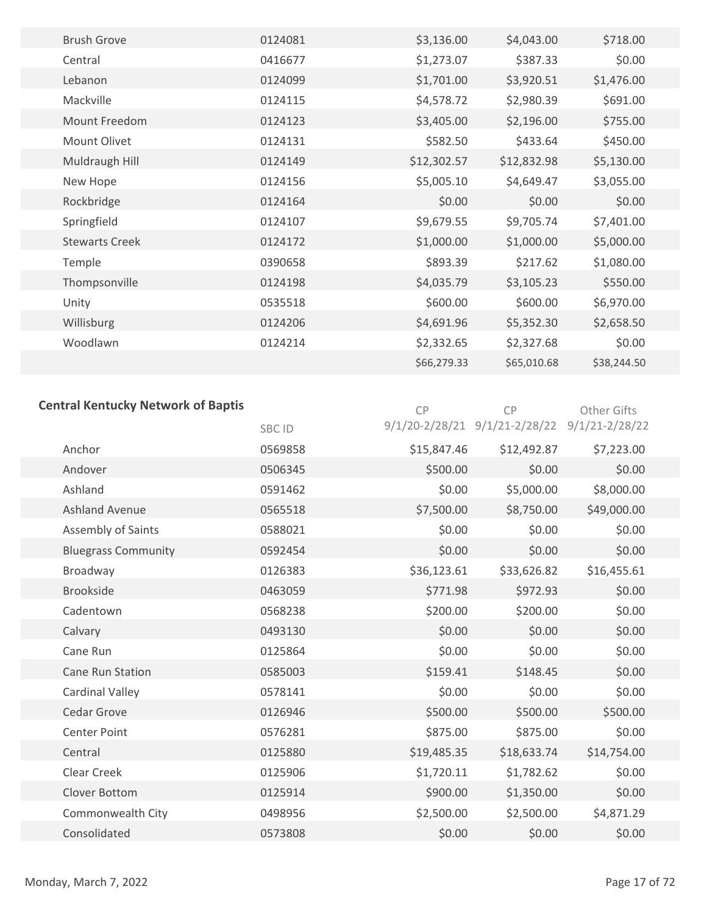| | | | | |
|---|---|---|---|---|
| Brush Grove | 0124081 | $3,136.00 | $4,043.00 | $718.00 |
| Central | 0416677 | $1,273.07 | $387.33 | $0.00 |
| Lebanon | 0124099 | $1,701.00 | $3,920.51 | $1,476.00 |
| Mackville | 0124115 | $4,578.72 | $2,980.39 | $691.00 |
| Mount Freedom | 0124123 | $3,405.00 | $2,196.00 | $755.00 |
| Mount Olivet | 0124131 | $582.50 | $433.64 | $450.00 |
| Muldraugh Hill | 0124149 | $12,302.57 | $12,832.98 | $5,130.00 |
| New Hope | 0124156 | $5,005.10 | $4,649.47 | $3,055.00 |
| Rockbridge | 0124164 | $0.00 | $0.00 | $0.00 |
| Springfield | 0124107 | $9,679.55 | $9,705.74 | $7,401.00 |
| Stewarts Creek | 0124172 | $1,000.00 | $1,000.00 | $5,000.00 |
| Temple | 0390658 | $893.39 | $217.62 | $1,080.00 |
| Thompsonville | 0124198 | $4,035.79 | $3,105.23 | $550.00 |
| Unity | 0535518 | $600.00 | $600.00 | $6,970.00 |
| Willisburg | 0124206 | $4,691.96 | $5,352.30 | $2,658.50 |
| Woodlawn | 0124214 | $2,332.65 | $2,327.68 | $0.00 |
| | | $66,279.33 | $65,010.68 | $38,244.50 |

## Central Kentucky Network of Baptis

| | SBC ID | CP 9/1/20-2/28/21 | CP 9/1/21-2/28/22 | Other Gifts 9/1/21-2/28/22 |
|---|---|---|---|---|
| Anchor | 0569858 | $15,847.46 | $12,492.87 | $7,223.00 |
| Andover | 0506345 | $500.00 | $0.00 | $0.00 |
| Ashland | 0591462 | $0.00 | $5,000.00 | $8,000.00 |
| Ashland Avenue | 0565518 | $7,500.00 | $8,750.00 | $49,000.00 |
| Assembly of Saints | 0588021 | $0.00 | $0.00 | $0.00 |
| Bluegrass Community | 0592454 | $0.00 | $0.00 | $0.00 |
| Broadway | 0126383 | $36,123.61 | $33,626.82 | $16,455.61 |
| Brookside | 0463059 | $771.98 | $972.93 | $0.00 |
| Cadentown | 0568238 | $200.00 | $200.00 | $0.00 |
| Calvary | 0493130 | $0.00 | $0.00 | $0.00 |
| Cane Run | 0125864 | $0.00 | $0.00 | $0.00 |
| Cane Run Station | 0585003 | $159.41 | $148.45 | $0.00 |
| Cardinal Valley | 0578141 | $0.00 | $0.00 | $0.00 |
| Cedar Grove | 0126946 | $500.00 | $500.00 | $500.00 |
| Center Point | 0576281 | $875.00 | $875.00 | $0.00 |
| Central | 0125880 | $19,485.35 | $18,633.74 | $14,754.00 |
| Clear Creek | 0125906 | $1,720.11 | $1,782.62 | $0.00 |
| Clover Bottom | 0125914 | $900.00 | $1,350.00 | $0.00 |
| Commonwealth City | 0498956 | $2,500.00 | $2,500.00 | $4,871.29 |
| Consolidated | 0573808 | $0.00 | $0.00 | $0.00 |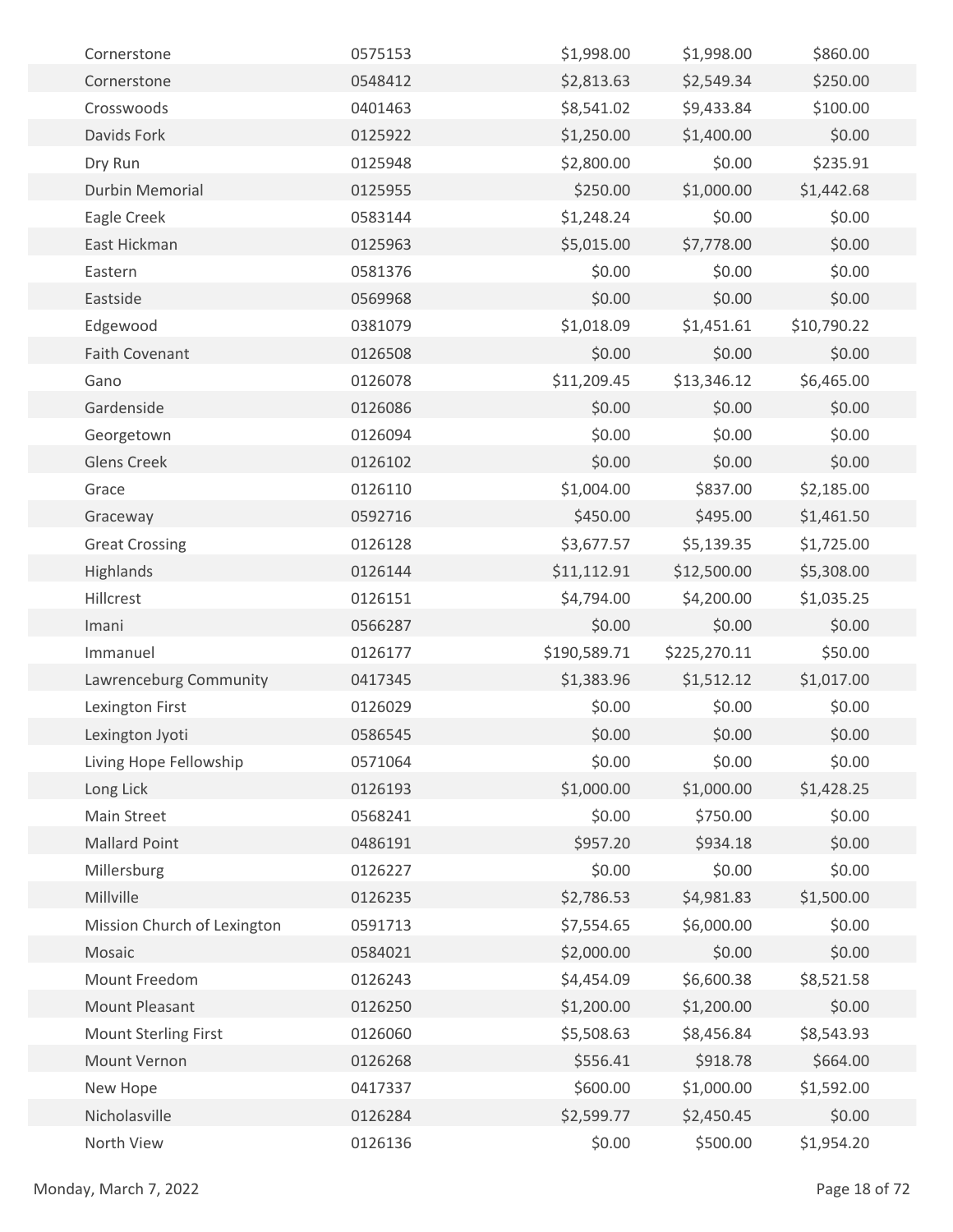| | | | | |
|---|---|---|---|---|
| Cornerstone | 0575153 | $1,998.00 | $1,998.00 | $860.00 |
| Cornerstone | 0548412 | $2,813.63 | $2,549.34 | $250.00 |
| Crosswoods | 0401463 | $8,541.02 | $9,433.84 | $100.00 |
| Davids Fork | 0125922 | $1,250.00 | $1,400.00 | $0.00 |
| Dry Run | 0125948 | $2,800.00 | $0.00 | $235.91 |
| Durbin Memorial | 0125955 | $250.00 | $1,000.00 | $1,442.68 |
| Eagle Creek | 0583144 | $1,248.24 | $0.00 | $0.00 |
| East Hickman | 0125963 | $5,015.00 | $7,778.00 | $0.00 |
| Eastern | 0581376 | $0.00 | $0.00 | $0.00 |
| Eastside | 0569968 | $0.00 | $0.00 | $0.00 |
| Edgewood | 0381079 | $1,018.09 | $1,451.61 | $10,790.22 |
| Faith Covenant | 0126508 | $0.00 | $0.00 | $0.00 |
| Gano | 0126078 | $11,209.45 | $13,346.12 | $6,465.00 |
| Gardenside | 0126086 | $0.00 | $0.00 | $0.00 |
| Georgetown | 0126094 | $0.00 | $0.00 | $0.00 |
| Glens Creek | 0126102 | $0.00 | $0.00 | $0.00 |
| Grace | 0126110 | $1,004.00 | $837.00 | $2,185.00 |
| Graceway | 0592716 | $450.00 | $495.00 | $1,461.50 |
| Great Crossing | 0126128 | $3,677.57 | $5,139.35 | $1,725.00 |
| Highlands | 0126144 | $11,112.91 | $12,500.00 | $5,308.00 |
| Hillcrest | 0126151 | $4,794.00 | $4,200.00 | $1,035.25 |
| Imani | 0566287 | $0.00 | $0.00 | $0.00 |
| Immanuel | 0126177 | $190,589.71 | $225,270.11 | $50.00 |
| Lawrenceburg Community | 0417345 | $1,383.96 | $1,512.12 | $1,017.00 |
| Lexington First | 0126029 | $0.00 | $0.00 | $0.00 |
| Lexington Jyoti | 0586545 | $0.00 | $0.00 | $0.00 |
| Living Hope Fellowship | 0571064 | $0.00 | $0.00 | $0.00 |
| Long Lick | 0126193 | $1,000.00 | $1,000.00 | $1,428.25 |
| Main Street | 0568241 | $0.00 | $750.00 | $0.00 |
| Mallard Point | 0486191 | $957.20 | $934.18 | $0.00 |
| Millersburg | 0126227 | $0.00 | $0.00 | $0.00 |
| Millville | 0126235 | $2,786.53 | $4,981.83 | $1,500.00 |
| Mission Church of Lexington | 0591713 | $7,554.65 | $6,000.00 | $0.00 |
| Mosaic | 0584021 | $2,000.00 | $0.00 | $0.00 |
| Mount Freedom | 0126243 | $4,454.09 | $6,600.38 | $8,521.58 |
| Mount Pleasant | 0126250 | $1,200.00 | $1,200.00 | $0.00 |
| Mount Sterling First | 0126060 | $5,508.63 | $8,456.84 | $8,543.93 |
| Mount Vernon | 0126268 | $556.41 | $918.78 | $664.00 |
| New Hope | 0417337 | $600.00 | $1,000.00 | $1,592.00 |
| Nicholasville | 0126284 | $2,599.77 | $2,450.45 | $0.00 |
| North View | 0126136 | $0.00 | $500.00 | $1,954.20 |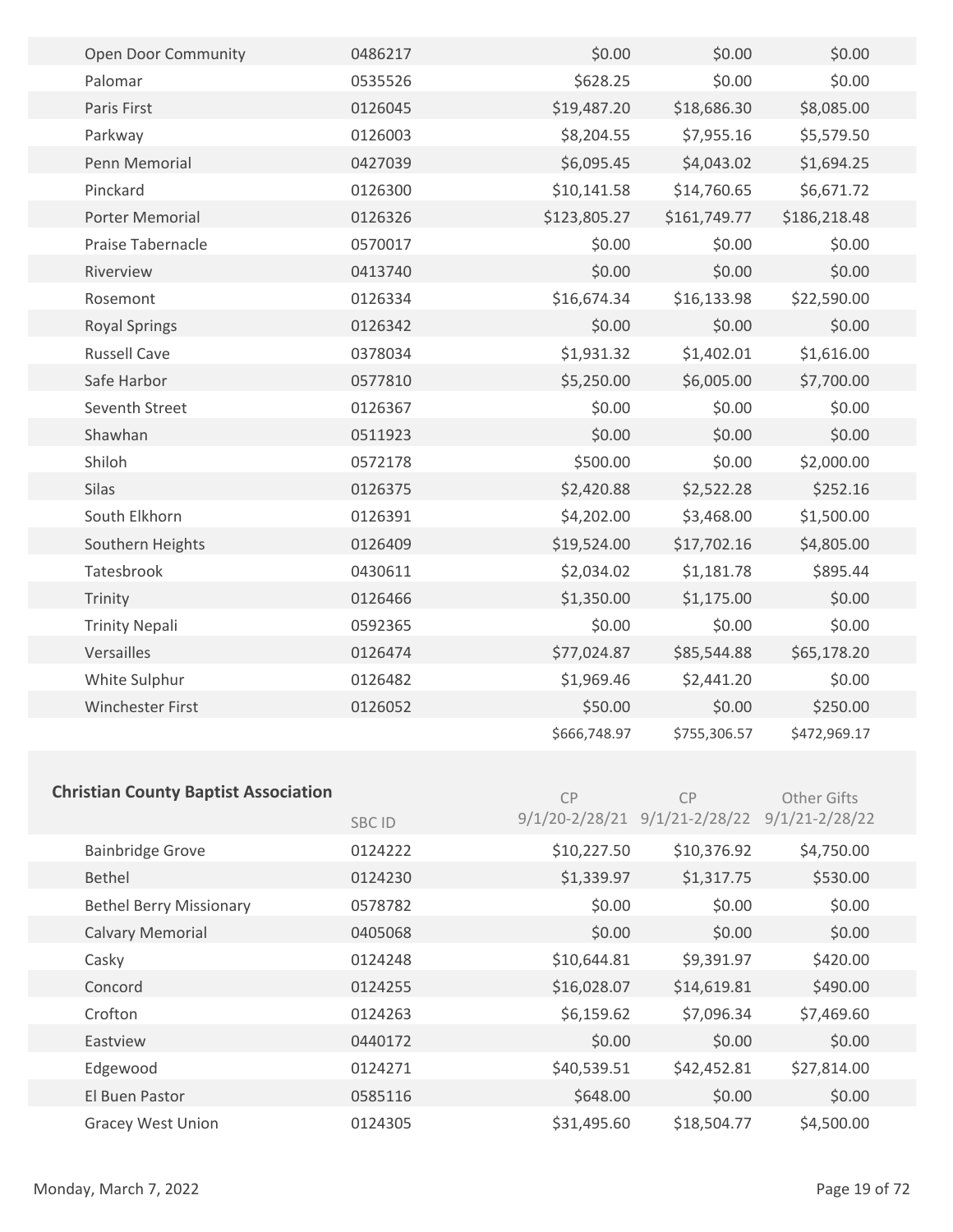| | | | | |
|---|---|---|---|---|
| Open Door Community | 0486217 | $0.00 | $0.00 | $0.00 |
| Palomar | 0535526 | $628.25 | $0.00 | $0.00 |
| Paris First | 0126045 | $19,487.20 | $18,686.30 | $8,085.00 |
| Parkway | 0126003 | $8,204.55 | $7,955.16 | $5,579.50 |
| Penn Memorial | 0427039 | $6,095.45 | $4,043.02 | $1,694.25 |
| Pinckard | 0126300 | $10,141.58 | $14,760.65 | $6,671.72 |
| Porter Memorial | 0126326 | $123,805.27 | $161,749.77 | $186,218.48 |
| Praise Tabernacle | 0570017 | $0.00 | $0.00 | $0.00 |
| Riverview | 0413740 | $0.00 | $0.00 | $0.00 |
| Rosemont | 0126334 | $16,674.34 | $16,133.98 | $22,590.00 |
| Royal Springs | 0126342 | $0.00 | $0.00 | $0.00 |
| Russell Cave | 0378034 | $1,931.32 | $1,402.01 | $1,616.00 |
| Safe Harbor | 0577810 | $5,250.00 | $6,005.00 | $7,700.00 |
| Seventh Street | 0126367 | $0.00 | $0.00 | $0.00 |
| Shawhan | 0511923 | $0.00 | $0.00 | $0.00 |
| Shiloh | 0572178 | $500.00 | $0.00 | $2,000.00 |
| Silas | 0126375 | $2,420.88 | $2,522.28 | $252.16 |
| South Elkhorn | 0126391 | $4,202.00 | $3,468.00 | $1,500.00 |
| Southern Heights | 0126409 | $19,524.00 | $17,702.16 | $4,805.00 |
| Tatesbrook | 0430611 | $2,034.02 | $1,181.78 | $895.44 |
| Trinity | 0126466 | $1,350.00 | $1,175.00 | $0.00 |
| Trinity Nepali | 0592365 | $0.00 | $0.00 | $0.00 |
| Versailles | 0126474 | $77,024.87 | $85,544.88 | $65,178.20 |
| White Sulphur | 0126482 | $1,969.46 | $2,441.20 | $0.00 |
| Winchester First | 0126052 | $50.00 | $0.00 | $250.00 |
| | | $666,748.97 | $755,306.57 | $472,969.17 |

## Christian County Baptist Association

| | SBC ID | CP 9/1/20-2/28/21 | CP 9/1/21-2/28/22 | Other Gifts 9/1/21-2/28/22 |
|---|---|---|---|---|
| Bainbridge Grove | 0124222 | $10,227.50 | $10,376.92 | $4,750.00 |
| Bethel | 0124230 | $1,339.97 | $1,317.75 | $530.00 |
| Bethel Berry Missionary | 0578782 | $0.00 | $0.00 | $0.00 |
| Calvary Memorial | 0405068 | $0.00 | $0.00 | $0.00 |
| Casky | 0124248 | $10,644.81 | $9,391.97 | $420.00 |
| Concord | 0124255 | $16,028.07 | $14,619.81 | $490.00 |
| Crofton | 0124263 | $6,159.62 | $7,096.34 | $7,469.60 |
| Eastview | 0440172 | $0.00 | $0.00 | $0.00 |
| Edgewood | 0124271 | $40,539.51 | $42,452.81 | $27,814.00 |
| El Buen Pastor | 0585116 | $648.00 | $0.00 | $0.00 |
| Gracey West Union | 0124305 | $31,495.60 | $18,504.77 | $4,500.00 |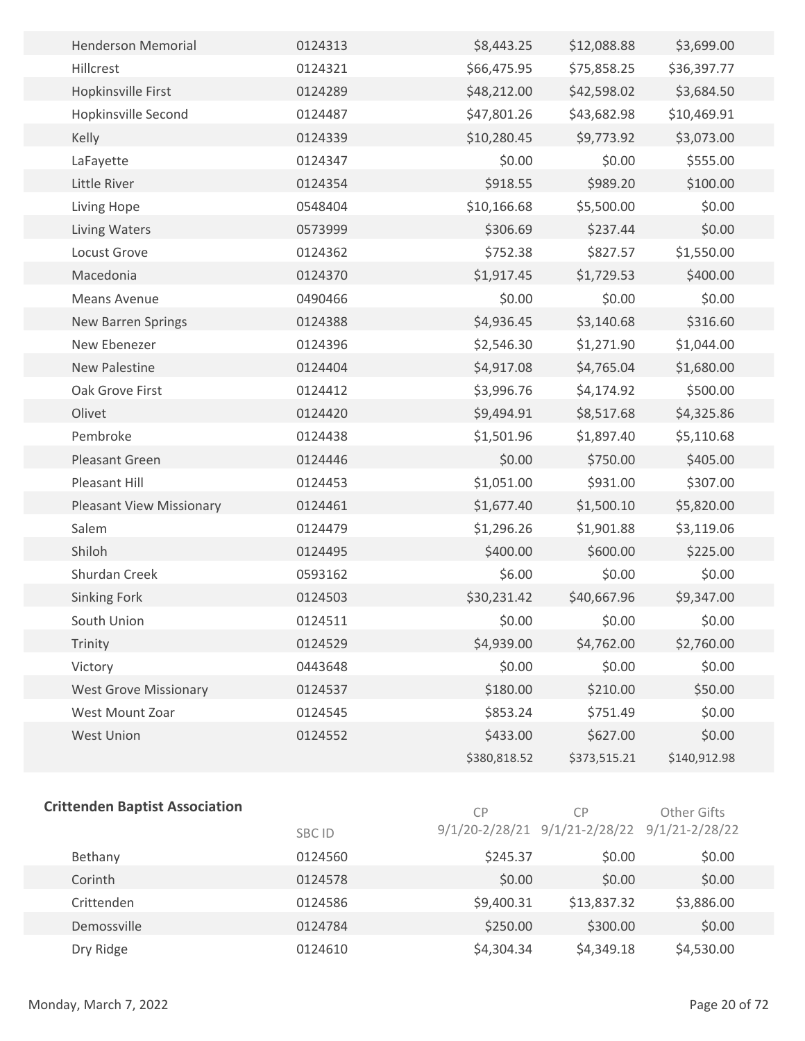| | | | | |
|---|---|---|---|---|
| Henderson Memorial | 0124313 | $8,443.25 | $12,088.88 | $3,699.00 |
| Hillcrest | 0124321 | $66,475.95 | $75,858.25 | $36,397.77 |
| Hopkinsville First | 0124289 | $48,212.00 | $42,598.02 | $3,684.50 |
| Hopkinsville Second | 0124487 | $47,801.26 | $43,682.98 | $10,469.91 |
| Kelly | 0124339 | $10,280.45 | $9,773.92 | $3,073.00 |
| LaFayette | 0124347 | $0.00 | $0.00 | $555.00 |
| Little River | 0124354 | $918.55 | $989.20 | $100.00 |
| Living Hope | 0548404 | $10,166.68 | $5,500.00 | $0.00 |
| Living Waters | 0573999 | $306.69 | $237.44 | $0.00 |
| Locust Grove | 0124362 | $752.38 | $827.57 | $1,550.00 |
| Macedonia | 0124370 | $1,917.45 | $1,729.53 | $400.00 |
| Means Avenue | 0490466 | $0.00 | $0.00 | $0.00 |
| New Barren Springs | 0124388 | $4,936.45 | $3,140.68 | $316.60 |
| New Ebenezer | 0124396 | $2,546.30 | $1,271.90 | $1,044.00 |
| New Palestine | 0124404 | $4,917.08 | $4,765.04 | $1,680.00 |
| Oak Grove First | 0124412 | $3,996.76 | $4,174.92 | $500.00 |
| Olivet | 0124420 | $9,494.91 | $8,517.68 | $4,325.86 |
| Pembroke | 0124438 | $1,501.96 | $1,897.40 | $5,110.68 |
| Pleasant Green | 0124446 | $0.00 | $750.00 | $405.00 |
| Pleasant Hill | 0124453 | $1,051.00 | $931.00 | $307.00 |
| Pleasant View Missionary | 0124461 | $1,677.40 | $1,500.10 | $5,820.00 |
| Salem | 0124479 | $1,296.26 | $1,901.88 | $3,119.06 |
| Shiloh | 0124495 | $400.00 | $600.00 | $225.00 |
| Shurdan Creek | 0593162 | $6.00 | $0.00 | $0.00 |
| Sinking Fork | 0124503 | $30,231.42 | $40,667.96 | $9,347.00 |
| South Union | 0124511 | $0.00 | $0.00 | $0.00 |
| Trinity | 0124529 | $4,939.00 | $4,762.00 | $2,760.00 |
| Victory | 0443648 | $0.00 | $0.00 | $0.00 |
| West Grove Missionary | 0124537 | $180.00 | $210.00 | $50.00 |
| West Mount Zoar | 0124545 | $853.24 | $751.49 | $0.00 |
| West Union | 0124552 | $433.00 | $627.00 | $0.00 |
| | | $380,818.52 | $373,515.21 | $140,912.98 |

## Crittenden Baptist Association

| | SBC ID | CP 9/1/20-2/28/21 | CP 9/1/21-2/28/22 | Other Gifts 9/1/21-2/28/22 |
|---|---|---|---|---|
| Bethany | 0124560 | $245.37 | $0.00 | $0.00 |
| Corinth | 0124578 | $0.00 | $0.00 | $0.00 |
| Crittenden | 0124586 | $9,400.31 | $13,837.32 | $3,886.00 |
| Demossville | 0124784 | $250.00 | $300.00 | $0.00 |
| Dry Ridge | 0124610 | $4,304.34 | $4,349.18 | $4,530.00 |

Monday, March 7, 2022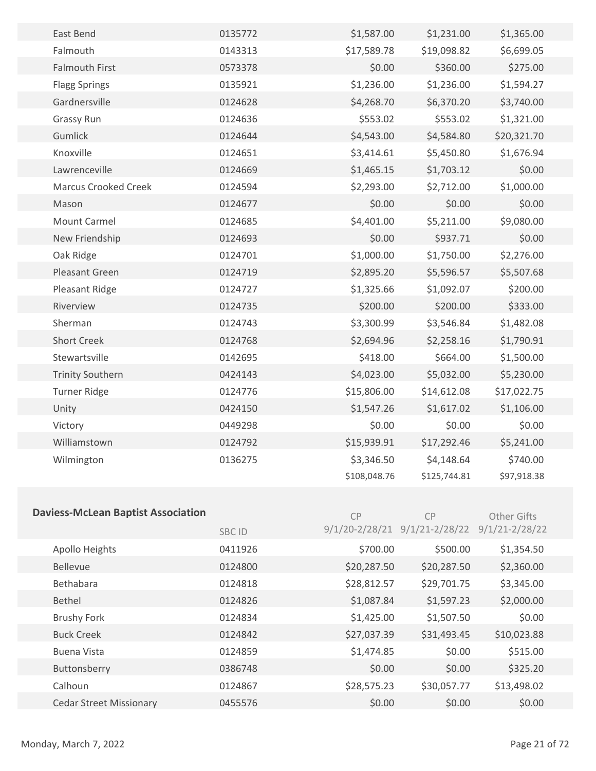| | | | | |
|---|---|---|---|---|
| East Bend | 0135772 | $1,587.00 | $1,231.00 | $1,365.00 |
| Falmouth | 0143313 | $17,589.78 | $19,098.82 | $6,699.05 |
| Falmouth First | 0573378 | $0.00 | $360.00 | $275.00 |
| Flagg Springs | 0135921 | $1,236.00 | $1,236.00 | $1,594.27 |
| Gardnersville | 0124628 | $4,268.70 | $6,370.20 | $3,740.00 |
| Grassy Run | 0124636 | $553.02 | $553.02 | $1,321.00 |
| Gumlick | 0124644 | $4,543.00 | $4,584.80 | $20,321.70 |
| Knoxville | 0124651 | $3,414.61 | $5,450.80 | $1,676.94 |
| Lawrenceville | 0124669 | $1,465.15 | $1,703.12 | $0.00 |
| Marcus Crooked Creek | 0124594 | $2,293.00 | $2,712.00 | $1,000.00 |
| Mason | 0124677 | $0.00 | $0.00 | $0.00 |
| Mount Carmel | 0124685 | $4,401.00 | $5,211.00 | $9,080.00 |
| New Friendship | 0124693 | $0.00 | $937.71 | $0.00 |
| Oak Ridge | 0124701 | $1,000.00 | $1,750.00 | $2,276.00 |
| Pleasant Green | 0124719 | $2,895.20 | $5,596.57 | $5,507.68 |
| Pleasant Ridge | 0124727 | $1,325.66 | $1,092.07 | $200.00 |
| Riverview | 0124735 | $200.00 | $200.00 | $333.00 |
| Sherman | 0124743 | $3,300.99 | $3,546.84 | $1,482.08 |
| Short Creek | 0124768 | $2,694.96 | $2,258.16 | $1,790.91 |
| Stewartsville | 0142695 | $418.00 | $664.00 | $1,500.00 |
| Trinity Southern | 0424143 | $4,023.00 | $5,032.00 | $5,230.00 |
| Turner Ridge | 0124776 | $15,806.00 | $14,612.08 | $17,022.75 |
| Unity | 0424150 | $1,547.26 | $1,617.02 | $1,106.00 |
| Victory | 0449298 | $0.00 | $0.00 | $0.00 |
| Williamstown | 0124792 | $15,939.91 | $17,292.46 | $5,241.00 |
| Wilmington | 0136275 | $3,346.50 | $4,148.64 | $740.00 |
| | | $108,048.76 | $125,744.81 | $97,918.38 |

## Daviess-McLean Baptist Association

| | SBC ID | CP 9/1/20-2/28/21 | CP 9/1/21-2/28/22 | Other Gifts 9/1/21-2/28/22 |
|---|---|---|---|---|
| Apollo Heights | 0411926 | $700.00 | $500.00 | $1,354.50 |
| Bellevue | 0124800 | $20,287.50 | $20,287.50 | $2,360.00 |
| Bethabara | 0124818 | $28,812.57 | $29,701.75 | $3,345.00 |
| Bethel | 0124826 | $1,087.84 | $1,597.23 | $2,000.00 |
| Brushy Fork | 0124834 | $1,425.00 | $1,507.50 | $0.00 |
| Buck Creek | 0124842 | $27,037.39 | $31,493.45 | $10,023.88 |
| Buena Vista | 0124859 | $1,474.85 | $0.00 | $515.00 |
| Buttonsberry | 0386748 | $0.00 | $0.00 | $325.20 |
| Calhoun | 0124867 | $28,575.23 | $30,057.77 | $13,498.02 |
| Cedar Street Missionary | 0455576 | $0.00 | $0.00 | $0.00 |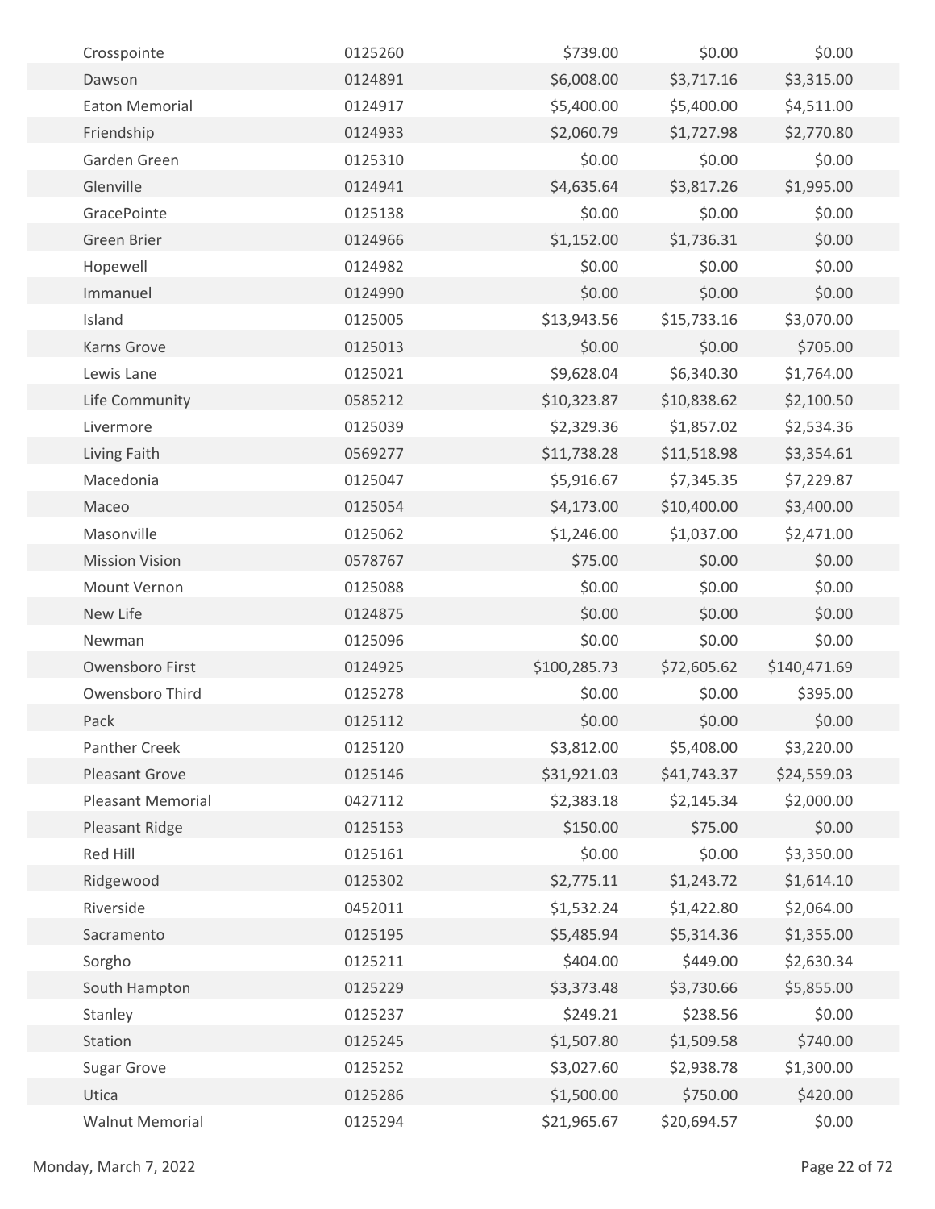| | | | | |
|---|---|---|---|---|
| Crosspointe | 0125260 | $739.00 | $0.00 | $0.00 |
| Dawson | 0124891 | $6,008.00 | $3,717.16 | $3,315.00 |
| Eaton Memorial | 0124917 | $5,400.00 | $5,400.00 | $4,511.00 |
| Friendship | 0124933 | $2,060.79 | $1,727.98 | $2,770.80 |
| Garden Green | 0125310 | $0.00 | $0.00 | $0.00 |
| Glenville | 0124941 | $4,635.64 | $3,817.26 | $1,995.00 |
| GracePointe | 0125138 | $0.00 | $0.00 | $0.00 |
| Green Brier | 0124966 | $1,152.00 | $1,736.31 | $0.00 |
| Hopewell | 0124982 | $0.00 | $0.00 | $0.00 |
| Immanuel | 0124990 | $0.00 | $0.00 | $0.00 |
| Island | 0125005 | $13,943.56 | $15,733.16 | $3,070.00 |
| Karns Grove | 0125013 | $0.00 | $0.00 | $705.00 |
| Lewis Lane | 0125021 | $9,628.04 | $6,340.30 | $1,764.00 |
| Life Community | 0585212 | $10,323.87 | $10,838.62 | $2,100.50 |
| Livermore | 0125039 | $2,329.36 | $1,857.02 | $2,534.36 |
| Living Faith | 0569277 | $11,738.28 | $11,518.98 | $3,354.61 |
| Macedonia | 0125047 | $5,916.67 | $7,345.35 | $7,229.87 |
| Maceo | 0125054 | $4,173.00 | $10,400.00 | $3,400.00 |
| Masonville | 0125062 | $1,246.00 | $1,037.00 | $2,471.00 |
| Mission Vision | 0578767 | $75.00 | $0.00 | $0.00 |
| Mount Vernon | 0125088 | $0.00 | $0.00 | $0.00 |
| New Life | 0124875 | $0.00 | $0.00 | $0.00 |
| Newman | 0125096 | $0.00 | $0.00 | $0.00 |
| Owensboro First | 0124925 | $100,285.73 | $72,605.62 | $140,471.69 |
| Owensboro Third | 0125278 | $0.00 | $0.00 | $395.00 |
| Pack | 0125112 | $0.00 | $0.00 | $0.00 |
| Panther Creek | 0125120 | $3,812.00 | $5,408.00 | $3,220.00 |
| Pleasant Grove | 0125146 | $31,921.03 | $41,743.37 | $24,559.03 |
| Pleasant Memorial | 0427112 | $2,383.18 | $2,145.34 | $2,000.00 |
| Pleasant Ridge | 0125153 | $150.00 | $75.00 | $0.00 |
| Red Hill | 0125161 | $0.00 | $0.00 | $3,350.00 |
| Ridgewood | 0125302 | $2,775.11 | $1,243.72 | $1,614.10 |
| Riverside | 0452011 | $1,532.24 | $1,422.80 | $2,064.00 |
| Sacramento | 0125195 | $5,485.94 | $5,314.36 | $1,355.00 |
| Sorgho | 0125211 | $404.00 | $449.00 | $2,630.34 |
| South Hampton | 0125229 | $3,373.48 | $3,730.66 | $5,855.00 |
| Stanley | 0125237 | $249.21 | $238.56 | $0.00 |
| Station | 0125245 | $1,507.80 | $1,509.58 | $740.00 |
| Sugar Grove | 0125252 | $3,027.60 | $2,938.78 | $1,300.00 |
| Utica | 0125286 | $1,500.00 | $750.00 | $420.00 |
| Walnut Memorial | 0125294 | $21,965.67 | $20,694.57 | $0.00 |

Monday, March 7, 2022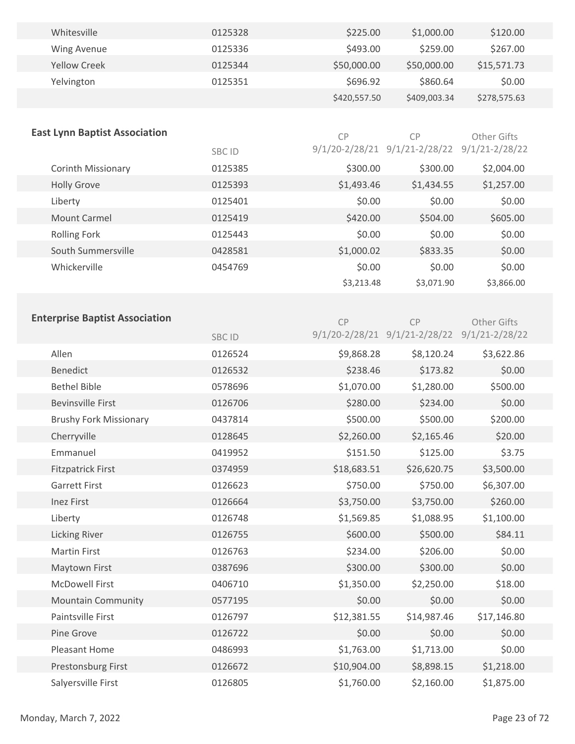| | | | | |
|---|---|---|---|---|
| Whitesville | 0125328 | $225.00 | $1,000.00 | $120.00 |
| Wing Avenue | 0125336 | $493.00 | $259.00 | $267.00 |
| Yellow Creek | 0125344 | $50,000.00 | $50,000.00 | $15,571.73 |
| Yelvington | 0125351 | $696.92 | $860.64 | $0.00 |
| | | $420,557.50 | $409,003.34 | $278,575.63 |

## East Lynn Baptist Association

| | SBC ID | CP 9/1/20-2/28/21 | CP 9/1/21-2/28/22 | Other Gifts 9/1/21-2/28/22 |
|---|---|---|---|---|
| Corinth Missionary | 0125385 | $300.00 | $300.00 | $2,004.00 |
| Holly Grove | 0125393 | $1,493.46 | $1,434.55 | $1,257.00 |
| Liberty | 0125401 | $0.00 | $0.00 | $0.00 |
| Mount Carmel | 0125419 | $420.00 | $504.00 | $605.00 |
| Rolling Fork | 0125443 | $0.00 | $0.00 | $0.00 |
| South Summersville | 0428581 | $1,000.02 | $833.35 | $0.00 |
| Whickerville | 0454769 | $0.00 | $0.00 | $0.00 |
| | | $3,213.48 | $3,071.90 | $3,866.00 |

## Enterprise Baptist Association

| | SBC ID | CP 9/1/20-2/28/21 | CP 9/1/21-2/28/22 | Other Gifts 9/1/21-2/28/22 |
|---|---|---|---|---|
| Allen | 0126524 | $9,868.28 | $8,120.24 | $3,622.86 |
| Benedict | 0126532 | $238.46 | $173.82 | $0.00 |
| Bethel Bible | 0578696 | $1,070.00 | $1,280.00 | $500.00 |
| Bevinsville First | 0126706 | $280.00 | $234.00 | $0.00 |
| Brushy Fork Missionary | 0437814 | $500.00 | $500.00 | $200.00 |
| Cherryville | 0128645 | $2,260.00 | $2,165.46 | $20.00 |
| Emmanuel | 0419952 | $151.50 | $125.00 | $3.75 |
| Fitzpatrick First | 0374959 | $18,683.51 | $26,620.75 | $3,500.00 |
| Garrett First | 0126623 | $750.00 | $750.00 | $6,307.00 |
| Inez First | 0126664 | $3,750.00 | $3,750.00 | $260.00 |
| Liberty | 0126748 | $1,569.85 | $1,088.95 | $1,100.00 |
| Licking River | 0126755 | $600.00 | $500.00 | $84.11 |
| Martin First | 0126763 | $234.00 | $206.00 | $0.00 |
| Maytown First | 0387696 | $300.00 | $300.00 | $0.00 |
| McDowell First | 0406710 | $1,350.00 | $2,250.00 | $18.00 |
| Mountain Community | 0577195 | $0.00 | $0.00 | $0.00 |
| Paintsville First | 0126797 | $12,381.55 | $14,987.46 | $17,146.80 |
| Pine Grove | 0126722 | $0.00 | $0.00 | $0.00 |
| Pleasant Home | 0486993 | $1,763.00 | $1,713.00 | $0.00 |
| Prestonsburg First | 0126672 | $10,904.00 | $8,898.15 | $1,218.00 |
| Salyersville First | 0126805 | $1,760.00 | $2,160.00 | $1,875.00 |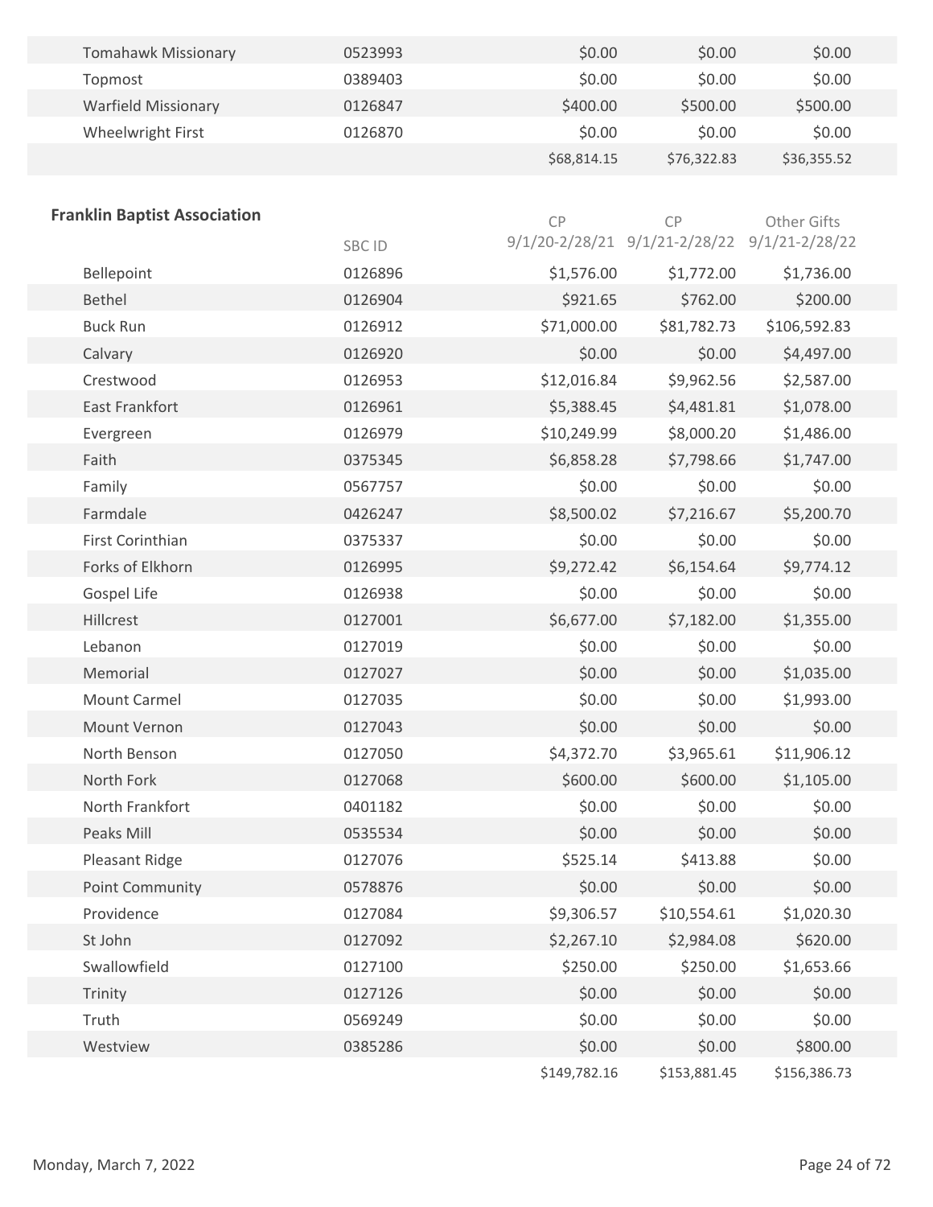| | | | | |
|---|---|---|---|---|
| Tomahawk Missionary | 0523993 | $0.00 | $0.00 | $0.00 |
| Topmost | 0389403 | $0.00 | $0.00 | $0.00 |
| Warfield Missionary | 0126847 | $400.00 | $500.00 | $500.00 |
| Wheelwright First | 0126870 | $0.00 | $0.00 | $0.00 |
| | | $68,814.15 | $76,322.83 | $36,355.52 |

**Franklin Baptist Association**

| | SBC ID | CP 9/1/20-2/28/21 | CP 9/1/21-2/28/22 | Other Gifts 9/1/21-2/28/22 |
|---|---|---|---|---|
| Bellepoint | 0126896 | $1,576.00 | $1,772.00 | $1,736.00 |
| Bethel | 0126904 | $921.65 | $762.00 | $200.00 |
| Buck Run | 0126912 | $71,000.00 | $81,782.73 | $106,592.83 |
| Calvary | 0126920 | $0.00 | $0.00 | $4,497.00 |
| Crestwood | 0126953 | $12,016.84 | $9,962.56 | $2,587.00 |
| East Frankfort | 0126961 | $5,388.45 | $4,481.81 | $1,078.00 |
| Evergreen | 0126979 | $10,249.99 | $8,000.20 | $1,486.00 |
| Faith | 0375345 | $6,858.28 | $7,798.66 | $1,747.00 |
| Family | 0567757 | $0.00 | $0.00 | $0.00 |
| Farmdale | 0426247 | $8,500.02 | $7,216.67 | $5,200.70 |
| First Corinthian | 0375337 | $0.00 | $0.00 | $0.00 |
| Forks of Elkhorn | 0126995 | $9,272.42 | $6,154.64 | $9,774.12 |
| Gospel Life | 0126938 | $0.00 | $0.00 | $0.00 |
| Hillcrest | 0127001 | $6,677.00 | $7,182.00 | $1,355.00 |
| Lebanon | 0127019 | $0.00 | $0.00 | $0.00 |
| Memorial | 0127027 | $0.00 | $0.00 | $1,035.00 |
| Mount Carmel | 0127035 | $0.00 | $0.00 | $1,993.00 |
| Mount Vernon | 0127043 | $0.00 | $0.00 | $0.00 |
| North Benson | 0127050 | $4,372.70 | $3,965.61 | $11,906.12 |
| North Fork | 0127068 | $600.00 | $600.00 | $1,105.00 |
| North Frankfort | 0401182 | $0.00 | $0.00 | $0.00 |
| Peaks Mill | 0535534 | $0.00 | $0.00 | $0.00 |
| Pleasant Ridge | 0127076 | $525.14 | $413.88 | $0.00 |
| Point Community | 0578876 | $0.00 | $0.00 | $0.00 |
| Providence | 0127084 | $9,306.57 | $10,554.61 | $1,020.30 |
| St John | 0127092 | $2,267.10 | $2,984.08 | $620.00 |
| Swallowfield | 0127100 | $250.00 | $250.00 | $1,653.66 |
| Trinity | 0127126 | $0.00 | $0.00 | $0.00 |
| Truth | 0569249 | $0.00 | $0.00 | $0.00 |
| Westview | 0385286 | $0.00 | $0.00 | $800.00 |
| | | $149,782.16 | $153,881.45 | $156,386.73 |

Monday, March 7, 2022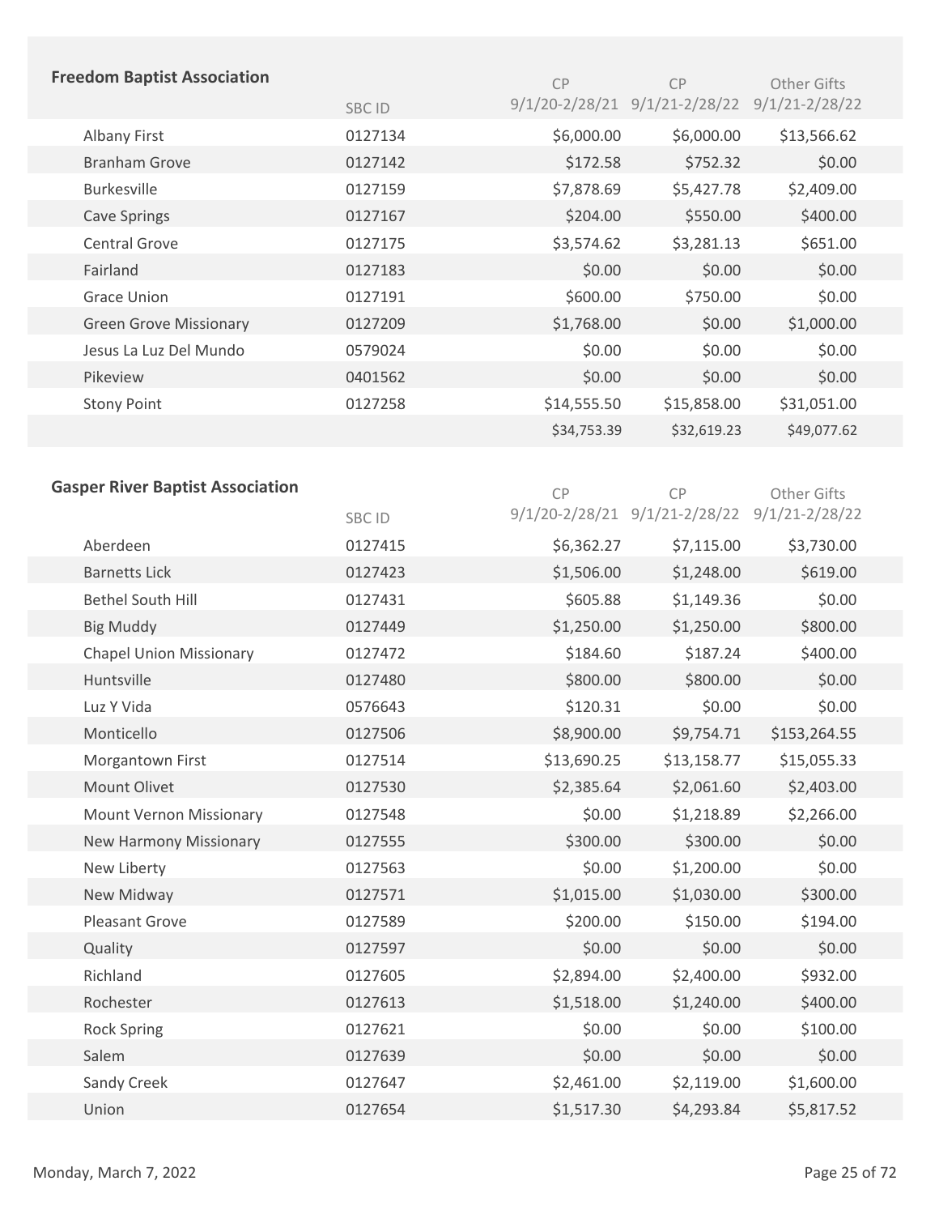## Freedom Baptist Association

| | SBC ID | CP 9/1/20-2/28/21 | CP 9/1/21-2/28/22 | Other Gifts 9/1/21-2/28/22 |
|---|---|---|---|---|
| Albany First | 0127134 | $6,000.00 | $6,000.00 | $13,566.62 |
| Branham Grove | 0127142 | $172.58 | $752.32 | $0.00 |
| Burkesville | 0127159 | $7,878.69 | $5,427.78 | $2,409.00 |
| Cave Springs | 0127167 | $204.00 | $550.00 | $400.00 |
| Central Grove | 0127175 | $3,574.62 | $3,281.13 | $651.00 |
| Fairland | 0127183 | $0.00 | $0.00 | $0.00 |
| Grace Union | 0127191 | $600.00 | $750.00 | $0.00 |
| Green Grove Missionary | 0127209 | $1,768.00 | $0.00 | $1,000.00 |
| Jesus La Luz Del Mundo | 0579024 | $0.00 | $0.00 | $0.00 |
| Pikeview | 0401562 | $0.00 | $0.00 | $0.00 |
| Stony Point | 0127258 | $14,555.50 | $15,858.00 | $31,051.00 |
| | | $34,753.39 | $32,619.23 | $49,077.62 |

## Gasper River Baptist Association

| | SBC ID | CP 9/1/20-2/28/21 | CP 9/1/21-2/28/22 | Other Gifts 9/1/21-2/28/22 |
|---|---|---|---|---|
| Aberdeen | 0127415 | $6,362.27 | $7,115.00 | $3,730.00 |
| Barnetts Lick | 0127423 | $1,506.00 | $1,248.00 | $619.00 |
| Bethel South Hill | 0127431 | $605.88 | $1,149.36 | $0.00 |
| Big Muddy | 0127449 | $1,250.00 | $1,250.00 | $800.00 |
| Chapel Union Missionary | 0127472 | $184.60 | $187.24 | $400.00 |
| Huntsville | 0127480 | $800.00 | $800.00 | $0.00 |
| Luz Y Vida | 0576643 | $120.31 | $0.00 | $0.00 |
| Monticello | 0127506 | $8,900.00 | $9,754.71 | $153,264.55 |
| Morgantown First | 0127514 | $13,690.25 | $13,158.77 | $15,055.33 |
| Mount Olivet | 0127530 | $2,385.64 | $2,061.60 | $2,403.00 |
| Mount Vernon Missionary | 0127548 | $0.00 | $1,218.89 | $2,266.00 |
| New Harmony Missionary | 0127555 | $300.00 | $300.00 | $0.00 |
| New Liberty | 0127563 | $0.00 | $1,200.00 | $0.00 |
| New Midway | 0127571 | $1,015.00 | $1,030.00 | $300.00 |
| Pleasant Grove | 0127589 | $200.00 | $150.00 | $194.00 |
| Quality | 0127597 | $0.00 | $0.00 | $0.00 |
| Richland | 0127605 | $2,894.00 | $2,400.00 | $932.00 |
| Rochester | 0127613 | $1,518.00 | $1,240.00 | $400.00 |
| Rock Spring | 0127621 | $0.00 | $0.00 | $100.00 |
| Salem | 0127639 | $0.00 | $0.00 | $0.00 |
| Sandy Creek | 0127647 | $2,461.00 | $2,119.00 | $1,600.00 |
| Union | 0127654 | $1,517.30 | $4,293.84 | $5,817.52 |

Monday, March 7, 2022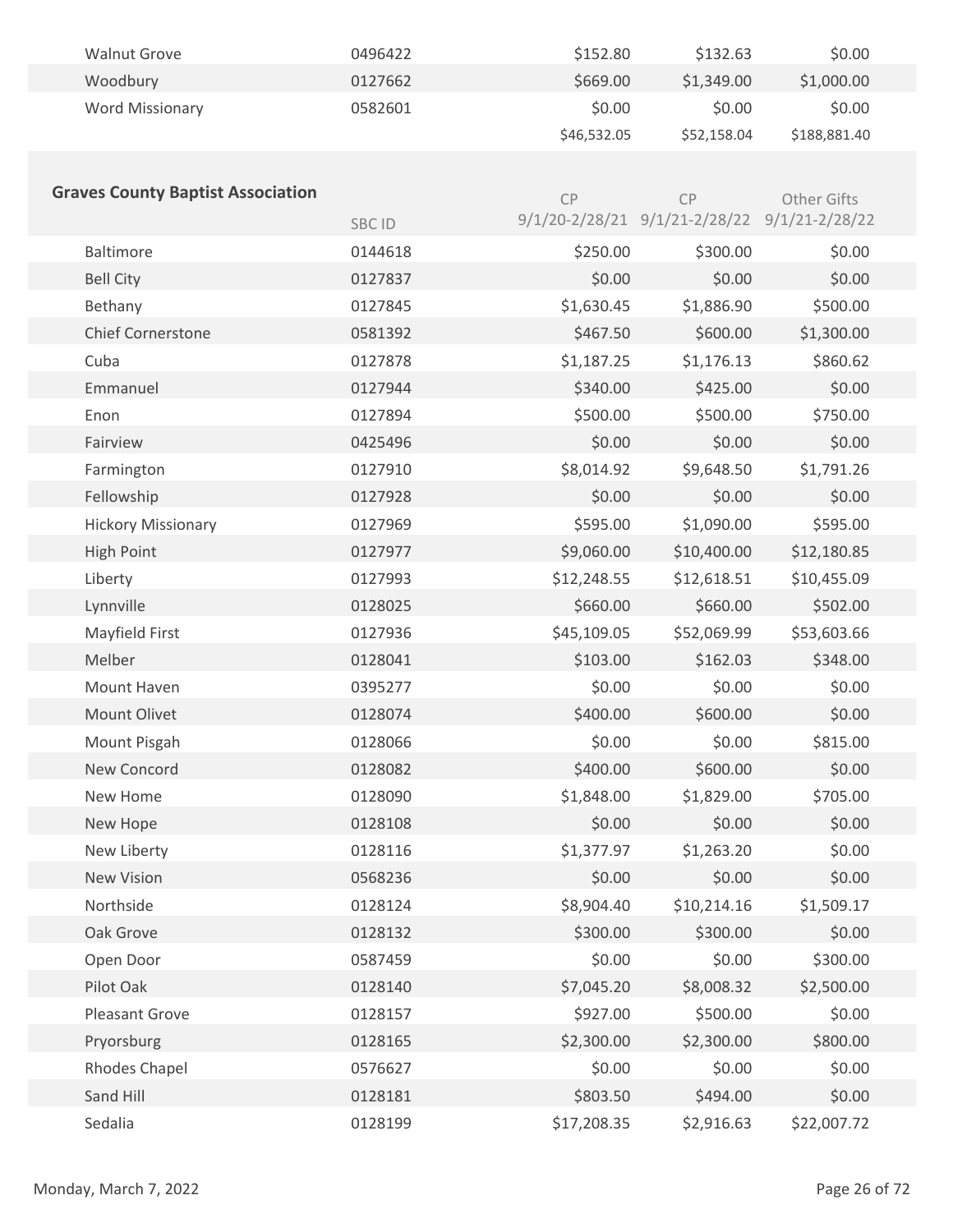| | | | | |
|---|---|---|---|---|
| Walnut Grove | 0496422 | $152.80 | $132.63 | $0.00 |
| Woodbury | 0127662 | $669.00 | $1,349.00 | $1,000.00 |
| Word Missionary | 0582601 | $0.00 | $0.00 | $0.00 |
| | | $46,532.05 | $52,158.04 | $188,881.40 |

## Graves County Baptist Association

| | SBC ID | CP 9/1/20-2/28/21 | CP 9/1/21-2/28/22 | Other Gifts 9/1/21-2/28/22 |
|---|---|---|---|---|
| Baltimore | 0144618 | $250.00 | $300.00 | $0.00 |
| Bell City | 0127837 | $0.00 | $0.00 | $0.00 |
| Bethany | 0127845 | $1,630.45 | $1,886.90 | $500.00 |
| Chief Cornerstone | 0581392 | $467.50 | $600.00 | $1,300.00 |
| Cuba | 0127878 | $1,187.25 | $1,176.13 | $860.62 |
| Emmanuel | 0127944 | $340.00 | $425.00 | $0.00 |
| Enon | 0127894 | $500.00 | $500.00 | $750.00 |
| Fairview | 0425496 | $0.00 | $0.00 | $0.00 |
| Farmington | 0127910 | $8,014.92 | $9,648.50 | $1,791.26 |
| Fellowship | 0127928 | $0.00 | $0.00 | $0.00 |
| Hickory Missionary | 0127969 | $595.00 | $1,090.00 | $595.00 |
| High Point | 0127977 | $9,060.00 | $10,400.00 | $12,180.85 |
| Liberty | 0127993 | $12,248.55 | $12,618.51 | $10,455.09 |
| Lynnville | 0128025 | $660.00 | $660.00 | $502.00 |
| Mayfield First | 0127936 | $45,109.05 | $52,069.99 | $53,603.66 |
| Melber | 0128041 | $103.00 | $162.03 | $348.00 |
| Mount Haven | 0395277 | $0.00 | $0.00 | $0.00 |
| Mount Olivet | 0128074 | $400.00 | $600.00 | $0.00 |
| Mount Pisgah | 0128066 | $0.00 | $0.00 | $815.00 |
| New Concord | 0128082 | $400.00 | $600.00 | $0.00 |
| New Home | 0128090 | $1,848.00 | $1,829.00 | $705.00 |
| New Hope | 0128108 | $0.00 | $0.00 | $0.00 |
| New Liberty | 0128116 | $1,377.97 | $1,263.20 | $0.00 |
| New Vision | 0568236 | $0.00 | $0.00 | $0.00 |
| Northside | 0128124 | $8,904.40 | $10,214.16 | $1,509.17 |
| Oak Grove | 0128132 | $300.00 | $300.00 | $0.00 |
| Open Door | 0587459 | $0.00 | $0.00 | $300.00 |
| Pilot Oak | 0128140 | $7,045.20 | $8,008.32 | $2,500.00 |
| Pleasant Grove | 0128157 | $927.00 | $500.00 | $0.00 |
| Pryorsburg | 0128165 | $2,300.00 | $2,300.00 | $800.00 |
| Rhodes Chapel | 0576627 | $0.00 | $0.00 | $0.00 |
| Sand Hill | 0128181 | $803.50 | $494.00 | $0.00 |
| Sedalia | 0128199 | $17,208.35 | $2,916.63 | $22,007.72 |

Monday, March 7, 2022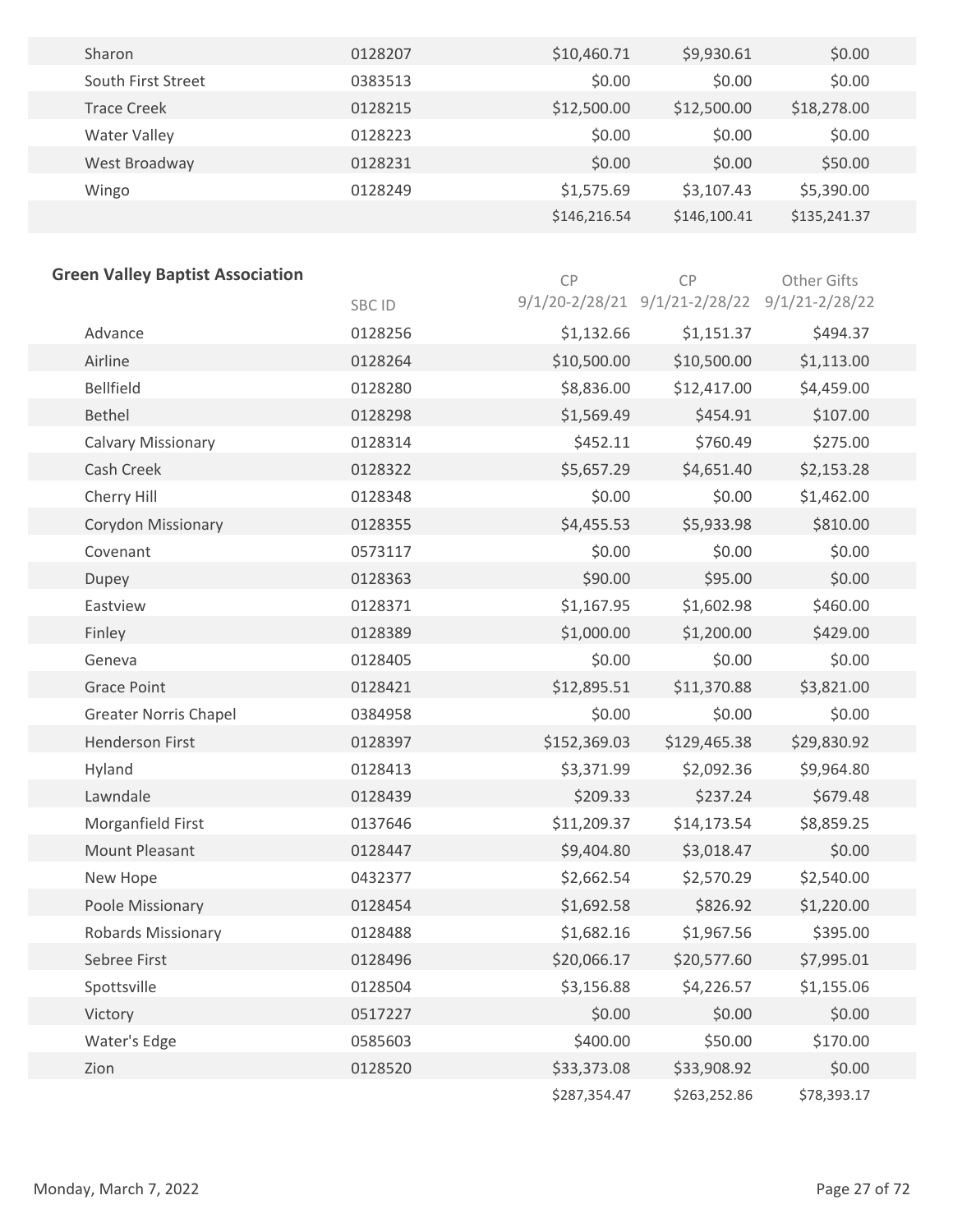| | | | | |
|---|---|---|---|---|
| Sharon | 0128207 | $10,460.71 | $9,930.61 | $0.00 |
| South First Street | 0383513 | $0.00 | $0.00 | $0.00 |
| Trace Creek | 0128215 | $12,500.00 | $12,500.00 | $18,278.00 |
| Water Valley | 0128223 | $0.00 | $0.00 | $0.00 |
| West Broadway | 0128231 | $0.00 | $0.00 | $50.00 |
| Wingo | 0128249 | $1,575.69 | $3,107.43 | $5,390.00 |
| | | $146,216.54 | $146,100.41 | $135,241.37 |

## Green Valley Baptist Association

| | SBC ID | CP 9/1/20-2/28/21 | CP 9/1/21-2/28/22 | Other Gifts 9/1/21-2/28/22 |
|---|---|---|---|---|
| Advance | 0128256 | $1,132.66 | $1,151.37 | $494.37 |
| Airline | 0128264 | $10,500.00 | $10,500.00 | $1,113.00 |
| Bellfield | 0128280 | $8,836.00 | $12,417.00 | $4,459.00 |
| Bethel | 0128298 | $1,569.49 | $454.91 | $107.00 |
| Calvary Missionary | 0128314 | $452.11 | $760.49 | $275.00 |
| Cash Creek | 0128322 | $5,657.29 | $4,651.40 | $2,153.28 |
| Cherry Hill | 0128348 | $0.00 | $0.00 | $1,462.00 |
| Corydon Missionary | 0128355 | $4,455.53 | $5,933.98 | $810.00 |
| Covenant | 0573117 | $0.00 | $0.00 | $0.00 |
| Dupey | 0128363 | $90.00 | $95.00 | $0.00 |
| Eastview | 0128371 | $1,167.95 | $1,602.98 | $460.00 |
| Finley | 0128389 | $1,000.00 | $1,200.00 | $429.00 |
| Geneva | 0128405 | $0.00 | $0.00 | $0.00 |
| Grace Point | 0128421 | $12,895.51 | $11,370.88 | $3,821.00 |
| Greater Norris Chapel | 0384958 | $0.00 | $0.00 | $0.00 |
| Henderson First | 0128397 | $152,369.03 | $129,465.38 | $29,830.92 |
| Hyland | 0128413 | $3,371.99 | $2,092.36 | $9,964.80 |
| Lawndale | 0128439 | $209.33 | $237.24 | $679.48 |
| Morganfield First | 0137646 | $11,209.37 | $14,173.54 | $8,859.25 |
| Mount Pleasant | 0128447 | $9,404.80 | $3,018.47 | $0.00 |
| New Hope | 0432377 | $2,662.54 | $2,570.29 | $2,540.00 |
| Poole Missionary | 0128454 | $1,692.58 | $826.92 | $1,220.00 |
| Robards Missionary | 0128488 | $1,682.16 | $1,967.56 | $395.00 |
| Sebree First | 0128496 | $20,066.17 | $20,577.60 | $7,995.01 |
| Spottsville | 0128504 | $3,156.88 | $4,226.57 | $1,155.06 |
| Victory | 0517227 | $0.00 | $0.00 | $0.00 |
| Water's Edge | 0585603 | $400.00 | $50.00 | $170.00 |
| Zion | 0128520 | $33,373.08 | $33,908.92 | $0.00 |
| | | $287,354.47 | $263,252.86 | $78,393.17 |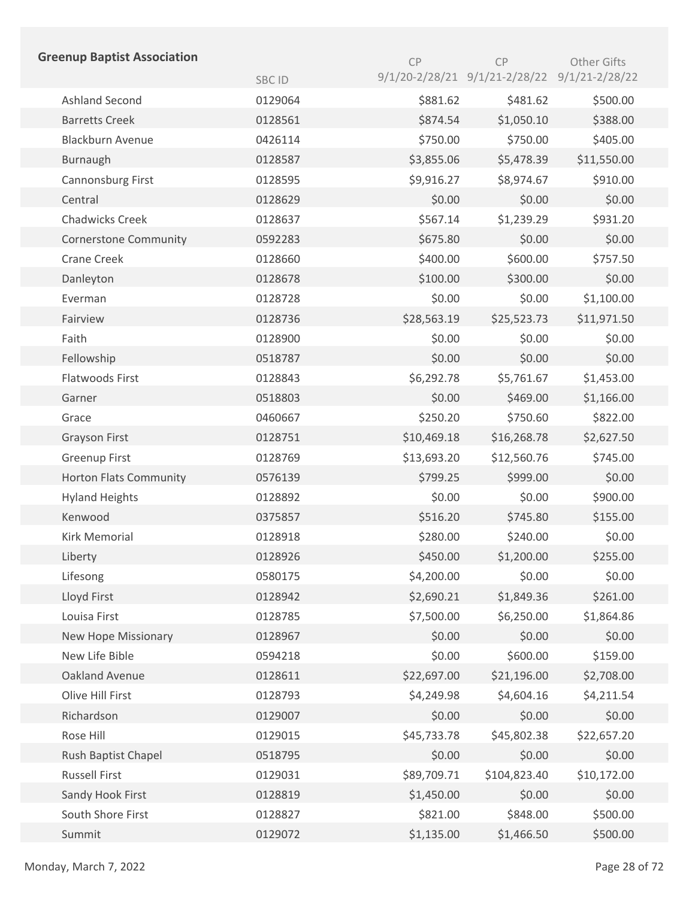| Greenup Baptist Association | SBC ID | CP 9/1/20-2/28/21 | CP 9/1/21-2/28/22 | Other Gifts 9/1/21-2/28/22 |
|---|---|---|---|---|
| Ashland Second | 0129064 | $881.62 | $481.62 | $500.00 |
| Barretts Creek | 0128561 | $874.54 | $1,050.10 | $388.00 |
| Blackburn Avenue | 0426114 | $750.00 | $750.00 | $405.00 |
| Burnaugh | 0128587 | $3,855.06 | $5,478.39 | $11,550.00 |
| Cannonsburg First | 0128595 | $9,916.27 | $8,974.67 | $910.00 |
| Central | 0128629 | $0.00 | $0.00 | $0.00 |
| Chadwicks Creek | 0128637 | $567.14 | $1,239.29 | $931.20 |
| Cornerstone Community | 0592283 | $675.80 | $0.00 | $0.00 |
| Crane Creek | 0128660 | $400.00 | $600.00 | $757.50 |
| Danleyton | 0128678 | $100.00 | $300.00 | $0.00 |
| Everman | 0128728 | $0.00 | $0.00 | $1,100.00 |
| Fairview | 0128736 | $28,563.19 | $25,523.73 | $11,971.50 |
| Faith | 0128900 | $0.00 | $0.00 | $0.00 |
| Fellowship | 0518787 | $0.00 | $0.00 | $0.00 |
| Flatwoods First | 0128843 | $6,292.78 | $5,761.67 | $1,453.00 |
| Garner | 0518803 | $0.00 | $469.00 | $1,166.00 |
| Grace | 0460667 | $250.20 | $750.60 | $822.00 |
| Grayson First | 0128751 | $10,469.18 | $16,268.78 | $2,627.50 |
| Greenup First | 0128769 | $13,693.20 | $12,560.76 | $745.00 |
| Horton Flats Community | 0576139 | $799.25 | $999.00 | $0.00 |
| Hyland Heights | 0128892 | $0.00 | $0.00 | $900.00 |
| Kenwood | 0375857 | $516.20 | $745.80 | $155.00 |
| Kirk Memorial | 0128918 | $280.00 | $240.00 | $0.00 |
| Liberty | 0128926 | $450.00 | $1,200.00 | $255.00 |
| Lifesong | 0580175 | $4,200.00 | $0.00 | $0.00 |
| Lloyd First | 0128942 | $2,690.21 | $1,849.36 | $261.00 |
| Louisa First | 0128785 | $7,500.00 | $6,250.00 | $1,864.86 |
| New Hope Missionary | 0128967 | $0.00 | $0.00 | $0.00 |
| New Life Bible | 0594218 | $0.00 | $600.00 | $159.00 |
| Oakland Avenue | 0128611 | $22,697.00 | $21,196.00 | $2,708.00 |
| Olive Hill First | 0128793 | $4,249.98 | $4,604.16 | $4,211.54 |
| Richardson | 0129007 | $0.00 | $0.00 | $0.00 |
| Rose Hill | 0129015 | $45,733.78 | $45,802.38 | $22,657.20 |
| Rush Baptist Chapel | 0518795 | $0.00 | $0.00 | $0.00 |
| Russell First | 0129031 | $89,709.71 | $104,823.40 | $10,172.00 |
| Sandy Hook First | 0128819 | $1,450.00 | $0.00 | $0.00 |
| South Shore First | 0128827 | $821.00 | $848.00 | $500.00 |
| Summit | 0129072 | $1,135.00 | $1,466.50 | $500.00 |

Monday, March 7, 2022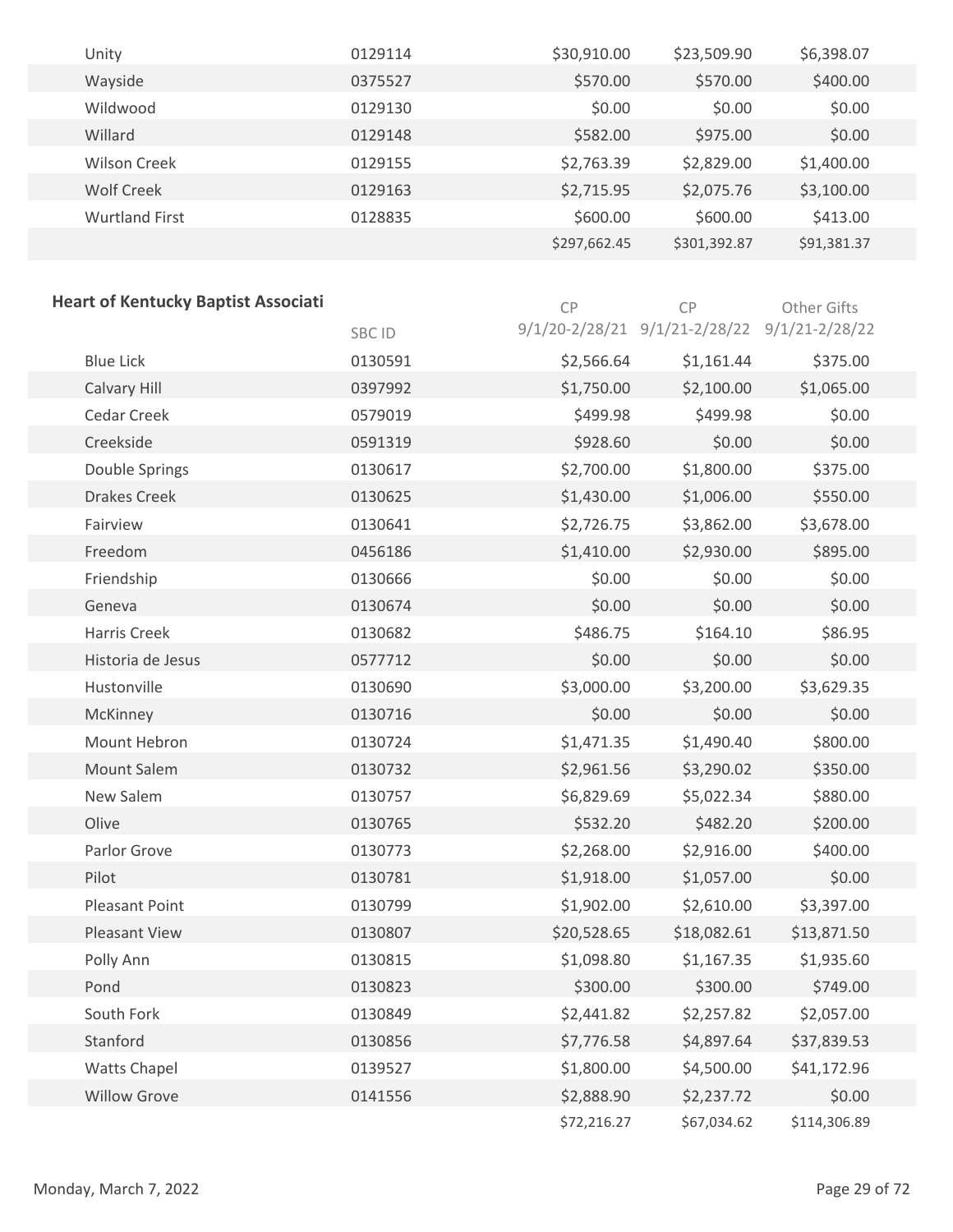| | | | | |
|---|---|---|---|---|
| Unity | 0129114 | $30,910.00 | $23,509.90 | $6,398.07 |
| Wayside | 0375527 | $570.00 | $570.00 | $400.00 |
| Wildwood | 0129130 | $0.00 | $0.00 | $0.00 |
| Willard | 0129148 | $582.00 | $975.00 | $0.00 |
| Wilson Creek | 0129155 | $2,763.39 | $2,829.00 | $1,400.00 |
| Wolf Creek | 0129163 | $2,715.95 | $2,075.76 | $3,100.00 |
| Wurtland First | 0128835 | $600.00 | $600.00 | $413.00 |
| | | $297,662.45 | $301,392.87 | $91,381.37 |

**Heart of Kentucky Baptist Associati**

| | SBC ID | CP 9/1/20-2/28/21 | CP 9/1/21-2/28/22 | Other Gifts 9/1/21-2/28/22 |
|---|---|---|---|---|
| Blue Lick | 0130591 | $2,566.64 | $1,161.44 | $375.00 |
| Calvary Hill | 0397992 | $1,750.00 | $2,100.00 | $1,065.00 |
| Cedar Creek | 0579019 | $499.98 | $499.98 | $0.00 |
| Creekside | 0591319 | $928.60 | $0.00 | $0.00 |
| Double Springs | 0130617 | $2,700.00 | $1,800.00 | $375.00 |
| Drakes Creek | 0130625 | $1,430.00 | $1,006.00 | $550.00 |
| Fairview | 0130641 | $2,726.75 | $3,862.00 | $3,678.00 |
| Freedom | 0456186 | $1,410.00 | $2,930.00 | $895.00 |
| Friendship | 0130666 | $0.00 | $0.00 | $0.00 |
| Geneva | 0130674 | $0.00 | $0.00 | $0.00 |
| Harris Creek | 0130682 | $486.75 | $164.10 | $86.95 |
| Historia de Jesus | 0577712 | $0.00 | $0.00 | $0.00 |
| Hustonville | 0130690 | $3,000.00 | $3,200.00 | $3,629.35 |
| McKinney | 0130716 | $0.00 | $0.00 | $0.00 |
| Mount Hebron | 0130724 | $1,471.35 | $1,490.40 | $800.00 |
| Mount Salem | 0130732 | $2,961.56 | $3,290.02 | $350.00 |
| New Salem | 0130757 | $6,829.69 | $5,022.34 | $880.00 |
| Olive | 0130765 | $532.20 | $482.20 | $200.00 |
| Parlor Grove | 0130773 | $2,268.00 | $2,916.00 | $400.00 |
| Pilot | 0130781 | $1,918.00 | $1,057.00 | $0.00 |
| Pleasant Point | 0130799 | $1,902.00 | $2,610.00 | $3,397.00 |
| Pleasant View | 0130807 | $20,528.65 | $18,082.61 | $13,871.50 |
| Polly Ann | 0130815 | $1,098.80 | $1,167.35 | $1,935.60 |
| Pond | 0130823 | $300.00 | $300.00 | $749.00 |
| South Fork | 0130849 | $2,441.82 | $2,257.82 | $2,057.00 |
| Stanford | 0130856 | $7,776.58 | $4,897.64 | $37,839.53 |
| Watts Chapel | 0139527 | $1,800.00 | $4,500.00 | $41,172.96 |
| Willow Grove | 0141556 | $2,888.90 | $2,237.72 | $0.00 |
| | | $72,216.27 | $67,034.62 | $114,306.89 |

Monday, March 7, 2022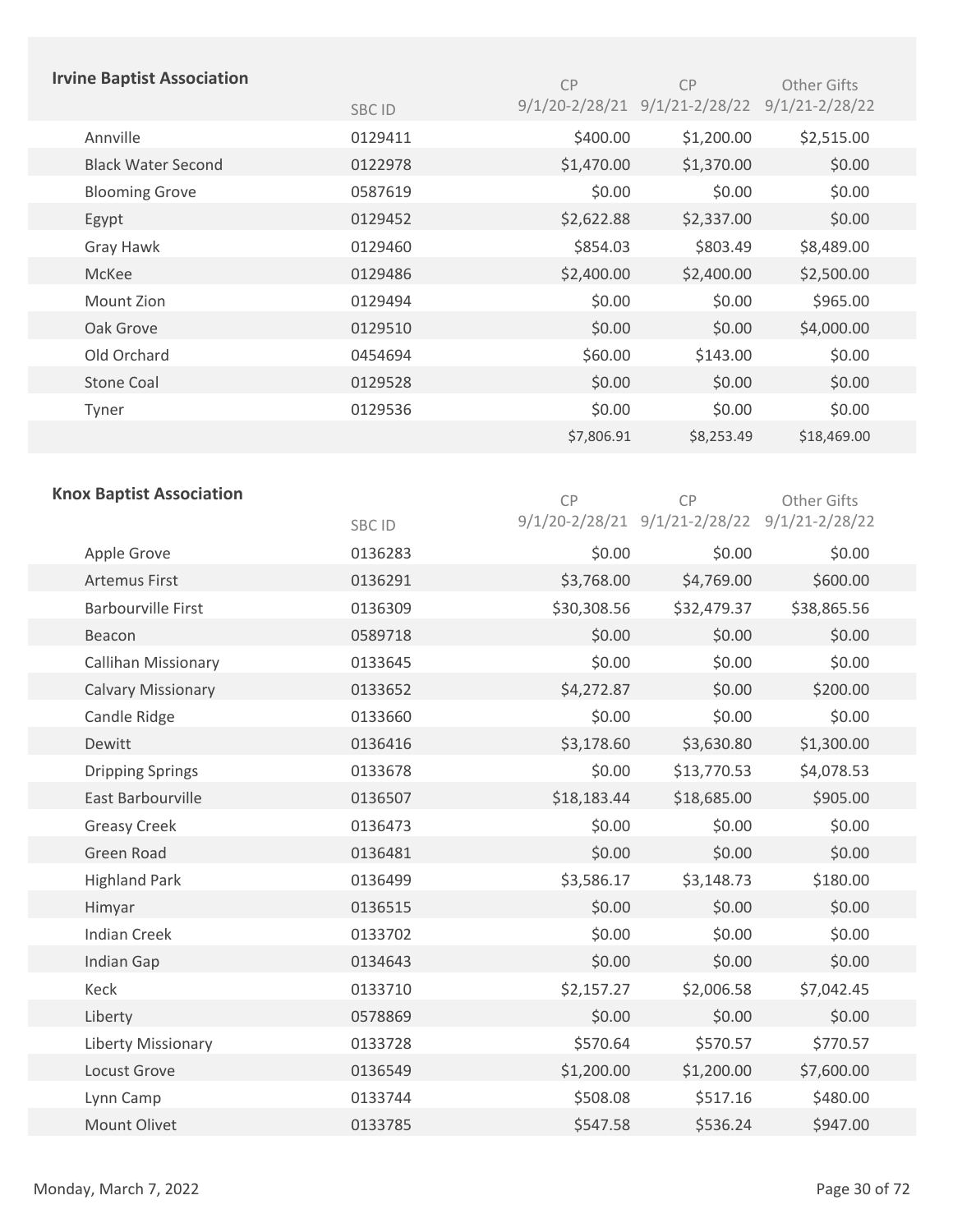## Irvine Baptist Association

| | SBC ID | CP 9/1/20-2/28/21 | CP 9/1/21-2/28/22 | Other Gifts 9/1/21-2/28/22 |
|---|---|---|---|---|
| Annville | 0129411 | $400.00 | $1,200.00 | $2,515.00 |
| Black Water Second | 0122978 | $1,470.00 | $1,370.00 | $0.00 |
| Blooming Grove | 0587619 | $0.00 | $0.00 | $0.00 |
| Egypt | 0129452 | $2,622.88 | $2,337.00 | $0.00 |
| Gray Hawk | 0129460 | $854.03 | $803.49 | $8,489.00 |
| McKee | 0129486 | $2,400.00 | $2,400.00 | $2,500.00 |
| Mount Zion | 0129494 | $0.00 | $0.00 | $965.00 |
| Oak Grove | 0129510 | $0.00 | $0.00 | $4,000.00 |
| Old Orchard | 0454694 | $60.00 | $143.00 | $0.00 |
| Stone Coal | 0129528 | $0.00 | $0.00 | $0.00 |
| Tyner | 0129536 | $0.00 | $0.00 | $0.00 |
| | | $7,806.91 | $8,253.49 | $18,469.00 |

## Knox Baptist Association

| | SBC ID | CP 9/1/20-2/28/21 | CP 9/1/21-2/28/22 | Other Gifts 9/1/21-2/28/22 |
|---|---|---|---|---|
| Apple Grove | 0136283 | $0.00 | $0.00 | $0.00 |
| Artemus First | 0136291 | $3,768.00 | $4,769.00 | $600.00 |
| Barbourville First | 0136309 | $30,308.56 | $32,479.37 | $38,865.56 |
| Beacon | 0589718 | $0.00 | $0.00 | $0.00 |
| Callihan Missionary | 0133645 | $0.00 | $0.00 | $0.00 |
| Calvary Missionary | 0133652 | $4,272.87 | $0.00 | $200.00 |
| Candle Ridge | 0133660 | $0.00 | $0.00 | $0.00 |
| Dewitt | 0136416 | $3,178.60 | $3,630.80 | $1,300.00 |
| Dripping Springs | 0133678 | $0.00 | $13,770.53 | $4,078.53 |
| East Barbourville | 0136507 | $18,183.44 | $18,685.00 | $905.00 |
| Greasy Creek | 0136473 | $0.00 | $0.00 | $0.00 |
| Green Road | 0136481 | $0.00 | $0.00 | $0.00 |
| Highland Park | 0136499 | $3,586.17 | $3,148.73 | $180.00 |
| Himyar | 0136515 | $0.00 | $0.00 | $0.00 |
| Indian Creek | 0133702 | $0.00 | $0.00 | $0.00 |
| Indian Gap | 0134643 | $0.00 | $0.00 | $0.00 |
| Keck | 0133710 | $2,157.27 | $2,006.58 | $7,042.45 |
| Liberty | 0578869 | $0.00 | $0.00 | $0.00 |
| Liberty Missionary | 0133728 | $570.64 | $570.57 | $770.57 |
| Locust Grove | 0136549 | $1,200.00 | $1,200.00 | $7,600.00 |
| Lynn Camp | 0133744 | $508.08 | $517.16 | $480.00 |
| Mount Olivet | 0133785 | $547.58 | $536.24 | $947.00 |

Monday, March 7, 2022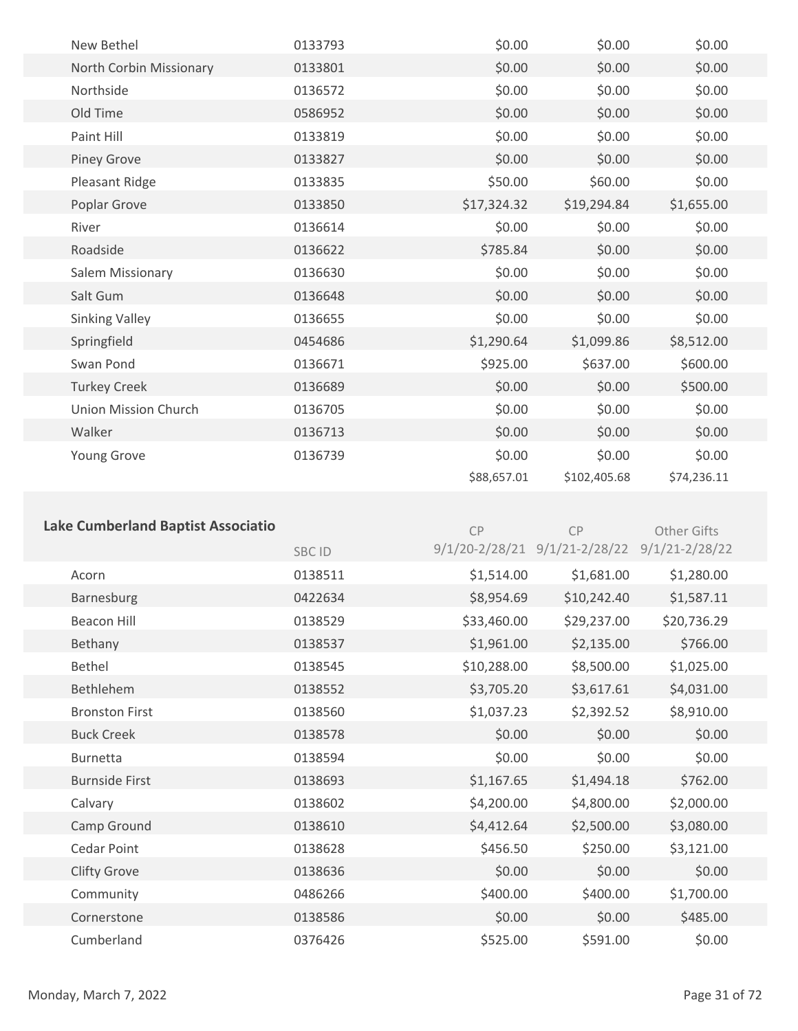| | | | | |
|---|---|---|---|---|
| New Bethel | 0133793 | $0.00 | $0.00 | $0.00 |
| North Corbin Missionary | 0133801 | $0.00 | $0.00 | $0.00 |
| Northside | 0136572 | $0.00 | $0.00 | $0.00 |
| Old Time | 0586952 | $0.00 | $0.00 | $0.00 |
| Paint Hill | 0133819 | $0.00 | $0.00 | $0.00 |
| Piney Grove | 0133827 | $0.00 | $0.00 | $0.00 |
| Pleasant Ridge | 0133835 | $50.00 | $60.00 | $0.00 |
| Poplar Grove | 0133850 | $17,324.32 | $19,294.84 | $1,655.00 |
| River | 0136614 | $0.00 | $0.00 | $0.00 |
| Roadside | 0136622 | $785.84 | $0.00 | $0.00 |
| Salem Missionary | 0136630 | $0.00 | $0.00 | $0.00 |
| Salt Gum | 0136648 | $0.00 | $0.00 | $0.00 |
| Sinking Valley | 0136655 | $0.00 | $0.00 | $0.00 |
| Springfield | 0454686 | $1,290.64 | $1,099.86 | $8,512.00 |
| Swan Pond | 0136671 | $925.00 | $637.00 | $600.00 |
| Turkey Creek | 0136689 | $0.00 | $0.00 | $500.00 |
| Union Mission Church | 0136705 | $0.00 | $0.00 | $0.00 |
| Walker | 0136713 | $0.00 | $0.00 | $0.00 |
| Young Grove | 0136739 | $0.00 | $0.00 | $0.00 |
| | | $88,657.01 | $102,405.68 | $74,236.11 |

**Lake Cumberland Baptist Associatio**

| | SBC ID | CP 9/1/20-2/28/21 | CP 9/1/21-2/28/22 | Other Gifts 9/1/21-2/28/22 |
|---|---|---|---|---|
| Acorn | 0138511 | $1,514.00 | $1,681.00 | $1,280.00 |
| Barnesburg | 0422634 | $8,954.69 | $10,242.40 | $1,587.11 |
| Beacon Hill | 0138529 | $33,460.00 | $29,237.00 | $20,736.29 |
| Bethany | 0138537 | $1,961.00 | $2,135.00 | $766.00 |
| Bethel | 0138545 | $10,288.00 | $8,500.00 | $1,025.00 |
| Bethlehem | 0138552 | $3,705.20 | $3,617.61 | $4,031.00 |
| Bronston First | 0138560 | $1,037.23 | $2,392.52 | $8,910.00 |
| Buck Creek | 0138578 | $0.00 | $0.00 | $0.00 |
| Burnetta | 0138594 | $0.00 | $0.00 | $0.00 |
| Burnside First | 0138693 | $1,167.65 | $1,494.18 | $762.00 |
| Calvary | 0138602 | $4,200.00 | $4,800.00 | $2,000.00 |
| Camp Ground | 0138610 | $4,412.64 | $2,500.00 | $3,080.00 |
| Cedar Point | 0138628 | $456.50 | $250.00 | $3,121.00 |
| Clifty Grove | 0138636 | $0.00 | $0.00 | $0.00 |
| Community | 0486266 | $400.00 | $400.00 | $1,700.00 |
| Cornerstone | 0138586 | $0.00 | $0.00 | $485.00 |
| Cumberland | 0376426 | $525.00 | $591.00 | $0.00 |

Monday, March 7, 2022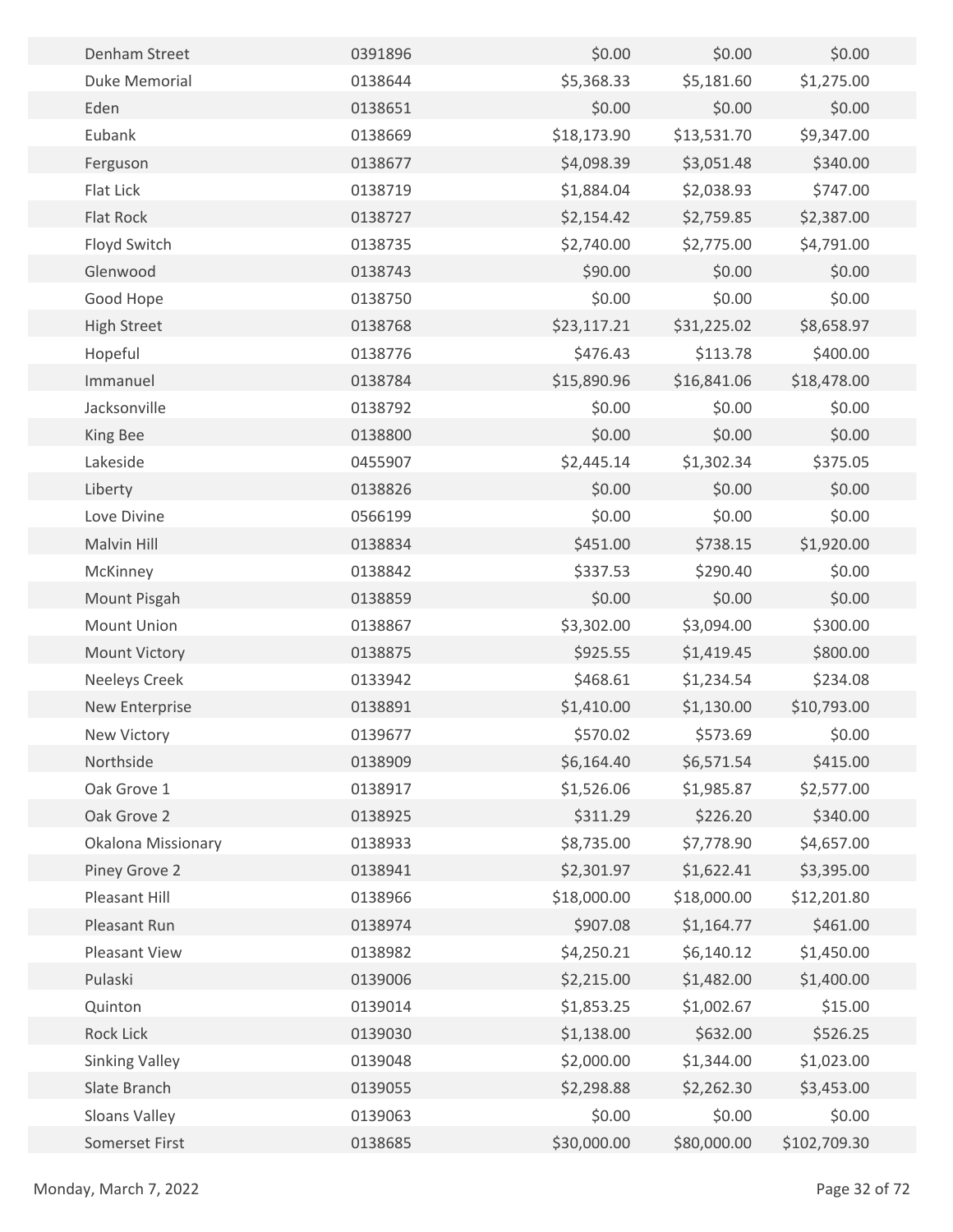| | | | | |
|---|---|---|---|---|
| Denham Street | 0391896 | $0.00 | $0.00 | $0.00 |
| Duke Memorial | 0138644 | $5,368.33 | $5,181.60 | $1,275.00 |
| Eden | 0138651 | $0.00 | $0.00 | $0.00 |
| Eubank | 0138669 | $18,173.90 | $13,531.70 | $9,347.00 |
| Ferguson | 0138677 | $4,098.39 | $3,051.48 | $340.00 |
| Flat Lick | 0138719 | $1,884.04 | $2,038.93 | $747.00 |
| Flat Rock | 0138727 | $2,154.42 | $2,759.85 | $2,387.00 |
| Floyd Switch | 0138735 | $2,740.00 | $2,775.00 | $4,791.00 |
| Glenwood | 0138743 | $90.00 | $0.00 | $0.00 |
| Good Hope | 0138750 | $0.00 | $0.00 | $0.00 |
| High Street | 0138768 | $23,117.21 | $31,225.02 | $8,658.97 |
| Hopeful | 0138776 | $476.43 | $113.78 | $400.00 |
| Immanuel | 0138784 | $15,890.96 | $16,841.06 | $18,478.00 |
| Jacksonville | 0138792 | $0.00 | $0.00 | $0.00 |
| King Bee | 0138800 | $0.00 | $0.00 | $0.00 |
| Lakeside | 0455907 | $2,445.14 | $1,302.34 | $375.05 |
| Liberty | 0138826 | $0.00 | $0.00 | $0.00 |
| Love Divine | 0566199 | $0.00 | $0.00 | $0.00 |
| Malvin Hill | 0138834 | $451.00 | $738.15 | $1,920.00 |
| McKinney | 0138842 | $337.53 | $290.40 | $0.00 |
| Mount Pisgah | 0138859 | $0.00 | $0.00 | $0.00 |
| Mount Union | 0138867 | $3,302.00 | $3,094.00 | $300.00 |
| Mount Victory | 0138875 | $925.55 | $1,419.45 | $800.00 |
| Neeleys Creek | 0133942 | $468.61 | $1,234.54 | $234.08 |
| New Enterprise | 0138891 | $1,410.00 | $1,130.00 | $10,793.00 |
| New Victory | 0139677 | $570.02 | $573.69 | $0.00 |
| Northside | 0138909 | $6,164.40 | $6,571.54 | $415.00 |
| Oak Grove 1 | 0138917 | $1,526.06 | $1,985.87 | $2,577.00 |
| Oak Grove 2 | 0138925 | $311.29 | $226.20 | $340.00 |
| Okalona Missionary | 0138933 | $8,735.00 | $7,778.90 | $4,657.00 |
| Piney Grove 2 | 0138941 | $2,301.97 | $1,622.41 | $3,395.00 |
| Pleasant Hill | 0138966 | $18,000.00 | $18,000.00 | $12,201.80 |
| Pleasant Run | 0138974 | $907.08 | $1,164.77 | $461.00 |
| Pleasant View | 0138982 | $4,250.21 | $6,140.12 | $1,450.00 |
| Pulaski | 0139006 | $2,215.00 | $1,482.00 | $1,400.00 |
| Quinton | 0139014 | $1,853.25 | $1,002.67 | $15.00 |
| Rock Lick | 0139030 | $1,138.00 | $632.00 | $526.25 |
| Sinking Valley | 0139048 | $2,000.00 | $1,344.00 | $1,023.00 |
| Slate Branch | 0139055 | $2,298.88 | $2,262.30 | $3,453.00 |
| Sloans Valley | 0139063 | $0.00 | $0.00 | $0.00 |
| Somerset First | 0138685 | $30,000.00 | $80,000.00 | $102,709.30 |

Monday, March 7, 2022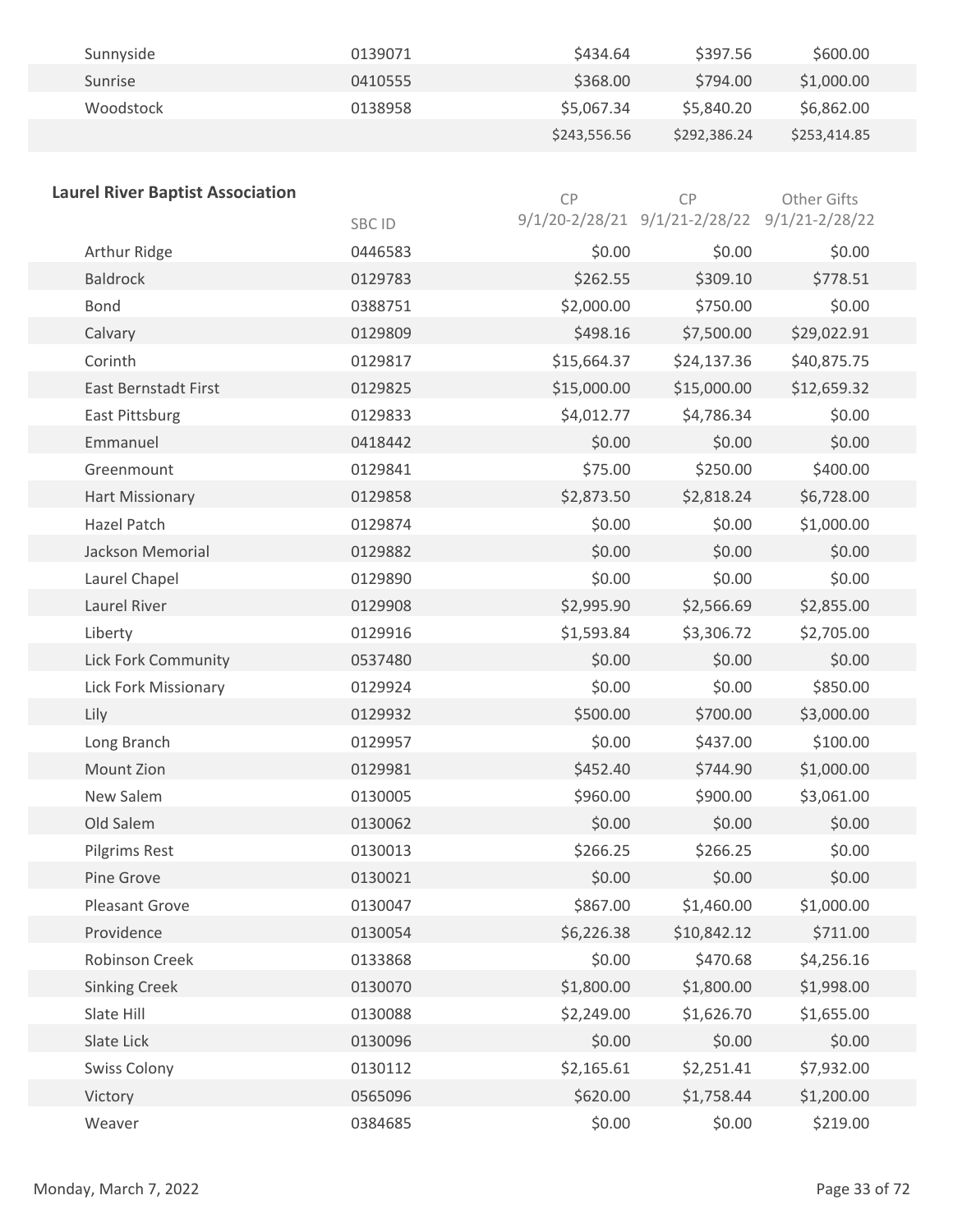| | | | | |
|---|---|---|---|---|
| Sunnyside | 0139071 | $434.64 | $397.56 | $600.00 |
| Sunrise | 0410555 | $368.00 | $794.00 | $1,000.00 |
| Woodstock | 0138958 | $5,067.34 | $5,840.20 | $6,862.00 |
| | | $243,556.56 | $292,386.24 | $253,414.85 |

## Laurel River Baptist Association

| | SBC ID | CP 9/1/20-2/28/21 | CP 9/1/21-2/28/22 | Other Gifts 9/1/21-2/28/22 |
|---|---|---|---|---|
| Arthur Ridge | 0446583 | $0.00 | $0.00 | $0.00 |
| Baldrock | 0129783 | $262.55 | $309.10 | $778.51 |
| Bond | 0388751 | $2,000.00 | $750.00 | $0.00 |
| Calvary | 0129809 | $498.16 | $7,500.00 | $29,022.91 |
| Corinth | 0129817 | $15,664.37 | $24,137.36 | $40,875.75 |
| East Bernstadt First | 0129825 | $15,000.00 | $15,000.00 | $12,659.32 |
| East Pittsburg | 0129833 | $4,012.77 | $4,786.34 | $0.00 |
| Emmanuel | 0418442 | $0.00 | $0.00 | $0.00 |
| Greenmount | 0129841 | $75.00 | $250.00 | $400.00 |
| Hart Missionary | 0129858 | $2,873.50 | $2,818.24 | $6,728.00 |
| Hazel Patch | 0129874 | $0.00 | $0.00 | $1,000.00 |
| Jackson Memorial | 0129882 | $0.00 | $0.00 | $0.00 |
| Laurel Chapel | 0129890 | $0.00 | $0.00 | $0.00 |
| Laurel River | 0129908 | $2,995.90 | $2,566.69 | $2,855.00 |
| Liberty | 0129916 | $1,593.84 | $3,306.72 | $2,705.00 |
| Lick Fork Community | 0537480 | $0.00 | $0.00 | $0.00 |
| Lick Fork Missionary | 0129924 | $0.00 | $0.00 | $850.00 |
| Lily | 0129932 | $500.00 | $700.00 | $3,000.00 |
| Long Branch | 0129957 | $0.00 | $437.00 | $100.00 |
| Mount Zion | 0129981 | $452.40 | $744.90 | $1,000.00 |
| New Salem | 0130005 | $960.00 | $900.00 | $3,061.00 |
| Old Salem | 0130062 | $0.00 | $0.00 | $0.00 |
| Pilgrims Rest | 0130013 | $266.25 | $266.25 | $0.00 |
| Pine Grove | 0130021 | $0.00 | $0.00 | $0.00 |
| Pleasant Grove | 0130047 | $867.00 | $1,460.00 | $1,000.00 |
| Providence | 0130054 | $6,226.38 | $10,842.12 | $711.00 |
| Robinson Creek | 0133868 | $0.00 | $470.68 | $4,256.16 |
| Sinking Creek | 0130070 | $1,800.00 | $1,800.00 | $1,998.00 |
| Slate Hill | 0130088 | $2,249.00 | $1,626.70 | $1,655.00 |
| Slate Lick | 0130096 | $0.00 | $0.00 | $0.00 |
| Swiss Colony | 0130112 | $2,165.61 | $2,251.41 | $7,932.00 |
| Victory | 0565096 | $620.00 | $1,758.44 | $1,200.00 |
| Weaver | 0384685 | $0.00 | $0.00 | $219.00 |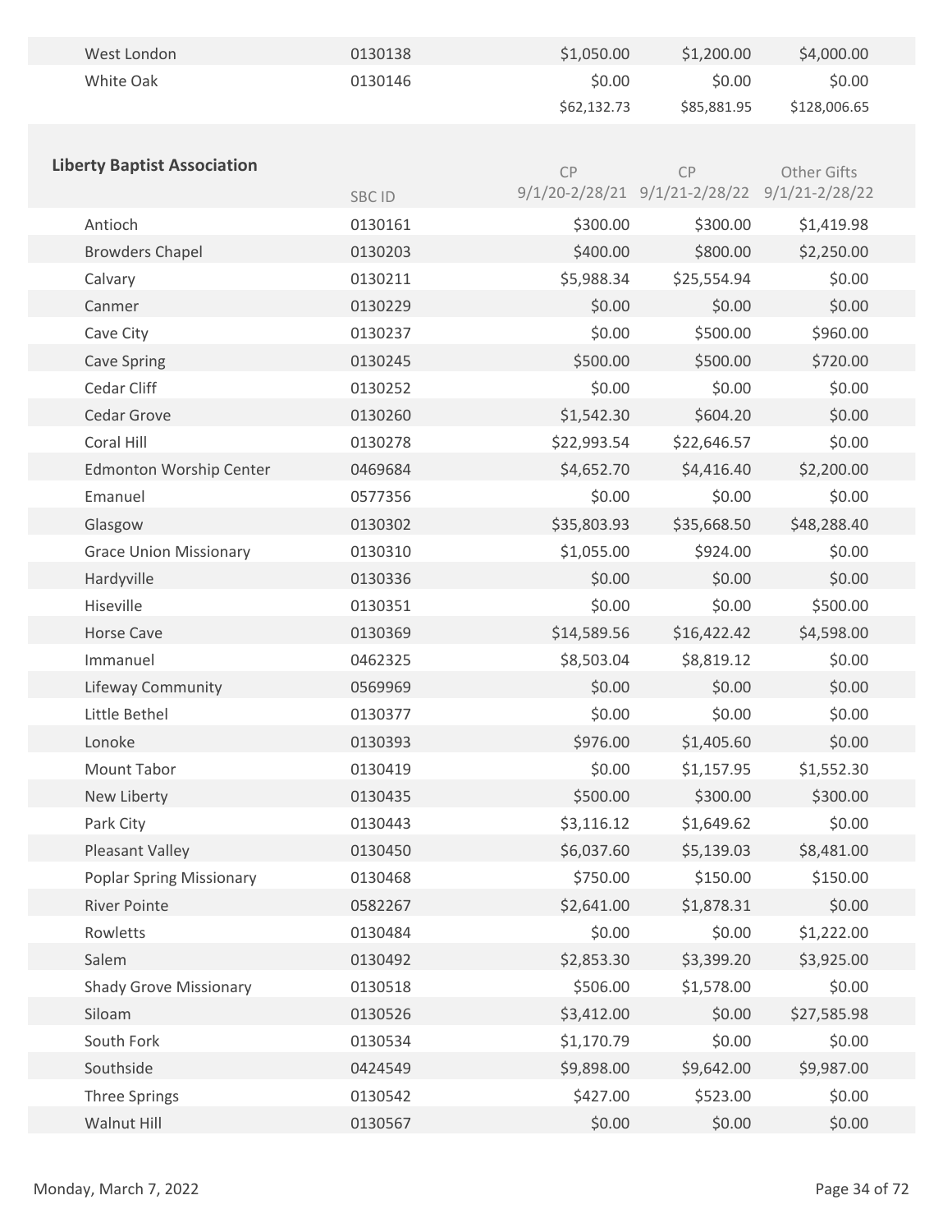| | | | | |
|---|---|---|---|---|
| West London | 0130138 | $1,050.00 | $1,200.00 | $4,000.00 |
| White Oak | 0130146 | $0.00 | $0.00 | $0.00 |
| | | $62,132.73 | $85,881.95 | $128,006.65 |

## Liberty Baptist Association

| | SBC ID | CP 9/1/20-2/28/21 | CP 9/1/21-2/28/22 | Other Gifts 9/1/21-2/28/22 |
|---|---|---|---|---|
| Antioch | 0130161 | $300.00 | $300.00 | $1,419.98 |
| Browders Chapel | 0130203 | $400.00 | $800.00 | $2,250.00 |
| Calvary | 0130211 | $5,988.34 | $25,554.94 | $0.00 |
| Canmer | 0130229 | $0.00 | $0.00 | $0.00 |
| Cave City | 0130237 | $0.00 | $500.00 | $960.00 |
| Cave Spring | 0130245 | $500.00 | $500.00 | $720.00 |
| Cedar Cliff | 0130252 | $0.00 | $0.00 | $0.00 |
| Cedar Grove | 0130260 | $1,542.30 | $604.20 | $0.00 |
| Coral Hill | 0130278 | $22,993.54 | $22,646.57 | $0.00 |
| Edmonton Worship Center | 0469684 | $4,652.70 | $4,416.40 | $2,200.00 |
| Emanuel | 0577356 | $0.00 | $0.00 | $0.00 |
| Glasgow | 0130302 | $35,803.93 | $35,668.50 | $48,288.40 |
| Grace Union Missionary | 0130310 | $1,055.00 | $924.00 | $0.00 |
| Hardyville | 0130336 | $0.00 | $0.00 | $0.00 |
| Hiseville | 0130351 | $0.00 | $0.00 | $500.00 |
| Horse Cave | 0130369 | $14,589.56 | $16,422.42 | $4,598.00 |
| Immanuel | 0462325 | $8,503.04 | $8,819.12 | $0.00 |
| Lifeway Community | 0569969 | $0.00 | $0.00 | $0.00 |
| Little Bethel | 0130377 | $0.00 | $0.00 | $0.00 |
| Lonoke | 0130393 | $976.00 | $1,405.60 | $0.00 |
| Mount Tabor | 0130419 | $0.00 | $1,157.95 | $1,552.30 |
| New Liberty | 0130435 | $500.00 | $300.00 | $300.00 |
| Park City | 0130443 | $3,116.12 | $1,649.62 | $0.00 |
| Pleasant Valley | 0130450 | $6,037.60 | $5,139.03 | $8,481.00 |
| Poplar Spring Missionary | 0130468 | $750.00 | $150.00 | $150.00 |
| River Pointe | 0582267 | $2,641.00 | $1,878.31 | $0.00 |
| Rowletts | 0130484 | $0.00 | $0.00 | $1,222.00 |
| Salem | 0130492 | $2,853.30 | $3,399.20 | $3,925.00 |
| Shady Grove Missionary | 0130518 | $506.00 | $1,578.00 | $0.00 |
| Siloam | 0130526 | $3,412.00 | $0.00 | $27,585.98 |
| South Fork | 0130534 | $1,170.79 | $0.00 | $0.00 |
| Southside | 0424549 | $9,898.00 | $9,642.00 | $9,987.00 |
| Three Springs | 0130542 | $427.00 | $523.00 | $0.00 |
| Walnut Hill | 0130567 | $0.00 | $0.00 | $0.00 |

Monday, March 7, 2022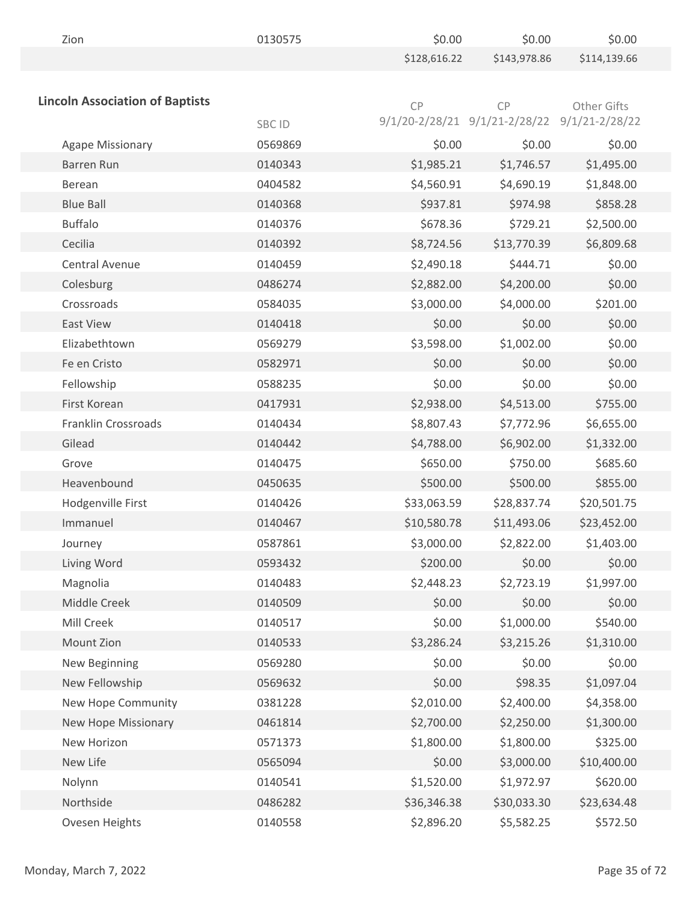| | | | | |
|---|---|---|---|---|
| Zion | 0130575 | $0.00 | $0.00 | $0.00 |
| | | $128,616.22 | $143,978.86 | $114,139.66 |

**Lincoln Association of Baptists**

| | SBC ID | CP 9/1/20-2/28/21 | CP 9/1/21-2/28/22 | Other Gifts 9/1/21-2/28/22 |
|---|---|---|---|---|
| Agape Missionary | 0569869 | $0.00 | $0.00 | $0.00 |
| Barren Run | 0140343 | $1,985.21 | $1,746.57 | $1,495.00 |
| Berean | 0404582 | $4,560.91 | $4,690.19 | $1,848.00 |
| Blue Ball | 0140368 | $937.81 | $974.98 | $858.28 |
| Buffalo | 0140376 | $678.36 | $729.21 | $2,500.00 |
| Cecilia | 0140392 | $8,724.56 | $13,770.39 | $6,809.68 |
| Central Avenue | 0140459 | $2,490.18 | $444.71 | $0.00 |
| Colesburg | 0486274 | $2,882.00 | $4,200.00 | $0.00 |
| Crossroads | 0584035 | $3,000.00 | $4,000.00 | $201.00 |
| East View | 0140418 | $0.00 | $0.00 | $0.00 |
| Elizabethtown | 0569279 | $3,598.00 | $1,002.00 | $0.00 |
| Fe en Cristo | 0582971 | $0.00 | $0.00 | $0.00 |
| Fellowship | 0588235 | $0.00 | $0.00 | $0.00 |
| First Korean | 0417931 | $2,938.00 | $4,513.00 | $755.00 |
| Franklin Crossroads | 0140434 | $8,807.43 | $7,772.96 | $6,655.00 |
| Gilead | 0140442 | $4,788.00 | $6,902.00 | $1,332.00 |
| Grove | 0140475 | $650.00 | $750.00 | $685.60 |
| Heavenbound | 0450635 | $500.00 | $500.00 | $855.00 |
| Hodgenville First | 0140426 | $33,063.59 | $28,837.74 | $20,501.75 |
| Immanuel | 0140467 | $10,580.78 | $11,493.06 | $23,452.00 |
| Journey | 0587861 | $3,000.00 | $2,822.00 | $1,403.00 |
| Living Word | 0593432 | $200.00 | $0.00 | $0.00 |
| Magnolia | 0140483 | $2,448.23 | $2,723.19 | $1,997.00 |
| Middle Creek | 0140509 | $0.00 | $0.00 | $0.00 |
| Mill Creek | 0140517 | $0.00 | $1,000.00 | $540.00 |
| Mount Zion | 0140533 | $3,286.24 | $3,215.26 | $1,310.00 |
| New Beginning | 0569280 | $0.00 | $0.00 | $0.00 |
| New Fellowship | 0569632 | $0.00 | $98.35 | $1,097.04 |
| New Hope Community | 0381228 | $2,010.00 | $2,400.00 | $4,358.00 |
| New Hope Missionary | 0461814 | $2,700.00 | $2,250.00 | $1,300.00 |
| New Horizon | 0571373 | $1,800.00 | $1,800.00 | $325.00 |
| New Life | 0565094 | $0.00 | $3,000.00 | $10,400.00 |
| Nolynn | 0140541 | $1,520.00 | $1,972.97 | $620.00 |
| Northside | 0486282 | $36,346.38 | $30,033.30 | $23,634.48 |
| Ovesen Heights | 0140558 | $2,896.20 | $5,582.25 | $572.50 |

Monday, March 7, 2022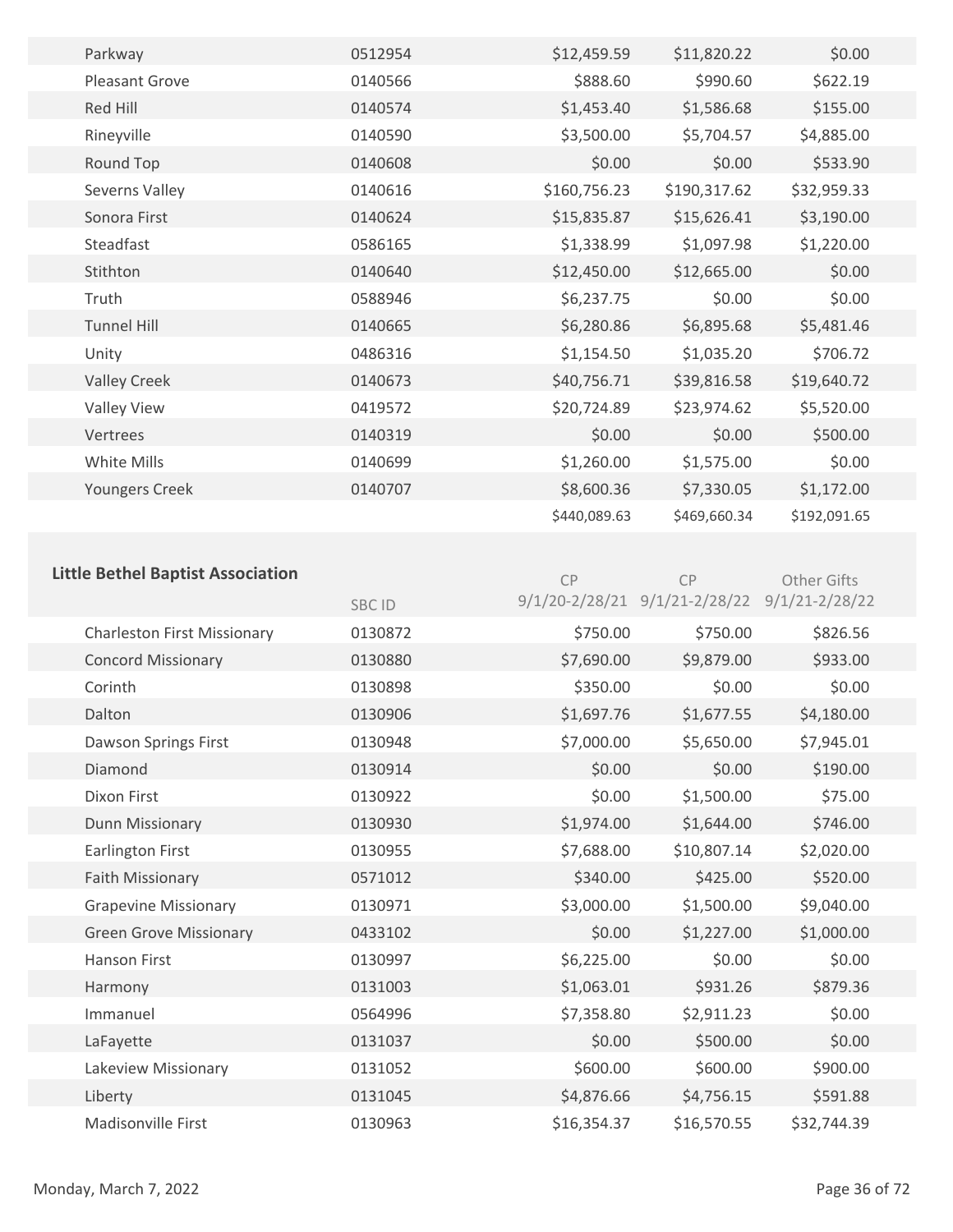| | | | | |
|---|---|---|---|---|
| Parkway | 0512954 | $12,459.59 | $11,820.22 | $0.00 |
| Pleasant Grove | 0140566 | $888.60 | $990.60 | $622.19 |
| Red Hill | 0140574 | $1,453.40 | $1,586.68 | $155.00 |
| Rineyville | 0140590 | $3,500.00 | $5,704.57 | $4,885.00 |
| Round Top | 0140608 | $0.00 | $0.00 | $533.90 |
| Severns Valley | 0140616 | $160,756.23 | $190,317.62 | $32,959.33 |
| Sonora First | 0140624 | $15,835.87 | $15,626.41 | $3,190.00 |
| Steadfast | 0586165 | $1,338.99 | $1,097.98 | $1,220.00 |
| Stithton | 0140640 | $12,450.00 | $12,665.00 | $0.00 |
| Truth | 0588946 | $6,237.75 | $0.00 | $0.00 |
| Tunnel Hill | 0140665 | $6,280.86 | $6,895.68 | $5,481.46 |
| Unity | 0486316 | $1,154.50 | $1,035.20 | $706.72 |
| Valley Creek | 0140673 | $40,756.71 | $39,816.58 | $19,640.72 |
| Valley View | 0419572 | $20,724.89 | $23,974.62 | $5,520.00 |
| Vertrees | 0140319 | $0.00 | $0.00 | $500.00 |
| White Mills | 0140699 | $1,260.00 | $1,575.00 | $0.00 |
| Youngers Creek | 0140707 | $8,600.36 | $7,330.05 | $1,172.00 |
| | | $440,089.63 | $469,660.34 | $192,091.65 |

## Little Bethel Baptist Association

| | SBC ID | CP 9/1/20-2/28/21 | CP 9/1/21-2/28/22 | Other Gifts 9/1/21-2/28/22 |
|---|---|---|---|---|
| Charleston First Missionary | 0130872 | $750.00 | $750.00 | $826.56 |
| Concord Missionary | 0130880 | $7,690.00 | $9,879.00 | $933.00 |
| Corinth | 0130898 | $350.00 | $0.00 | $0.00 |
| Dalton | 0130906 | $1,697.76 | $1,677.55 | $4,180.00 |
| Dawson Springs First | 0130948 | $7,000.00 | $5,650.00 | $7,945.01 |
| Diamond | 0130914 | $0.00 | $0.00 | $190.00 |
| Dixon First | 0130922 | $0.00 | $1,500.00 | $75.00 |
| Dunn Missionary | 0130930 | $1,974.00 | $1,644.00 | $746.00 |
| Earlington First | 0130955 | $7,688.00 | $10,807.14 | $2,020.00 |
| Faith Missionary | 0571012 | $340.00 | $425.00 | $520.00 |
| Grapevine Missionary | 0130971 | $3,000.00 | $1,500.00 | $9,040.00 |
| Green Grove Missionary | 0433102 | $0.00 | $1,227.00 | $1,000.00 |
| Hanson First | 0130997 | $6,225.00 | $0.00 | $0.00 |
| Harmony | 0131003 | $1,063.01 | $931.26 | $879.36 |
| Immanuel | 0564996 | $7,358.80 | $2,911.23 | $0.00 |
| LaFayette | 0131037 | $0.00 | $500.00 | $0.00 |
| Lakeview Missionary | 0131052 | $600.00 | $600.00 | $900.00 |
| Liberty | 0131045 | $4,876.66 | $4,756.15 | $591.88 |
| Madisonville First | 0130963 | $16,354.37 | $16,570.55 | $32,744.39 |

Monday, March 7, 2022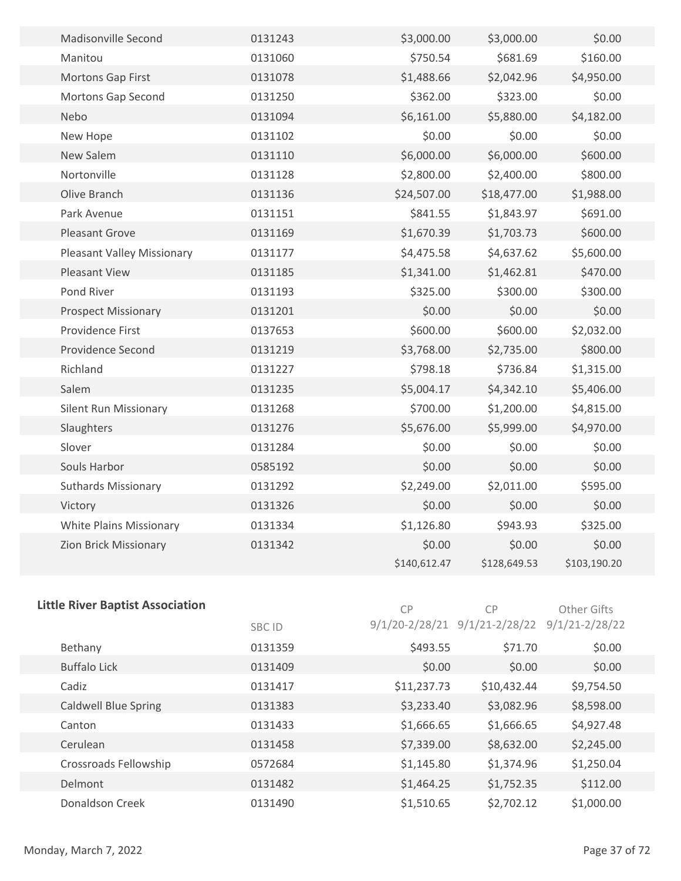| | | | | |
|---|---|---|---|---|
| Madisonville Second | 0131243 | $3,000.00 | $3,000.00 | $0.00 |
| Manitou | 0131060 | $750.54 | $681.69 | $160.00 |
| Mortons Gap First | 0131078 | $1,488.66 | $2,042.96 | $4,950.00 |
| Mortons Gap Second | 0131250 | $362.00 | $323.00 | $0.00 |
| Nebo | 0131094 | $6,161.00 | $5,880.00 | $4,182.00 |
| New Hope | 0131102 | $0.00 | $0.00 | $0.00 |
| New Salem | 0131110 | $6,000.00 | $6,000.00 | $600.00 |
| Nortonville | 0131128 | $2,800.00 | $2,400.00 | $800.00 |
| Olive Branch | 0131136 | $24,507.00 | $18,477.00 | $1,988.00 |
| Park Avenue | 0131151 | $841.55 | $1,843.97 | $691.00 |
| Pleasant Grove | 0131169 | $1,670.39 | $1,703.73 | $600.00 |
| Pleasant Valley Missionary | 0131177 | $4,475.58 | $4,637.62 | $5,600.00 |
| Pleasant View | 0131185 | $1,341.00 | $1,462.81 | $470.00 |
| Pond River | 0131193 | $325.00 | $300.00 | $300.00 |
| Prospect Missionary | 0131201 | $0.00 | $0.00 | $0.00 |
| Providence First | 0137653 | $600.00 | $600.00 | $2,032.00 |
| Providence Second | 0131219 | $3,768.00 | $2,735.00 | $800.00 |
| Richland | 0131227 | $798.18 | $736.84 | $1,315.00 |
| Salem | 0131235 | $5,004.17 | $4,342.10 | $5,406.00 |
| Silent Run Missionary | 0131268 | $700.00 | $1,200.00 | $4,815.00 |
| Slaughters | 0131276 | $5,676.00 | $5,999.00 | $4,970.00 |
| Slover | 0131284 | $0.00 | $0.00 | $0.00 |
| Souls Harbor | 0585192 | $0.00 | $0.00 | $0.00 |
| Suthards Missionary | 0131292 | $2,249.00 | $2,011.00 | $595.00 |
| Victory | 0131326 | $0.00 | $0.00 | $0.00 |
| White Plains Missionary | 0131334 | $1,126.80 | $943.93 | $325.00 |
| Zion Brick Missionary | 0131342 | $0.00 | $0.00 | $0.00 |
| | | $140,612.47 | $128,649.53 | $103,190.20 |

**Little River Baptist Association**

| | SBC ID | CP 9/1/20-2/28/21 | CP 9/1/21-2/28/22 | Other Gifts 9/1/21-2/28/22 |
|---|---|---|---|---|
| Bethany | 0131359 | $493.55 | $71.70 | $0.00 |
| Buffalo Lick | 0131409 | $0.00 | $0.00 | $0.00 |
| Cadiz | 0131417 | $11,237.73 | $10,432.44 | $9,754.50 |
| Caldwell Blue Spring | 0131383 | $3,233.40 | $3,082.96 | $8,598.00 |
| Canton | 0131433 | $1,666.65 | $1,666.65 | $4,927.48 |
| Cerulean | 0131458 | $7,339.00 | $8,632.00 | $2,245.00 |
| Crossroads Fellowship | 0572684 | $1,145.80 | $1,374.96 | $1,250.04 |
| Delmont | 0131482 | $1,464.25 | $1,752.35 | $112.00 |
| Donaldson Creek | 0131490 | $1,510.65 | $2,702.12 | $1,000.00 |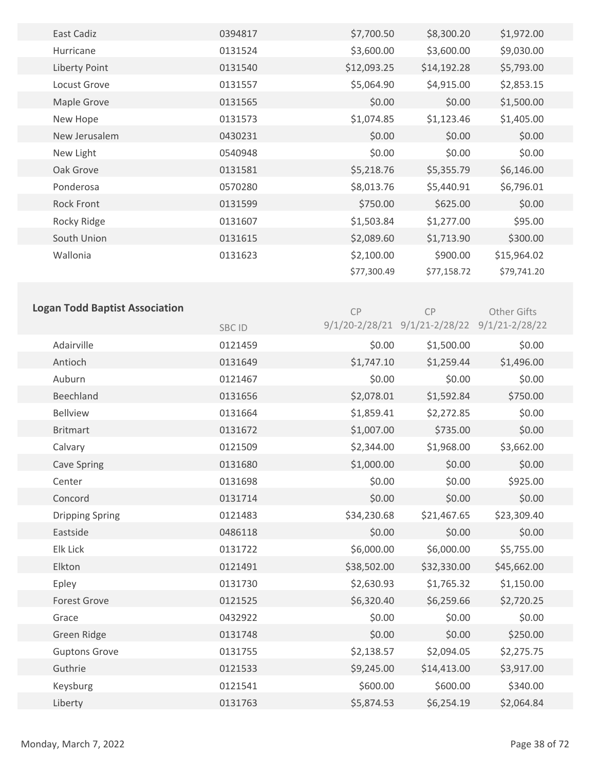| | | | | |
|---|---|---|---|---|
| East Cadiz | 0394817 | $7,700.50 | $8,300.20 | $1,972.00 |
| Hurricane | 0131524 | $3,600.00 | $3,600.00 | $9,030.00 |
| Liberty Point | 0131540 | $12,093.25 | $14,192.28 | $5,793.00 |
| Locust Grove | 0131557 | $5,064.90 | $4,915.00 | $2,853.15 |
| Maple Grove | 0131565 | $0.00 | $0.00 | $1,500.00 |
| New Hope | 0131573 | $1,074.85 | $1,123.46 | $1,405.00 |
| New Jerusalem | 0430231 | $0.00 | $0.00 | $0.00 |
| New Light | 0540948 | $0.00 | $0.00 | $0.00 |
| Oak Grove | 0131581 | $5,218.76 | $5,355.79 | $6,146.00 |
| Ponderosa | 0570280 | $8,013.76 | $5,440.91 | $6,796.01 |
| Rock Front | 0131599 | $750.00 | $625.00 | $0.00 |
| Rocky Ridge | 0131607 | $1,503.84 | $1,277.00 | $95.00 |
| South Union | 0131615 | $2,089.60 | $1,713.90 | $300.00 |
| Wallonia | 0131623 | $2,100.00 | $900.00 | $15,964.02 |
| | | $77,300.49 | $77,158.72 | $79,741.20 |

## Logan Todd Baptist Association

| | SBC ID | CP 9/1/20-2/28/21 | CP 9/1/21-2/28/22 | Other Gifts 9/1/21-2/28/22 |
|---|---|---|---|---|
| Adairville | 0121459 | $0.00 | $1,500.00 | $0.00 |
| Antioch | 0131649 | $1,747.10 | $1,259.44 | $1,496.00 |
| Auburn | 0121467 | $0.00 | $0.00 | $0.00 |
| Beechland | 0131656 | $2,078.01 | $1,592.84 | $750.00 |
| Bellview | 0131664 | $1,859.41 | $2,272.85 | $0.00 |
| Britmart | 0131672 | $1,007.00 | $735.00 | $0.00 |
| Calvary | 0121509 | $2,344.00 | $1,968.00 | $3,662.00 |
| Cave Spring | 0131680 | $1,000.00 | $0.00 | $0.00 |
| Center | 0131698 | $0.00 | $0.00 | $925.00 |
| Concord | 0131714 | $0.00 | $0.00 | $0.00 |
| Dripping Spring | 0121483 | $34,230.68 | $21,467.65 | $23,309.40 |
| Eastside | 0486118 | $0.00 | $0.00 | $0.00 |
| Elk Lick | 0131722 | $6,000.00 | $6,000.00 | $5,755.00 |
| Elkton | 0121491 | $38,502.00 | $32,330.00 | $45,662.00 |
| Epley | 0131730 | $2,630.93 | $1,765.32 | $1,150.00 |
| Forest Grove | 0121525 | $6,320.40 | $6,259.66 | $2,720.25 |
| Grace | 0432922 | $0.00 | $0.00 | $0.00 |
| Green Ridge | 0131748 | $0.00 | $0.00 | $250.00 |
| Guptons Grove | 0131755 | $2,138.57 | $2,094.05 | $2,275.75 |
| Guthrie | 0121533 | $9,245.00 | $14,413.00 | $3,917.00 |
| Keysburg | 0121541 | $600.00 | $600.00 | $340.00 |
| Liberty | 0131763 | $5,874.53 | $6,254.19 | $2,064.84 |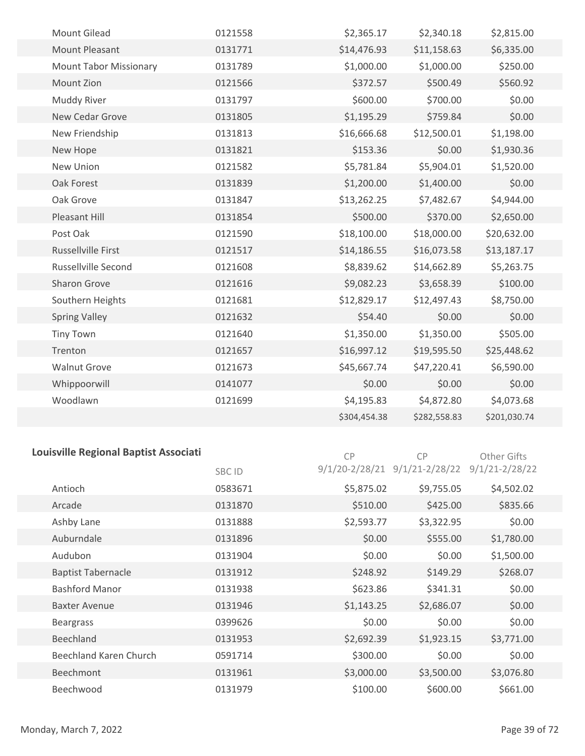| | | | | |
|---|---|---|---|---|
| Mount Gilead | 0121558 | $2,365.17 | $2,340.18 | $2,815.00 |
| Mount Pleasant | 0131771 | $14,476.93 | $11,158.63 | $6,335.00 |
| Mount Tabor Missionary | 0131789 | $1,000.00 | $1,000.00 | $250.00 |
| Mount Zion | 0121566 | $372.57 | $500.49 | $560.92 |
| Muddy River | 0131797 | $600.00 | $700.00 | $0.00 |
| New Cedar Grove | 0131805 | $1,195.29 | $759.84 | $0.00 |
| New Friendship | 0131813 | $16,666.68 | $12,500.01 | $1,198.00 |
| New Hope | 0131821 | $153.36 | $0.00 | $1,930.36 |
| New Union | 0121582 | $5,781.84 | $5,904.01 | $1,520.00 |
| Oak Forest | 0131839 | $1,200.00 | $1,400.00 | $0.00 |
| Oak Grove | 0131847 | $13,262.25 | $7,482.67 | $4,944.00 |
| Pleasant Hill | 0131854 | $500.00 | $370.00 | $2,650.00 |
| Post Oak | 0121590 | $18,100.00 | $18,000.00 | $20,632.00 |
| Russellville First | 0121517 | $14,186.55 | $16,073.58 | $13,187.17 |
| Russellville Second | 0121608 | $8,839.62 | $14,662.89 | $5,263.75 |
| Sharon Grove | 0121616 | $9,082.23 | $3,658.39 | $100.00 |
| Southern Heights | 0121681 | $12,829.17 | $12,497.43 | $8,750.00 |
| Spring Valley | 0121632 | $54.40 | $0.00 | $0.00 |
| Tiny Town | 0121640 | $1,350.00 | $1,350.00 | $505.00 |
| Trenton | 0121657 | $16,997.12 | $19,595.50 | $25,448.62 |
| Walnut Grove | 0121673 | $45,667.74 | $47,220.41 | $6,590.00 |
| Whippoorwill | 0141077 | $0.00 | $0.00 | $0.00 |
| Woodlawn | 0121699 | $4,195.83 | $4,872.80 | $4,073.68 |
| | | $304,454.38 | $282,558.83 | $201,030.74 |

**Louisville Regional Baptist Associati**

| | SBC ID | CP 9/1/20-2/28/21 | CP 9/1/21-2/28/22 | Other Gifts 9/1/21-2/28/22 |
|---|---|---|---|---|
| Antioch | 0583671 | $5,875.02 | $9,755.05 | $4,502.02 |
| Arcade | 0131870 | $510.00 | $425.00 | $835.66 |
| Ashby Lane | 0131888 | $2,593.77 | $3,322.95 | $0.00 |
| Auburndale | 0131896 | $0.00 | $555.00 | $1,780.00 |
| Audubon | 0131904 | $0.00 | $0.00 | $1,500.00 |
| Baptist Tabernacle | 0131912 | $248.92 | $149.29 | $268.07 |
| Bashford Manor | 0131938 | $623.86 | $341.31 | $0.00 |
| Baxter Avenue | 0131946 | $1,143.25 | $2,686.07 | $0.00 |
| Beargrass | 0399626 | $0.00 | $0.00 | $0.00 |
| Beechland | 0131953 | $2,692.39 | $1,923.15 | $3,771.00 |
| Beechland Karen Church | 0591714 | $300.00 | $0.00 | $0.00 |
| Beechmont | 0131961 | $3,000.00 | $3,500.00 | $3,076.80 |
| Beechwood | 0131979 | $100.00 | $600.00 | $661.00 |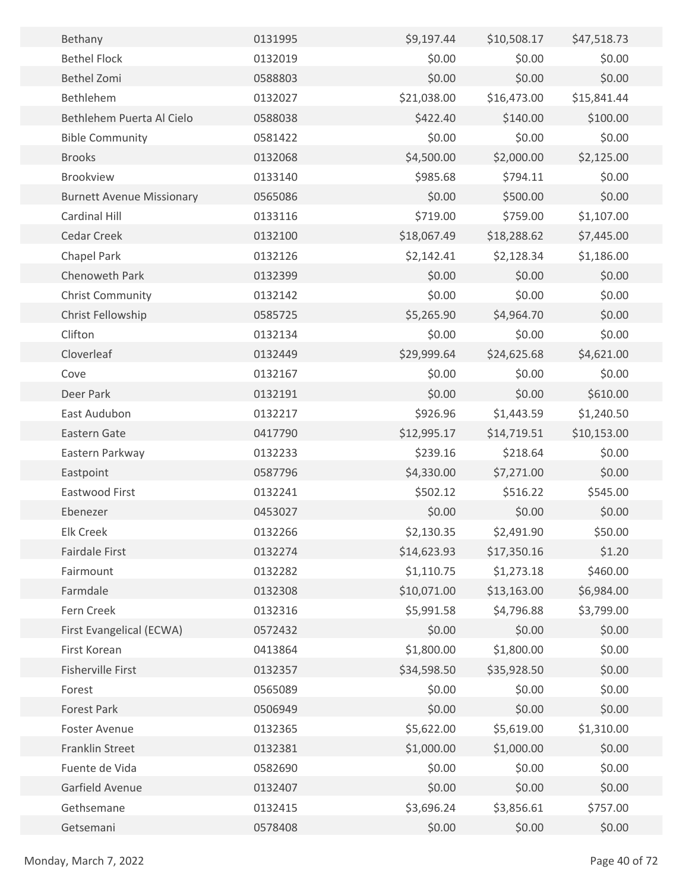| | | | | |
|---|---|---|---|---|
| Bethany | 0131995 | $9,197.44 | $10,508.17 | $47,518.73 |
| Bethel Flock | 0132019 | $0.00 | $0.00 | $0.00 |
| Bethel Zomi | 0588803 | $0.00 | $0.00 | $0.00 |
| Bethlehem | 0132027 | $21,038.00 | $16,473.00 | $15,841.44 |
| Bethlehem Puerta Al Cielo | 0588038 | $422.40 | $140.00 | $100.00 |
| Bible Community | 0581422 | $0.00 | $0.00 | $0.00 |
| Brooks | 0132068 | $4,500.00 | $2,000.00 | $2,125.00 |
| Brookview | 0133140 | $985.68 | $794.11 | $0.00 |
| Burnett Avenue Missionary | 0565086 | $0.00 | $500.00 | $0.00 |
| Cardinal Hill | 0133116 | $719.00 | $759.00 | $1,107.00 |
| Cedar Creek | 0132100 | $18,067.49 | $18,288.62 | $7,445.00 |
| Chapel Park | 0132126 | $2,142.41 | $2,128.34 | $1,186.00 |
| Chenoweth Park | 0132399 | $0.00 | $0.00 | $0.00 |
| Christ Community | 0132142 | $0.00 | $0.00 | $0.00 |
| Christ Fellowship | 0585725 | $5,265.90 | $4,964.70 | $0.00 |
| Clifton | 0132134 | $0.00 | $0.00 | $0.00 |
| Cloverleaf | 0132449 | $29,999.64 | $24,625.68 | $4,621.00 |
| Cove | 0132167 | $0.00 | $0.00 | $0.00 |
| Deer Park | 0132191 | $0.00 | $0.00 | $610.00 |
| East Audubon | 0132217 | $926.96 | $1,443.59 | $1,240.50 |
| Eastern Gate | 0417790 | $12,995.17 | $14,719.51 | $10,153.00 |
| Eastern Parkway | 0132233 | $239.16 | $218.64 | $0.00 |
| Eastpoint | 0587796 | $4,330.00 | $7,271.00 | $0.00 |
| Eastwood First | 0132241 | $502.12 | $516.22 | $545.00 |
| Ebenezer | 0453027 | $0.00 | $0.00 | $0.00 |
| Elk Creek | 0132266 | $2,130.35 | $2,491.90 | $50.00 |
| Fairdale First | 0132274 | $14,623.93 | $17,350.16 | $1.20 |
| Fairmount | 0132282 | $1,110.75 | $1,273.18 | $460.00 |
| Farmdale | 0132308 | $10,071.00 | $13,163.00 | $6,984.00 |
| Fern Creek | 0132316 | $5,991.58 | $4,796.88 | $3,799.00 |
| First Evangelical (ECWA) | 0572432 | $0.00 | $0.00 | $0.00 |
| First Korean | 0413864 | $1,800.00 | $1,800.00 | $0.00 |
| Fisherville First | 0132357 | $34,598.50 | $35,928.50 | $0.00 |
| Forest | 0565089 | $0.00 | $0.00 | $0.00 |
| Forest Park | 0506949 | $0.00 | $0.00 | $0.00 |
| Foster Avenue | 0132365 | $5,622.00 | $5,619.00 | $1,310.00 |
| Franklin Street | 0132381 | $1,000.00 | $1,000.00 | $0.00 |
| Fuente de Vida | 0582690 | $0.00 | $0.00 | $0.00 |
| Garfield Avenue | 0132407 | $0.00 | $0.00 | $0.00 |
| Gethsemane | 0132415 | $3,696.24 | $3,856.61 | $757.00 |
| Getsemani | 0578408 | $0.00 | $0.00 | $0.00 |

Monday, March 7, 2022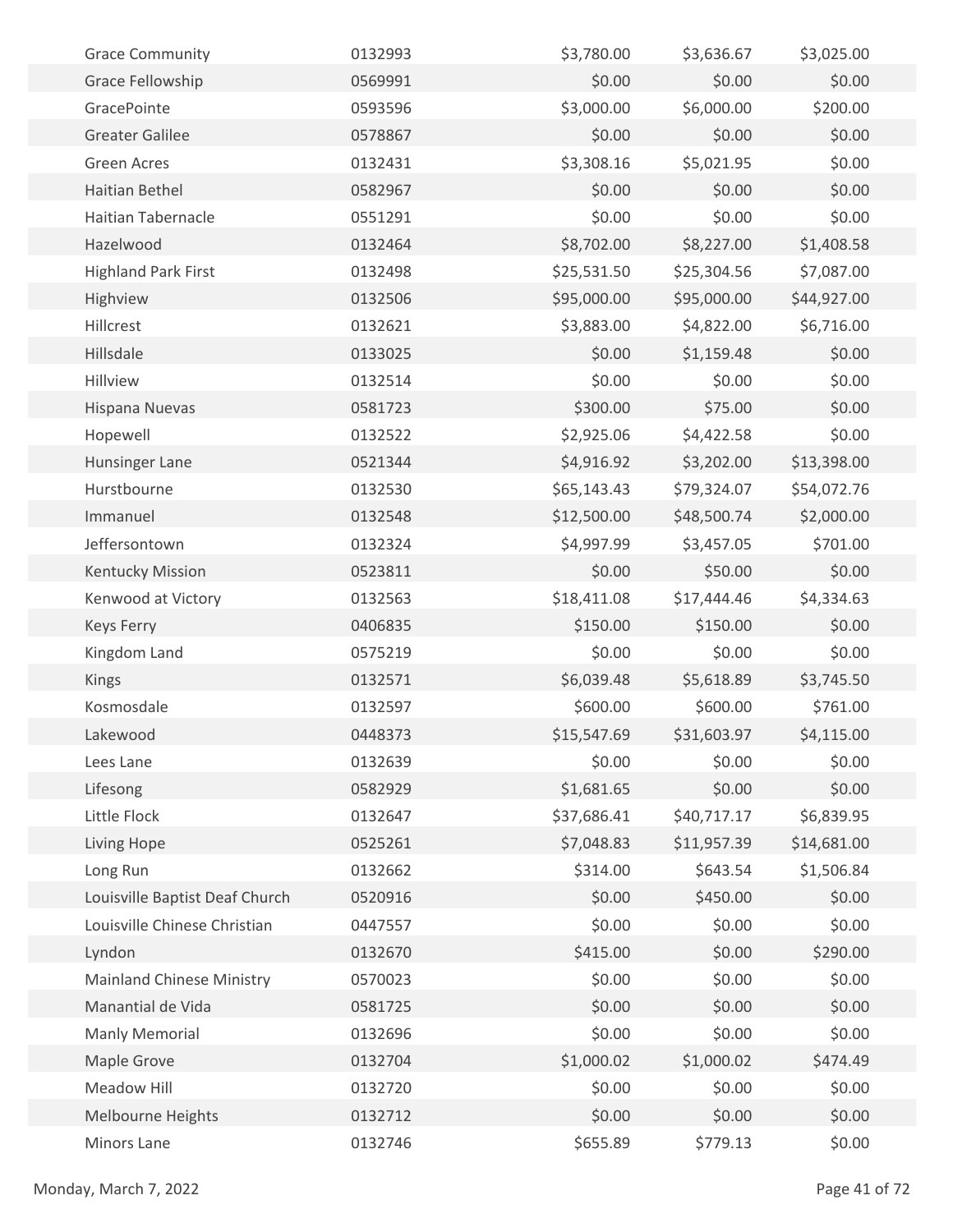| | | | | |
|---|---|---|---|---|
| Grace Community | 0132993 | $3,780.00 | $3,636.67 | $3,025.00 |
| Grace Fellowship | 0569991 | $0.00 | $0.00 | $0.00 |
| GracePointe | 0593596 | $3,000.00 | $6,000.00 | $200.00 |
| Greater Galilee | 0578867 | $0.00 | $0.00 | $0.00 |
| Green Acres | 0132431 | $3,308.16 | $5,021.95 | $0.00 |
| Haitian Bethel | 0582967 | $0.00 | $0.00 | $0.00 |
| Haitian Tabernacle | 0551291 | $0.00 | $0.00 | $0.00 |
| Hazelwood | 0132464 | $8,702.00 | $8,227.00 | $1,408.58 |
| Highland Park First | 0132498 | $25,531.50 | $25,304.56 | $7,087.00 |
| Highview | 0132506 | $95,000.00 | $95,000.00 | $44,927.00 |
| Hillcrest | 0132621 | $3,883.00 | $4,822.00 | $6,716.00 |
| Hillsdale | 0133025 | $0.00 | $1,159.48 | $0.00 |
| Hillview | 0132514 | $0.00 | $0.00 | $0.00 |
| Hispana Nuevas | 0581723 | $300.00 | $75.00 | $0.00 |
| Hopewell | 0132522 | $2,925.06 | $4,422.58 | $0.00 |
| Hunsinger Lane | 0521344 | $4,916.92 | $3,202.00 | $13,398.00 |
| Hurstbourne | 0132530 | $65,143.43 | $79,324.07 | $54,072.76 |
| Immanuel | 0132548 | $12,500.00 | $48,500.74 | $2,000.00 |
| Jeffersontown | 0132324 | $4,997.99 | $3,457.05 | $701.00 |
| Kentucky Mission | 0523811 | $0.00 | $50.00 | $0.00 |
| Kenwood at Victory | 0132563 | $18,411.08 | $17,444.46 | $4,334.63 |
| Keys Ferry | 0406835 | $150.00 | $150.00 | $0.00 |
| Kingdom Land | 0575219 | $0.00 | $0.00 | $0.00 |
| Kings | 0132571 | $6,039.48 | $5,618.89 | $3,745.50 |
| Kosmosdale | 0132597 | $600.00 | $600.00 | $761.00 |
| Lakewood | 0448373 | $15,547.69 | $31,603.97 | $4,115.00 |
| Lees Lane | 0132639 | $0.00 | $0.00 | $0.00 |
| Lifesong | 0582929 | $1,681.65 | $0.00 | $0.00 |
| Little Flock | 0132647 | $37,686.41 | $40,717.17 | $6,839.95 |
| Living Hope | 0525261 | $7,048.83 | $11,957.39 | $14,681.00 |
| Long Run | 0132662 | $314.00 | $643.54 | $1,506.84 |
| Louisville Baptist Deaf Church | 0520916 | $0.00 | $450.00 | $0.00 |
| Louisville Chinese Christian | 0447557 | $0.00 | $0.00 | $0.00 |
| Lyndon | 0132670 | $415.00 | $0.00 | $290.00 |
| Mainland Chinese Ministry | 0570023 | $0.00 | $0.00 | $0.00 |
| Manantial de Vida | 0581725 | $0.00 | $0.00 | $0.00 |
| Manly Memorial | 0132696 | $0.00 | $0.00 | $0.00 |
| Maple Grove | 0132704 | $1,000.02 | $1,000.02 | $474.49 |
| Meadow Hill | 0132720 | $0.00 | $0.00 | $0.00 |
| Melbourne Heights | 0132712 | $0.00 | $0.00 | $0.00 |
| Minors Lane | 0132746 | $655.89 | $779.13 | $0.00 |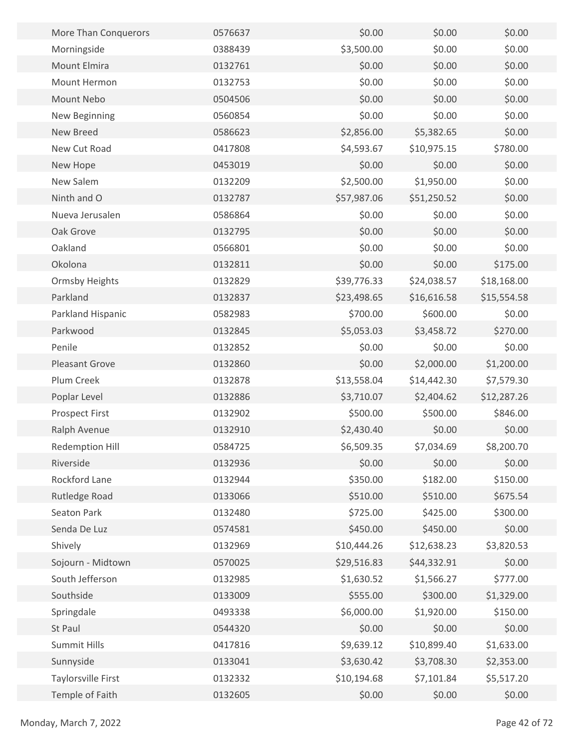| | | | | |
|---|---|---|---|---|
| More Than Conquerors | 0576637 | $0.00 | $0.00 | $0.00 |
| Morningside | 0388439 | $3,500.00 | $0.00 | $0.00 |
| Mount Elmira | 0132761 | $0.00 | $0.00 | $0.00 |
| Mount Hermon | 0132753 | $0.00 | $0.00 | $0.00 |
| Mount Nebo | 0504506 | $0.00 | $0.00 | $0.00 |
| New Beginning | 0560854 | $0.00 | $0.00 | $0.00 |
| New Breed | 0586623 | $2,856.00 | $5,382.65 | $0.00 |
| New Cut Road | 0417808 | $4,593.67 | $10,975.15 | $780.00 |
| New Hope | 0453019 | $0.00 | $0.00 | $0.00 |
| New Salem | 0132209 | $2,500.00 | $1,950.00 | $0.00 |
| Ninth and O | 0132787 | $57,987.06 | $51,250.52 | $0.00 |
| Nueva Jerusalen | 0586864 | $0.00 | $0.00 | $0.00 |
| Oak Grove | 0132795 | $0.00 | $0.00 | $0.00 |
| Oakland | 0566801 | $0.00 | $0.00 | $0.00 |
| Okolona | 0132811 | $0.00 | $0.00 | $175.00 |
| Ormsby Heights | 0132829 | $39,776.33 | $24,038.57 | $18,168.00 |
| Parkland | 0132837 | $23,498.65 | $16,616.58 | $15,554.58 |
| Parkland Hispanic | 0582983 | $700.00 | $600.00 | $0.00 |
| Parkwood | 0132845 | $5,053.03 | $3,458.72 | $270.00 |
| Penile | 0132852 | $0.00 | $0.00 | $0.00 |
| Pleasant Grove | 0132860 | $0.00 | $2,000.00 | $1,200.00 |
| Plum Creek | 0132878 | $13,558.04 | $14,442.30 | $7,579.30 |
| Poplar Level | 0132886 | $3,710.07 | $2,404.62 | $12,287.26 |
| Prospect First | 0132902 | $500.00 | $500.00 | $846.00 |
| Ralph Avenue | 0132910 | $2,430.40 | $0.00 | $0.00 |
| Redemption Hill | 0584725 | $6,509.35 | $7,034.69 | $8,200.70 |
| Riverside | 0132936 | $0.00 | $0.00 | $0.00 |
| Rockford Lane | 0132944 | $350.00 | $182.00 | $150.00 |
| Rutledge Road | 0133066 | $510.00 | $510.00 | $675.54 |
| Seaton Park | 0132480 | $725.00 | $425.00 | $300.00 |
| Senda De Luz | 0574581 | $450.00 | $450.00 | $0.00 |
| Shively | 0132969 | $10,444.26 | $12,638.23 | $3,820.53 |
| Sojourn - Midtown | 0570025 | $29,516.83 | $44,332.91 | $0.00 |
| South Jefferson | 0132985 | $1,630.52 | $1,566.27 | $777.00 |
| Southside | 0133009 | $555.00 | $300.00 | $1,329.00 |
| Springdale | 0493338 | $6,000.00 | $1,920.00 | $150.00 |
| St Paul | 0544320 | $0.00 | $0.00 | $0.00 |
| Summit Hills | 0417816 | $9,639.12 | $10,899.40 | $1,633.00 |
| Sunnyside | 0133041 | $3,630.42 | $3,708.30 | $2,353.00 |
| Taylorsville First | 0132332 | $10,194.68 | $7,101.84 | $5,517.20 |
| Temple of Faith | 0132605 | $0.00 | $0.00 | $0.00 |

Monday, March 7, 2022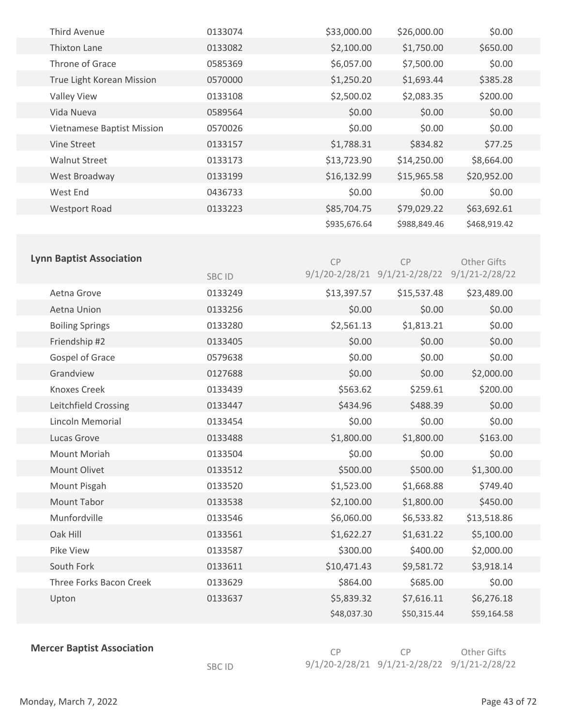| | | | | |
|---|---|---|---|---|
| Third Avenue | 0133074 | $33,000.00 | $26,000.00 | $0.00 |
| Thixton Lane | 0133082 | $2,100.00 | $1,750.00 | $650.00 |
| Throne of Grace | 0585369 | $6,057.00 | $7,500.00 | $0.00 |
| True Light Korean Mission | 0570000 | $1,250.20 | $1,693.44 | $385.28 |
| Valley View | 0133108 | $2,500.02 | $2,083.35 | $200.00 |
| Vida Nueva | 0589564 | $0.00 | $0.00 | $0.00 |
| Vietnamese Baptist Mission | 0570026 | $0.00 | $0.00 | $0.00 |
| Vine Street | 0133157 | $1,788.31 | $834.82 | $77.25 |
| Walnut Street | 0133173 | $13,723.90 | $14,250.00 | $8,664.00 |
| West Broadway | 0133199 | $16,132.99 | $15,965.58 | $20,952.00 |
| West End | 0436733 | $0.00 | $0.00 | $0.00 |
| Westport Road | 0133223 | $85,704.75 | $79,029.22 | $63,692.61 |
| | | $935,676.64 | $988,849.46 | $468,919.42 |

## Lynn Baptist Association

| | SBC ID | CP 9/1/20-2/28/21 | CP 9/1/21-2/28/22 | Other Gifts 9/1/21-2/28/22 |
|---|---|---|---|---|
| Aetna Grove | 0133249 | $13,397.57 | $15,537.48 | $23,489.00 |
| Aetna Union | 0133256 | $0.00 | $0.00 | $0.00 |
| Boiling Springs | 0133280 | $2,561.13 | $1,813.21 | $0.00 |
| Friendship #2 | 0133405 | $0.00 | $0.00 | $0.00 |
| Gospel of Grace | 0579638 | $0.00 | $0.00 | $0.00 |
| Grandview | 0127688 | $0.00 | $0.00 | $2,000.00 |
| Knoxes Creek | 0133439 | $563.62 | $259.61 | $200.00 |
| Leitchfield Crossing | 0133447 | $434.96 | $488.39 | $0.00 |
| Lincoln Memorial | 0133454 | $0.00 | $0.00 | $0.00 |
| Lucas Grove | 0133488 | $1,800.00 | $1,800.00 | $163.00 |
| Mount Moriah | 0133504 | $0.00 | $0.00 | $0.00 |
| Mount Olivet | 0133512 | $500.00 | $500.00 | $1,300.00 |
| Mount Pisgah | 0133520 | $1,523.00 | $1,668.88 | $749.40 |
| Mount Tabor | 0133538 | $2,100.00 | $1,800.00 | $450.00 |
| Munfordville | 0133546 | $6,060.00 | $6,533.82 | $13,518.86 |
| Oak Hill | 0133561 | $1,622.27 | $1,631.22 | $5,100.00 |
| Pike View | 0133587 | $300.00 | $400.00 | $2,000.00 |
| South Fork | 0133611 | $10,471.43 | $9,581.72 | $3,918.14 |
| Three Forks Bacon Creek | 0133629 | $864.00 | $685.00 | $0.00 |
| Upton | 0133637 | $5,839.32 | $7,616.11 | $6,276.18 |
| | | $48,037.30 | $50,315.44 | $59,164.58 |

## Mercer Baptist Association

| | SBC ID | CP 9/1/20-2/28/21 | CP 9/1/21-2/28/22 | Other Gifts 9/1/21-2/28/22 |
|---|---|---|---|---|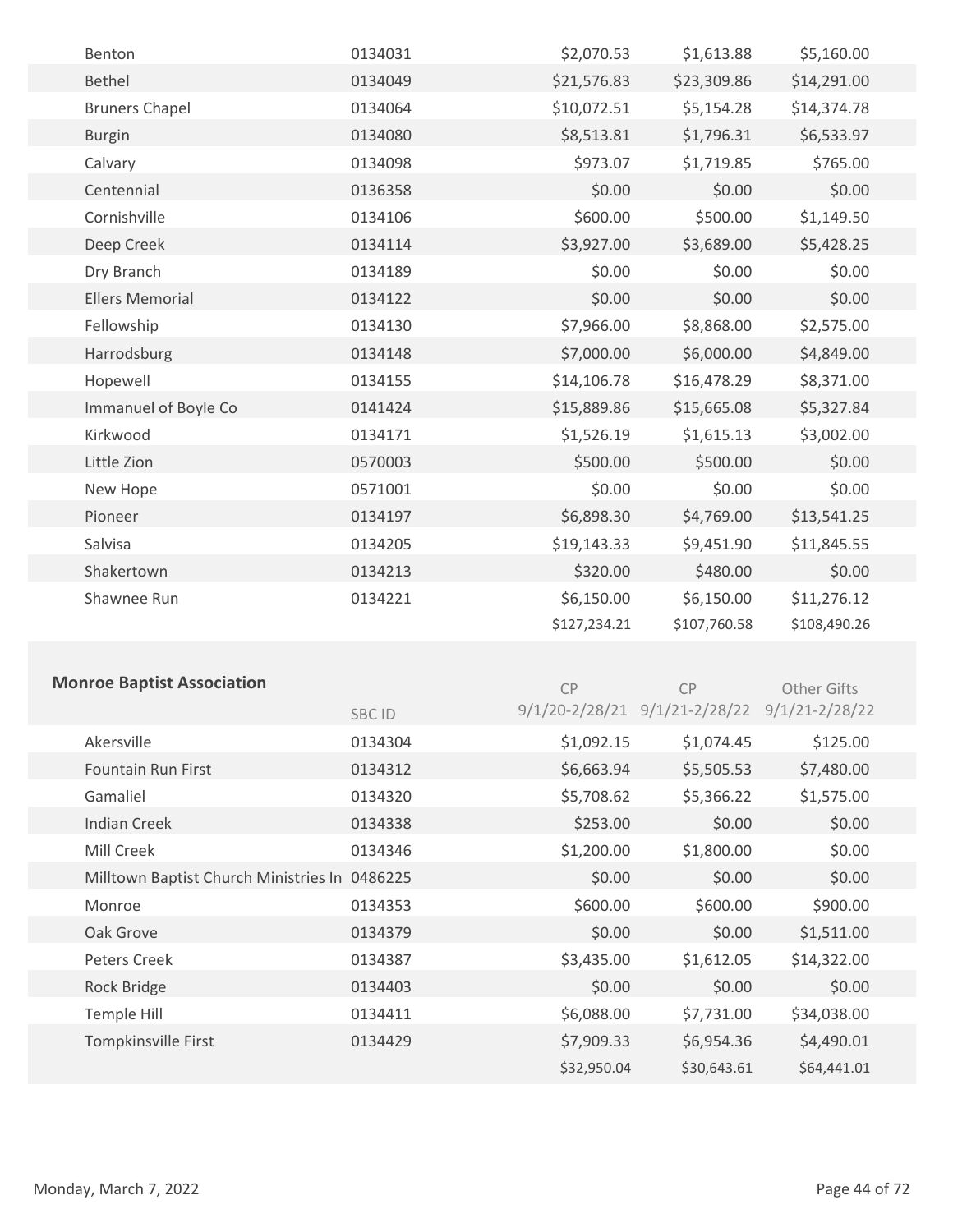| | | | | |
|---|---|---|---|---|
| Benton | 0134031 | $2,070.53 | $1,613.88 | $5,160.00 |
| Bethel | 0134049 | $21,576.83 | $23,309.86 | $14,291.00 |
| Bruners Chapel | 0134064 | $10,072.51 | $5,154.28 | $14,374.78 |
| Burgin | 0134080 | $8,513.81 | $1,796.31 | $6,533.97 |
| Calvary | 0134098 | $973.07 | $1,719.85 | $765.00 |
| Centennial | 0136358 | $0.00 | $0.00 | $0.00 |
| Cornishville | 0134106 | $600.00 | $500.00 | $1,149.50 |
| Deep Creek | 0134114 | $3,927.00 | $3,689.00 | $5,428.25 |
| Dry Branch | 0134189 | $0.00 | $0.00 | $0.00 |
| Ellers Memorial | 0134122 | $0.00 | $0.00 | $0.00 |
| Fellowship | 0134130 | $7,966.00 | $8,868.00 | $2,575.00 |
| Harrodsburg | 0134148 | $7,000.00 | $6,000.00 | $4,849.00 |
| Hopewell | 0134155 | $14,106.78 | $16,478.29 | $8,371.00 |
| Immanuel of Boyle Co | 0141424 | $15,889.86 | $15,665.08 | $5,327.84 |
| Kirkwood | 0134171 | $1,526.19 | $1,615.13 | $3,002.00 |
| Little Zion | 0570003 | $500.00 | $500.00 | $0.00 |
| New Hope | 0571001 | $0.00 | $0.00 | $0.00 |
| Pioneer | 0134197 | $6,898.30 | $4,769.00 | $13,541.25 |
| Salvisa | 0134205 | $19,143.33 | $9,451.90 | $11,845.55 |
| Shakertown | 0134213 | $320.00 | $480.00 | $0.00 |
| Shawnee Run | 0134221 | $6,150.00 | $6,150.00 | $11,276.12 |
| | | $127,234.21 | $107,760.58 | $108,490.26 |

## Monroe Baptist Association

| | SBC ID | CP 9/1/20-2/28/21 | CP 9/1/21-2/28/22 | Other Gifts 9/1/21-2/28/22 |
|---|---|---|---|---|
| Akersville | 0134304 | $1,092.15 | $1,074.45 | $125.00 |
| Fountain Run First | 0134312 | $6,663.94 | $5,505.53 | $7,480.00 |
| Gamaliel | 0134320 | $5,708.62 | $5,366.22 | $1,575.00 |
| Indian Creek | 0134338 | $253.00 | $0.00 | $0.00 |
| Mill Creek | 0134346 | $1,200.00 | $1,800.00 | $0.00 |
| Milltown Baptist Church Ministries In | 0486225 | $0.00 | $0.00 | $0.00 |
| Monroe | 0134353 | $600.00 | $600.00 | $900.00 |
| Oak Grove | 0134379 | $0.00 | $0.00 | $1,511.00 |
| Peters Creek | 0134387 | $3,435.00 | $1,612.05 | $14,322.00 |
| Rock Bridge | 0134403 | $0.00 | $0.00 | $0.00 |
| Temple Hill | 0134411 | $6,088.00 | $7,731.00 | $34,038.00 |
| Tompkinsville First | 0134429 | $7,909.33 | $6,954.36 | $4,490.01 |
| | | $32,950.04 | $30,643.61 | $64,441.01 |

Monday, March 7, 2022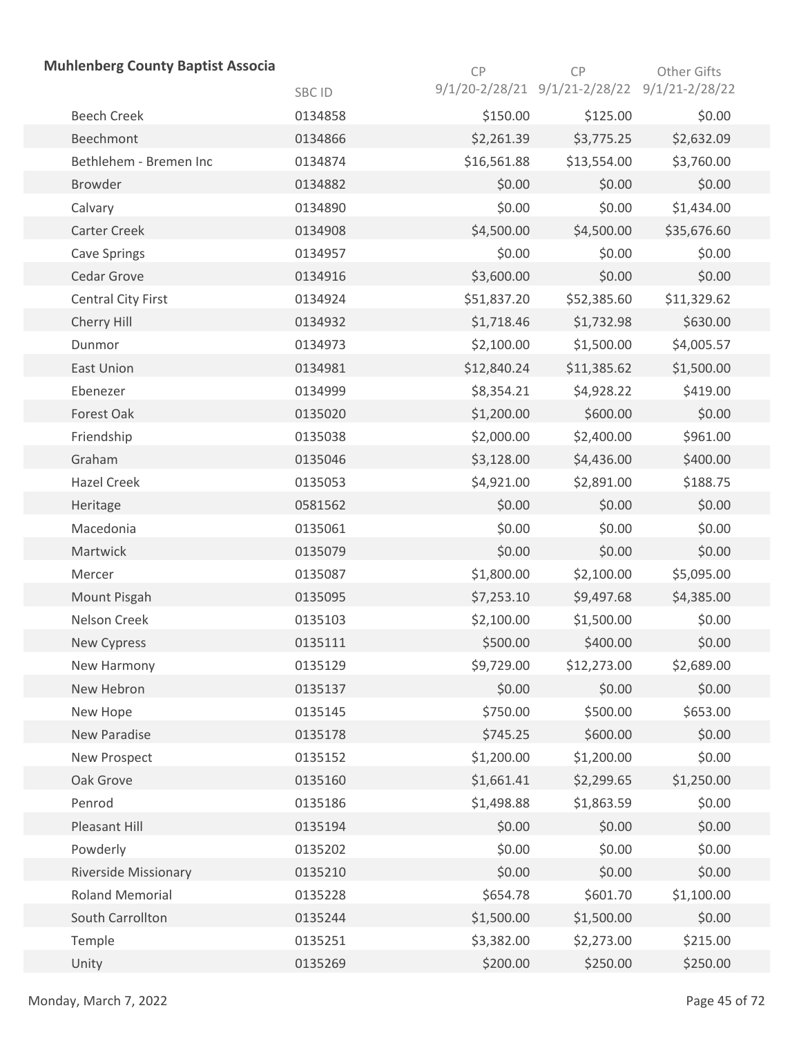**Muhlenberg County Baptist Associa**

| | SBC ID | CP 9/1/20-2/28/21 | CP 9/1/21-2/28/22 | Other Gifts 9/1/21-2/28/22 |
|---|---|---|---|---|
| Beech Creek | 0134858 | $150.00 | $125.00 | $0.00 |
| Beechmont | 0134866 | $2,261.39 | $3,775.25 | $2,632.09 |
| Bethlehem - Bremen Inc | 0134874 | $16,561.88 | $13,554.00 | $3,760.00 |
| Browder | 0134882 | $0.00 | $0.00 | $0.00 |
| Calvary | 0134890 | $0.00 | $0.00 | $1,434.00 |
| Carter Creek | 0134908 | $4,500.00 | $4,500.00 | $35,676.60 |
| Cave Springs | 0134957 | $0.00 | $0.00 | $0.00 |
| Cedar Grove | 0134916 | $3,600.00 | $0.00 | $0.00 |
| Central City First | 0134924 | $51,837.20 | $52,385.60 | $11,329.62 |
| Cherry Hill | 0134932 | $1,718.46 | $1,732.98 | $630.00 |
| Dunmor | 0134973 | $2,100.00 | $1,500.00 | $4,005.57 |
| East Union | 0134981 | $12,840.24 | $11,385.62 | $1,500.00 |
| Ebenezer | 0134999 | $8,354.21 | $4,928.22 | $419.00 |
| Forest Oak | 0135020 | $1,200.00 | $600.00 | $0.00 |
| Friendship | 0135038 | $2,000.00 | $2,400.00 | $961.00 |
| Graham | 0135046 | $3,128.00 | $4,436.00 | $400.00 |
| Hazel Creek | 0135053 | $4,921.00 | $2,891.00 | $188.75 |
| Heritage | 0581562 | $0.00 | $0.00 | $0.00 |
| Macedonia | 0135061 | $0.00 | $0.00 | $0.00 |
| Martwick | 0135079 | $0.00 | $0.00 | $0.00 |
| Mercer | 0135087 | $1,800.00 | $2,100.00 | $5,095.00 |
| Mount Pisgah | 0135095 | $7,253.10 | $9,497.68 | $4,385.00 |
| Nelson Creek | 0135103 | $2,100.00 | $1,500.00 | $0.00 |
| New Cypress | 0135111 | $500.00 | $400.00 | $0.00 |
| New Harmony | 0135129 | $9,729.00 | $12,273.00 | $2,689.00 |
| New Hebron | 0135137 | $0.00 | $0.00 | $0.00 |
| New Hope | 0135145 | $750.00 | $500.00 | $653.00 |
| New Paradise | 0135178 | $745.25 | $600.00 | $0.00 |
| New Prospect | 0135152 | $1,200.00 | $1,200.00 | $0.00 |
| Oak Grove | 0135160 | $1,661.41 | $2,299.65 | $1,250.00 |
| Penrod | 0135186 | $1,498.88 | $1,863.59 | $0.00 |
| Pleasant Hill | 0135194 | $0.00 | $0.00 | $0.00 |
| Powderly | 0135202 | $0.00 | $0.00 | $0.00 |
| Riverside Missionary | 0135210 | $0.00 | $0.00 | $0.00 |
| Roland Memorial | 0135228 | $654.78 | $601.70 | $1,100.00 |
| South Carrollton | 0135244 | $1,500.00 | $1,500.00 | $0.00 |
| Temple | 0135251 | $3,382.00 | $2,273.00 | $215.00 |
| Unity | 0135269 | $200.00 | $250.00 | $250.00 |

Monday, March 7, 2022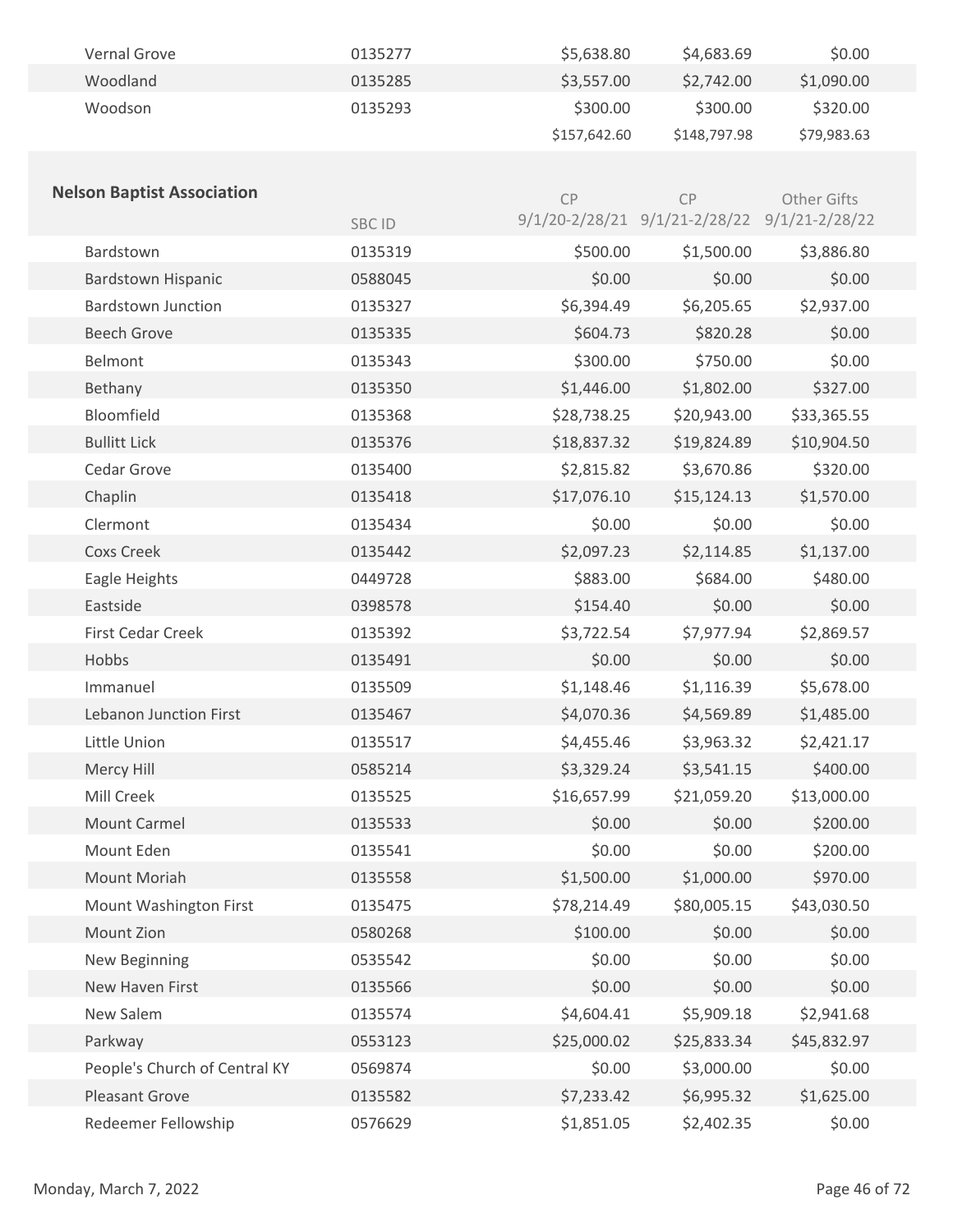| | | | | |
|---|---|---|---|---|
| Vernal Grove | 0135277 | $5,638.80 | $4,683.69 | $0.00 |
| Woodland | 0135285 | $3,557.00 | $2,742.00 | $1,090.00 |
| Woodson | 0135293 | $300.00 | $300.00 | $320.00 |
| | | $157,642.60 | $148,797.98 | $79,983.63 |

**Nelson Baptist Association**

| | SBC ID | CP 9/1/20-2/28/21 | CP 9/1/21-2/28/22 | Other Gifts 9/1/21-2/28/22 |
|---|---|---|---|---|
| Bardstown | 0135319 | $500.00 | $1,500.00 | $3,886.80 |
| Bardstown Hispanic | 0588045 | $0.00 | $0.00 | $0.00 |
| Bardstown Junction | 0135327 | $6,394.49 | $6,205.65 | $2,937.00 |
| Beech Grove | 0135335 | $604.73 | $820.28 | $0.00 |
| Belmont | 0135343 | $300.00 | $750.00 | $0.00 |
| Bethany | 0135350 | $1,446.00 | $1,802.00 | $327.00 |
| Bloomfield | 0135368 | $28,738.25 | $20,943.00 | $33,365.55 |
| Bullitt Lick | 0135376 | $18,837.32 | $19,824.89 | $10,904.50 |
| Cedar Grove | 0135400 | $2,815.82 | $3,670.86 | $320.00 |
| Chaplin | 0135418 | $17,076.10 | $15,124.13 | $1,570.00 |
| Clermont | 0135434 | $0.00 | $0.00 | $0.00 |
| Coxs Creek | 0135442 | $2,097.23 | $2,114.85 | $1,137.00 |
| Eagle Heights | 0449728 | $883.00 | $684.00 | $480.00 |
| Eastside | 0398578 | $154.40 | $0.00 | $0.00 |
| First Cedar Creek | 0135392 | $3,722.54 | $7,977.94 | $2,869.57 |
| Hobbs | 0135491 | $0.00 | $0.00 | $0.00 |
| Immanuel | 0135509 | $1,148.46 | $1,116.39 | $5,678.00 |
| Lebanon Junction First | 0135467 | $4,070.36 | $4,569.89 | $1,485.00 |
| Little Union | 0135517 | $4,455.46 | $3,963.32 | $2,421.17 |
| Mercy Hill | 0585214 | $3,329.24 | $3,541.15 | $400.00 |
| Mill Creek | 0135525 | $16,657.99 | $21,059.20 | $13,000.00 |
| Mount Carmel | 0135533 | $0.00 | $0.00 | $200.00 |
| Mount Eden | 0135541 | $0.00 | $0.00 | $200.00 |
| Mount Moriah | 0135558 | $1,500.00 | $1,000.00 | $970.00 |
| Mount Washington First | 0135475 | $78,214.49 | $80,005.15 | $43,030.50 |
| Mount Zion | 0580268 | $100.00 | $0.00 | $0.00 |
| New Beginning | 0535542 | $0.00 | $0.00 | $0.00 |
| New Haven First | 0135566 | $0.00 | $0.00 | $0.00 |
| New Salem | 0135574 | $4,604.41 | $5,909.18 | $2,941.68 |
| Parkway | 0553123 | $25,000.02 | $25,833.34 | $45,832.97 |
| People's Church of Central KY | 0569874 | $0.00 | $3,000.00 | $0.00 |
| Pleasant Grove | 0135582 | $7,233.42 | $6,995.32 | $1,625.00 |
| Redeemer Fellowship | 0576629 | $1,851.05 | $2,402.35 | $0.00 |

Monday, March 7, 2022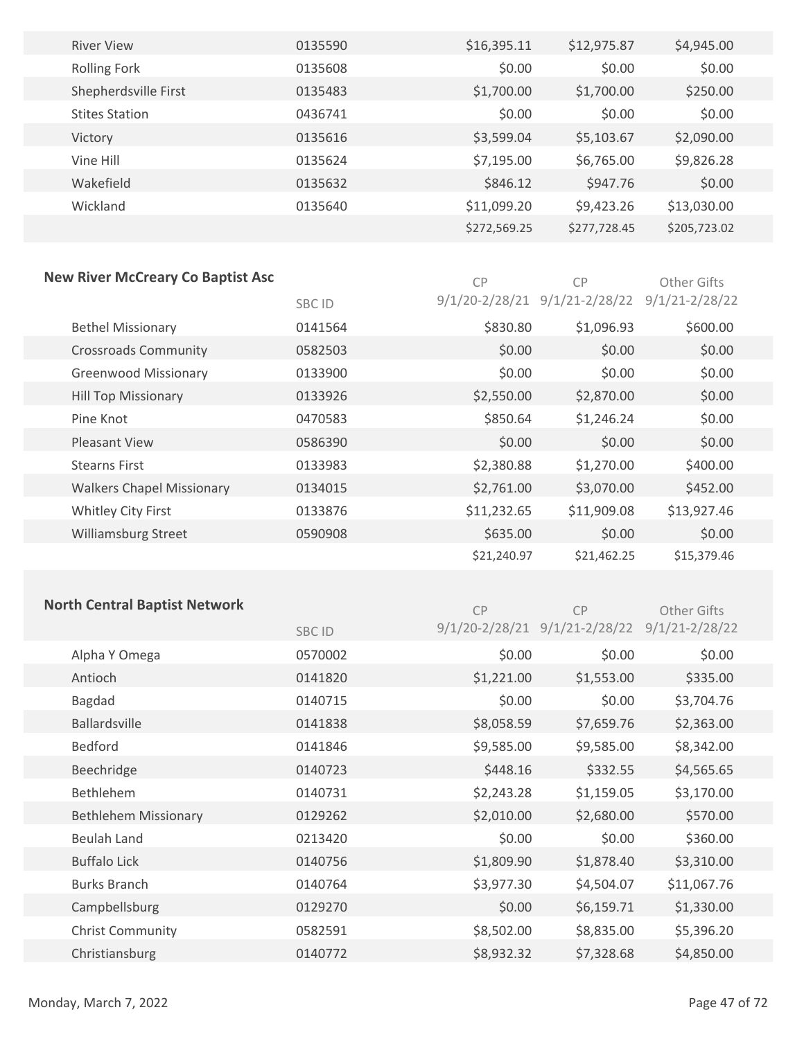| | | | | |
|---|---|---|---|---|
| River View | 0135590 | $16,395.11 | $12,975.87 | $4,945.00 |
| Rolling Fork | 0135608 | $0.00 | $0.00 | $0.00 |
| Shepherdsville First | 0135483 | $1,700.00 | $1,700.00 | $250.00 |
| Stites Station | 0436741 | $0.00 | $0.00 | $0.00 |
| Victory | 0135616 | $3,599.04 | $5,103.67 | $2,090.00 |
| Vine Hill | 0135624 | $7,195.00 | $6,765.00 | $9,826.28 |
| Wakefield | 0135632 | $846.12 | $947.76 | $0.00 |
| Wickland | 0135640 | $11,099.20 | $9,423.26 | $13,030.00 |
| | | $272,569.25 | $277,728.45 | $205,723.02 |

**New River McCreary Co Baptist Asc**

| | SBC ID | CP 9/1/20-2/28/21 | CP 9/1/21-2/28/22 | Other Gifts 9/1/21-2/28/22 |
|---|---|---|---|---|
| Bethel Missionary | 0141564 | $830.80 | $1,096.93 | $600.00 |
| Crossroads Community | 0582503 | $0.00 | $0.00 | $0.00 |
| Greenwood Missionary | 0133900 | $0.00 | $0.00 | $0.00 |
| Hill Top Missionary | 0133926 | $2,550.00 | $2,870.00 | $0.00 |
| Pine Knot | 0470583 | $850.64 | $1,246.24 | $0.00 |
| Pleasant View | 0586390 | $0.00 | $0.00 | $0.00 |
| Stearns First | 0133983 | $2,380.88 | $1,270.00 | $400.00 |
| Walkers Chapel Missionary | 0134015 | $2,761.00 | $3,070.00 | $452.00 |
| Whitley City First | 0133876 | $11,232.65 | $11,909.08 | $13,927.46 |
| Williamsburg Street | 0590908 | $635.00 | $0.00 | $0.00 |
| | | $21,240.97 | $21,462.25 | $15,379.46 |

**North Central Baptist Network**

| | SBC ID | CP 9/1/20-2/28/21 | CP 9/1/21-2/28/22 | Other Gifts 9/1/21-2/28/22 |
|---|---|---|---|---|
| Alpha Y Omega | 0570002 | $0.00 | $0.00 | $0.00 |
| Antioch | 0141820 | $1,221.00 | $1,553.00 | $335.00 |
| Bagdad | 0140715 | $0.00 | $0.00 | $3,704.76 |
| Ballardsville | 0141838 | $8,058.59 | $7,659.76 | $2,363.00 |
| Bedford | 0141846 | $9,585.00 | $9,585.00 | $8,342.00 |
| Beechridge | 0140723 | $448.16 | $332.55 | $4,565.65 |
| Bethlehem | 0140731 | $2,243.28 | $1,159.05 | $3,170.00 |
| Bethlehem Missionary | 0129262 | $2,010.00 | $2,680.00 | $570.00 |
| Beulah Land | 0213420 | $0.00 | $0.00 | $360.00 |
| Buffalo Lick | 0140756 | $1,809.90 | $1,878.40 | $3,310.00 |
| Burks Branch | 0140764 | $3,977.30 | $4,504.07 | $11,067.76 |
| Campbellsburg | 0129270 | $0.00 | $6,159.71 | $1,330.00 |
| Christ Community | 0582591 | $8,502.00 | $8,835.00 | $5,396.20 |
| Christiansburg | 0140772 | $8,932.32 | $7,328.68 | $4,850.00 |

Monday, March 7, 2022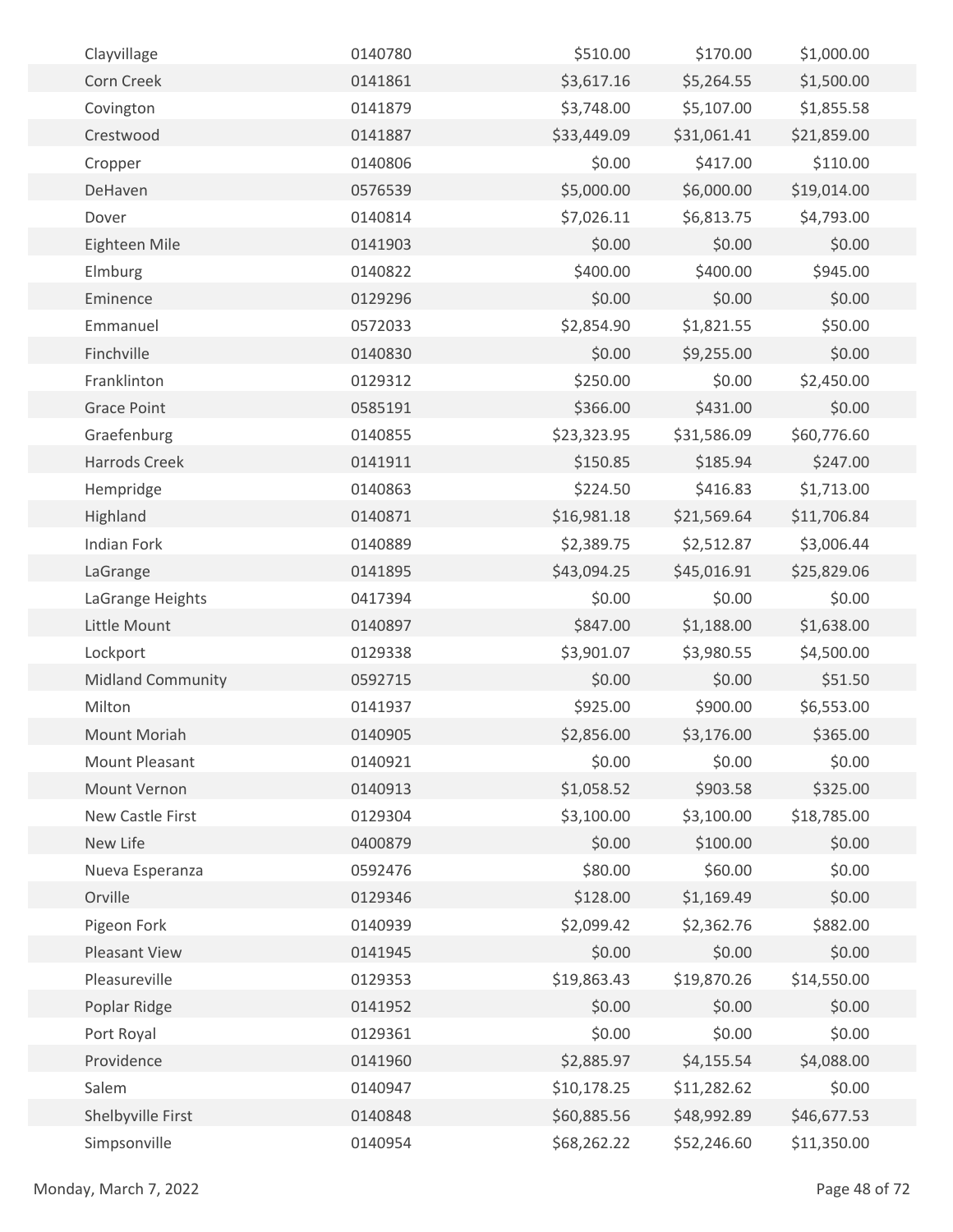| | | | | |
|---|---|---|---|---|
| Clayvillage | 0140780 | $510.00 | $170.00 | $1,000.00 |
| Corn Creek | 0141861 | $3,617.16 | $5,264.55 | $1,500.00 |
| Covington | 0141879 | $3,748.00 | $5,107.00 | $1,855.58 |
| Crestwood | 0141887 | $33,449.09 | $31,061.41 | $21,859.00 |
| Cropper | 0140806 | $0.00 | $417.00 | $110.00 |
| DeHaven | 0576539 | $5,000.00 | $6,000.00 | $19,014.00 |
| Dover | 0140814 | $7,026.11 | $6,813.75 | $4,793.00 |
| Eighteen Mile | 0141903 | $0.00 | $0.00 | $0.00 |
| Elmburg | 0140822 | $400.00 | $400.00 | $945.00 |
| Eminence | 0129296 | $0.00 | $0.00 | $0.00 |
| Emmanuel | 0572033 | $2,854.90 | $1,821.55 | $50.00 |
| Finchville | 0140830 | $0.00 | $9,255.00 | $0.00 |
| Franklinton | 0129312 | $250.00 | $0.00 | $2,450.00 |
| Grace Point | 0585191 | $366.00 | $431.00 | $0.00 |
| Graefenburg | 0140855 | $23,323.95 | $31,586.09 | $60,776.60 |
| Harrods Creek | 0141911 | $150.85 | $185.94 | $247.00 |
| Hempridge | 0140863 | $224.50 | $416.83 | $1,713.00 |
| Highland | 0140871 | $16,981.18 | $21,569.64 | $11,706.84 |
| Indian Fork | 0140889 | $2,389.75 | $2,512.87 | $3,006.44 |
| LaGrange | 0141895 | $43,094.25 | $45,016.91 | $25,829.06 |
| LaGrange Heights | 0417394 | $0.00 | $0.00 | $0.00 |
| Little Mount | 0140897 | $847.00 | $1,188.00 | $1,638.00 |
| Lockport | 0129338 | $3,901.07 | $3,980.55 | $4,500.00 |
| Midland Community | 0592715 | $0.00 | $0.00 | $51.50 |
| Milton | 0141937 | $925.00 | $900.00 | $6,553.00 |
| Mount Moriah | 0140905 | $2,856.00 | $3,176.00 | $365.00 |
| Mount Pleasant | 0140921 | $0.00 | $0.00 | $0.00 |
| Mount Vernon | 0140913 | $1,058.52 | $903.58 | $325.00 |
| New Castle First | 0129304 | $3,100.00 | $3,100.00 | $18,785.00 |
| New Life | 0400879 | $0.00 | $100.00 | $0.00 |
| Nueva Esperanza | 0592476 | $80.00 | $60.00 | $0.00 |
| Orville | 0129346 | $128.00 | $1,169.49 | $0.00 |
| Pigeon Fork | 0140939 | $2,099.42 | $2,362.76 | $882.00 |
| Pleasant View | 0141945 | $0.00 | $0.00 | $0.00 |
| Pleasureville | 0129353 | $19,863.43 | $19,870.26 | $14,550.00 |
| Poplar Ridge | 0141952 | $0.00 | $0.00 | $0.00 |
| Port Royal | 0129361 | $0.00 | $0.00 | $0.00 |
| Providence | 0141960 | $2,885.97 | $4,155.54 | $4,088.00 |
| Salem | 0140947 | $10,178.25 | $11,282.62 | $0.00 |
| Shelbyville First | 0140848 | $60,885.56 | $48,992.89 | $46,677.53 |
| Simpsonville | 0140954 | $68,262.22 | $52,246.60 | $11,350.00 |

Monday, March 7, 2022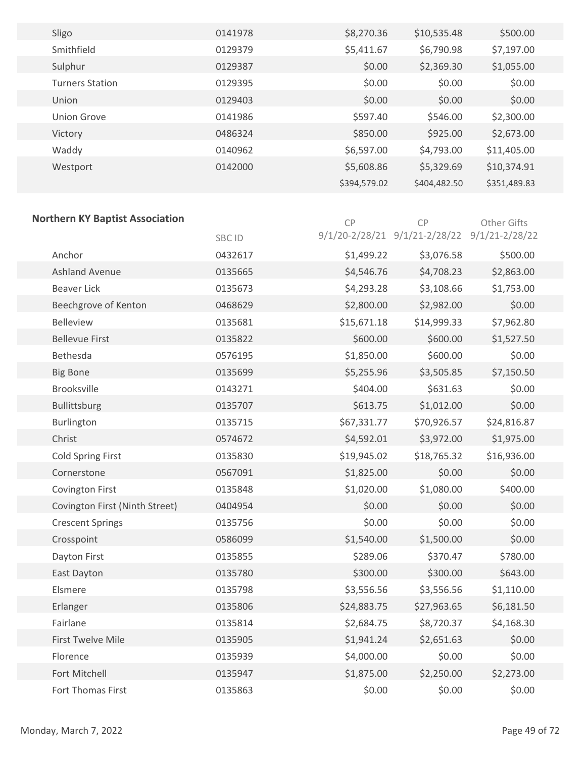| | | | | |
|---|---|---|---|---|
| Sligo | 0141978 | $8,270.36 | $10,535.48 | $500.00 |
| Smithfield | 0129379 | $5,411.67 | $6,790.98 | $7,197.00 |
| Sulphur | 0129387 | $0.00 | $2,369.30 | $1,055.00 |
| Turners Station | 0129395 | $0.00 | $0.00 | $0.00 |
| Union | 0129403 | $0.00 | $0.00 | $0.00 |
| Union Grove | 0141986 | $597.40 | $546.00 | $2,300.00 |
| Victory | 0486324 | $850.00 | $925.00 | $2,673.00 |
| Waddy | 0140962 | $6,597.00 | $4,793.00 | $11,405.00 |
| Westport | 0142000 | $5,608.86 | $5,329.69 | $10,374.91 |
| | | $394,579.02 | $404,482.50 | $351,489.83 |

**Northern KY Baptist Association**

| | SBC ID | CP 9/1/20-2/28/21 | CP 9/1/21-2/28/22 | Other Gifts 9/1/21-2/28/22 |
|---|---|---|---|---|
| Anchor | 0432617 | $1,499.22 | $3,076.58 | $500.00 |
| Ashland Avenue | 0135665 | $4,546.76 | $4,708.23 | $2,863.00 |
| Beaver Lick | 0135673 | $4,293.28 | $3,108.66 | $1,753.00 |
| Beechgrove of Kenton | 0468629 | $2,800.00 | $2,982.00 | $0.00 |
| Belleview | 0135681 | $15,671.18 | $14,999.33 | $7,962.80 |
| Bellevue First | 0135822 | $600.00 | $600.00 | $1,527.50 |
| Bethesda | 0576195 | $1,850.00 | $600.00 | $0.00 |
| Big Bone | 0135699 | $5,255.96 | $3,505.85 | $7,150.50 |
| Brooksville | 0143271 | $404.00 | $631.63 | $0.00 |
| Bullittsburg | 0135707 | $613.75 | $1,012.00 | $0.00 |
| Burlington | 0135715 | $67,331.77 | $70,926.57 | $24,816.87 |
| Christ | 0574672 | $4,592.01 | $3,972.00 | $1,975.00 |
| Cold Spring First | 0135830 | $19,945.02 | $18,765.32 | $16,936.00 |
| Cornerstone | 0567091 | $1,825.00 | $0.00 | $0.00 |
| Covington First | 0135848 | $1,020.00 | $1,080.00 | $400.00 |
| Covington First (Ninth Street) | 0404954 | $0.00 | $0.00 | $0.00 |
| Crescent Springs | 0135756 | $0.00 | $0.00 | $0.00 |
| Crosspoint | 0586099 | $1,540.00 | $1,500.00 | $0.00 |
| Dayton First | 0135855 | $289.06 | $370.47 | $780.00 |
| East Dayton | 0135780 | $300.00 | $300.00 | $643.00 |
| Elsmere | 0135798 | $3,556.56 | $3,556.56 | $1,110.00 |
| Erlanger | 0135806 | $24,883.75 | $27,963.65 | $6,181.50 |
| Fairlane | 0135814 | $2,684.75 | $8,720.37 | $4,168.30 |
| First Twelve Mile | 0135905 | $1,941.24 | $2,651.63 | $0.00 |
| Florence | 0135939 | $4,000.00 | $0.00 | $0.00 |
| Fort Mitchell | 0135947 | $1,875.00 | $2,250.00 | $2,273.00 |
| Fort Thomas First | 0135863 | $0.00 | $0.00 | $0.00 |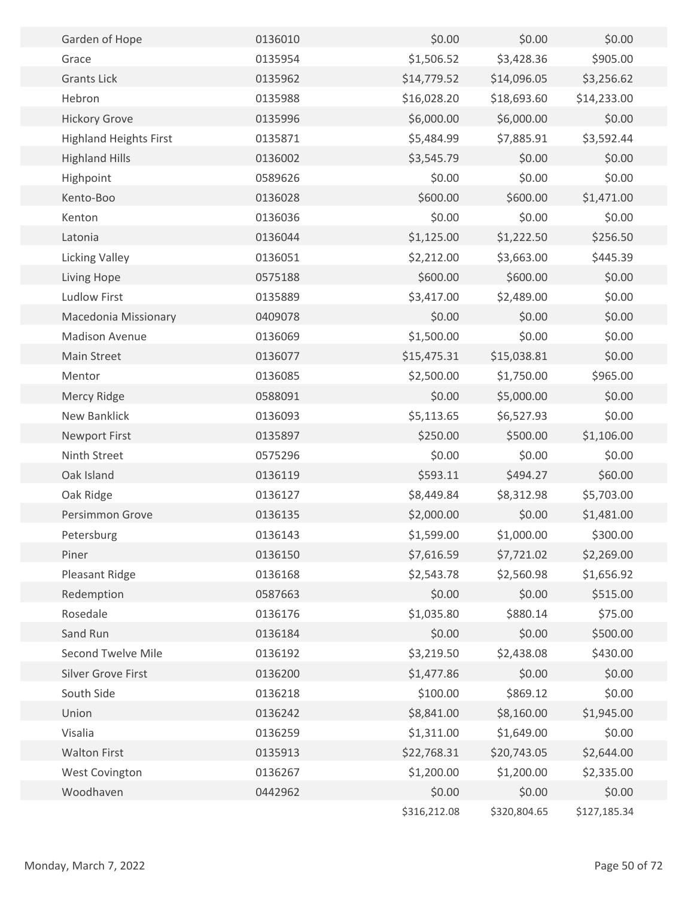| | | | | |
|---|---|---|---|---|
| Garden of Hope | 0136010 | $0.00 | $0.00 | $0.00 |
| Grace | 0135954 | $1,506.52 | $3,428.36 | $905.00 |
| Grants Lick | 0135962 | $14,779.52 | $14,096.05 | $3,256.62 |
| Hebron | 0135988 | $16,028.20 | $18,693.60 | $14,233.00 |
| Hickory Grove | 0135996 | $6,000.00 | $6,000.00 | $0.00 |
| Highland Heights First | 0135871 | $5,484.99 | $7,885.91 | $3,592.44 |
| Highland Hills | 0136002 | $3,545.79 | $0.00 | $0.00 |
| Highpoint | 0589626 | $0.00 | $0.00 | $0.00 |
| Kento-Boo | 0136028 | $600.00 | $600.00 | $1,471.00 |
| Kenton | 0136036 | $0.00 | $0.00 | $0.00 |
| Latonia | 0136044 | $1,125.00 | $1,222.50 | $256.50 |
| Licking Valley | 0136051 | $2,212.00 | $3,663.00 | $445.39 |
| Living Hope | 0575188 | $600.00 | $600.00 | $0.00 |
| Ludlow First | 0135889 | $3,417.00 | $2,489.00 | $0.00 |
| Macedonia Missionary | 0409078 | $0.00 | $0.00 | $0.00 |
| Madison Avenue | 0136069 | $1,500.00 | $0.00 | $0.00 |
| Main Street | 0136077 | $15,475.31 | $15,038.81 | $0.00 |
| Mentor | 0136085 | $2,500.00 | $1,750.00 | $965.00 |
| Mercy Ridge | 0588091 | $0.00 | $5,000.00 | $0.00 |
| New Banklick | 0136093 | $5,113.65 | $6,527.93 | $0.00 |
| Newport First | 0135897 | $250.00 | $500.00 | $1,106.00 |
| Ninth Street | 0575296 | $0.00 | $0.00 | $0.00 |
| Oak Island | 0136119 | $593.11 | $494.27 | $60.00 |
| Oak Ridge | 0136127 | $8,449.84 | $8,312.98 | $5,703.00 |
| Persimmon Grove | 0136135 | $2,000.00 | $0.00 | $1,481.00 |
| Petersburg | 0136143 | $1,599.00 | $1,000.00 | $300.00 |
| Piner | 0136150 | $7,616.59 | $7,721.02 | $2,269.00 |
| Pleasant Ridge | 0136168 | $2,543.78 | $2,560.98 | $1,656.92 |
| Redemption | 0587663 | $0.00 | $0.00 | $515.00 |
| Rosedale | 0136176 | $1,035.80 | $880.14 | $75.00 |
| Sand Run | 0136184 | $0.00 | $0.00 | $500.00 |
| Second Twelve Mile | 0136192 | $3,219.50 | $2,438.08 | $430.00 |
| Silver Grove First | 0136200 | $1,477.86 | $0.00 | $0.00 |
| South Side | 0136218 | $100.00 | $869.12 | $0.00 |
| Union | 0136242 | $8,841.00 | $8,160.00 | $1,945.00 |
| Visalia | 0136259 | $1,311.00 | $1,649.00 | $0.00 |
| Walton First | 0135913 | $22,768.31 | $20,743.05 | $2,644.00 |
| West Covington | 0136267 | $1,200.00 | $1,200.00 | $2,335.00 |
| Woodhaven | 0442962 | $0.00 | $0.00 | $0.00 |
| | | $316,212.08 | $320,804.65 | $127,185.34 |

Monday, March 7, 2022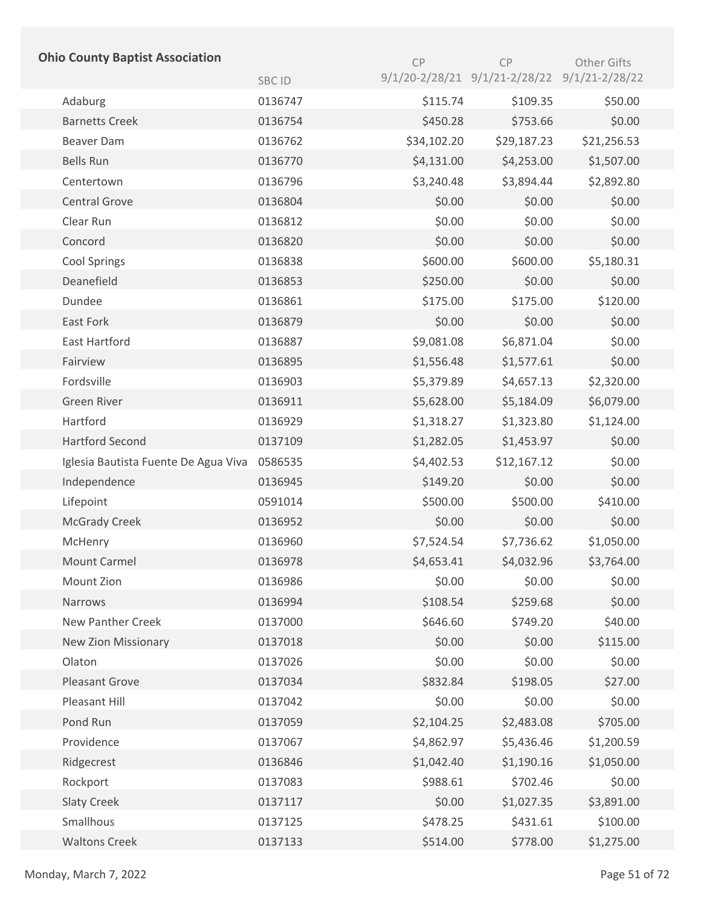| Ohio County Baptist Association | SBC ID | CP 9/1/20-2/28/21 | CP 9/1/21-2/28/22 | Other Gifts 9/1/21-2/28/22 |
|---|---|---|---|---|
| Adaburg | 0136747 | $115.74 | $109.35 | $50.00 |
| Barnetts Creek | 0136754 | $450.28 | $753.66 | $0.00 |
| Beaver Dam | 0136762 | $34,102.20 | $29,187.23 | $21,256.53 |
| Bells Run | 0136770 | $4,131.00 | $4,253.00 | $1,507.00 |
| Centertown | 0136796 | $3,240.48 | $3,894.44 | $2,892.80 |
| Central Grove | 0136804 | $0.00 | $0.00 | $0.00 |
| Clear Run | 0136812 | $0.00 | $0.00 | $0.00 |
| Concord | 0136820 | $0.00 | $0.00 | $0.00 |
| Cool Springs | 0136838 | $600.00 | $600.00 | $5,180.31 |
| Deanefield | 0136853 | $250.00 | $0.00 | $0.00 |
| Dundee | 0136861 | $175.00 | $175.00 | $120.00 |
| East Fork | 0136879 | $0.00 | $0.00 | $0.00 |
| East Hartford | 0136887 | $9,081.08 | $6,871.04 | $0.00 |
| Fairview | 0136895 | $1,556.48 | $1,577.61 | $0.00 |
| Fordsville | 0136903 | $5,379.89 | $4,657.13 | $2,320.00 |
| Green River | 0136911 | $5,628.00 | $5,184.09 | $6,079.00 |
| Hartford | 0136929 | $1,318.27 | $1,323.80 | $1,124.00 |
| Hartford Second | 0137109 | $1,282.05 | $1,453.97 | $0.00 |
| Iglesia Bautista Fuente De Agua Viva | 0586535 | $4,402.53 | $12,167.12 | $0.00 |
| Independence | 0136945 | $149.20 | $0.00 | $0.00 |
| Lifepoint | 0591014 | $500.00 | $500.00 | $410.00 |
| McGrady Creek | 0136952 | $0.00 | $0.00 | $0.00 |
| McHenry | 0136960 | $7,524.54 | $7,736.62 | $1,050.00 |
| Mount Carmel | 0136978 | $4,653.41 | $4,032.96 | $3,764.00 |
| Mount Zion | 0136986 | $0.00 | $0.00 | $0.00 |
| Narrows | 0136994 | $108.54 | $259.68 | $0.00 |
| New Panther Creek | 0137000 | $646.60 | $749.20 | $40.00 |
| New Zion Missionary | 0137018 | $0.00 | $0.00 | $115.00 |
| Olaton | 0137026 | $0.00 | $0.00 | $0.00 |
| Pleasant Grove | 0137034 | $832.84 | $198.05 | $27.00 |
| Pleasant Hill | 0137042 | $0.00 | $0.00 | $0.00 |
| Pond Run | 0137059 | $2,104.25 | $2,483.08 | $705.00 |
| Providence | 0137067 | $4,862.97 | $5,436.46 | $1,200.59 |
| Ridgecrest | 0136846 | $1,042.40 | $1,190.16 | $1,050.00 |
| Rockport | 0137083 | $988.61 | $702.46 | $0.00 |
| Slaty Creek | 0137117 | $0.00 | $1,027.35 | $3,891.00 |
| Smallhous | 0137125 | $478.25 | $431.61 | $100.00 |
| Waltons Creek | 0137133 | $514.00 | $778.00 | $1,275.00 |

Monday, March 7, 2022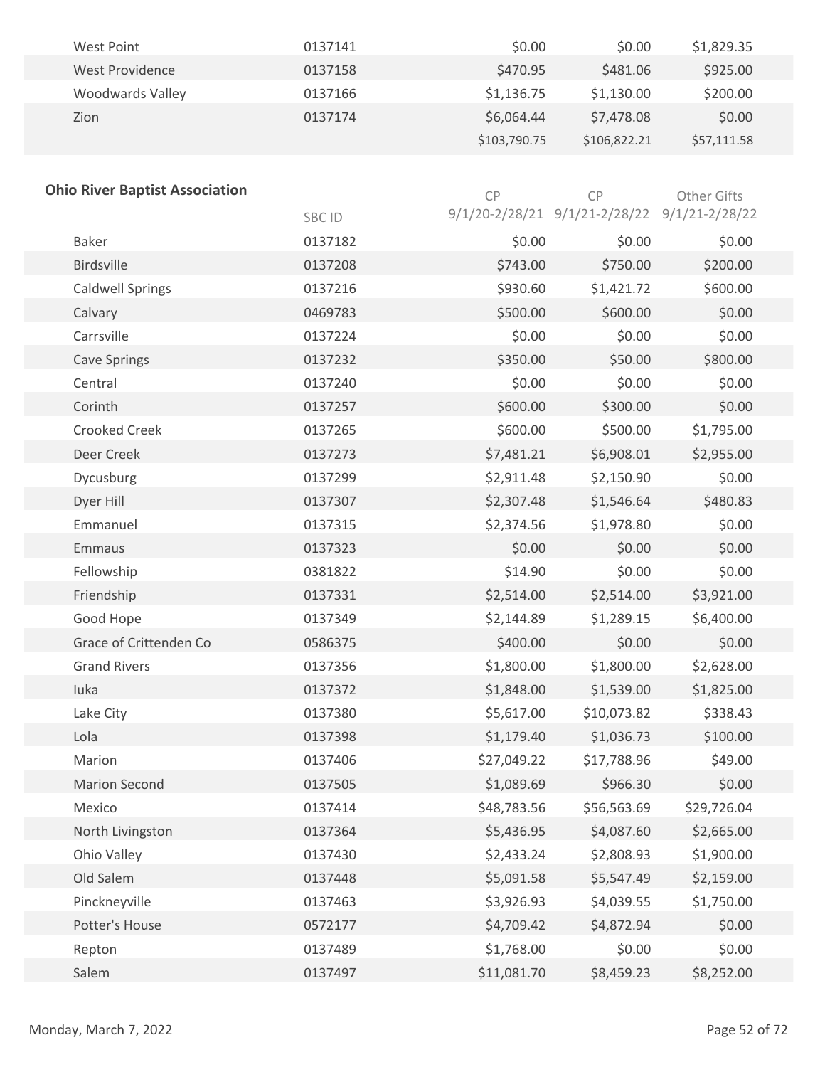| | | | | |
|---|---|---|---|---|
| West Point | 0137141 | $0.00 | $0.00 | $1,829.35 |
| West Providence | 0137158 | $470.95 | $481.06 | $925.00 |
| Woodwards Valley | 0137166 | $1,136.75 | $1,130.00 | $200.00 |
| Zion | 0137174 | $6,064.44 | $7,478.08 | $0.00 |
| | | $103,790.75 | $106,822.21 | $57,111.58 |

## Ohio River Baptist Association

| | SBC ID | CP 9/1/20-2/28/21 | CP 9/1/21-2/28/22 | Other Gifts 9/1/21-2/28/22 |
|---|---|---|---|---|
| Baker | 0137182 | $0.00 | $0.00 | $0.00 |
| Birdsville | 0137208 | $743.00 | $750.00 | $200.00 |
| Caldwell Springs | 0137216 | $930.60 | $1,421.72 | $600.00 |
| Calvary | 0469783 | $500.00 | $600.00 | $0.00 |
| Carrsville | 0137224 | $0.00 | $0.00 | $0.00 |
| Cave Springs | 0137232 | $350.00 | $50.00 | $800.00 |
| Central | 0137240 | $0.00 | $0.00 | $0.00 |
| Corinth | 0137257 | $600.00 | $300.00 | $0.00 |
| Crooked Creek | 0137265 | $600.00 | $500.00 | $1,795.00 |
| Deer Creek | 0137273 | $7,481.21 | $6,908.01 | $2,955.00 |
| Dycusburg | 0137299 | $2,911.48 | $2,150.90 | $0.00 |
| Dyer Hill | 0137307 | $2,307.48 | $1,546.64 | $480.83 |
| Emmanuel | 0137315 | $2,374.56 | $1,978.80 | $0.00 |
| Emmaus | 0137323 | $0.00 | $0.00 | $0.00 |
| Fellowship | 0381822 | $14.90 | $0.00 | $0.00 |
| Friendship | 0137331 | $2,514.00 | $2,514.00 | $3,921.00 |
| Good Hope | 0137349 | $2,144.89 | $1,289.15 | $6,400.00 |
| Grace of Crittenden Co | 0586375 | $400.00 | $0.00 | $0.00 |
| Grand Rivers | 0137356 | $1,800.00 | $1,800.00 | $2,628.00 |
| Iuka | 0137372 | $1,848.00 | $1,539.00 | $1,825.00 |
| Lake City | 0137380 | $5,617.00 | $10,073.82 | $338.43 |
| Lola | 0137398 | $1,179.40 | $1,036.73 | $100.00 |
| Marion | 0137406 | $27,049.22 | $17,788.96 | $49.00 |
| Marion Second | 0137505 | $1,089.69 | $966.30 | $0.00 |
| Mexico | 0137414 | $48,783.56 | $56,563.69 | $29,726.04 |
| North Livingston | 0137364 | $5,436.95 | $4,087.60 | $2,665.00 |
| Ohio Valley | 0137430 | $2,433.24 | $2,808.93 | $1,900.00 |
| Old Salem | 0137448 | $5,091.58 | $5,547.49 | $2,159.00 |
| Pinckneyville | 0137463 | $3,926.93 | $4,039.55 | $1,750.00 |
| Potter's House | 0572177 | $4,709.42 | $4,872.94 | $0.00 |
| Repton | 0137489 | $1,768.00 | $0.00 | $0.00 |
| Salem | 0137497 | $11,081.70 | $8,459.23 | $8,252.00 |

Monday, March 7, 2022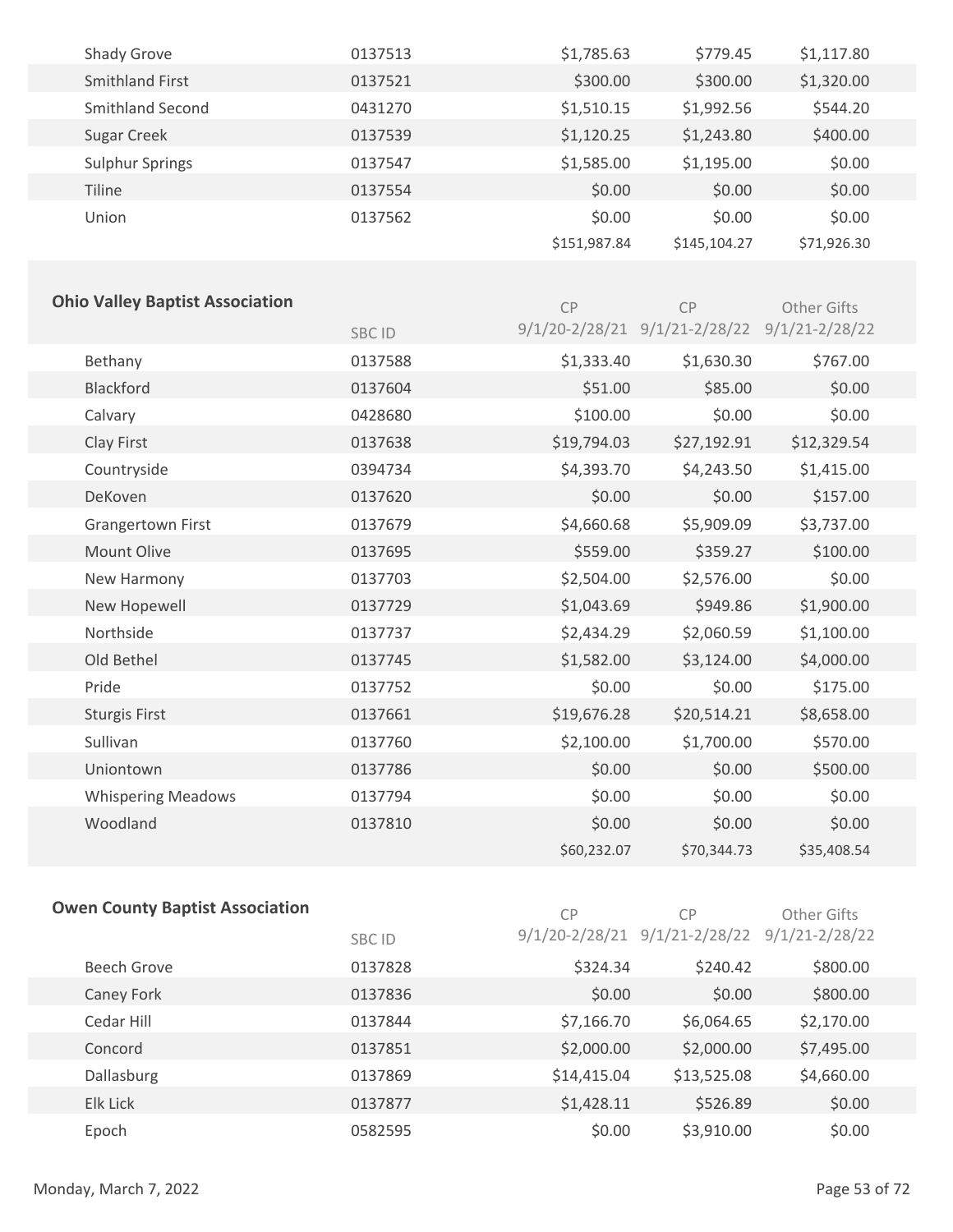| | | | | |
|---|---|---|---|---|
| Shady Grove | 0137513 | $1,785.63 | $779.45 | $1,117.80 |
| Smithland First | 0137521 | $300.00 | $300.00 | $1,320.00 |
| Smithland Second | 0431270 | $1,510.15 | $1,992.56 | $544.20 |
| Sugar Creek | 0137539 | $1,120.25 | $1,243.80 | $400.00 |
| Sulphur Springs | 0137547 | $1,585.00 | $1,195.00 | $0.00 |
| Tiline | 0137554 | $0.00 | $0.00 | $0.00 |
| Union | 0137562 | $0.00 | $0.00 | $0.00 |
| | | $151,987.84 | $145,104.27 | $71,926.30 |

## Ohio Valley Baptist Association

| | SBC ID | CP 9/1/20-2/28/21 | CP 9/1/21-2/28/22 | Other Gifts 9/1/21-2/28/22 |
|---|---|---|---|---|
| Bethany | 0137588 | $1,333.40 | $1,630.30 | $767.00 |
| Blackford | 0137604 | $51.00 | $85.00 | $0.00 |
| Calvary | 0428680 | $100.00 | $0.00 | $0.00 |
| Clay First | 0137638 | $19,794.03 | $27,192.91 | $12,329.54 |
| Countryside | 0394734 | $4,393.70 | $4,243.50 | $1,415.00 |
| DeKoven | 0137620 | $0.00 | $0.00 | $157.00 |
| Grangertown First | 0137679 | $4,660.68 | $5,909.09 | $3,737.00 |
| Mount Olive | 0137695 | $559.00 | $359.27 | $100.00 |
| New Harmony | 0137703 | $2,504.00 | $2,576.00 | $0.00 |
| New Hopewell | 0137729 | $1,043.69 | $949.86 | $1,900.00 |
| Northside | 0137737 | $2,434.29 | $2,060.59 | $1,100.00 |
| Old Bethel | 0137745 | $1,582.00 | $3,124.00 | $4,000.00 |
| Pride | 0137752 | $0.00 | $0.00 | $175.00 |
| Sturgis First | 0137661 | $19,676.28 | $20,514.21 | $8,658.00 |
| Sullivan | 0137760 | $2,100.00 | $1,700.00 | $570.00 |
| Uniontown | 0137786 | $0.00 | $0.00 | $500.00 |
| Whispering Meadows | 0137794 | $0.00 | $0.00 | $0.00 |
| Woodland | 0137810 | $0.00 | $0.00 | $0.00 |
| | | $60,232.07 | $70,344.73 | $35,408.54 |

## Owen County Baptist Association

| | SBC ID | CP 9/1/20-2/28/21 | CP 9/1/21-2/28/22 | Other Gifts 9/1/21-2/28/22 |
|---|---|---|---|---|
| Beech Grove | 0137828 | $324.34 | $240.42 | $800.00 |
| Caney Fork | 0137836 | $0.00 | $0.00 | $800.00 |
| Cedar Hill | 0137844 | $7,166.70 | $6,064.65 | $2,170.00 |
| Concord | 0137851 | $2,000.00 | $2,000.00 | $7,495.00 |
| Dallasburg | 0137869 | $14,415.04 | $13,525.08 | $4,660.00 |
| Elk Lick | 0137877 | $1,428.11 | $526.89 | $0.00 |
| Epoch | 0582595 | $0.00 | $3,910.00 | $0.00 |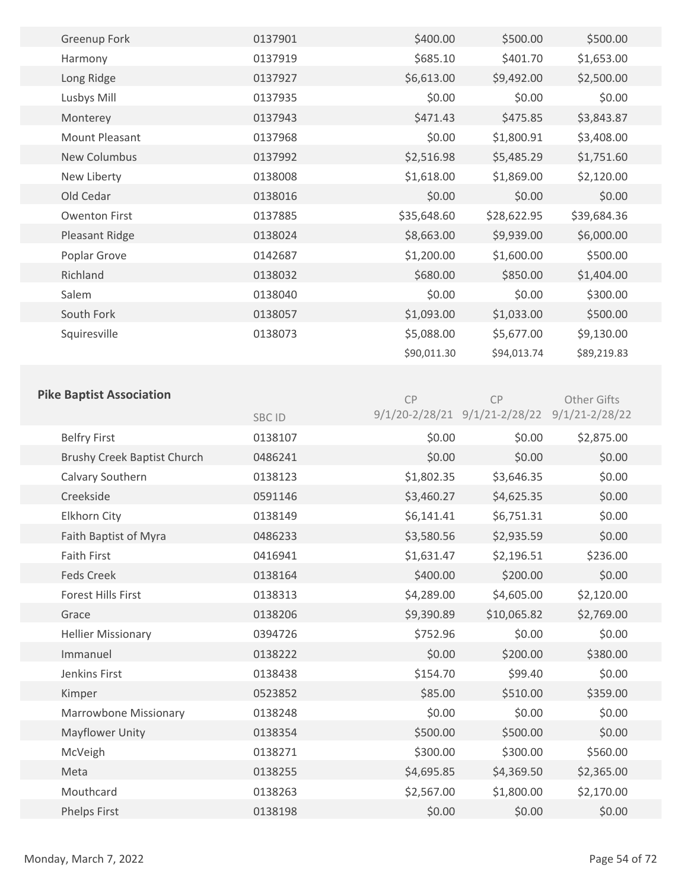| | | | | |
|---|---|---|---|---|
| Greenup Fork | 0137901 | $400.00 | $500.00 | $500.00 |
| Harmony | 0137919 | $685.10 | $401.70 | $1,653.00 |
| Long Ridge | 0137927 | $6,613.00 | $9,492.00 | $2,500.00 |
| Lusbys Mill | 0137935 | $0.00 | $0.00 | $0.00 |
| Monterey | 0137943 | $471.43 | $475.85 | $3,843.87 |
| Mount Pleasant | 0137968 | $0.00 | $1,800.91 | $3,408.00 |
| New Columbus | 0137992 | $2,516.98 | $5,485.29 | $1,751.60 |
| New Liberty | 0138008 | $1,618.00 | $1,869.00 | $2,120.00 |
| Old Cedar | 0138016 | $0.00 | $0.00 | $0.00 |
| Owenton First | 0137885 | $35,648.60 | $28,622.95 | $39,684.36 |
| Pleasant Ridge | 0138024 | $8,663.00 | $9,939.00 | $6,000.00 |
| Poplar Grove | 0142687 | $1,200.00 | $1,600.00 | $500.00 |
| Richland | 0138032 | $680.00 | $850.00 | $1,404.00 |
| Salem | 0138040 | $0.00 | $0.00 | $300.00 |
| South Fork | 0138057 | $1,093.00 | $1,033.00 | $500.00 |
| Squiresville | 0138073 | $5,088.00 | $5,677.00 | $9,130.00 |
| | | $90,011.30 | $94,013.74 | $89,219.83 |

**Pike Baptist Association**

| | SBC ID | CP 9/1/20-2/28/21 | CP 9/1/21-2/28/22 | Other Gifts 9/1/21-2/28/22 |
|---|---|---|---|---|
| Belfry First | 0138107 | $0.00 | $0.00 | $2,875.00 |
| Brushy Creek Baptist Church | 0486241 | $0.00 | $0.00 | $0.00 |
| Calvary Southern | 0138123 | $1,802.35 | $3,646.35 | $0.00 |
| Creekside | 0591146 | $3,460.27 | $4,625.35 | $0.00 |
| Elkhorn City | 0138149 | $6,141.41 | $6,751.31 | $0.00 |
| Faith Baptist of Myra | 0486233 | $3,580.56 | $2,935.59 | $0.00 |
| Faith First | 0416941 | $1,631.47 | $2,196.51 | $236.00 |
| Feds Creek | 0138164 | $400.00 | $200.00 | $0.00 |
| Forest Hills First | 0138313 | $4,289.00 | $4,605.00 | $2,120.00 |
| Grace | 0138206 | $9,390.89 | $10,065.82 | $2,769.00 |
| Hellier Missionary | 0394726 | $752.96 | $0.00 | $0.00 |
| Immanuel | 0138222 | $0.00 | $200.00 | $380.00 |
| Jenkins First | 0138438 | $154.70 | $99.40 | $0.00 |
| Kimper | 0523852 | $85.00 | $510.00 | $359.00 |
| Marrowbone Missionary | 0138248 | $0.00 | $0.00 | $0.00 |
| Mayflower Unity | 0138354 | $500.00 | $500.00 | $0.00 |
| McVeigh | 0138271 | $300.00 | $300.00 | $560.00 |
| Meta | 0138255 | $4,695.85 | $4,369.50 | $2,365.00 |
| Mouthcard | 0138263 | $2,567.00 | $1,800.00 | $2,170.00 |
| Phelps First | 0138198 | $0.00 | $0.00 | $0.00 |

Monday, March 7, 2022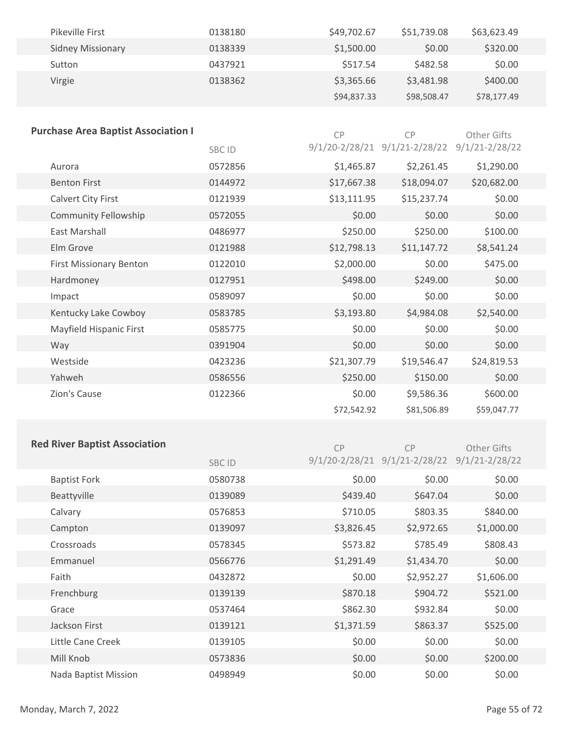| | | | | |
|---|---|---|---|---|
| Pikeville First | 0138180 | $49,702.67 | $51,739.08 | $63,623.49 |
| Sidney Missionary | 0138339 | $1,500.00 | $0.00 | $320.00 |
| Sutton | 0437921 | $517.54 | $482.58 | $0.00 |
| Virgie | 0138362 | $3,365.66 | $3,481.98 | $400.00 |
| | | $94,837.33 | $98,508.47 | $78,177.49 |

### Purchase Area Baptist Association I

| | SBC ID | CP 9/1/20-2/28/21 | CP 9/1/21-2/28/22 | Other Gifts 9/1/21-2/28/22 |
|---|---|---|---|---|
| Aurora | 0572856 | $1,465.87 | $2,261.45 | $1,290.00 |
| Benton First | 0144972 | $17,667.38 | $18,094.07 | $20,682.00 |
| Calvert City First | 0121939 | $13,111.95 | $15,237.74 | $0.00 |
| Community Fellowship | 0572055 | $0.00 | $0.00 | $0.00 |
| East Marshall | 0486977 | $250.00 | $250.00 | $100.00 |
| Elm Grove | 0121988 | $12,798.13 | $11,147.72 | $8,541.24 |
| First Missionary Benton | 0122010 | $2,000.00 | $0.00 | $475.00 |
| Hardmoney | 0127951 | $498.00 | $249.00 | $0.00 |
| Impact | 0589097 | $0.00 | $0.00 | $0.00 |
| Kentucky Lake Cowboy | 0583785 | $3,193.80 | $4,984.08 | $2,540.00 |
| Mayfield Hispanic First | 0585775 | $0.00 | $0.00 | $0.00 |
| Way | 0391904 | $0.00 | $0.00 | $0.00 |
| Westside | 0423236 | $21,307.79 | $19,546.47 | $24,819.53 |
| Yahweh | 0586556 | $250.00 | $150.00 | $0.00 |
| Zion's Cause | 0122366 | $0.00 | $9,586.36 | $600.00 |
| | | $72,542.92 | $81,506.89 | $59,047.77 |

### Red River Baptist Association

| | SBC ID | CP 9/1/20-2/28/21 | CP 9/1/21-2/28/22 | Other Gifts 9/1/21-2/28/22 |
|---|---|---|---|---|
| Baptist Fork | 0580738 | $0.00 | $0.00 | $0.00 |
| Beattyville | 0139089 | $439.40 | $647.04 | $0.00 |
| Calvary | 0576853 | $710.05 | $803.35 | $840.00 |
| Campton | 0139097 | $3,826.45 | $2,972.65 | $1,000.00 |
| Crossroads | 0578345 | $573.82 | $785.49 | $808.43 |
| Emmanuel | 0566776 | $1,291.49 | $1,434.70 | $0.00 |
| Faith | 0432872 | $0.00 | $2,952.27 | $1,606.00 |
| Frenchburg | 0139139 | $870.18 | $904.72 | $521.00 |
| Grace | 0537464 | $862.30 | $932.84 | $0.00 |
| Jackson First | 0139121 | $1,371.59 | $863.37 | $525.00 |
| Little Cane Creek | 0139105 | $0.00 | $0.00 | $0.00 |
| Mill Knob | 0573836 | $0.00 | $0.00 | $200.00 |
| Nada Baptist Mission | 0498949 | $0.00 | $0.00 | $0.00 |

Monday, March 7, 2022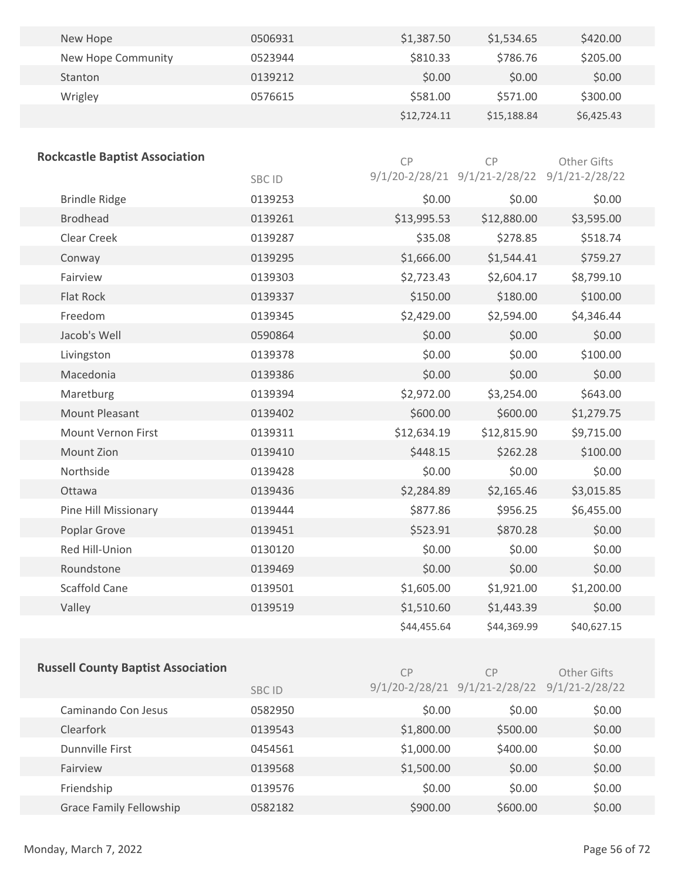| | | | | |
|---|---|---|---|---|
| New Hope | 0506931 | $1,387.50 | $1,534.65 | $420.00 |
| New Hope Community | 0523944 | $810.33 | $786.76 | $205.00 |
| Stanton | 0139212 | $0.00 | $0.00 | $0.00 |
| Wrigley | 0576615 | $581.00 | $571.00 | $300.00 |
| | | $12,724.11 | $15,188.84 | $6,425.43 |

## Rockcastle Baptist Association

| | SBC ID | CP 9/1/20-2/28/21 | CP 9/1/21-2/28/22 | Other Gifts 9/1/21-2/28/22 |
|---|---|---|---|---|
| Brindle Ridge | 0139253 | $0.00 | $0.00 | $0.00 |
| Brodhead | 0139261 | $13,995.53 | $12,880.00 | $3,595.00 |
| Clear Creek | 0139287 | $35.08 | $278.85 | $518.74 |
| Conway | 0139295 | $1,666.00 | $1,544.41 | $759.27 |
| Fairview | 0139303 | $2,723.43 | $2,604.17 | $8,799.10 |
| Flat Rock | 0139337 | $150.00 | $180.00 | $100.00 |
| Freedom | 0139345 | $2,429.00 | $2,594.00 | $4,346.44 |
| Jacob's Well | 0590864 | $0.00 | $0.00 | $0.00 |
| Livingston | 0139378 | $0.00 | $0.00 | $100.00 |
| Macedonia | 0139386 | $0.00 | $0.00 | $0.00 |
| Maretburg | 0139394 | $2,972.00 | $3,254.00 | $643.00 |
| Mount Pleasant | 0139402 | $600.00 | $600.00 | $1,279.75 |
| Mount Vernon First | 0139311 | $12,634.19 | $12,815.90 | $9,715.00 |
| Mount Zion | 0139410 | $448.15 | $262.28 | $100.00 |
| Northside | 0139428 | $0.00 | $0.00 | $0.00 |
| Ottawa | 0139436 | $2,284.89 | $2,165.46 | $3,015.85 |
| Pine Hill Missionary | 0139444 | $877.86 | $956.25 | $6,455.00 |
| Poplar Grove | 0139451 | $523.91 | $870.28 | $0.00 |
| Red Hill-Union | 0130120 | $0.00 | $0.00 | $0.00 |
| Roundstone | 0139469 | $0.00 | $0.00 | $0.00 |
| Scaffold Cane | 0139501 | $1,605.00 | $1,921.00 | $1,200.00 |
| Valley | 0139519 | $1,510.60 | $1,443.39 | $0.00 |
| | | $44,455.64 | $44,369.99 | $40,627.15 |

## Russell County Baptist Association

| | SBC ID | CP 9/1/20-2/28/21 | CP 9/1/21-2/28/22 | Other Gifts 9/1/21-2/28/22 |
|---|---|---|---|---|
| Caminando Con Jesus | 0582950 | $0.00 | $0.00 | $0.00 |
| Clearfork | 0139543 | $1,800.00 | $500.00 | $0.00 |
| Dunnville First | 0454561 | $1,000.00 | $400.00 | $0.00 |
| Fairview | 0139568 | $1,500.00 | $0.00 | $0.00 |
| Friendship | 0139576 | $0.00 | $0.00 | $0.00 |
| Grace Family Fellowship | 0582182 | $900.00 | $600.00 | $0.00 |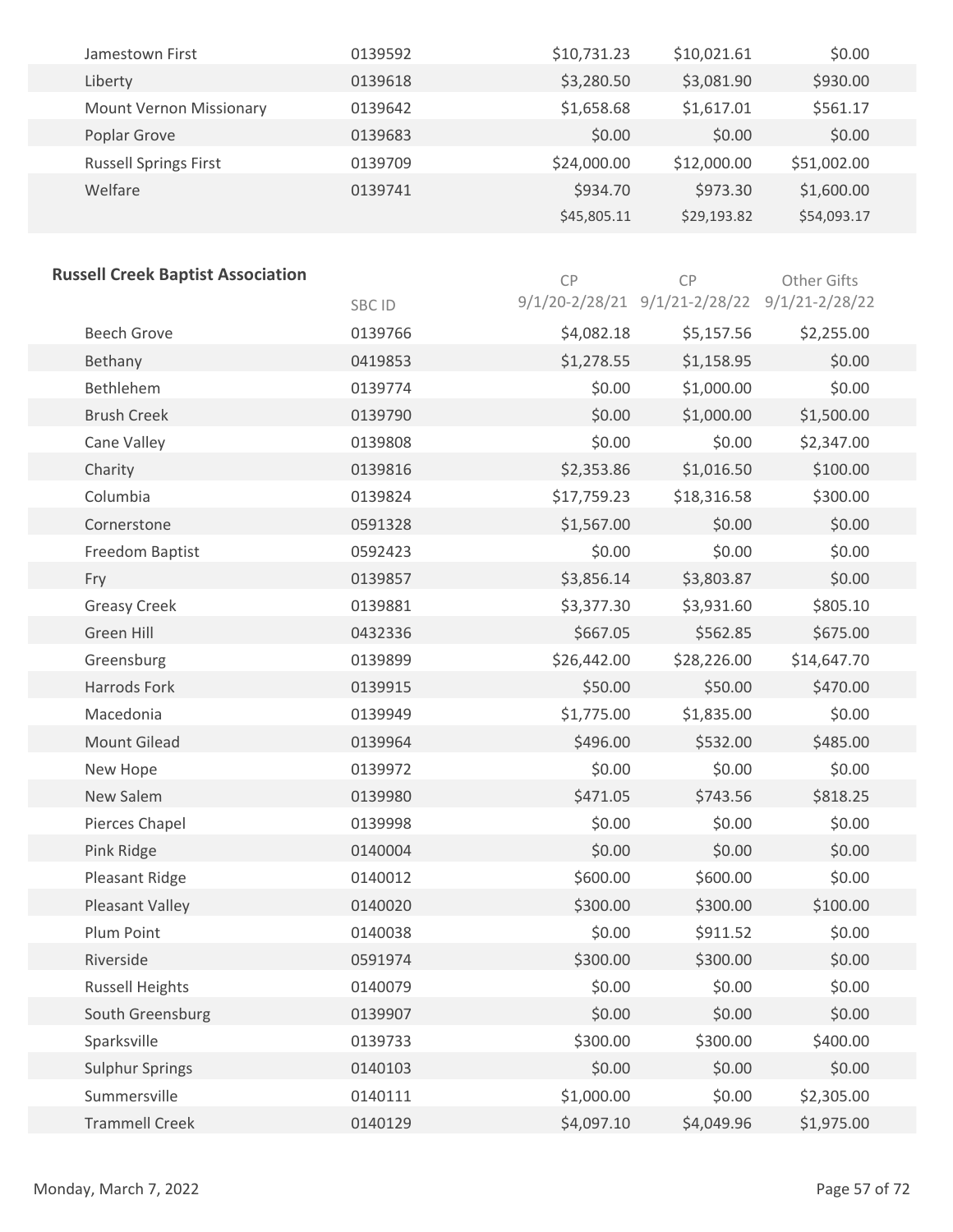| | | | | |
|---|---|---|---|---|
| Jamestown First | 0139592 | $10,731.23 | $10,021.61 | $0.00 |
| Liberty | 0139618 | $3,280.50 | $3,081.90 | $930.00 |
| Mount Vernon Missionary | 0139642 | $1,658.68 | $1,617.01 | $561.17 |
| Poplar Grove | 0139683 | $0.00 | $0.00 | $0.00 |
| Russell Springs First | 0139709 | $24,000.00 | $12,000.00 | $51,002.00 |
| Welfare | 0139741 | $934.70 | $973.30 | $1,600.00 |
| | | $45,805.11 | $29,193.82 | $54,093.17 |

**Russell Creek Baptist Association**

| | SBC ID | CP 9/1/20-2/28/21 | CP 9/1/21-2/28/22 | Other Gifts 9/1/21-2/28/22 |
|---|---|---|---|---|
| Beech Grove | 0139766 | $4,082.18 | $5,157.56 | $2,255.00 |
| Bethany | 0419853 | $1,278.55 | $1,158.95 | $0.00 |
| Bethlehem | 0139774 | $0.00 | $1,000.00 | $0.00 |
| Brush Creek | 0139790 | $0.00 | $1,000.00 | $1,500.00 |
| Cane Valley | 0139808 | $0.00 | $0.00 | $2,347.00 |
| Charity | 0139816 | $2,353.86 | $1,016.50 | $100.00 |
| Columbia | 0139824 | $17,759.23 | $18,316.58 | $300.00 |
| Cornerstone | 0591328 | $1,567.00 | $0.00 | $0.00 |
| Freedom Baptist | 0592423 | $0.00 | $0.00 | $0.00 |
| Fry | 0139857 | $3,856.14 | $3,803.87 | $0.00 |
| Greasy Creek | 0139881 | $3,377.30 | $3,931.60 | $805.10 |
| Green Hill | 0432336 | $667.05 | $562.85 | $675.00 |
| Greensburg | 0139899 | $26,442.00 | $28,226.00 | $14,647.70 |
| Harrods Fork | 0139915 | $50.00 | $50.00 | $470.00 |
| Macedonia | 0139949 | $1,775.00 | $1,835.00 | $0.00 |
| Mount Gilead | 0139964 | $496.00 | $532.00 | $485.00 |
| New Hope | 0139972 | $0.00 | $0.00 | $0.00 |
| New Salem | 0139980 | $471.05 | $743.56 | $818.25 |
| Pierces Chapel | 0139998 | $0.00 | $0.00 | $0.00 |
| Pink Ridge | 0140004 | $0.00 | $0.00 | $0.00 |
| Pleasant Ridge | 0140012 | $600.00 | $600.00 | $0.00 |
| Pleasant Valley | 0140020 | $300.00 | $300.00 | $100.00 |
| Plum Point | 0140038 | $0.00 | $911.52 | $0.00 |
| Riverside | 0591974 | $300.00 | $300.00 | $0.00 |
| Russell Heights | 0140079 | $0.00 | $0.00 | $0.00 |
| South Greensburg | 0139907 | $0.00 | $0.00 | $0.00 |
| Sparksville | 0139733 | $300.00 | $300.00 | $400.00 |
| Sulphur Springs | 0140103 | $0.00 | $0.00 | $0.00 |
| Summersville | 0140111 | $1,000.00 | $0.00 | $2,305.00 |
| Trammell Creek | 0140129 | $4,097.10 | $4,049.96 | $1,975.00 |

Monday, March 7, 2022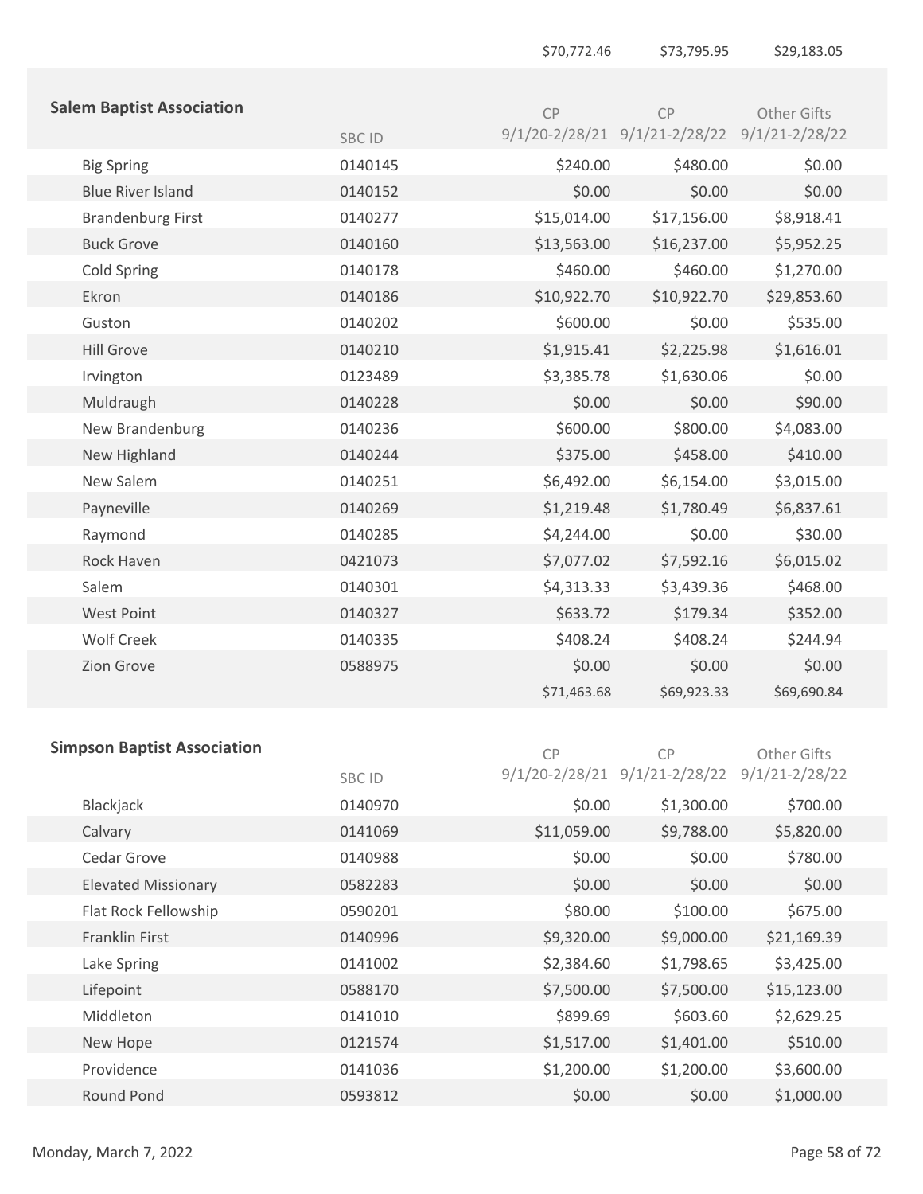| | | | | |
|---|---|---|---|---|
| | | $70,772.46 | $73,795.95 | $29,183.05 |

## Salem Baptist Association

| | SBC ID | CP 9/1/20-2/28/21 | CP 9/1/21-2/28/22 | Other Gifts 9/1/21-2/28/22 |
|---|---|---|---|---|
| Big Spring | 0140145 | $240.00 | $480.00 | $0.00 |
| Blue River Island | 0140152 | $0.00 | $0.00 | $0.00 |
| Brandenburg First | 0140277 | $15,014.00 | $17,156.00 | $8,918.41 |
| Buck Grove | 0140160 | $13,563.00 | $16,237.00 | $5,952.25 |
| Cold Spring | 0140178 | $460.00 | $460.00 | $1,270.00 |
| Ekron | 0140186 | $10,922.70 | $10,922.70 | $29,853.60 |
| Guston | 0140202 | $600.00 | $0.00 | $535.00 |
| Hill Grove | 0140210 | $1,915.41 | $2,225.98 | $1,616.01 |
| Irvington | 0123489 | $3,385.78 | $1,630.06 | $0.00 |
| Muldraugh | 0140228 | $0.00 | $0.00 | $90.00 |
| New Brandenburg | 0140236 | $600.00 | $800.00 | $4,083.00 |
| New Highland | 0140244 | $375.00 | $458.00 | $410.00 |
| New Salem | 0140251 | $6,492.00 | $6,154.00 | $3,015.00 |
| Payneville | 0140269 | $1,219.48 | $1,780.49 | $6,837.61 |
| Raymond | 0140285 | $4,244.00 | $0.00 | $30.00 |
| Rock Haven | 0421073 | $7,077.02 | $7,592.16 | $6,015.02 |
| Salem | 0140301 | $4,313.33 | $3,439.36 | $468.00 |
| West Point | 0140327 | $633.72 | $179.34 | $352.00 |
| Wolf Creek | 0140335 | $408.24 | $408.24 | $244.94 |
| Zion Grove | 0588975 | $0.00 | $0.00 | $0.00 |
| | | $71,463.68 | $69,923.33 | $69,690.84 |

## Simpson Baptist Association

| | SBC ID | CP 9/1/20-2/28/21 | CP 9/1/21-2/28/22 | Other Gifts 9/1/21-2/28/22 |
|---|---|---|---|---|
| Blackjack | 0140970 | $0.00 | $1,300.00 | $700.00 |
| Calvary | 0141069 | $11,059.00 | $9,788.00 | $5,820.00 |
| Cedar Grove | 0140988 | $0.00 | $0.00 | $780.00 |
| Elevated Missionary | 0582283 | $0.00 | $0.00 | $0.00 |
| Flat Rock Fellowship | 0590201 | $80.00 | $100.00 | $675.00 |
| Franklin First | 0140996 | $9,320.00 | $9,000.00 | $21,169.39 |
| Lake Spring | 0141002 | $2,384.60 | $1,798.65 | $3,425.00 |
| Lifepoint | 0588170 | $7,500.00 | $7,500.00 | $15,123.00 |
| Middleton | 0141010 | $899.69 | $603.60 | $2,629.25 |
| New Hope | 0121574 | $1,517.00 | $1,401.00 | $510.00 |
| Providence | 0141036 | $1,200.00 | $1,200.00 | $3,600.00 |
| Round Pond | 0593812 | $0.00 | $0.00 | $1,000.00 |

Monday, March 7, 2022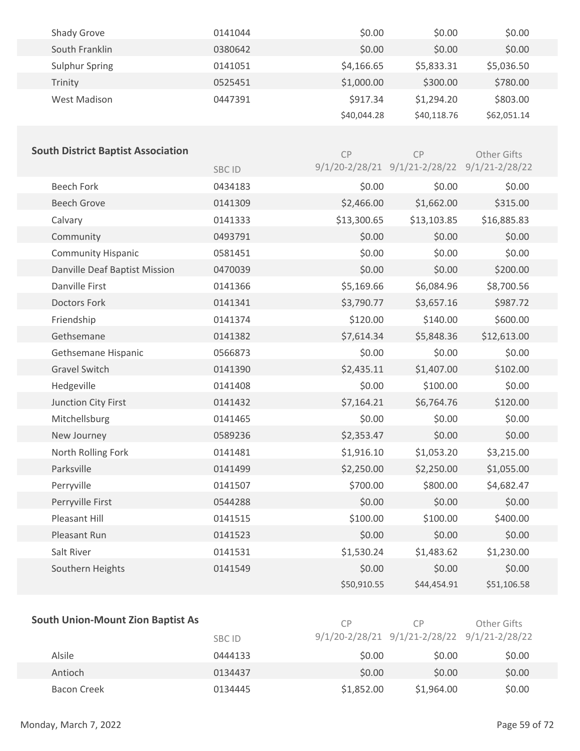| | | | | |
|---|---|---|---|---|
| Shady Grove | 0141044 | $0.00 | $0.00 | $0.00 |
| South Franklin | 0380642 | $0.00 | $0.00 | $0.00 |
| Sulphur Spring | 0141051 | $4,166.65 | $5,833.31 | $5,036.50 |
| Trinity | 0525451 | $1,000.00 | $300.00 | $780.00 |
| West Madison | 0447391 | $917.34 | $1,294.20 | $803.00 |
| | | $40,044.28 | $40,118.76 | $62,051.14 |

**South District Baptist Association**

| | SBC ID | CP 9/1/20-2/28/21 | CP 9/1/21-2/28/22 | Other Gifts 9/1/21-2/28/22 |
|---|---|---|---|---|
| Beech Fork | 0434183 | $0.00 | $0.00 | $0.00 |
| Beech Grove | 0141309 | $2,466.00 | $1,662.00 | $315.00 |
| Calvary | 0141333 | $13,300.65 | $13,103.85 | $16,885.83 |
| Community | 0493791 | $0.00 | $0.00 | $0.00 |
| Community Hispanic | 0581451 | $0.00 | $0.00 | $0.00 |
| Danville Deaf Baptist Mission | 0470039 | $0.00 | $0.00 | $200.00 |
| Danville First | 0141366 | $5,169.66 | $6,084.96 | $8,700.56 |
| Doctors Fork | 0141341 | $3,790.77 | $3,657.16 | $987.72 |
| Friendship | 0141374 | $120.00 | $140.00 | $600.00 |
| Gethsemane | 0141382 | $7,614.34 | $5,848.36 | $12,613.00 |
| Gethsemane Hispanic | 0566873 | $0.00 | $0.00 | $0.00 |
| Gravel Switch | 0141390 | $2,435.11 | $1,407.00 | $102.00 |
| Hedgeville | 0141408 | $0.00 | $100.00 | $0.00 |
| Junction City First | 0141432 | $7,164.21 | $6,764.76 | $120.00 |
| Mitchellsburg | 0141465 | $0.00 | $0.00 | $0.00 |
| New Journey | 0589236 | $2,353.47 | $0.00 | $0.00 |
| North Rolling Fork | 0141481 | $1,916.10 | $1,053.20 | $3,215.00 |
| Parksville | 0141499 | $2,250.00 | $2,250.00 | $1,055.00 |
| Perryville | 0141507 | $700.00 | $800.00 | $4,682.47 |
| Perryville First | 0544288 | $0.00 | $0.00 | $0.00 |
| Pleasant Hill | 0141515 | $100.00 | $100.00 | $400.00 |
| Pleasant Run | 0141523 | $0.00 | $0.00 | $0.00 |
| Salt River | 0141531 | $1,530.24 | $1,483.62 | $1,230.00 |
| Southern Heights | 0141549 | $0.00 | $0.00 | $0.00 |
| | | $50,910.55 | $44,454.91 | $51,106.58 |

**South Union-Mount Zion Baptist As**

| | SBC ID | CP 9/1/20-2/28/21 | CP 9/1/21-2/28/22 | Other Gifts 9/1/21-2/28/22 |
|---|---|---|---|---|
| Alsile | 0444133 | $0.00 | $0.00 | $0.00 |
| Antioch | 0134437 | $0.00 | $0.00 | $0.00 |
| Bacon Creek | 0134445 | $1,852.00 | $1,964.00 | $0.00 |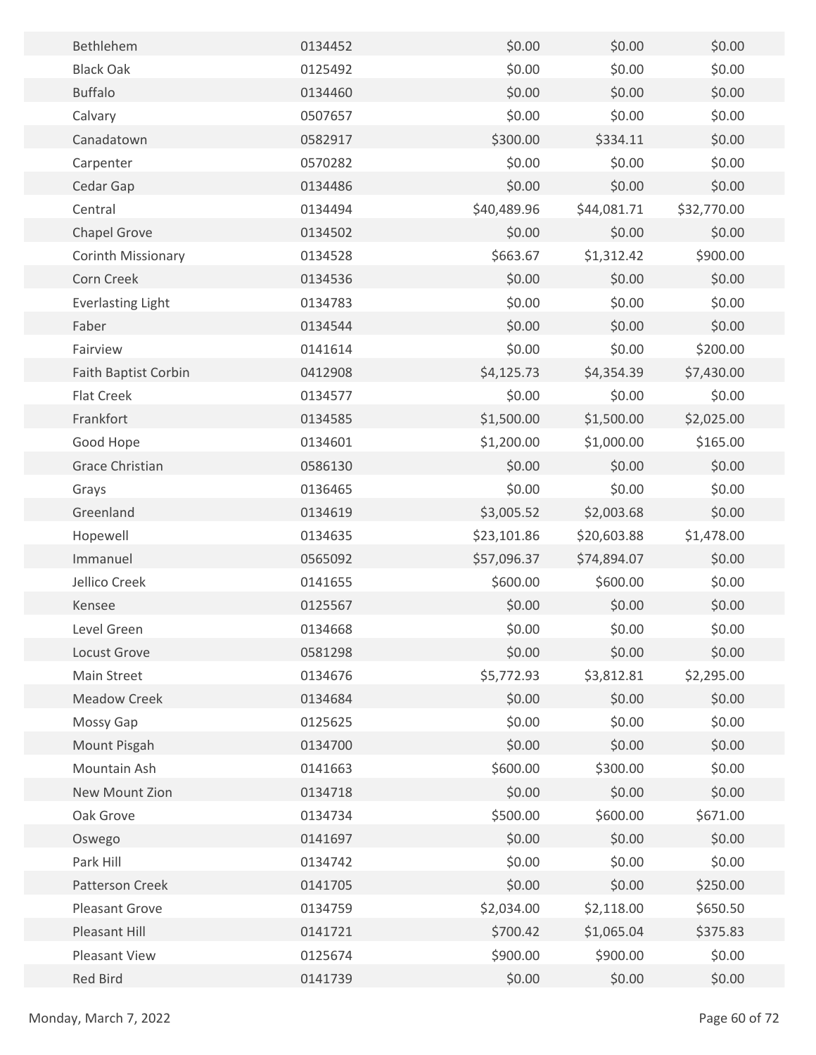| | | | | |
|---|---|---|---|---|
| Bethlehem | 0134452 | $0.00 | $0.00 | $0.00 |
| Black Oak | 0125492 | $0.00 | $0.00 | $0.00 |
| Buffalo | 0134460 | $0.00 | $0.00 | $0.00 |
| Calvary | 0507657 | $0.00 | $0.00 | $0.00 |
| Canadatown | 0582917 | $300.00 | $334.11 | $0.00 |
| Carpenter | 0570282 | $0.00 | $0.00 | $0.00 |
| Cedar Gap | 0134486 | $0.00 | $0.00 | $0.00 |
| Central | 0134494 | $40,489.96 | $44,081.71 | $32,770.00 |
| Chapel Grove | 0134502 | $0.00 | $0.00 | $0.00 |
| Corinth Missionary | 0134528 | $663.67 | $1,312.42 | $900.00 |
| Corn Creek | 0134536 | $0.00 | $0.00 | $0.00 |
| Everlasting Light | 0134783 | $0.00 | $0.00 | $0.00 |
| Faber | 0134544 | $0.00 | $0.00 | $0.00 |
| Fairview | 0141614 | $0.00 | $0.00 | $200.00 |
| Faith Baptist Corbin | 0412908 | $4,125.73 | $4,354.39 | $7,430.00 |
| Flat Creek | 0134577 | $0.00 | $0.00 | $0.00 |
| Frankfort | 0134585 | $1,500.00 | $1,500.00 | $2,025.00 |
| Good Hope | 0134601 | $1,200.00 | $1,000.00 | $165.00 |
| Grace Christian | 0586130 | $0.00 | $0.00 | $0.00 |
| Grays | 0136465 | $0.00 | $0.00 | $0.00 |
| Greenland | 0134619 | $3,005.52 | $2,003.68 | $0.00 |
| Hopewell | 0134635 | $23,101.86 | $20,603.88 | $1,478.00 |
| Immanuel | 0565092 | $57,096.37 | $74,894.07 | $0.00 |
| Jellico Creek | 0141655 | $600.00 | $600.00 | $0.00 |
| Kensee | 0125567 | $0.00 | $0.00 | $0.00 |
| Level Green | 0134668 | $0.00 | $0.00 | $0.00 |
| Locust Grove | 0581298 | $0.00 | $0.00 | $0.00 |
| Main Street | 0134676 | $5,772.93 | $3,812.81 | $2,295.00 |
| Meadow Creek | 0134684 | $0.00 | $0.00 | $0.00 |
| Mossy Gap | 0125625 | $0.00 | $0.00 | $0.00 |
| Mount Pisgah | 0134700 | $0.00 | $0.00 | $0.00 |
| Mountain Ash | 0141663 | $600.00 | $300.00 | $0.00 |
| New Mount Zion | 0134718 | $0.00 | $0.00 | $0.00 |
| Oak Grove | 0134734 | $500.00 | $600.00 | $671.00 |
| Oswego | 0141697 | $0.00 | $0.00 | $0.00 |
| Park Hill | 0134742 | $0.00 | $0.00 | $0.00 |
| Patterson Creek | 0141705 | $0.00 | $0.00 | $250.00 |
| Pleasant Grove | 0134759 | $2,034.00 | $2,118.00 | $650.50 |
| Pleasant Hill | 0141721 | $700.42 | $1,065.04 | $375.83 |
| Pleasant View | 0125674 | $900.00 | $900.00 | $0.00 |
| Red Bird | 0141739 | $0.00 | $0.00 | $0.00 |

Monday, March 7, 2022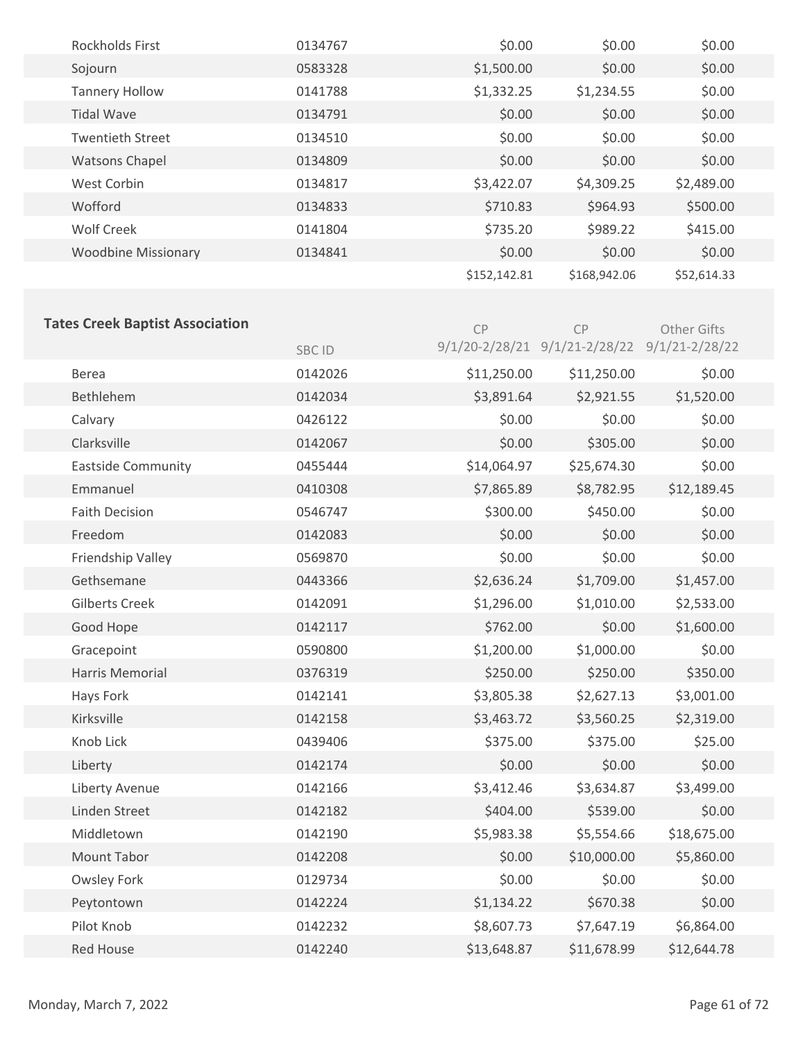| | | | | |
|---|---|---|---|---|
| Rockholds First | 0134767 | $0.00 | $0.00 | $0.00 |
| Sojourn | 0583328 | $1,500.00 | $0.00 | $0.00 |
| Tannery Hollow | 0141788 | $1,332.25 | $1,234.55 | $0.00 |
| Tidal Wave | 0134791 | $0.00 | $0.00 | $0.00 |
| Twentieth Street | 0134510 | $0.00 | $0.00 | $0.00 |
| Watsons Chapel | 0134809 | $0.00 | $0.00 | $0.00 |
| West Corbin | 0134817 | $3,422.07 | $4,309.25 | $2,489.00 |
| Wofford | 0134833 | $710.83 | $964.93 | $500.00 |
| Wolf Creek | 0141804 | $735.20 | $989.22 | $415.00 |
| Woodbine Missionary | 0134841 | $0.00 | $0.00 | $0.00 |
| | | $152,142.81 | $168,942.06 | $52,614.33 |

## Tates Creek Baptist Association

| | SBC ID | CP 9/1/20-2/28/21 | CP 9/1/21-2/28/22 | Other Gifts 9/1/21-2/28/22 |
|---|---|---|---|---|
| Berea | 0142026 | $11,250.00 | $11,250.00 | $0.00 |
| Bethlehem | 0142034 | $3,891.64 | $2,921.55 | $1,520.00 |
| Calvary | 0426122 | $0.00 | $0.00 | $0.00 |
| Clarksville | 0142067 | $0.00 | $305.00 | $0.00 |
| Eastside Community | 0455444 | $14,064.97 | $25,674.30 | $0.00 |
| Emmanuel | 0410308 | $7,865.89 | $8,782.95 | $12,189.45 |
| Faith Decision | 0546747 | $300.00 | $450.00 | $0.00 |
| Freedom | 0142083 | $0.00 | $0.00 | $0.00 |
| Friendship Valley | 0569870 | $0.00 | $0.00 | $0.00 |
| Gethsemane | 0443366 | $2,636.24 | $1,709.00 | $1,457.00 |
| Gilberts Creek | 0142091 | $1,296.00 | $1,010.00 | $2,533.00 |
| Good Hope | 0142117 | $762.00 | $0.00 | $1,600.00 |
| Gracepoint | 0590800 | $1,200.00 | $1,000.00 | $0.00 |
| Harris Memorial | 0376319 | $250.00 | $250.00 | $350.00 |
| Hays Fork | 0142141 | $3,805.38 | $2,627.13 | $3,001.00 |
| Kirksville | 0142158 | $3,463.72 | $3,560.25 | $2,319.00 |
| Knob Lick | 0439406 | $375.00 | $375.00 | $25.00 |
| Liberty | 0142174 | $0.00 | $0.00 | $0.00 |
| Liberty Avenue | 0142166 | $3,412.46 | $3,634.87 | $3,499.00 |
| Linden Street | 0142182 | $404.00 | $539.00 | $0.00 |
| Middletown | 0142190 | $5,983.38 | $5,554.66 | $18,675.00 |
| Mount Tabor | 0142208 | $0.00 | $10,000.00 | $5,860.00 |
| Owsley Fork | 0129734 | $0.00 | $0.00 | $0.00 |
| Peytontown | 0142224 | $1,134.22 | $670.38 | $0.00 |
| Pilot Knob | 0142232 | $8,607.73 | $7,647.19 | $6,864.00 |
| Red House | 0142240 | $13,648.87 | $11,678.99 | $12,644.78 |

Monday, March 7, 2022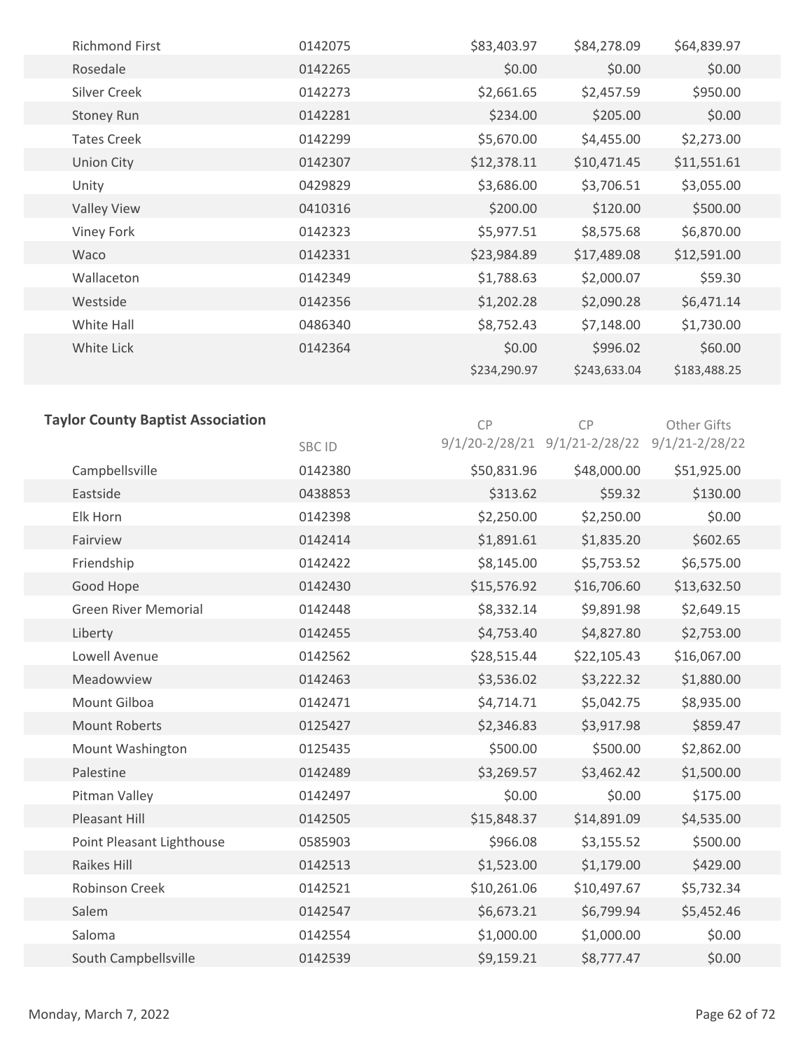| | | | | |
|---|---|---|---|---|
| Richmond First | 0142075 | $83,403.97 | $84,278.09 | $64,839.97 |
| Rosedale | 0142265 | $0.00 | $0.00 | $0.00 |
| Silver Creek | 0142273 | $2,661.65 | $2,457.59 | $950.00 |
| Stoney Run | 0142281 | $234.00 | $205.00 | $0.00 |
| Tates Creek | 0142299 | $5,670.00 | $4,455.00 | $2,273.00 |
| Union City | 0142307 | $12,378.11 | $10,471.45 | $11,551.61 |
| Unity | 0429829 | $3,686.00 | $3,706.51 | $3,055.00 |
| Valley View | 0410316 | $200.00 | $120.00 | $500.00 |
| Viney Fork | 0142323 | $5,977.51 | $8,575.68 | $6,870.00 |
| Waco | 0142331 | $23,984.89 | $17,489.08 | $12,591.00 |
| Wallaceton | 0142349 | $1,788.63 | $2,000.07 | $59.30 |
| Westside | 0142356 | $1,202.28 | $2,090.28 | $6,471.14 |
| White Hall | 0486340 | $8,752.43 | $7,148.00 | $1,730.00 |
| White Lick | 0142364 | $0.00 | $996.02 | $60.00 |
| | | $234,290.97 | $243,633.04 | $183,488.25 |

## Taylor County Baptist Association

| | SBC ID | CP 9/1/20-2/28/21 | CP 9/1/21-2/28/22 | Other Gifts 9/1/21-2/28/22 |
|---|---|---|---|---|
| Campbellsville | 0142380 | $50,831.96 | $48,000.00 | $51,925.00 |
| Eastside | 0438853 | $313.62 | $59.32 | $130.00 |
| Elk Horn | 0142398 | $2,250.00 | $2,250.00 | $0.00 |
| Fairview | 0142414 | $1,891.61 | $1,835.20 | $602.65 |
| Friendship | 0142422 | $8,145.00 | $5,753.52 | $6,575.00 |
| Good Hope | 0142430 | $15,576.92 | $16,706.60 | $13,632.50 |
| Green River Memorial | 0142448 | $8,332.14 | $9,891.98 | $2,649.15 |
| Liberty | 0142455 | $4,753.40 | $4,827.80 | $2,753.00 |
| Lowell Avenue | 0142562 | $28,515.44 | $22,105.43 | $16,067.00 |
| Meadowview | 0142463 | $3,536.02 | $3,222.32 | $1,880.00 |
| Mount Gilboa | 0142471 | $4,714.71 | $5,042.75 | $8,935.00 |
| Mount Roberts | 0125427 | $2,346.83 | $3,917.98 | $859.47 |
| Mount Washington | 0125435 | $500.00 | $500.00 | $2,862.00 |
| Palestine | 0142489 | $3,269.57 | $3,462.42 | $1,500.00 |
| Pitman Valley | 0142497 | $0.00 | $0.00 | $175.00 |
| Pleasant Hill | 0142505 | $15,848.37 | $14,891.09 | $4,535.00 |
| Point Pleasant Lighthouse | 0585903 | $966.08 | $3,155.52 | $500.00 |
| Raikes Hill | 0142513 | $1,523.00 | $1,179.00 | $429.00 |
| Robinson Creek | 0142521 | $10,261.06 | $10,497.67 | $5,732.34 |
| Salem | 0142547 | $6,673.21 | $6,799.94 | $5,452.46 |
| Saloma | 0142554 | $1,000.00 | $1,000.00 | $0.00 |
| South Campbellsville | 0142539 | $9,159.21 | $8,777.47 | $0.00 |

Monday, March 7, 2022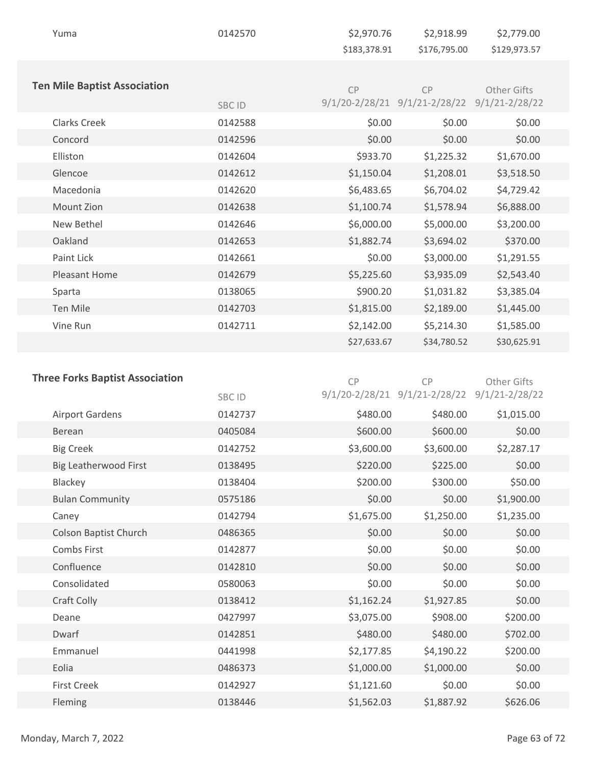| | | | | |
|---|---|---|---|---|
| Yuma | 0142570 | $2,970.76 | $2,918.99 | $2,779.00 |
| | | $183,378.91 | $176,795.00 | $129,973.57 |

## Ten Mile Baptist Association

| | SBC ID | CP 9/1/20-2/28/21 | CP 9/1/21-2/28/22 | Other Gifts 9/1/21-2/28/22 |
|---|---|---|---|---|
| Clarks Creek | 0142588 | $0.00 | $0.00 | $0.00 |
| Concord | 0142596 | $0.00 | $0.00 | $0.00 |
| Elliston | 0142604 | $933.70 | $1,225.32 | $1,670.00 |
| Glencoe | 0142612 | $1,150.04 | $1,208.01 | $3,518.50 |
| Macedonia | 0142620 | $6,483.65 | $6,704.02 | $4,729.42 |
| Mount Zion | 0142638 | $1,100.74 | $1,578.94 | $6,888.00 |
| New Bethel | 0142646 | $6,000.00 | $5,000.00 | $3,200.00 |
| Oakland | 0142653 | $1,882.74 | $3,694.02 | $370.00 |
| Paint Lick | 0142661 | $0.00 | $3,000.00 | $1,291.55 |
| Pleasant Home | 0142679 | $5,225.60 | $3,935.09 | $2,543.40 |
| Sparta | 0138065 | $900.20 | $1,031.82 | $3,385.04 |
| Ten Mile | 0142703 | $1,815.00 | $2,189.00 | $1,445.00 |
| Vine Run | 0142711 | $2,142.00 | $5,214.30 | $1,585.00 |
| | | $27,633.67 | $34,780.52 | $30,625.91 |

## Three Forks Baptist Association

| | SBC ID | CP 9/1/20-2/28/21 | CP 9/1/21-2/28/22 | Other Gifts 9/1/21-2/28/22 |
|---|---|---|---|---|
| Airport Gardens | 0142737 | $480.00 | $480.00 | $1,015.00 |
| Berean | 0405084 | $600.00 | $600.00 | $0.00 |
| Big Creek | 0142752 | $3,600.00 | $3,600.00 | $2,287.17 |
| Big Leatherwood First | 0138495 | $220.00 | $225.00 | $0.00 |
| Blackey | 0138404 | $200.00 | $300.00 | $50.00 |
| Bulan Community | 0575186 | $0.00 | $0.00 | $1,900.00 |
| Caney | 0142794 | $1,675.00 | $1,250.00 | $1,235.00 |
| Colson Baptist Church | 0486365 | $0.00 | $0.00 | $0.00 |
| Combs First | 0142877 | $0.00 | $0.00 | $0.00 |
| Confluence | 0142810 | $0.00 | $0.00 | $0.00 |
| Consolidated | 0580063 | $0.00 | $0.00 | $0.00 |
| Craft Colly | 0138412 | $1,162.24 | $1,927.85 | $0.00 |
| Deane | 0427997 | $3,075.00 | $908.00 | $200.00 |
| Dwarf | 0142851 | $480.00 | $480.00 | $702.00 |
| Emmanuel | 0441998 | $2,177.85 | $4,190.22 | $200.00 |
| Eolia | 0486373 | $1,000.00 | $1,000.00 | $0.00 |
| First Creek | 0142927 | $1,121.60 | $0.00 | $0.00 |
| Fleming | 0138446 | $1,562.03 | $1,887.92 | $626.06 |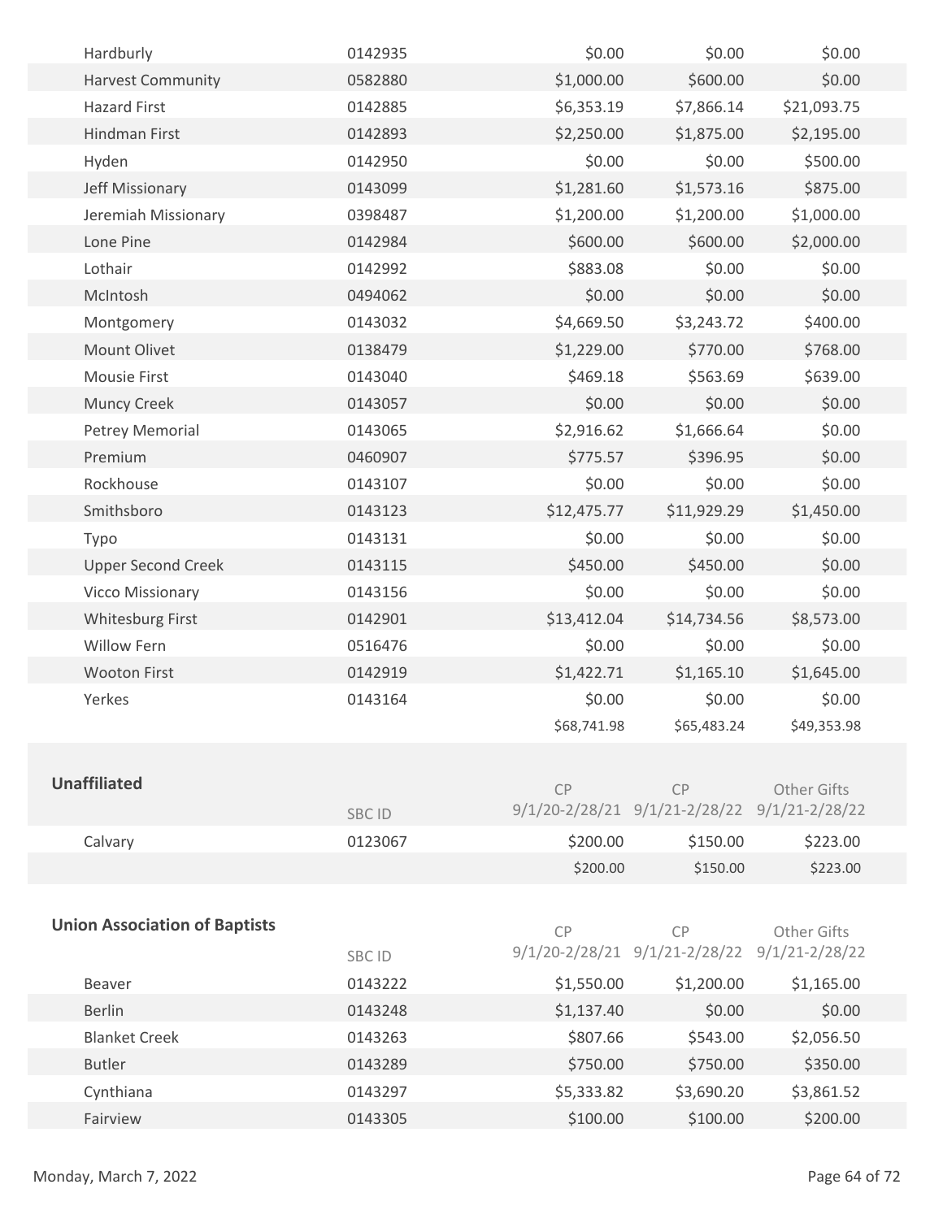| | | | | |
|---|---|---|---|---|
| Hardburly | 0142935 | $0.00 | $0.00 | $0.00 |
| Harvest Community | 0582880 | $1,000.00 | $600.00 | $0.00 |
| Hazard First | 0142885 | $6,353.19 | $7,866.14 | $21,093.75 |
| Hindman First | 0142893 | $2,250.00 | $1,875.00 | $2,195.00 |
| Hyden | 0142950 | $0.00 | $0.00 | $500.00 |
| Jeff Missionary | 0143099 | $1,281.60 | $1,573.16 | $875.00 |
| Jeremiah Missionary | 0398487 | $1,200.00 | $1,200.00 | $1,000.00 |
| Lone Pine | 0142984 | $600.00 | $600.00 | $2,000.00 |
| Lothair | 0142992 | $883.08 | $0.00 | $0.00 |
| McIntosh | 0494062 | $0.00 | $0.00 | $0.00 |
| Montgomery | 0143032 | $4,669.50 | $3,243.72 | $400.00 |
| Mount Olivet | 0138479 | $1,229.00 | $770.00 | $768.00 |
| Mousie First | 0143040 | $469.18 | $563.69 | $639.00 |
| Muncy Creek | 0143057 | $0.00 | $0.00 | $0.00 |
| Petrey Memorial | 0143065 | $2,916.62 | $1,666.64 | $0.00 |
| Premium | 0460907 | $775.57 | $396.95 | $0.00 |
| Rockhouse | 0143107 | $0.00 | $0.00 | $0.00 |
| Smithsboro | 0143123 | $12,475.77 | $11,929.29 | $1,450.00 |
| Typo | 0143131 | $0.00 | $0.00 | $0.00 |
| Upper Second Creek | 0143115 | $450.00 | $450.00 | $0.00 |
| Vicco Missionary | 0143156 | $0.00 | $0.00 | $0.00 |
| Whitesburg First | 0142901 | $13,412.04 | $14,734.56 | $8,573.00 |
| Willow Fern | 0516476 | $0.00 | $0.00 | $0.00 |
| Wooton First | 0142919 | $1,422.71 | $1,165.10 | $1,645.00 |
| Yerkes | 0143164 | $0.00 | $0.00 | $0.00 |
| | | $68,741.98 | $65,483.24 | $49,353.98 |

**Unaffiliated**

| | SBC ID | CP 9/1/20-2/28/21 | CP 9/1/21-2/28/22 | Other Gifts 9/1/21-2/28/22 |
|---|---|---|---|---|
| Calvary | 0123067 | $200.00 | $150.00 | $223.00 |
| | | $200.00 | $150.00 | $223.00 |

**Union Association of Baptists**

| | SBC ID | CP 9/1/20-2/28/21 | CP 9/1/21-2/28/22 | Other Gifts 9/1/21-2/28/22 |
|---|---|---|---|---|
| Beaver | 0143222 | $1,550.00 | $1,200.00 | $1,165.00 |
| Berlin | 0143248 | $1,137.40 | $0.00 | $0.00 |
| Blanket Creek | 0143263 | $807.66 | $543.00 | $2,056.50 |
| Butler | 0143289 | $750.00 | $750.00 | $350.00 |
| Cynthiana | 0143297 | $5,333.82 | $3,690.20 | $3,861.52 |
| Fairview | 0143305 | $100.00 | $100.00 | $200.00 |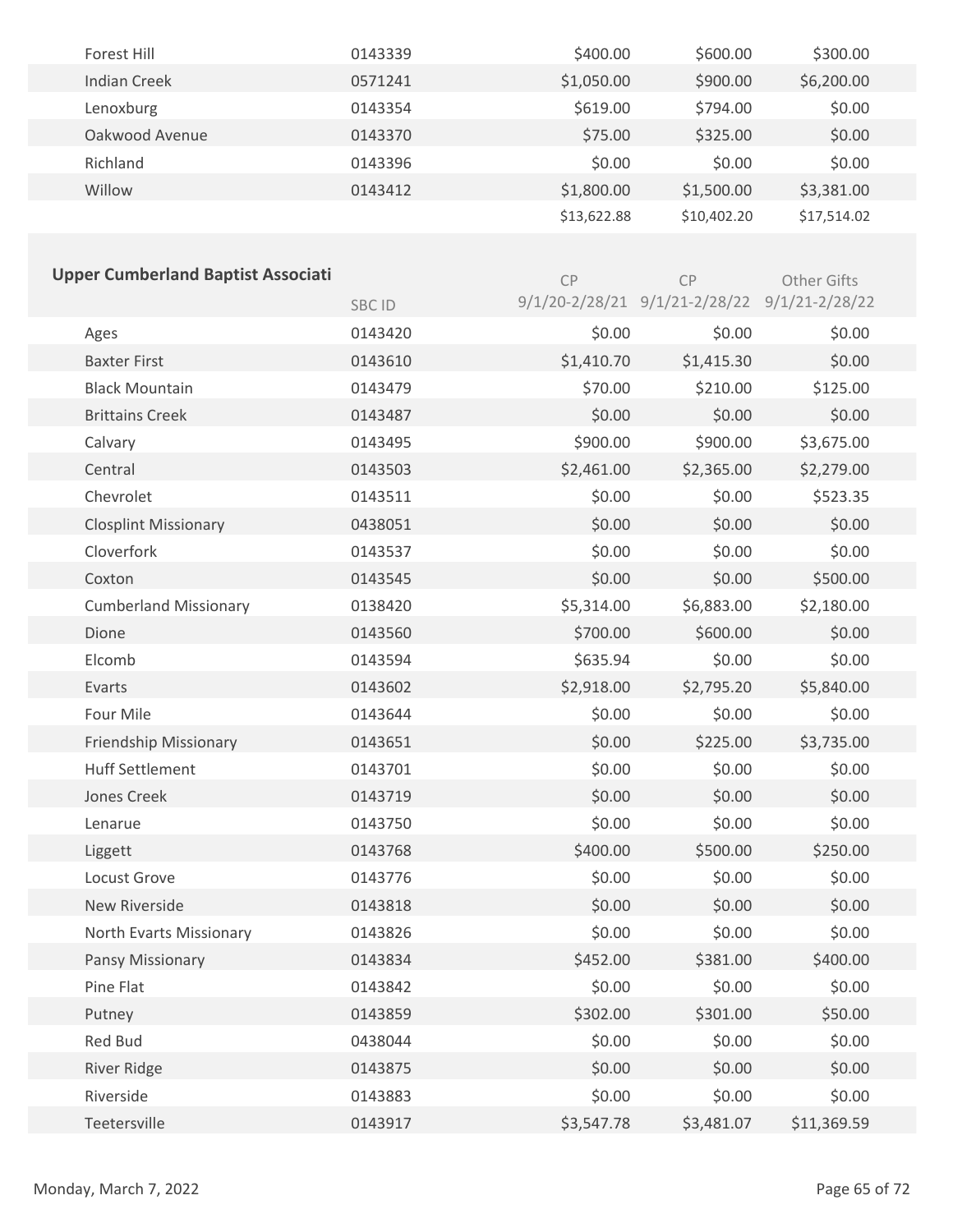| | | | | |
|---|---|---|---|---|
| Forest Hill | 0143339 | $400.00 | $600.00 | $300.00 |
| Indian Creek | 0571241 | $1,050.00 | $900.00 | $6,200.00 |
| Lenoxburg | 0143354 | $619.00 | $794.00 | $0.00 |
| Oakwood Avenue | 0143370 | $75.00 | $325.00 | $0.00 |
| Richland | 0143396 | $0.00 | $0.00 | $0.00 |
| Willow | 0143412 | $1,800.00 | $1,500.00 | $3,381.00 |
| | | $13,622.88 | $10,402.20 | $17,514.02 |

| **Upper Cumberland Baptist Associati** | SBC ID | CP 9/1/20-2/28/21 | CP 9/1/21-2/28/22 | Other Gifts 9/1/21-2/28/22 |
|---|---|---|---|---|
| Ages | 0143420 | $0.00 | $0.00 | $0.00 |
| Baxter First | 0143610 | $1,410.70 | $1,415.30 | $0.00 |
| Black Mountain | 0143479 | $70.00 | $210.00 | $125.00 |
| Brittains Creek | 0143487 | $0.00 | $0.00 | $0.00 |
| Calvary | 0143495 | $900.00 | $900.00 | $3,675.00 |
| Central | 0143503 | $2,461.00 | $2,365.00 | $2,279.00 |
| Chevrolet | 0143511 | $0.00 | $0.00 | $523.35 |
| Closplint Missionary | 0438051 | $0.00 | $0.00 | $0.00 |
| Cloverfork | 0143537 | $0.00 | $0.00 | $0.00 |
| Coxton | 0143545 | $0.00 | $0.00 | $500.00 |
| Cumberland Missionary | 0138420 | $5,314.00 | $6,883.00 | $2,180.00 |
| Dione | 0143560 | $700.00 | $600.00 | $0.00 |
| Elcomb | 0143594 | $635.94 | $0.00 | $0.00 |
| Evarts | 0143602 | $2,918.00 | $2,795.20 | $5,840.00 |
| Four Mile | 0143644 | $0.00 | $0.00 | $0.00 |
| Friendship Missionary | 0143651 | $0.00 | $225.00 | $3,735.00 |
| Huff Settlement | 0143701 | $0.00 | $0.00 | $0.00 |
| Jones Creek | 0143719 | $0.00 | $0.00 | $0.00 |
| Lenarue | 0143750 | $0.00 | $0.00 | $0.00 |
| Liggett | 0143768 | $400.00 | $500.00 | $250.00 |
| Locust Grove | 0143776 | $0.00 | $0.00 | $0.00 |
| New Riverside | 0143818 | $0.00 | $0.00 | $0.00 |
| North Evarts Missionary | 0143826 | $0.00 | $0.00 | $0.00 |
| Pansy Missionary | 0143834 | $452.00 | $381.00 | $400.00 |
| Pine Flat | 0143842 | $0.00 | $0.00 | $0.00 |
| Putney | 0143859 | $302.00 | $301.00 | $50.00 |
| Red Bud | 0438044 | $0.00 | $0.00 | $0.00 |
| River Ridge | 0143875 | $0.00 | $0.00 | $0.00 |
| Riverside | 0143883 | $0.00 | $0.00 | $0.00 |
| Teetersville | 0143917 | $3,547.78 | $3,481.07 | $11,369.59 |

Monday, March 7, 2022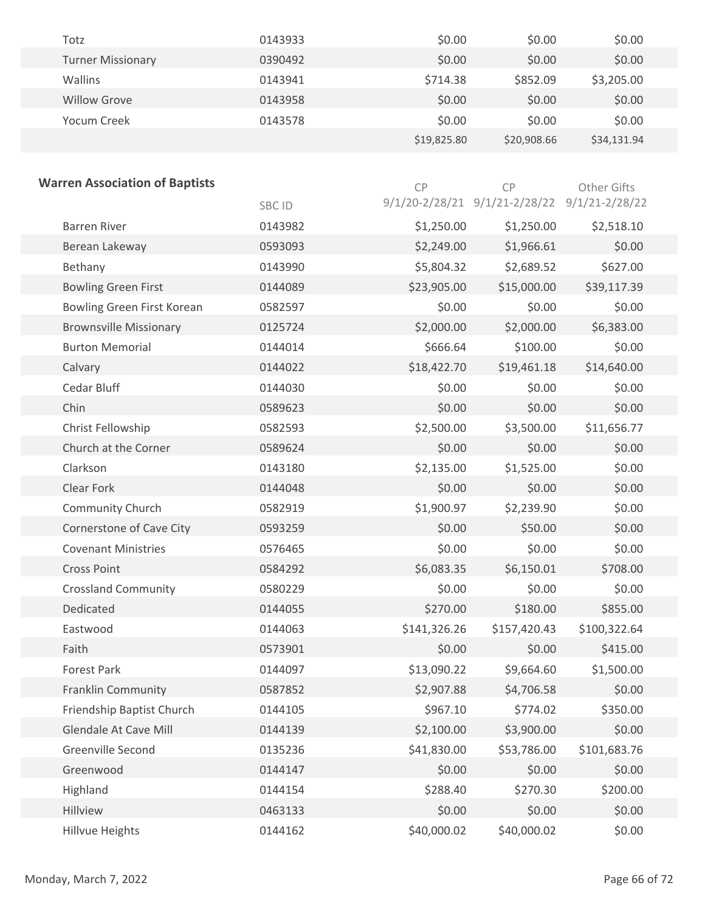| | | | | |
|---|---|---|---|---|
| Totz | 0143933 | $0.00 | $0.00 | $0.00 |
| Turner Missionary | 0390492 | $0.00 | $0.00 | $0.00 |
| Wallins | 0143941 | $714.38 | $852.09 | $3,205.00 |
| Willow Grove | 0143958 | $0.00 | $0.00 | $0.00 |
| Yocum Creek | 0143578 | $0.00 | $0.00 | $0.00 |
| | | $19,825.80 | $20,908.66 | $34,131.94 |

**Warren Association of Baptists**

| | SBC ID | CP 9/1/20-2/28/21 | CP 9/1/21-2/28/22 | Other Gifts 9/1/21-2/28/22 |
|---|---|---|---|---|
| Barren River | 0143982 | $1,250.00 | $1,250.00 | $2,518.10 |
| Berean Lakeway | 0593093 | $2,249.00 | $1,966.61 | $0.00 |
| Bethany | 0143990 | $5,804.32 | $2,689.52 | $627.00 |
| Bowling Green First | 0144089 | $23,905.00 | $15,000.00 | $39,117.39 |
| Bowling Green First Korean | 0582597 | $0.00 | $0.00 | $0.00 |
| Brownsville Missionary | 0125724 | $2,000.00 | $2,000.00 | $6,383.00 |
| Burton Memorial | 0144014 | $666.64 | $100.00 | $0.00 |
| Calvary | 0144022 | $18,422.70 | $19,461.18 | $14,640.00 |
| Cedar Bluff | 0144030 | $0.00 | $0.00 | $0.00 |
| Chin | 0589623 | $0.00 | $0.00 | $0.00 |
| Christ Fellowship | 0582593 | $2,500.00 | $3,500.00 | $11,656.77 |
| Church at the Corner | 0589624 | $0.00 | $0.00 | $0.00 |
| Clarkson | 0143180 | $2,135.00 | $1,525.00 | $0.00 |
| Clear Fork | 0144048 | $0.00 | $0.00 | $0.00 |
| Community Church | 0582919 | $1,900.97 | $2,239.90 | $0.00 |
| Cornerstone of Cave City | 0593259 | $0.00 | $50.00 | $0.00 |
| Covenant Ministries | 0576465 | $0.00 | $0.00 | $0.00 |
| Cross Point | 0584292 | $6,083.35 | $6,150.01 | $708.00 |
| Crossland Community | 0580229 | $0.00 | $0.00 | $0.00 |
| Dedicated | 0144055 | $270.00 | $180.00 | $855.00 |
| Eastwood | 0144063 | $141,326.26 | $157,420.43 | $100,322.64 |
| Faith | 0573901 | $0.00 | $0.00 | $415.00 |
| Forest Park | 0144097 | $13,090.22 | $9,664.60 | $1,500.00 |
| Franklin Community | 0587852 | $2,907.88 | $4,706.58 | $0.00 |
| Friendship Baptist Church | 0144105 | $967.10 | $774.02 | $350.00 |
| Glendale At Cave Mill | 0144139 | $2,100.00 | $3,900.00 | $0.00 |
| Greenville Second | 0135236 | $41,830.00 | $53,786.00 | $101,683.76 |
| Greenwood | 0144147 | $0.00 | $0.00 | $0.00 |
| Highland | 0144154 | $288.40 | $270.30 | $200.00 |
| Hillview | 0463133 | $0.00 | $0.00 | $0.00 |
| Hillvue Heights | 0144162 | $40,000.02 | $40,000.02 | $0.00 |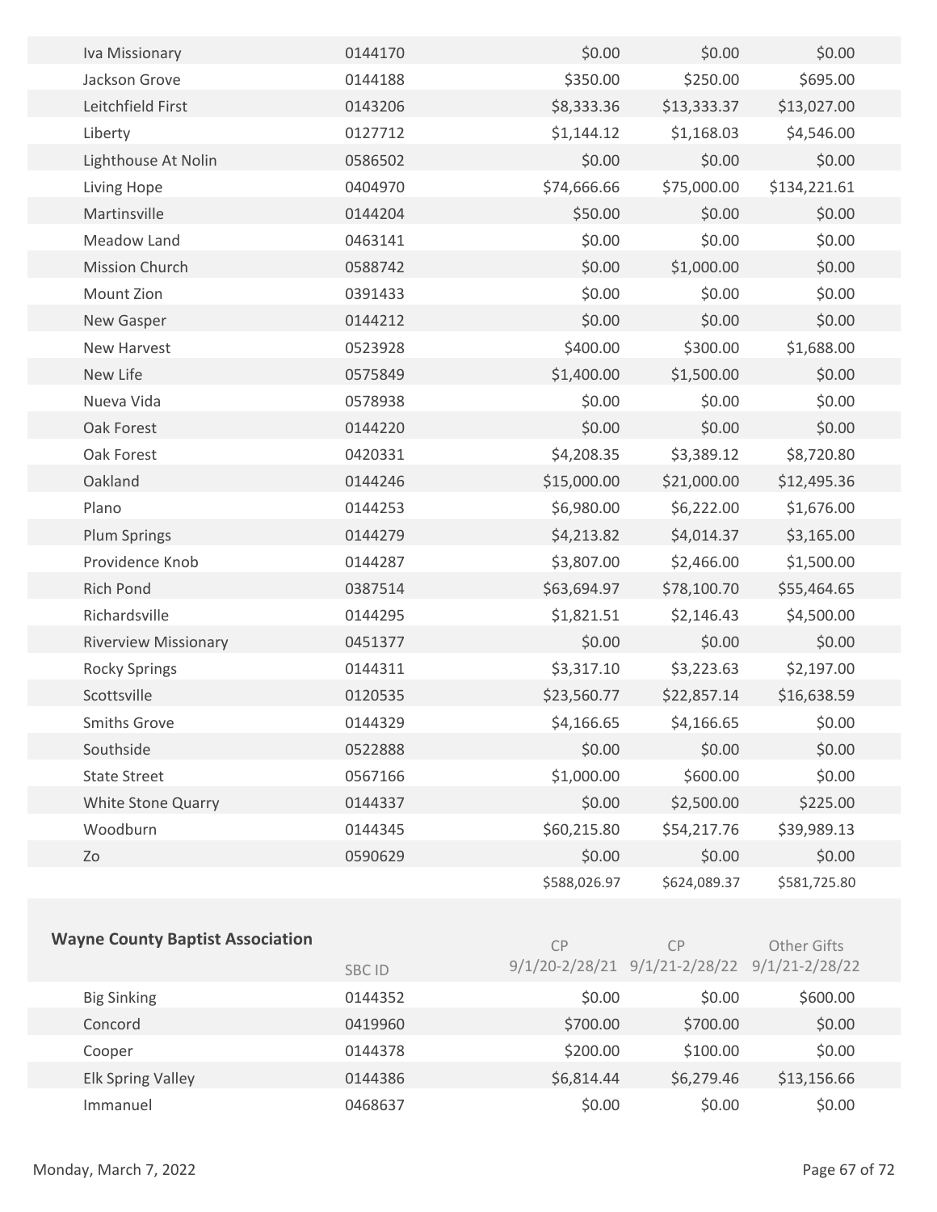| | | | | |
|---|---|---|---|---|
| Iva Missionary | 0144170 | $0.00 | $0.00 | $0.00 |
| Jackson Grove | 0144188 | $350.00 | $250.00 | $695.00 |
| Leitchfield First | 0143206 | $8,333.36 | $13,333.37 | $13,027.00 |
| Liberty | 0127712 | $1,144.12 | $1,168.03 | $4,546.00 |
| Lighthouse At Nolin | 0586502 | $0.00 | $0.00 | $0.00 |
| Living Hope | 0404970 | $74,666.66 | $75,000.00 | $134,221.61 |
| Martinsville | 0144204 | $50.00 | $0.00 | $0.00 |
| Meadow Land | 0463141 | $0.00 | $0.00 | $0.00 |
| Mission Church | 0588742 | $0.00 | $1,000.00 | $0.00 |
| Mount Zion | 0391433 | $0.00 | $0.00 | $0.00 |
| New Gasper | 0144212 | $0.00 | $0.00 | $0.00 |
| New Harvest | 0523928 | $400.00 | $300.00 | $1,688.00 |
| New Life | 0575849 | $1,400.00 | $1,500.00 | $0.00 |
| Nueva Vida | 0578938 | $0.00 | $0.00 | $0.00 |
| Oak Forest | 0144220 | $0.00 | $0.00 | $0.00 |
| Oak Forest | 0420331 | $4,208.35 | $3,389.12 | $8,720.80 |
| Oakland | 0144246 | $15,000.00 | $21,000.00 | $12,495.36 |
| Plano | 0144253 | $6,980.00 | $6,222.00 | $1,676.00 |
| Plum Springs | 0144279 | $4,213.82 | $4,014.37 | $3,165.00 |
| Providence Knob | 0144287 | $3,807.00 | $2,466.00 | $1,500.00 |
| Rich Pond | 0387514 | $63,694.97 | $78,100.70 | $55,464.65 |
| Richardsville | 0144295 | $1,821.51 | $2,146.43 | $4,500.00 |
| Riverview Missionary | 0451377 | $0.00 | $0.00 | $0.00 |
| Rocky Springs | 0144311 | $3,317.10 | $3,223.63 | $2,197.00 |
| Scottsville | 0120535 | $23,560.77 | $22,857.14 | $16,638.59 |
| Smiths Grove | 0144329 | $4,166.65 | $4,166.65 | $0.00 |
| Southside | 0522888 | $0.00 | $0.00 | $0.00 |
| State Street | 0567166 | $1,000.00 | $600.00 | $0.00 |
| White Stone Quarry | 0144337 | $0.00 | $2,500.00 | $225.00 |
| Woodburn | 0144345 | $60,215.80 | $54,217.76 | $39,989.13 |
| Zo | 0590629 | $0.00 | $0.00 | $0.00 |
| | | $588,026.97 | $624,089.37 | $581,725.80 |

## Wayne County Baptist Association

| | SBC ID | CP 9/1/20-2/28/21 | CP 9/1/21-2/28/22 | Other Gifts 9/1/21-2/28/22 |
|---|---|---|---|---|
| Big Sinking | 0144352 | $0.00 | $0.00 | $600.00 |
| Concord | 0419960 | $700.00 | $700.00 | $0.00 |
| Cooper | 0144378 | $200.00 | $100.00 | $0.00 |
| Elk Spring Valley | 0144386 | $6,814.44 | $6,279.46 | $13,156.66 |
| Immanuel | 0468637 | $0.00 | $0.00 | $0.00 |

Monday, March 7, 2022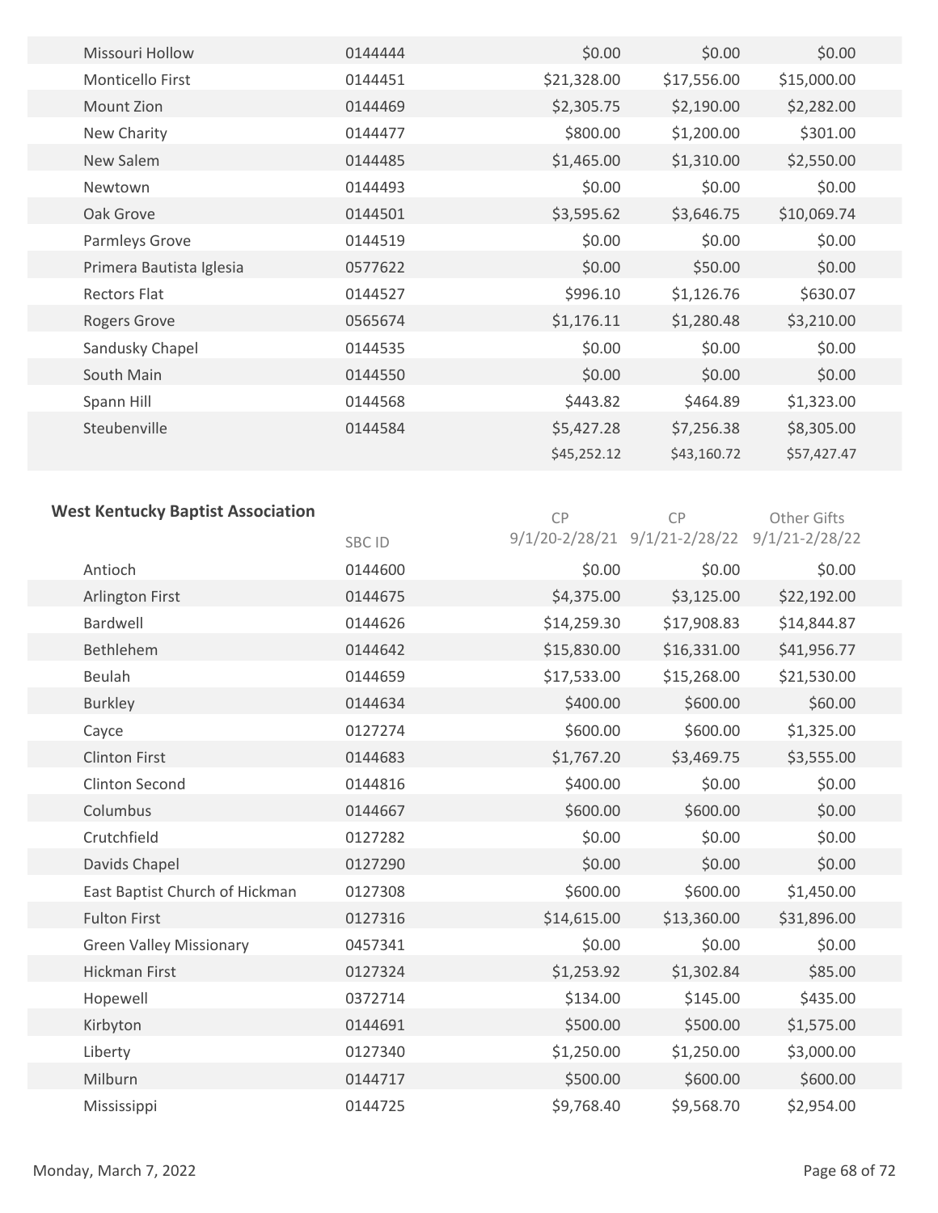| | | | | |
|---|---|---|---|---|
| Missouri Hollow | 0144444 | $0.00 | $0.00 | $0.00 |
| Monticello First | 0144451 | $21,328.00 | $17,556.00 | $15,000.00 |
| Mount Zion | 0144469 | $2,305.75 | $2,190.00 | $2,282.00 |
| New Charity | 0144477 | $800.00 | $1,200.00 | $301.00 |
| New Salem | 0144485 | $1,465.00 | $1,310.00 | $2,550.00 |
| Newtown | 0144493 | $0.00 | $0.00 | $0.00 |
| Oak Grove | 0144501 | $3,595.62 | $3,646.75 | $10,069.74 |
| Parmleys Grove | 0144519 | $0.00 | $0.00 | $0.00 |
| Primera Bautista Iglesia | 0577622 | $0.00 | $50.00 | $0.00 |
| Rectors Flat | 0144527 | $996.10 | $1,126.76 | $630.07 |
| Rogers Grove | 0565674 | $1,176.11 | $1,280.48 | $3,210.00 |
| Sandusky Chapel | 0144535 | $0.00 | $0.00 | $0.00 |
| South Main | 0144550 | $0.00 | $0.00 | $0.00 |
| Spann Hill | 0144568 | $443.82 | $464.89 | $1,323.00 |
| Steubenville | 0144584 | $5,427.28 | $7,256.38 | $8,305.00 |
| | | $45,252.12 | $43,160.72 | $57,427.47 |

## West Kentucky Baptist Association

| | SBC ID | CP 9/1/20-2/28/21 | CP 9/1/21-2/28/22 | Other Gifts 9/1/21-2/28/22 |
|---|---|---|---|---|
| Antioch | 0144600 | $0.00 | $0.00 | $0.00 |
| Arlington First | 0144675 | $4,375.00 | $3,125.00 | $22,192.00 |
| Bardwell | 0144626 | $14,259.30 | $17,908.83 | $14,844.87 |
| Bethlehem | 0144642 | $15,830.00 | $16,331.00 | $41,956.77 |
| Beulah | 0144659 | $17,533.00 | $15,268.00 | $21,530.00 |
| Burkley | 0144634 | $400.00 | $600.00 | $60.00 |
| Cayce | 0127274 | $600.00 | $600.00 | $1,325.00 |
| Clinton First | 0144683 | $1,767.20 | $3,469.75 | $3,555.00 |
| Clinton Second | 0144816 | $400.00 | $0.00 | $0.00 |
| Columbus | 0144667 | $600.00 | $600.00 | $0.00 |
| Crutchfield | 0127282 | $0.00 | $0.00 | $0.00 |
| Davids Chapel | 0127290 | $0.00 | $0.00 | $0.00 |
| East Baptist Church of Hickman | 0127308 | $600.00 | $600.00 | $1,450.00 |
| Fulton First | 0127316 | $14,615.00 | $13,360.00 | $31,896.00 |
| Green Valley Missionary | 0457341 | $0.00 | $0.00 | $0.00 |
| Hickman First | 0127324 | $1,253.92 | $1,302.84 | $85.00 |
| Hopewell | 0372714 | $134.00 | $145.00 | $435.00 |
| Kirbyton | 0144691 | $500.00 | $500.00 | $1,575.00 |
| Liberty | 0127340 | $1,250.00 | $1,250.00 | $3,000.00 |
| Milburn | 0144717 | $500.00 | $600.00 | $600.00 |
| Mississippi | 0144725 | $9,768.40 | $9,568.70 | $2,954.00 |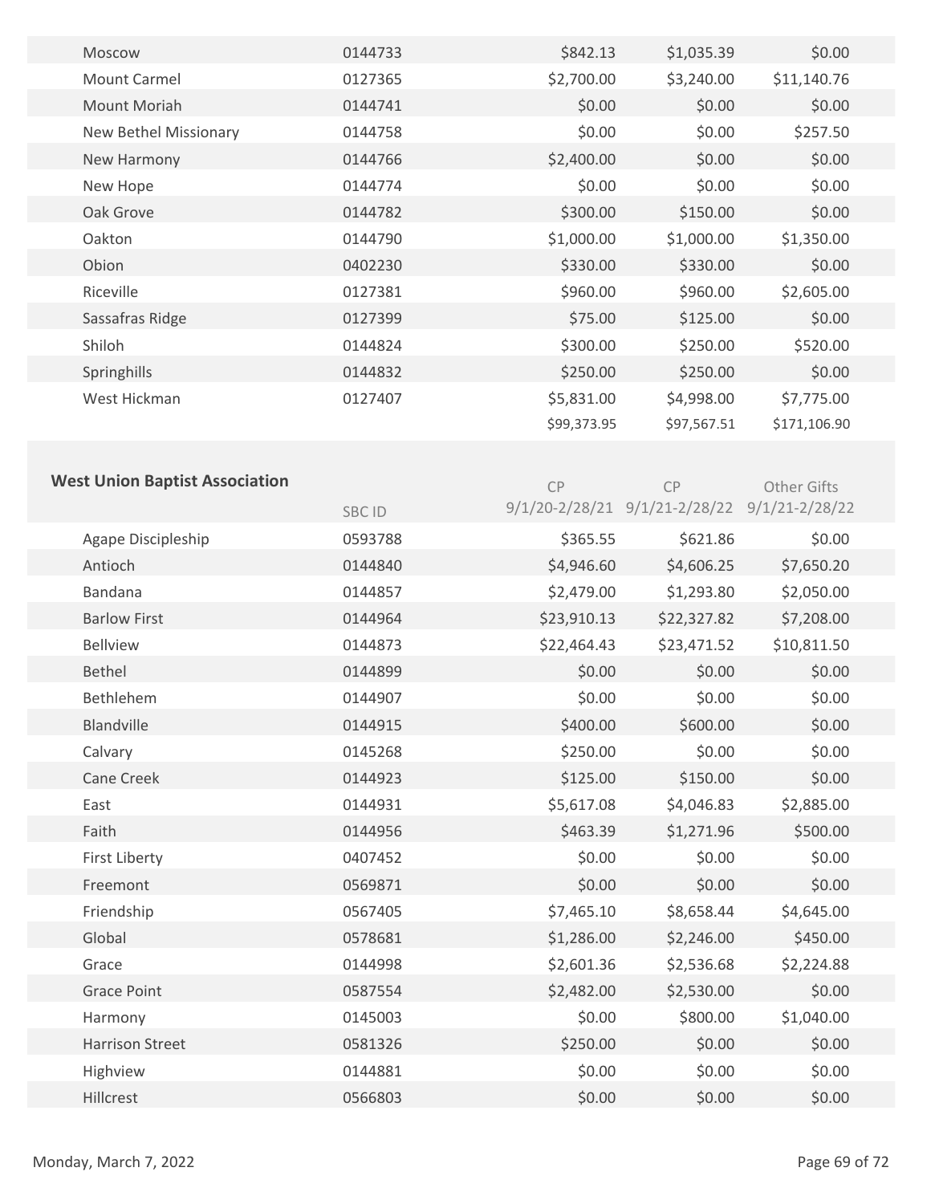| | | | | |
|---|---|---|---|---|
| Moscow | 0144733 | $842.13 | $1,035.39 | $0.00 |
| Mount Carmel | 0127365 | $2,700.00 | $3,240.00 | $11,140.76 |
| Mount Moriah | 0144741 | $0.00 | $0.00 | $0.00 |
| New Bethel Missionary | 0144758 | $0.00 | $0.00 | $257.50 |
| New Harmony | 0144766 | $2,400.00 | $0.00 | $0.00 |
| New Hope | 0144774 | $0.00 | $0.00 | $0.00 |
| Oak Grove | 0144782 | $300.00 | $150.00 | $0.00 |
| Oakton | 0144790 | $1,000.00 | $1,000.00 | $1,350.00 |
| Obion | 0402230 | $330.00 | $330.00 | $0.00 |
| Riceville | 0127381 | $960.00 | $960.00 | $2,605.00 |
| Sassafras Ridge | 0127399 | $75.00 | $125.00 | $0.00 |
| Shiloh | 0144824 | $300.00 | $250.00 | $520.00 |
| Springhills | 0144832 | $250.00 | $250.00 | $0.00 |
| West Hickman | 0127407 | $5,831.00 | $4,998.00 | $7,775.00 |
| | | $99,373.95 | $97,567.51 | $171,106.90 |

## West Union Baptist Association

| | SBC ID | CP 9/1/20-2/28/21 | CP 9/1/21-2/28/22 | Other Gifts 9/1/21-2/28/22 |
|---|---|---|---|---|
| Agape Discipleship | 0593788 | $365.55 | $621.86 | $0.00 |
| Antioch | 0144840 | $4,946.60 | $4,606.25 | $7,650.20 |
| Bandana | 0144857 | $2,479.00 | $1,293.80 | $2,050.00 |
| Barlow First | 0144964 | $23,910.13 | $22,327.82 | $7,208.00 |
| Bellview | 0144873 | $22,464.43 | $23,471.52 | $10,811.50 |
| Bethel | 0144899 | $0.00 | $0.00 | $0.00 |
| Bethlehem | 0144907 | $0.00 | $0.00 | $0.00 |
| Blandville | 0144915 | $400.00 | $600.00 | $0.00 |
| Calvary | 0145268 | $250.00 | $0.00 | $0.00 |
| Cane Creek | 0144923 | $125.00 | $150.00 | $0.00 |
| East | 0144931 | $5,617.08 | $4,046.83 | $2,885.00 |
| Faith | 0144956 | $463.39 | $1,271.96 | $500.00 |
| First Liberty | 0407452 | $0.00 | $0.00 | $0.00 |
| Freemont | 0569871 | $0.00 | $0.00 | $0.00 |
| Friendship | 0567405 | $7,465.10 | $8,658.44 | $4,645.00 |
| Global | 0578681 | $1,286.00 | $2,246.00 | $450.00 |
| Grace | 0144998 | $2,601.36 | $2,536.68 | $2,224.88 |
| Grace Point | 0587554 | $2,482.00 | $2,530.00 | $0.00 |
| Harmony | 0145003 | $0.00 | $800.00 | $1,040.00 |
| Harrison Street | 0581326 | $250.00 | $0.00 | $0.00 |
| Highview | 0144881 | $0.00 | $0.00 | $0.00 |
| Hillcrest | 0566803 | $0.00 | $0.00 | $0.00 |

Monday, March 7, 2022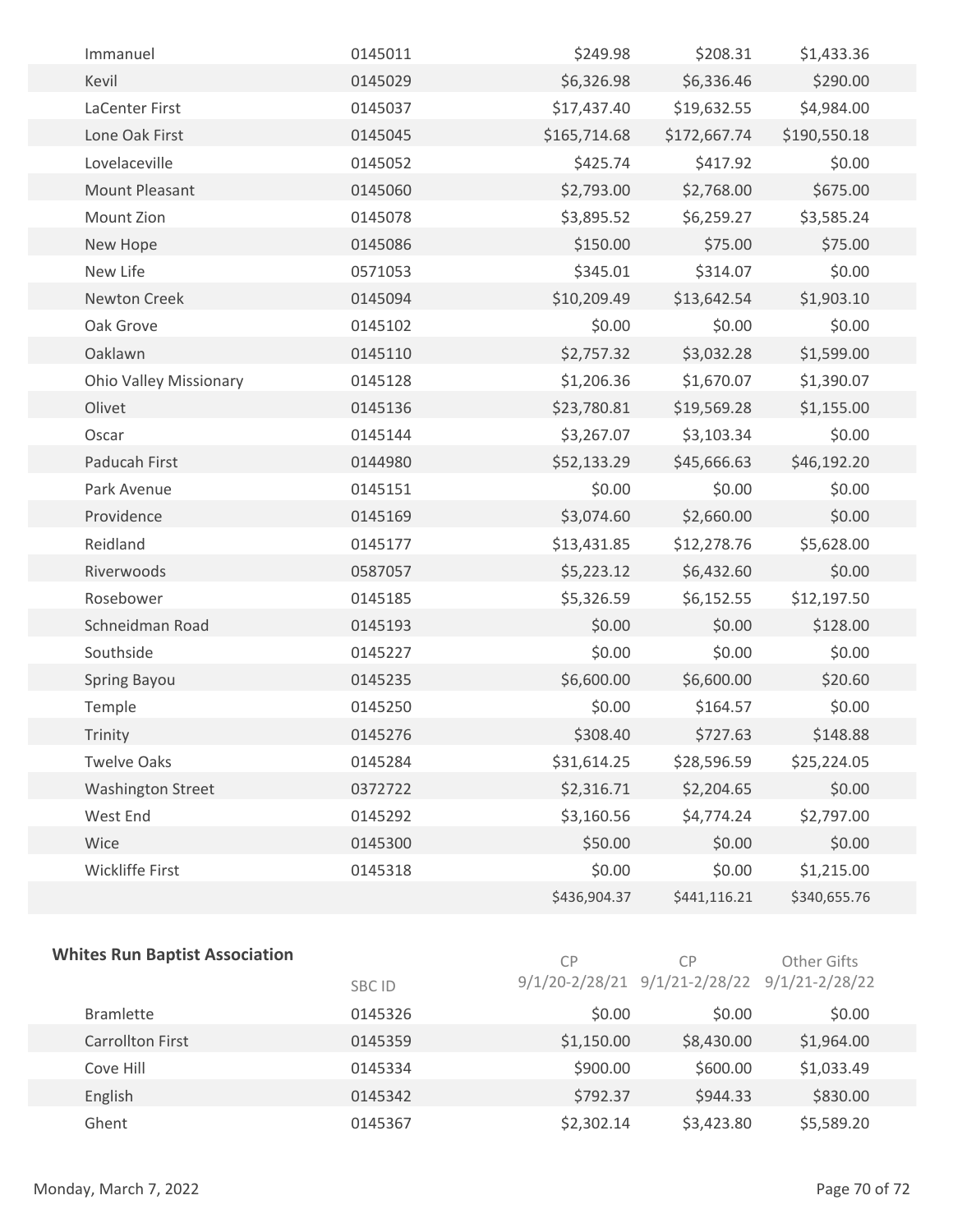| | | | | |
|---|---|---|---|---|
| Immanuel | 0145011 | $249.98 | $208.31 | $1,433.36 |
| Kevil | 0145029 | $6,326.98 | $6,336.46 | $290.00 |
| LaCenter First | 0145037 | $17,437.40 | $19,632.55 | $4,984.00 |
| Lone Oak First | 0145045 | $165,714.68 | $172,667.74 | $190,550.18 |
| Lovelaceville | 0145052 | $425.74 | $417.92 | $0.00 |
| Mount Pleasant | 0145060 | $2,793.00 | $2,768.00 | $675.00 |
| Mount Zion | 0145078 | $3,895.52 | $6,259.27 | $3,585.24 |
| New Hope | 0145086 | $150.00 | $75.00 | $75.00 |
| New Life | 0571053 | $345.01 | $314.07 | $0.00 |
| Newton Creek | 0145094 | $10,209.49 | $13,642.54 | $1,903.10 |
| Oak Grove | 0145102 | $0.00 | $0.00 | $0.00 |
| Oaklawn | 0145110 | $2,757.32 | $3,032.28 | $1,599.00 |
| Ohio Valley Missionary | 0145128 | $1,206.36 | $1,670.07 | $1,390.07 |
| Olivet | 0145136 | $23,780.81 | $19,569.28 | $1,155.00 |
| Oscar | 0145144 | $3,267.07 | $3,103.34 | $0.00 |
| Paducah First | 0144980 | $52,133.29 | $45,666.63 | $46,192.20 |
| Park Avenue | 0145151 | $0.00 | $0.00 | $0.00 |
| Providence | 0145169 | $3,074.60 | $2,660.00 | $0.00 |
| Reidland | 0145177 | $13,431.85 | $12,278.76 | $5,628.00 |
| Riverwoods | 0587057 | $5,223.12 | $6,432.60 | $0.00 |
| Rosebower | 0145185 | $5,326.59 | $6,152.55 | $12,197.50 |
| Schneidman Road | 0145193 | $0.00 | $0.00 | $128.00 |
| Southside | 0145227 | $0.00 | $0.00 | $0.00 |
| Spring Bayou | 0145235 | $6,600.00 | $6,600.00 | $20.60 |
| Temple | 0145250 | $0.00 | $164.57 | $0.00 |
| Trinity | 0145276 | $308.40 | $727.63 | $148.88 |
| Twelve Oaks | 0145284 | $31,614.25 | $28,596.59 | $25,224.05 |
| Washington Street | 0372722 | $2,316.71 | $2,204.65 | $0.00 |
| West End | 0145292 | $3,160.56 | $4,774.24 | $2,797.00 |
| Wice | 0145300 | $50.00 | $0.00 | $0.00 |
| Wickliffe First | 0145318 | $0.00 | $0.00 | $1,215.00 |
| | | $436,904.37 | $441,116.21 | $340,655.76 |

**Whites Run Baptist Association**

| | SBC ID | CP 9/1/20-2/28/21 | CP 9/1/21-2/28/22 | Other Gifts 9/1/21-2/28/22 |
|---|---|---|---|---|
| Bramlette | 0145326 | $0.00 | $0.00 | $0.00 |
| Carrollton First | 0145359 | $1,150.00 | $8,430.00 | $1,964.00 |
| Cove Hill | 0145334 | $900.00 | $600.00 | $1,033.49 |
| English | 0145342 | $792.37 | $944.33 | $830.00 |
| Ghent | 0145367 | $2,302.14 | $3,423.80 | $5,589.20 |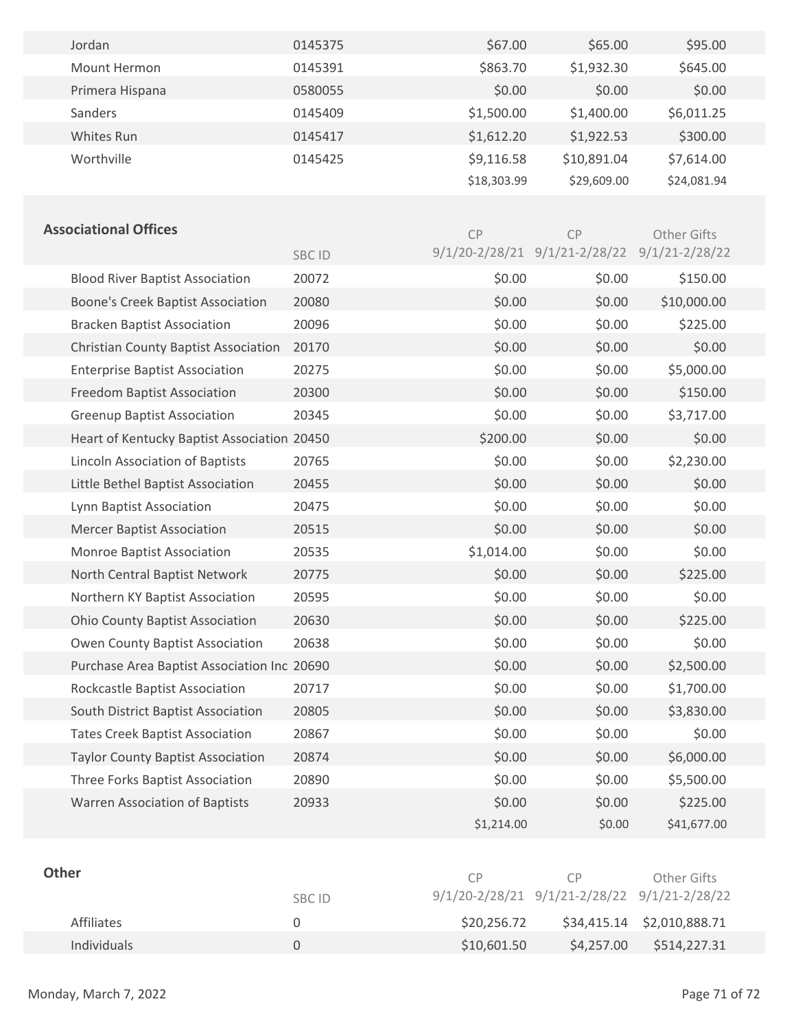| | | | | |
|---|---|---|---|---|
| Jordan | 0145375 | $67.00 | $65.00 | $95.00 |
| Mount Hermon | 0145391 | $863.70 | $1,932.30 | $645.00 |
| Primera Hispana | 0580055 | $0.00 | $0.00 | $0.00 |
| Sanders | 0145409 | $1,500.00 | $1,400.00 | $6,011.25 |
| Whites Run | 0145417 | $1,612.20 | $1,922.53 | $300.00 |
| Worthville | 0145425 | $9,116.58 | $10,891.04 | $7,614.00 |
| | | $18,303.99 | $29,609.00 | $24,081.94 |

**Associational Offices**

| | SBC ID | CP 9/1/20-2/28/21 | CP 9/1/21-2/28/22 | Other Gifts 9/1/21-2/28/22 |
|---|---|---|---|---|
| Blood River Baptist Association | 20072 | $0.00 | $0.00 | $150.00 |
| Boone's Creek Baptist Association | 20080 | $0.00 | $0.00 | $10,000.00 |
| Bracken Baptist Association | 20096 | $0.00 | $0.00 | $225.00 |
| Christian County Baptist Association | 20170 | $0.00 | $0.00 | $0.00 |
| Enterprise Baptist Association | 20275 | $0.00 | $0.00 | $5,000.00 |
| Freedom Baptist Association | 20300 | $0.00 | $0.00 | $150.00 |
| Greenup Baptist Association | 20345 | $0.00 | $0.00 | $3,717.00 |
| Heart of Kentucky Baptist Association | 20450 | $200.00 | $0.00 | $0.00 |
| Lincoln Association of Baptists | 20765 | $0.00 | $0.00 | $2,230.00 |
| Little Bethel Baptist Association | 20455 | $0.00 | $0.00 | $0.00 |
| Lynn Baptist Association | 20475 | $0.00 | $0.00 | $0.00 |
| Mercer Baptist Association | 20515 | $0.00 | $0.00 | $0.00 |
| Monroe Baptist Association | 20535 | $1,014.00 | $0.00 | $0.00 |
| North Central Baptist Network | 20775 | $0.00 | $0.00 | $225.00 |
| Northern KY Baptist Association | 20595 | $0.00 | $0.00 | $0.00 |
| Ohio County Baptist Association | 20630 | $0.00 | $0.00 | $225.00 |
| Owen County Baptist Association | 20638 | $0.00 | $0.00 | $0.00 |
| Purchase Area Baptist Association Inc | 20690 | $0.00 | $0.00 | $2,500.00 |
| Rockcastle Baptist Association | 20717 | $0.00 | $0.00 | $1,700.00 |
| South District Baptist Association | 20805 | $0.00 | $0.00 | $3,830.00 |
| Tates Creek Baptist Association | 20867 | $0.00 | $0.00 | $0.00 |
| Taylor County Baptist Association | 20874 | $0.00 | $0.00 | $6,000.00 |
| Three Forks Baptist Association | 20890 | $0.00 | $0.00 | $5,500.00 |
| Warren Association of Baptists | 20933 | $0.00 | $0.00 | $225.00 |
| | | $1,214.00 | $0.00 | $41,677.00 |

**Other**

| | SBC ID | CP 9/1/20-2/28/21 | CP 9/1/21-2/28/22 | Other Gifts 9/1/21-2/28/22 |
|---|---|---|---|---|
| Affiliates | 0 | $20,256.72 | $34,415.14 | $2,010,888.71 |
| Individuals | 0 | $10,601.50 | $4,257.00 | $514,227.31 |

Monday, March 7, 2022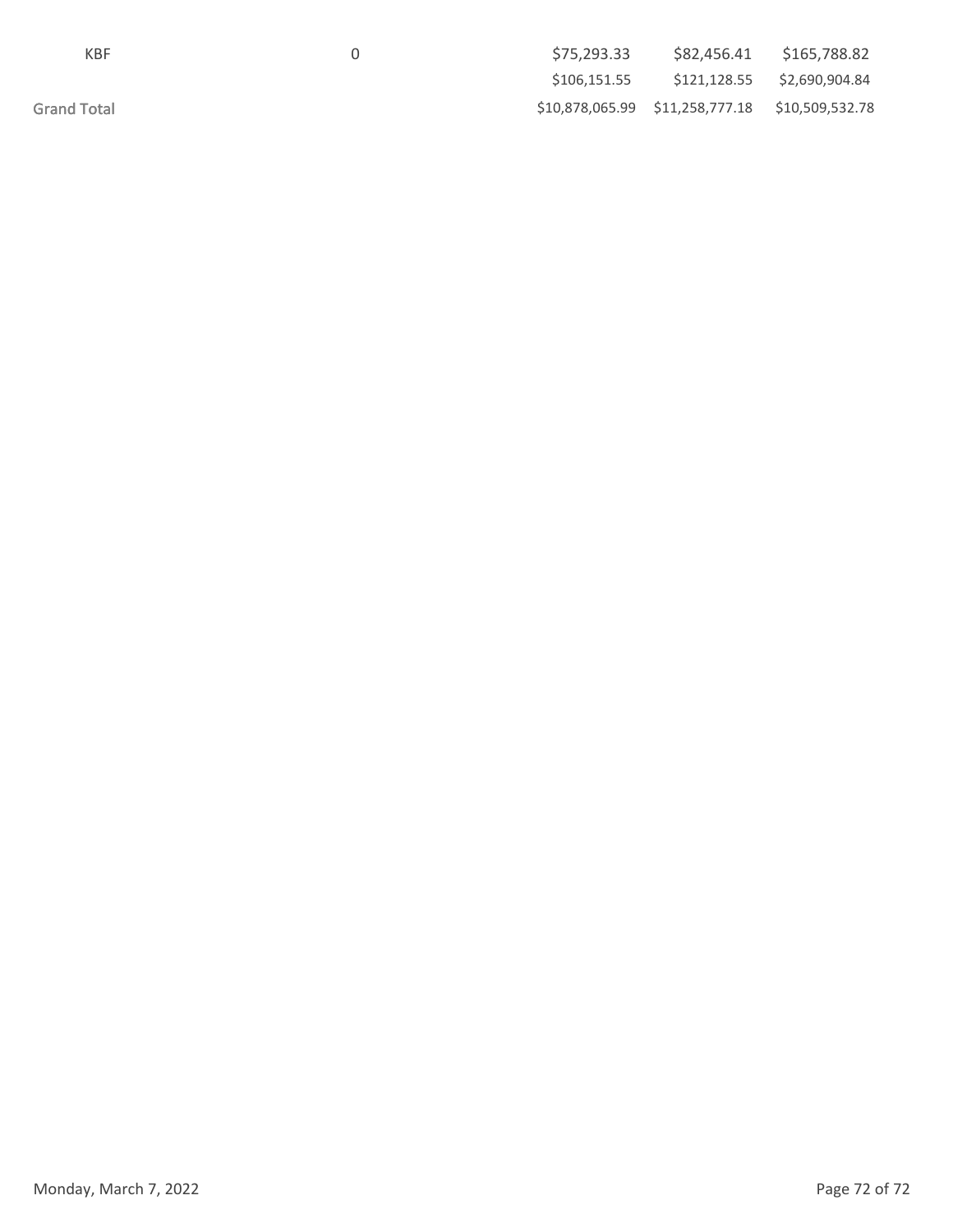| | | | | |
|---|---|---|---|---|
| KBF | 0 | $75,293.33 | $82,456.41 | $165,788.82 |
| | | $106,151.55 | $121,128.55 | $2,690,904.84 |
| Grand Total | | $10,878,065.99 | $11,258,777.18 | $10,509,532.78 |

Monday, March 7, 2022